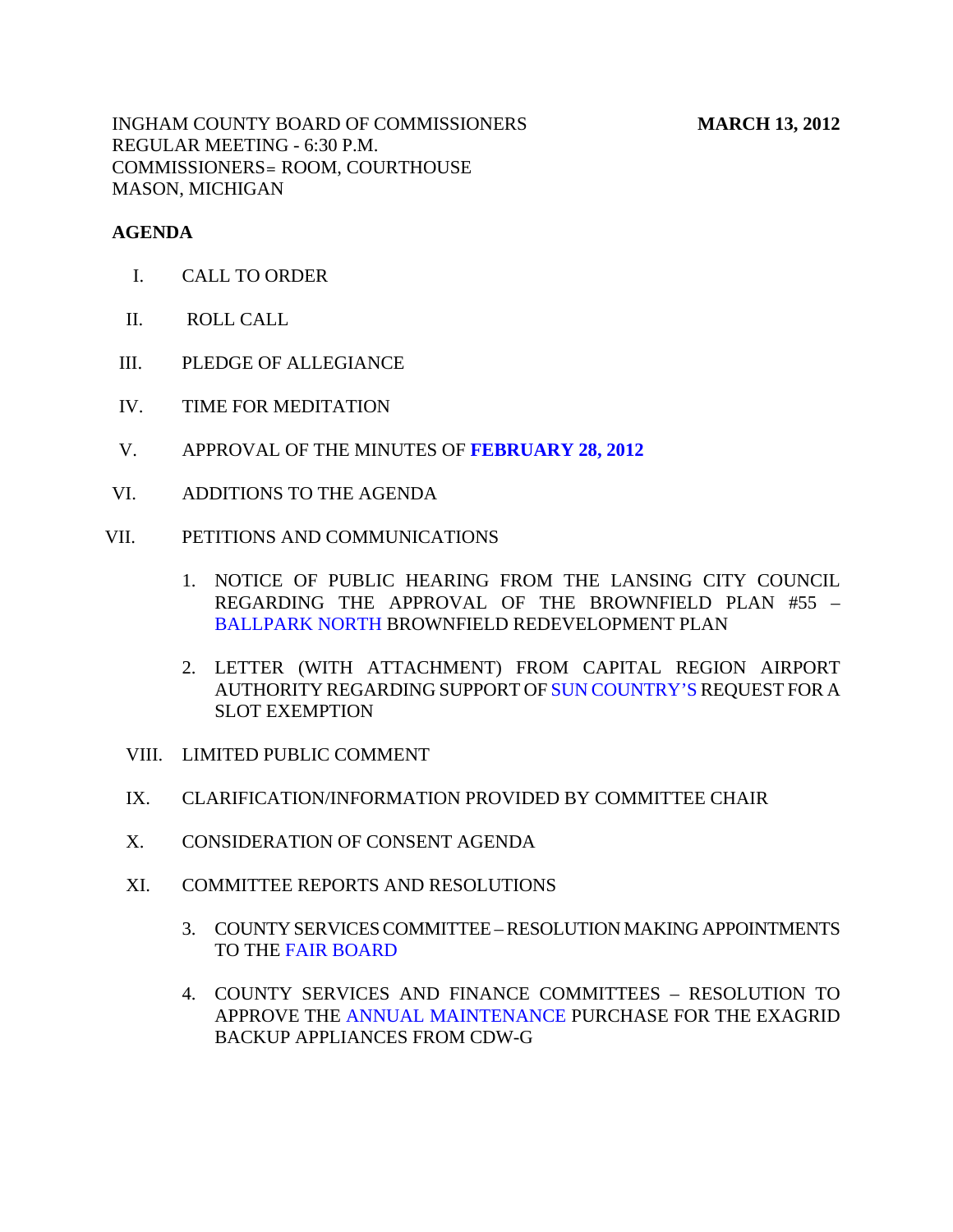INGHAM COUNTY BOARD OF COMMISSIONERS **MARCH 13, 2012**
REGULAR MEETING - 6:30 P.M.
COMMISSIONERS= ROOM, COURTHOUSE
MASON, MICHIGAN

**AGENDA**

I. CALL TO ORDER

II. ROLL CALL

III. PLEDGE OF ALLEGIANCE

IV. TIME FOR MEDITATION

V. APPROVAL OF THE MINUTES OF **FEBRUARY 28, 2012**

VI. ADDITIONS TO THE AGENDA

VII. PETITIONS AND COMMUNICATIONS

1. NOTICE OF PUBLIC HEARING FROM THE LANSING CITY COUNCIL REGARDING THE APPROVAL OF THE BROWNFIELD PLAN #55 – BALLPARK NORTH BROWNFIELD REDEVELOPMENT PLAN

2. LETTER (WITH ATTACHMENT) FROM CAPITAL REGION AIRPORT AUTHORITY REGARDING SUPPORT OF SUN COUNTRY'S REQUEST FOR A SLOT EXEMPTION

VIII. LIMITED PUBLIC COMMENT

IX. CLARIFICATION/INFORMATION PROVIDED BY COMMITTEE CHAIR

X. CONSIDERATION OF CONSENT AGENDA

XI. COMMITTEE REPORTS AND RESOLUTIONS

3. COUNTY SERVICES COMMITTEE – RESOLUTION MAKING APPOINTMENTS TO THE FAIR BOARD

4. COUNTY SERVICES AND FINANCE COMMITTEES – RESOLUTION TO APPROVE THE ANNUAL MAINTENANCE PURCHASE FOR THE EXAGRID BACKUP APPLIANCES FROM CDW-G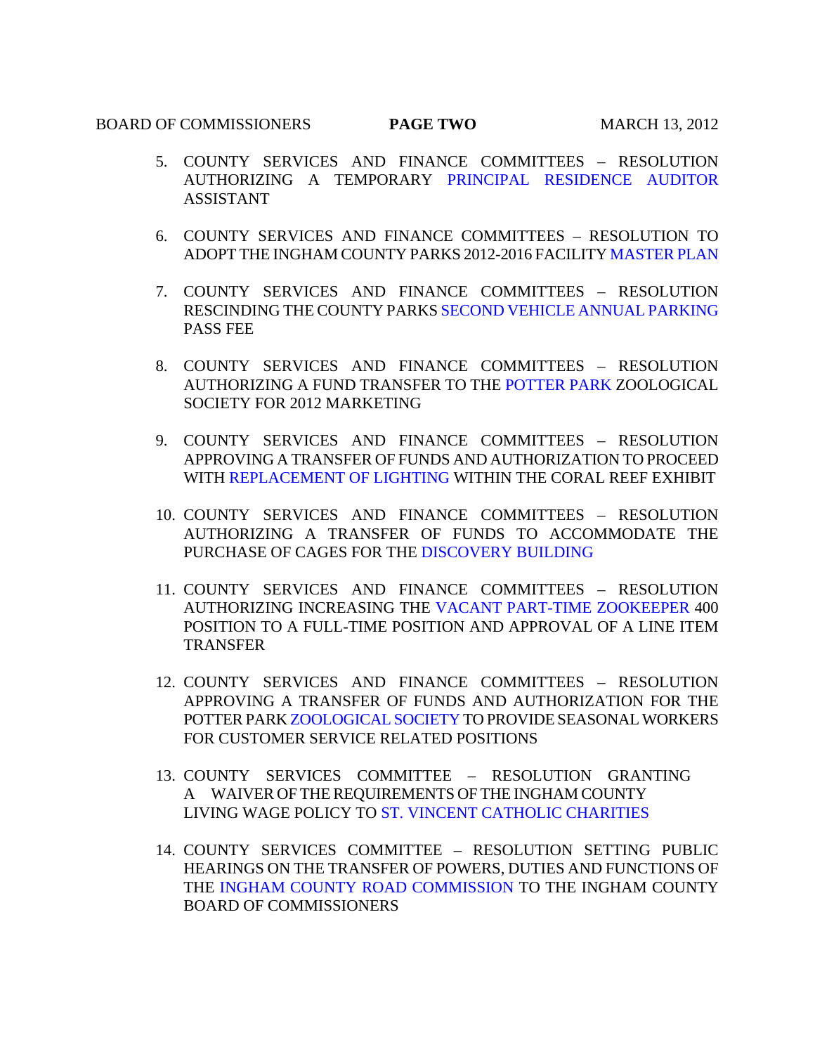5. COUNTY SERVICES AND FINANCE COMMITTEES – RESOLUTION AUTHORIZING A TEMPORARY PRINCIPAL RESIDENCE AUDITOR ASSISTANT

6. COUNTY SERVICES AND FINANCE COMMITTEES – RESOLUTION TO ADOPT THE INGHAM COUNTY PARKS 2012-2016 FACILITY MASTER PLAN

7. COUNTY SERVICES AND FINANCE COMMITTEES – RESOLUTION RESCINDING THE COUNTY PARKS SECOND VEHICLE ANNUAL PARKING PASS FEE

8. COUNTY SERVICES AND FINANCE COMMITTEES – RESOLUTION AUTHORIZING A FUND TRANSFER TO THE POTTER PARK ZOOLOGICAL SOCIETY FOR 2012 MARKETING

9. COUNTY SERVICES AND FINANCE COMMITTEES – RESOLUTION APPROVING A TRANSFER OF FUNDS AND AUTHORIZATION TO PROCEED WITH REPLACEMENT OF LIGHTING WITHIN THE CORAL REEF EXHIBIT

10. COUNTY SERVICES AND FINANCE COMMITTEES – RESOLUTION AUTHORIZING A TRANSFER OF FUNDS TO ACCOMMODATE THE PURCHASE OF CAGES FOR THE DISCOVERY BUILDING

11. COUNTY SERVICES AND FINANCE COMMITTEES – RESOLUTION AUTHORIZING INCREASING THE VACANT PART-TIME ZOOKEEPER 400 POSITION TO A FULL-TIME POSITION AND APPROVAL OF A LINE ITEM TRANSFER

12. COUNTY SERVICES AND FINANCE COMMITTEES – RESOLUTION APPROVING A TRANSFER OF FUNDS AND AUTHORIZATION FOR THE POTTER PARK ZOOLOGICAL SOCIETY TO PROVIDE SEASONAL WORKERS FOR CUSTOMER SERVICE RELATED POSITIONS

13. COUNTY SERVICES COMMITTEE – RESOLUTION GRANTING A WAIVER OF THE REQUIREMENTS OF THE INGHAM COUNTY LIVING WAGE POLICY TO ST. VINCENT CATHOLIC CHARITIES

14. COUNTY SERVICES COMMITTEE – RESOLUTION SETTING PUBLIC HEARINGS ON THE TRANSFER OF POWERS, DUTIES AND FUNCTIONS OF THE INGHAM COUNTY ROAD COMMISSION TO THE INGHAM COUNTY BOARD OF COMMISSIONERS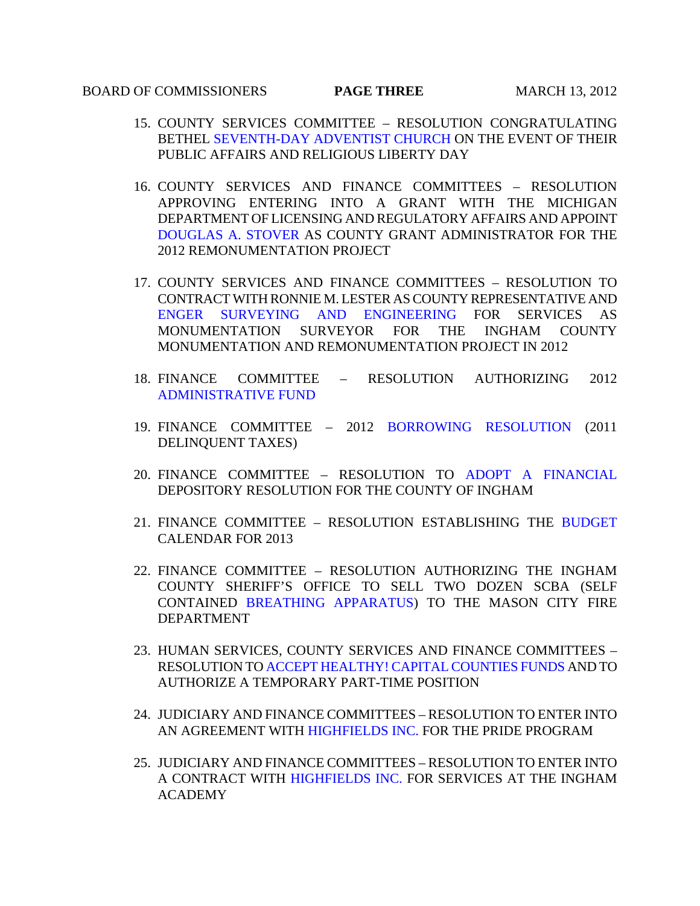15. COUNTY SERVICES COMMITTEE – RESOLUTION CONGRATULATING BETHEL SEVENTH-DAY ADVENTIST CHURCH ON THE EVENT OF THEIR PUBLIC AFFAIRS AND RELIGIOUS LIBERTY DAY

16. COUNTY SERVICES AND FINANCE COMMITTEES – RESOLUTION APPROVING ENTERING INTO A GRANT WITH THE MICHIGAN DEPARTMENT OF LICENSING AND REGULATORY AFFAIRS AND APPOINT DOUGLAS A. STOVER AS COUNTY GRANT ADMINISTRATOR FOR THE 2012 REMONUMENTATION PROJECT

17. COUNTY SERVICES AND FINANCE COMMITTEES – RESOLUTION TO CONTRACT WITH RONNIE M. LESTER AS COUNTY REPRESENTATIVE AND ENGER SURVEYING AND ENGINEERING FOR SERVICES AS MONUMENTATION SURVEYOR FOR THE INGHAM COUNTY MONUMENTATION AND REMONUMENTATION PROJECT IN 2012

18. FINANCE COMMITTEE – RESOLUTION AUTHORIZING 2012 ADMINISTRATIVE FUND

19. FINANCE COMMITTEE – 2012 BORROWING RESOLUTION (2011 DELINQUENT TAXES)

20. FINANCE COMMITTEE – RESOLUTION TO ADOPT A FINANCIAL DEPOSITORY RESOLUTION FOR THE COUNTY OF INGHAM

21. FINANCE COMMITTEE – RESOLUTION ESTABLISHING THE BUDGET CALENDAR FOR 2013

22. FINANCE COMMITTEE – RESOLUTION AUTHORIZING THE INGHAM COUNTY SHERIFF'S OFFICE TO SELL TWO DOZEN SCBA (SELF CONTAINED BREATHING APPARATUS) TO THE MASON CITY FIRE DEPARTMENT

23. HUMAN SERVICES, COUNTY SERVICES AND FINANCE COMMITTEES – RESOLUTION TO ACCEPT HEALTHY! CAPITAL COUNTIES FUNDS AND TO AUTHORIZE A TEMPORARY PART-TIME POSITION

24. JUDICIARY AND FINANCE COMMITTEES – RESOLUTION TO ENTER INTO AN AGREEMENT WITH HIGHFIELDS INC. FOR THE PRIDE PROGRAM

25. JUDICIARY AND FINANCE COMMITTEES – RESOLUTION TO ENTER INTO A CONTRACT WITH HIGHFIELDS INC. FOR SERVICES AT THE INGHAM ACADEMY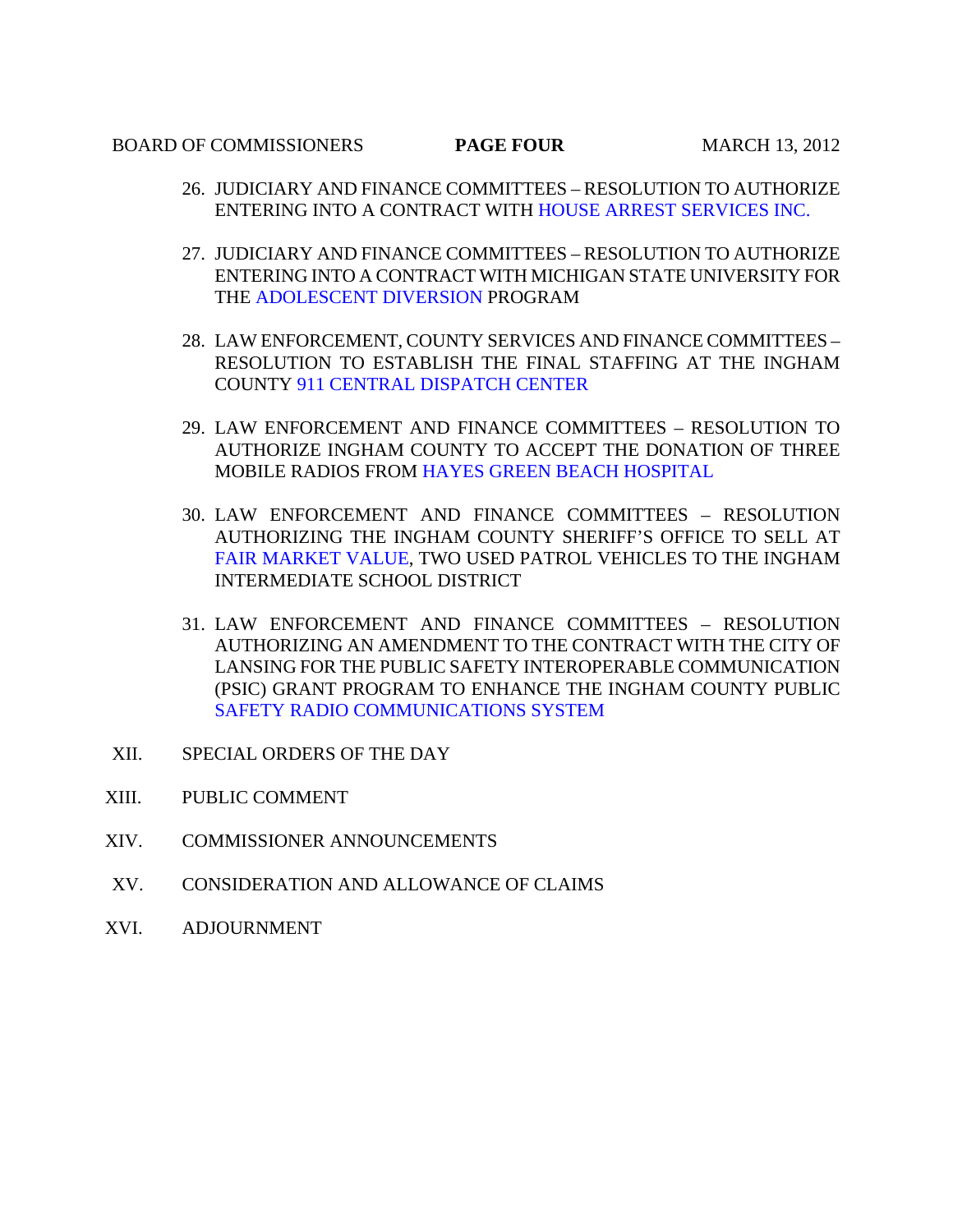26. JUDICIARY AND FINANCE COMMITTEES – RESOLUTION TO AUTHORIZE ENTERING INTO A CONTRACT WITH HOUSE ARREST SERVICES INC.

27. JUDICIARY AND FINANCE COMMITTEES – RESOLUTION TO AUTHORIZE ENTERING INTO A CONTRACT WITH MICHIGAN STATE UNIVERSITY FOR THE ADOLESCENT DIVERSION PROGRAM

28. LAW ENFORCEMENT, COUNTY SERVICES AND FINANCE COMMITTEES – RESOLUTION TO ESTABLISH THE FINAL STAFFING AT THE INGHAM COUNTY 911 CENTRAL DISPATCH CENTER

29. LAW ENFORCEMENT AND FINANCE COMMITTEES – RESOLUTION TO AUTHORIZE INGHAM COUNTY TO ACCEPT THE DONATION OF THREE MOBILE RADIOS FROM HAYES GREEN BEACH HOSPITAL

30. LAW ENFORCEMENT AND FINANCE COMMITTEES – RESOLUTION AUTHORIZING THE INGHAM COUNTY SHERIFF'S OFFICE TO SELL AT FAIR MARKET VALUE, TWO USED PATROL VEHICLES TO THE INGHAM INTERMEDIATE SCHOOL DISTRICT

31. LAW ENFORCEMENT AND FINANCE COMMITTEES – RESOLUTION AUTHORIZING AN AMENDMENT TO THE CONTRACT WITH THE CITY OF LANSING FOR THE PUBLIC SAFETY INTEROPERABLE COMMUNICATION (PSIC) GRANT PROGRAM TO ENHANCE THE INGHAM COUNTY PUBLIC SAFETY RADIO COMMUNICATIONS SYSTEM

XII. SPECIAL ORDERS OF THE DAY

XIII. PUBLIC COMMENT

XIV. COMMISSIONER ANNOUNCEMENTS

XV. CONSIDERATION AND ALLOWANCE OF CLAIMS

XVI. ADJOURNMENT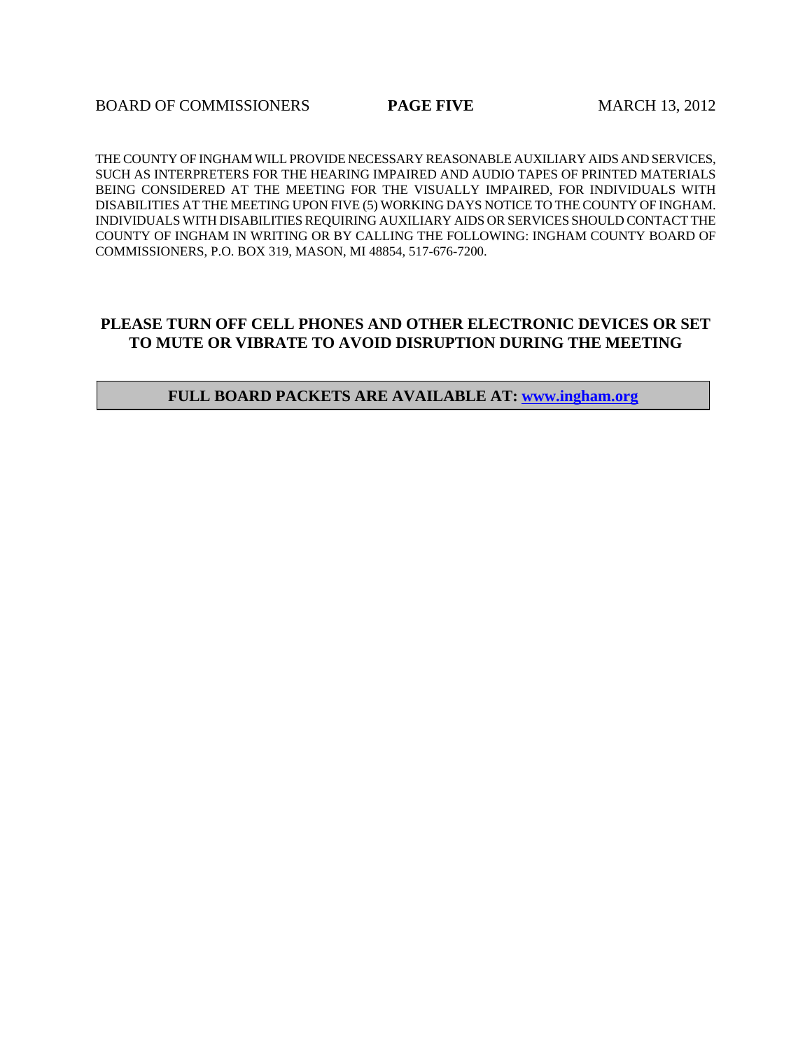THE COUNTY OF INGHAM WILL PROVIDE NECESSARY REASONABLE AUXILIARY AIDS AND SERVICES, SUCH AS INTERPRETERS FOR THE HEARING IMPAIRED AND AUDIO TAPES OF PRINTED MATERIALS BEING CONSIDERED AT THE MEETING FOR THE VISUALLY IMPAIRED, FOR INDIVIDUALS WITH DISABILITIES AT THE MEETING UPON FIVE (5) WORKING DAYS NOTICE TO THE COUNTY OF INGHAM. INDIVIDUALS WITH DISABILITIES REQUIRING AUXILIARY AIDS OR SERVICES SHOULD CONTACT THE COUNTY OF INGHAM IN WRITING OR BY CALLING THE FOLLOWING: INGHAM COUNTY BOARD OF COMMISSIONERS, P.O. BOX 319, MASON, MI 48854, 517-676-7200.

**PLEASE TURN OFF CELL PHONES AND OTHER ELECTRONIC DEVICES OR SET TO MUTE OR VIBRATE TO AVOID DISRUPTION DURING THE MEETING**

**FULL BOARD PACKETS ARE AVAILABLE AT: www.ingham.org**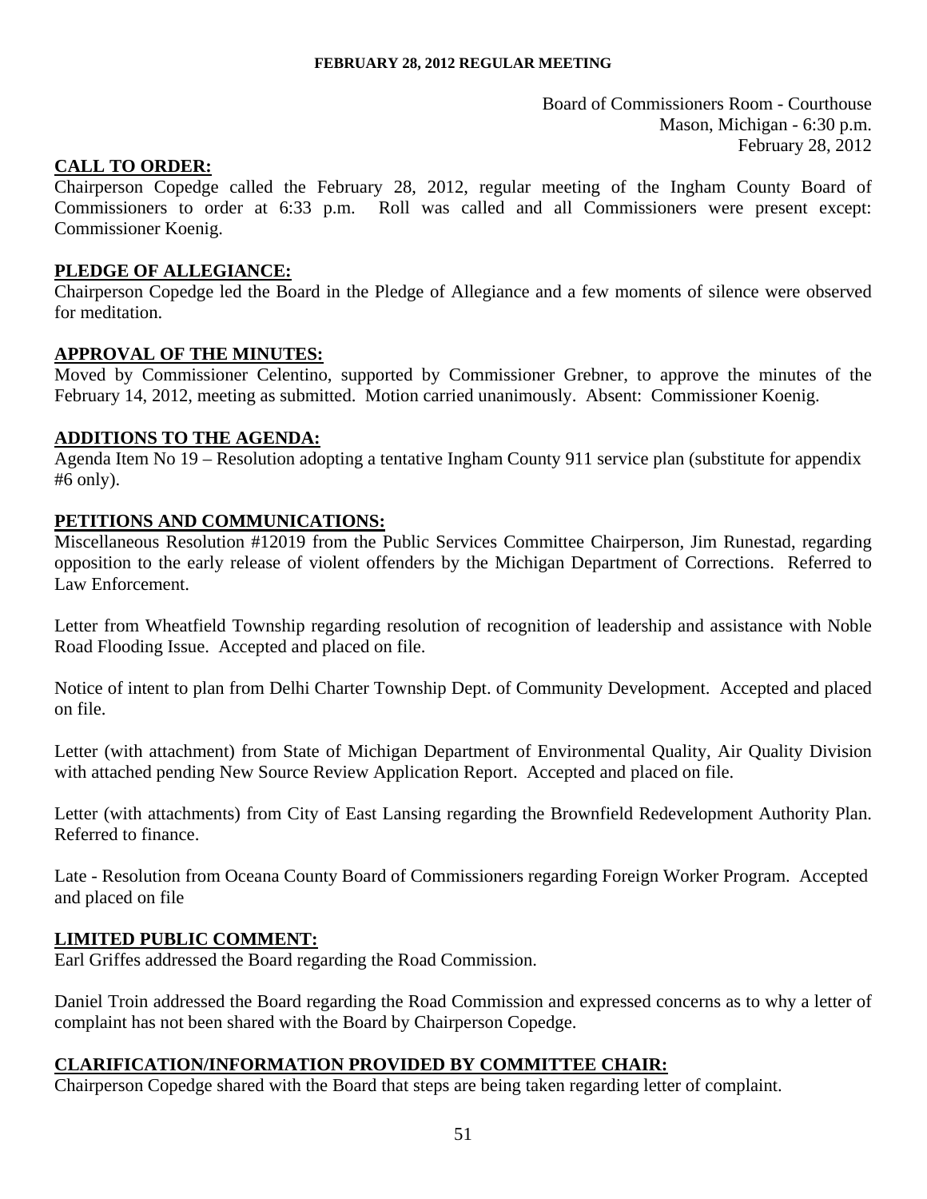Board of Commissioners Room - Courthouse
Mason, Michigan - 6:30 p.m.
February 28, 2012

## CALL TO ORDER:

Chairperson Copedge called the February 28, 2012, regular meeting of the Ingham County Board of Commissioners to order at 6:33 p.m. Roll was called and all Commissioners were present except: Commissioner Koenig.

## PLEDGE OF ALLEGIANCE:

Chairperson Copedge led the Board in the Pledge of Allegiance and a few moments of silence were observed for meditation.

## APPROVAL OF THE MINUTES:

Moved by Commissioner Celentino, supported by Commissioner Grebner, to approve the minutes of the February 14, 2012, meeting as submitted. Motion carried unanimously. Absent: Commissioner Koenig.

## ADDITIONS TO THE AGENDA:

Agenda Item No 19 – Resolution adopting a tentative Ingham County 911 service plan (substitute for appendix #6 only).

## PETITIONS AND COMMUNICATIONS:

Miscellaneous Resolution #12019 from the Public Services Committee Chairperson, Jim Runestad, regarding opposition to the early release of violent offenders by the Michigan Department of Corrections. Referred to Law Enforcement.

Letter from Wheatfield Township regarding resolution of recognition of leadership and assistance with Noble Road Flooding Issue. Accepted and placed on file.

Notice of intent to plan from Delhi Charter Township Dept. of Community Development. Accepted and placed on file.

Letter (with attachment) from State of Michigan Department of Environmental Quality, Air Quality Division with attached pending New Source Review Application Report. Accepted and placed on file.

Letter (with attachments) from City of East Lansing regarding the Brownfield Redevelopment Authority Plan. Referred to finance.

Late - Resolution from Oceana County Board of Commissioners regarding Foreign Worker Program. Accepted and placed on file

## LIMITED PUBLIC COMMENT:

Earl Griffes addressed the Board regarding the Road Commission.

Daniel Troin addressed the Board regarding the Road Commission and expressed concerns as to why a letter of complaint has not been shared with the Board by Chairperson Copedge.

## CLARIFICATION/INFORMATION PROVIDED BY COMMITTEE CHAIR:

Chairperson Copedge shared with the Board that steps are being taken regarding letter of complaint.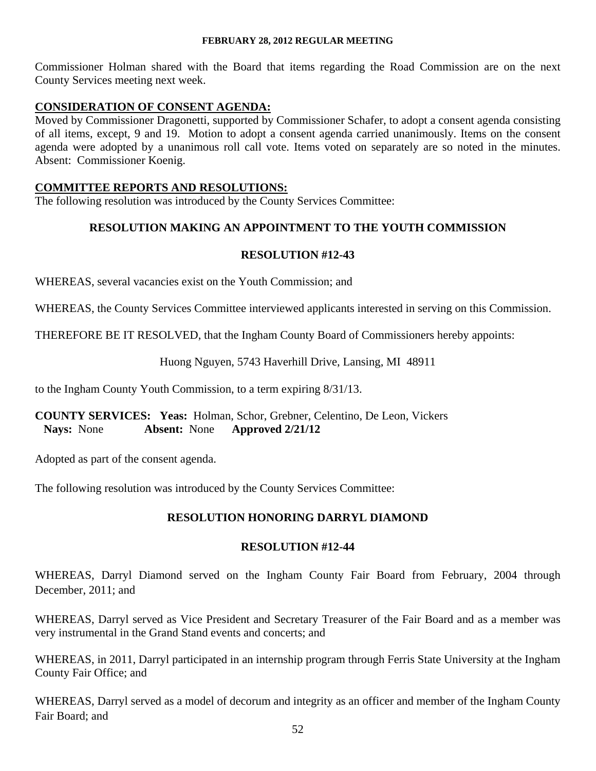Commissioner Holman shared with the Board that items regarding the Road Commission are on the next County Services meeting next week.

**CONSIDERATION OF CONSENT AGENDA:**

Moved by Commissioner Dragonetti, supported by Commissioner Schafer, to adopt a consent agenda consisting of all items, except, 9 and 19. Motion to adopt a consent agenda carried unanimously. Items on the consent agenda were adopted by a unanimous roll call vote. Items voted on separately are so noted in the minutes. Absent: Commissioner Koenig.

**COMMITTEE REPORTS AND RESOLUTIONS:**

The following resolution was introduced by the County Services Committee:

## RESOLUTION MAKING AN APPOINTMENT TO THE YOUTH COMMISSION

## RESOLUTION #12-43

WHEREAS, several vacancies exist on the Youth Commission; and

WHEREAS, the County Services Committee interviewed applicants interested in serving on this Commission.

THEREFORE BE IT RESOLVED, that the Ingham County Board of Commissioners hereby appoints:

Huong Nguyen, 5743 Haverhill Drive, Lansing, MI 48911

to the Ingham County Youth Commission, to a term expiring 8/31/13.

**COUNTY SERVICES: Yeas:** Holman, Schor, Grebner, Celentino, De Leon, Vickers
**Nays:** None **Absent:** None **Approved 2/21/12**

Adopted as part of the consent agenda.

The following resolution was introduced by the County Services Committee:

## RESOLUTION HONORING DARRYL DIAMOND

## RESOLUTION #12-44

WHEREAS, Darryl Diamond served on the Ingham County Fair Board from February, 2004 through December, 2011; and

WHEREAS, Darryl served as Vice President and Secretary Treasurer of the Fair Board and as a member was very instrumental in the Grand Stand events and concerts; and

WHEREAS, in 2011, Darryl participated in an internship program through Ferris State University at the Ingham County Fair Office; and

WHEREAS, Darryl served as a model of decorum and integrity as an officer and member of the Ingham County Fair Board; and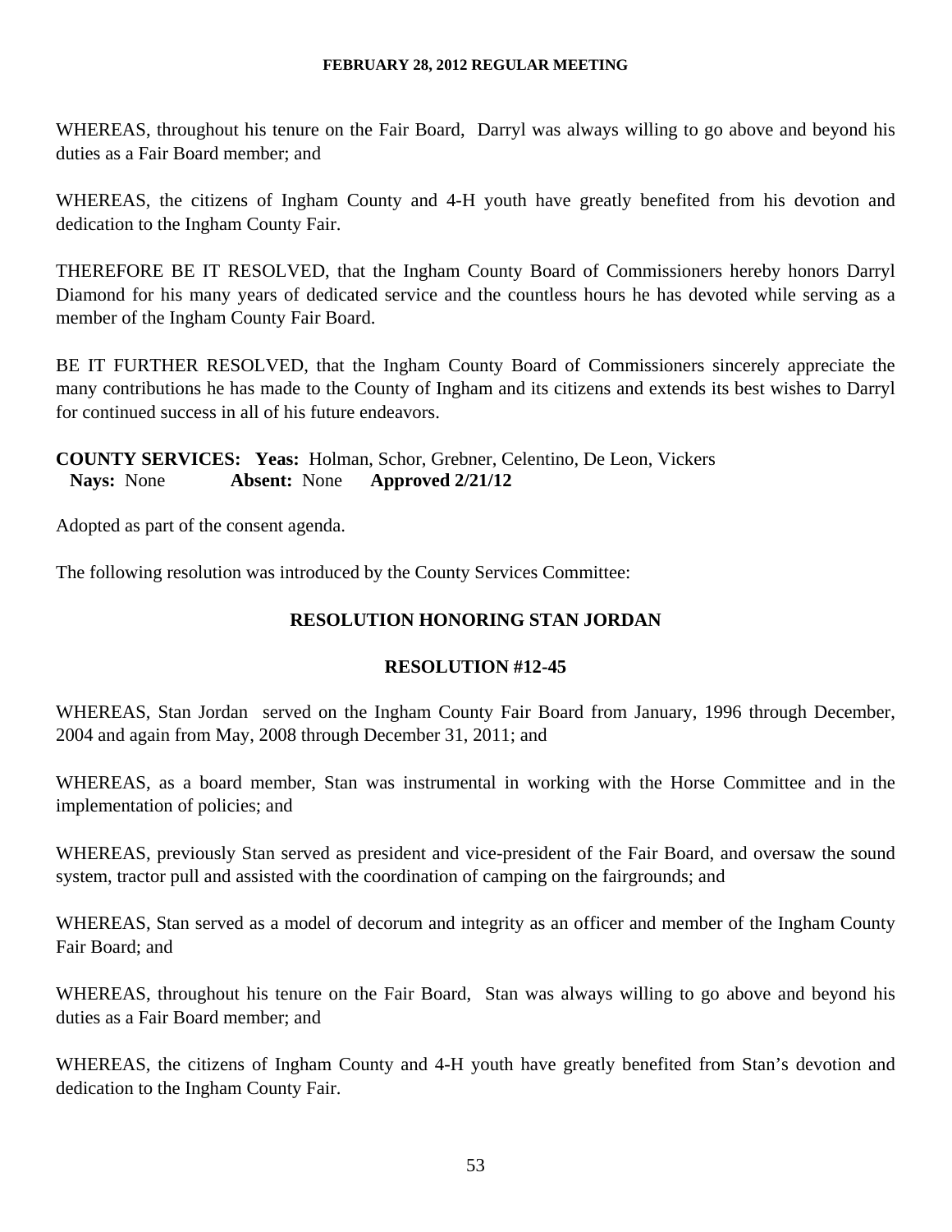WHEREAS, throughout his tenure on the Fair Board, Darryl was always willing to go above and beyond his duties as a Fair Board member; and

WHEREAS, the citizens of Ingham County and 4-H youth have greatly benefited from his devotion and dedication to the Ingham County Fair.

THEREFORE BE IT RESOLVED, that the Ingham County Board of Commissioners hereby honors Darryl Diamond for his many years of dedicated service and the countless hours he has devoted while serving as a member of the Ingham County Fair Board.

BE IT FURTHER RESOLVED, that the Ingham County Board of Commissioners sincerely appreciate the many contributions he has made to the County of Ingham and its citizens and extends its best wishes to Darryl for continued success in all of his future endeavors.

**COUNTY SERVICES: Yeas:** Holman, Schor, Grebner, Celentino, De Leon, Vickers
**Nays:** None **Absent:** None **Approved 2/21/12**

Adopted as part of the consent agenda.

The following resolution was introduced by the County Services Committee:

**RESOLUTION HONORING STAN JORDAN**

**RESOLUTION #12-45**

WHEREAS, Stan Jordan served on the Ingham County Fair Board from January, 1996 through December, 2004 and again from May, 2008 through December 31, 2011; and

WHEREAS, as a board member, Stan was instrumental in working with the Horse Committee and in the implementation of policies; and

WHEREAS, previously Stan served as president and vice-president of the Fair Board, and oversaw the sound system, tractor pull and assisted with the coordination of camping on the fairgrounds; and

WHEREAS, Stan served as a model of decorum and integrity as an officer and member of the Ingham County Fair Board; and

WHEREAS, throughout his tenure on the Fair Board, Stan was always willing to go above and beyond his duties as a Fair Board member; and

WHEREAS, the citizens of Ingham County and 4-H youth have greatly benefited from Stan's devotion and dedication to the Ingham County Fair.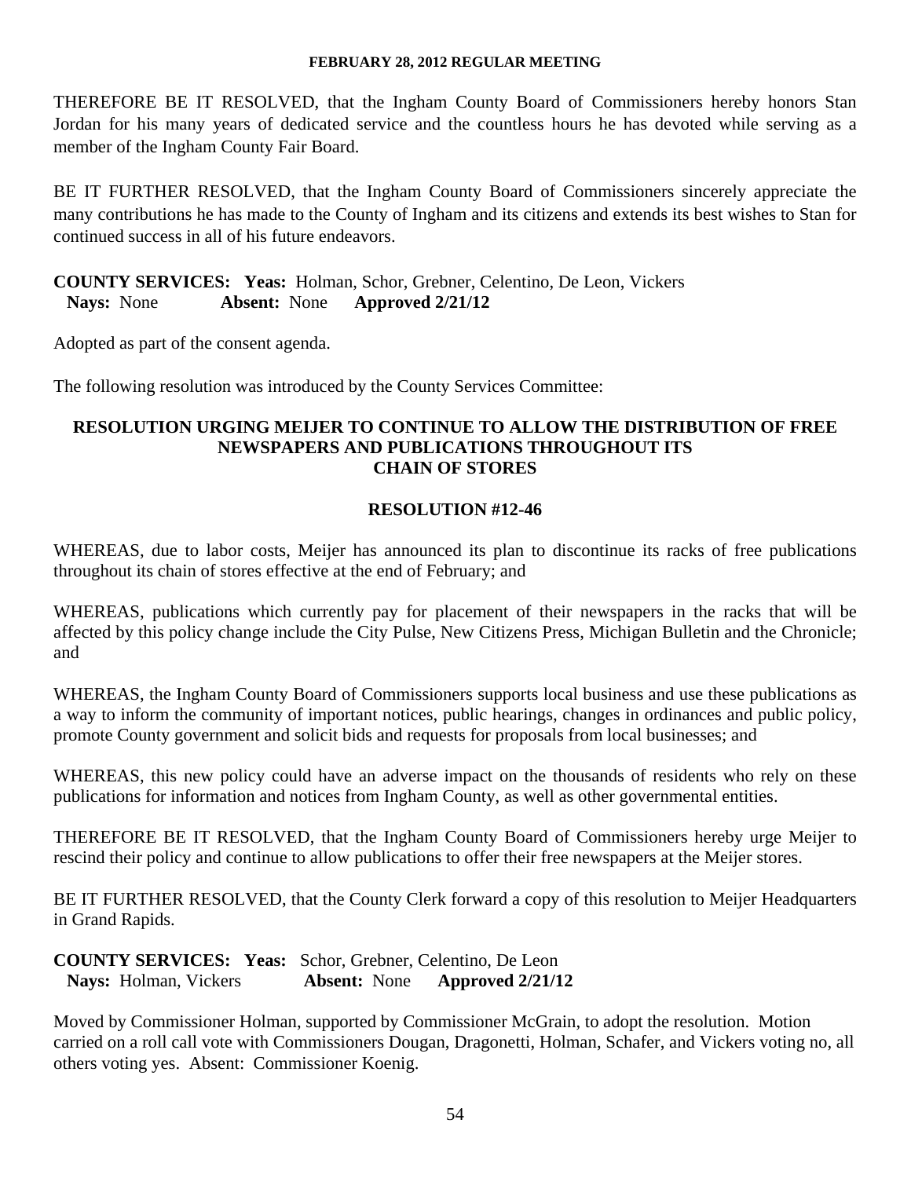THEREFORE BE IT RESOLVED, that the Ingham County Board of Commissioners hereby honors Stan Jordan for his many years of dedicated service and the countless hours he has devoted while serving as a member of the Ingham County Fair Board.

BE IT FURTHER RESOLVED, that the Ingham County Board of Commissioners sincerely appreciate the many contributions he has made to the County of Ingham and its citizens and extends its best wishes to Stan for continued success in all of his future endeavors.

**COUNTY SERVICES: Yeas:** Holman, Schor, Grebner, Celentino, De Leon, Vickers
**Nays:** None **Absent:** None **Approved 2/21/12**

Adopted as part of the consent agenda.

The following resolution was introduced by the County Services Committee:

**RESOLUTION URGING MEIJER TO CONTINUE TO ALLOW THE DISTRIBUTION OF FREE NEWSPAPERS AND PUBLICATIONS THROUGHOUT ITS CHAIN OF STORES**

**RESOLUTION #12-46**

WHEREAS, due to labor costs, Meijer has announced its plan to discontinue its racks of free publications throughout its chain of stores effective at the end of February; and

WHEREAS, publications which currently pay for placement of their newspapers in the racks that will be affected by this policy change include the City Pulse, New Citizens Press, Michigan Bulletin and the Chronicle; and

WHEREAS, the Ingham County Board of Commissioners supports local business and use these publications as a way to inform the community of important notices, public hearings, changes in ordinances and public policy, promote County government and solicit bids and requests for proposals from local businesses; and

WHEREAS, this new policy could have an adverse impact on the thousands of residents who rely on these publications for information and notices from Ingham County, as well as other governmental entities.

THEREFORE BE IT RESOLVED, that the Ingham County Board of Commissioners hereby urge Meijer to rescind their policy and continue to allow publications to offer their free newspapers at the Meijer stores.

BE IT FURTHER RESOLVED, that the County Clerk forward a copy of this resolution to Meijer Headquarters in Grand Rapids.

**COUNTY SERVICES: Yeas:** Schor, Grebner, Celentino, De Leon
**Nays:** Holman, Vickers **Absent:** None **Approved 2/21/12**

Moved by Commissioner Holman, supported by Commissioner McGrain, to adopt the resolution. Motion carried on a roll call vote with Commissioners Dougan, Dragonetti, Holman, Schafer, and Vickers voting no, all others voting yes. Absent: Commissioner Koenig.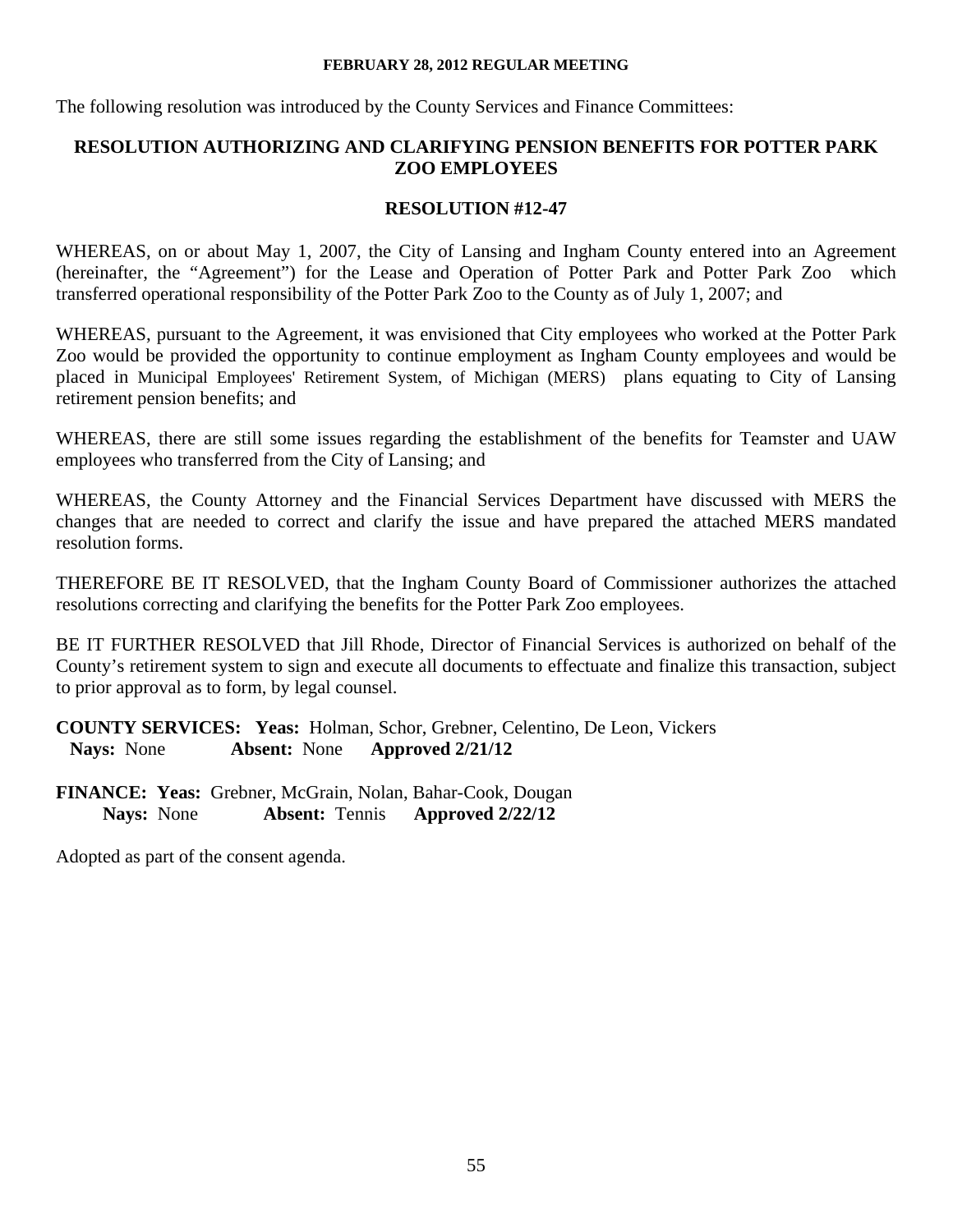The following resolution was introduced by the County Services and Finance Committees:

## RESOLUTION AUTHORIZING AND CLARIFYING PENSION BENEFITS FOR POTTER PARK ZOO EMPLOYEES

### RESOLUTION #12-47

WHEREAS, on or about May 1, 2007, the City of Lansing and Ingham County entered into an Agreement (hereinafter, the "Agreement") for the Lease and Operation of Potter Park and Potter Park Zoo which transferred operational responsibility of the Potter Park Zoo to the County as of July 1, 2007; and

WHEREAS, pursuant to the Agreement, it was envisioned that City employees who worked at the Potter Park Zoo would be provided the opportunity to continue employment as Ingham County employees and would be placed in Municipal Employees' Retirement System, of Michigan (MERS) plans equating to City of Lansing retirement pension benefits; and

WHEREAS, there are still some issues regarding the establishment of the benefits for Teamster and UAW employees who transferred from the City of Lansing; and

WHEREAS, the County Attorney and the Financial Services Department have discussed with MERS the changes that are needed to correct and clarify the issue and have prepared the attached MERS mandated resolution forms.

THEREFORE BE IT RESOLVED, that the Ingham County Board of Commissioner authorizes the attached resolutions correcting and clarifying the benefits for the Potter Park Zoo employees.

BE IT FURTHER RESOLVED that Jill Rhode, Director of Financial Services is authorized on behalf of the County's retirement system to sign and execute all documents to effectuate and finalize this transaction, subject to prior approval as to form, by legal counsel.

**COUNTY SERVICES: Yeas:** Holman, Schor, Grebner, Celentino, De Leon, Vickers
**Nays:** None **Absent:** None **Approved 2/21/12**

**FINANCE: Yeas:** Grebner, McGrain, Nolan, Bahar-Cook, Dougan
**Nays:** None **Absent:** Tennis **Approved 2/22/12**

Adopted as part of the consent agenda.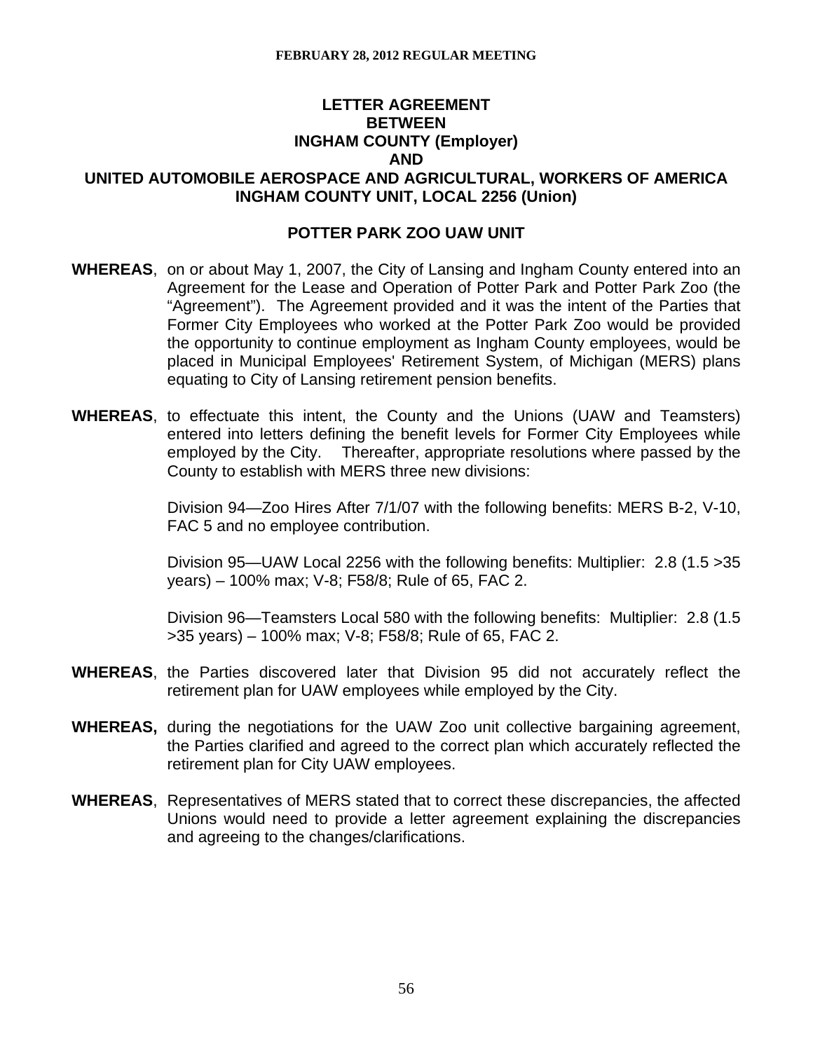## LETTER AGREEMENT
## BETWEEN
## INGHAM COUNTY (Employer)
## AND
## UNITED AUTOMOBILE AEROSPACE AND AGRICULTURAL, WORKERS OF AMERICA INGHAM COUNTY UNIT, LOCAL 2256 (Union)

### POTTER PARK ZOO UAW UNIT

**WHEREAS**, on or about May 1, 2007, the City of Lansing and Ingham County entered into an Agreement for the Lease and Operation of Potter Park and Potter Park Zoo (the "Agreement"). The Agreement provided and it was the intent of the Parties that Former City Employees who worked at the Potter Park Zoo would be provided the opportunity to continue employment as Ingham County employees, would be placed in Municipal Employees' Retirement System, of Michigan (MERS) plans equating to City of Lansing retirement pension benefits.

**WHEREAS**, to effectuate this intent, the County and the Unions (UAW and Teamsters) entered into letters defining the benefit levels for Former City Employees while employed by the City. Thereafter, appropriate resolutions where passed by the County to establish with MERS three new divisions:

Division 94—Zoo Hires After 7/1/07 with the following benefits: MERS B-2, V-10, FAC 5 and no employee contribution.

Division 95—UAW Local 2256 with the following benefits: Multiplier: 2.8 (1.5 >35 years) – 100% max; V-8; F58/8; Rule of 65, FAC 2.

Division 96—Teamsters Local 580 with the following benefits: Multiplier: 2.8 (1.5 >35 years) – 100% max; V-8; F58/8; Rule of 65, FAC 2.

**WHEREAS**, the Parties discovered later that Division 95 did not accurately reflect the retirement plan for UAW employees while employed by the City.

**WHEREAS,** during the negotiations for the UAW Zoo unit collective bargaining agreement, the Parties clarified and agreed to the correct plan which accurately reflected the retirement plan for City UAW employees.

**WHEREAS**, Representatives of MERS stated that to correct these discrepancies, the affected Unions would need to provide a letter agreement explaining the discrepancies and agreeing to the changes/clarifications.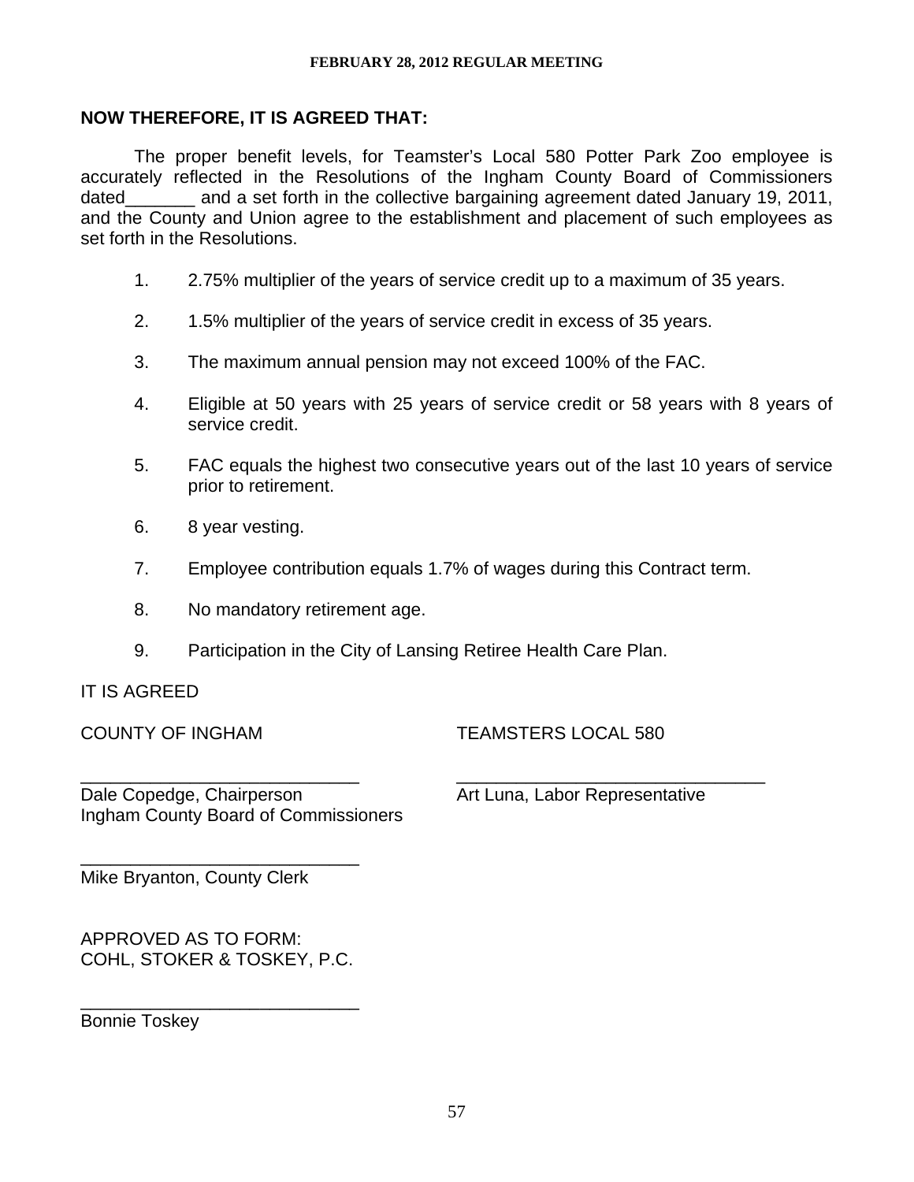**NOW THEREFORE, IT IS AGREED THAT:**

The proper benefit levels, for Teamster's Local 580 Potter Park Zoo employee is accurately reflected in the Resolutions of the Ingham County Board of Commissioners dated_______ and a set forth in the collective bargaining agreement dated January 19, 2011, and the County and Union agree to the establishment and placement of such employees as set forth in the Resolutions.

1. 2.75% multiplier of the years of service credit up to a maximum of 35 years.

2. 1.5% multiplier of the years of service credit in excess of 35 years.

3. The maximum annual pension may not exceed 100% of the FAC.

4. Eligible at 50 years with 25 years of service credit or 58 years with 8 years of service credit.

5. FAC equals the highest two consecutive years out of the last 10 years of service prior to retirement.

6. 8 year vesting.

7. Employee contribution equals 1.7% of wages during this Contract term.

8. No mandatory retirement age.

9. Participation in the City of Lansing Retiree Health Care Plan.

IT IS AGREED

COUNTY OF INGHAM

____________________________
Dale Copedge, Chairperson
Ingham County Board of Commissioners

____________________________
Mike Bryanton, County Clerk

TEAMSTERS LOCAL 580

________________________________
Art Luna, Labor Representative

APPROVED AS TO FORM:
COHL, STOKER & TOSKEY, P.C.

____________________________
Bonnie Toskey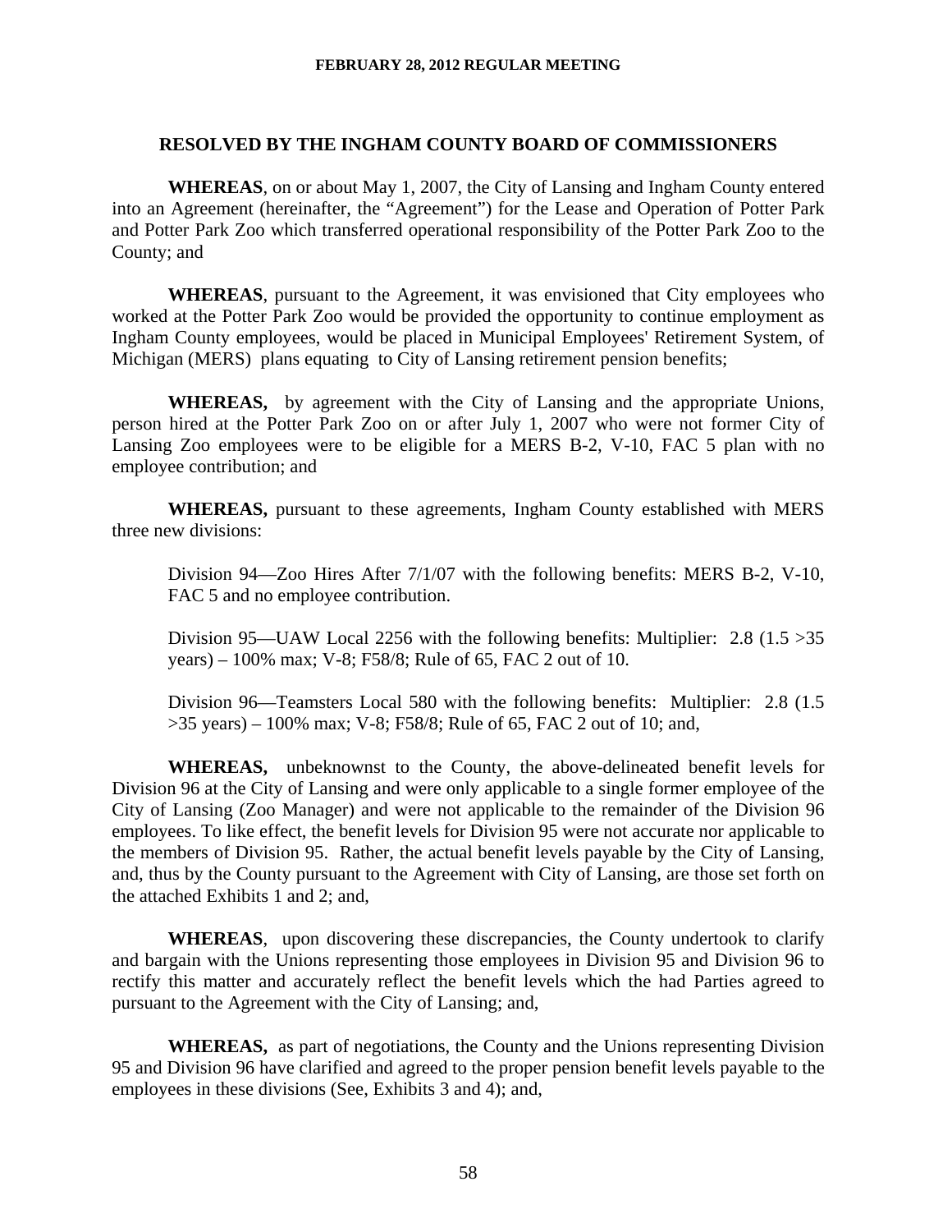**RESOLVED BY THE INGHAM COUNTY BOARD OF COMMISSIONERS**

**WHEREAS**, on or about May 1, 2007, the City of Lansing and Ingham County entered into an Agreement (hereinafter, the "Agreement") for the Lease and Operation of Potter Park and Potter Park Zoo which transferred operational responsibility of the Potter Park Zoo to the County; and

**WHEREAS**, pursuant to the Agreement, it was envisioned that City employees who worked at the Potter Park Zoo would be provided the opportunity to continue employment as Ingham County employees, would be placed in Municipal Employees' Retirement System, of Michigan (MERS) plans equating to City of Lansing retirement pension benefits;

**WHEREAS,** by agreement with the City of Lansing and the appropriate Unions, person hired at the Potter Park Zoo on or after July 1, 2007 who were not former City of Lansing Zoo employees were to be eligible for a MERS B-2, V-10, FAC 5 plan with no employee contribution; and

**WHEREAS,** pursuant to these agreements, Ingham County established with MERS three new divisions:

> Division 94—Zoo Hires After 7/1/07 with the following benefits: MERS B-2, V-10, FAC 5 and no employee contribution.
>
> Division 95—UAW Local 2256 with the following benefits: Multiplier: 2.8 (1.5 >35 years) – 100% max; V-8; F58/8; Rule of 65, FAC 2 out of 10.
>
> Division 96—Teamsters Local 580 with the following benefits: Multiplier: 2.8 (1.5 >35 years) – 100% max; V-8; F58/8; Rule of 65, FAC 2 out of 10; and,

**WHEREAS,** unbeknownst to the County, the above-delineated benefit levels for Division 96 at the City of Lansing and were only applicable to a single former employee of the City of Lansing (Zoo Manager) and were not applicable to the remainder of the Division 96 employees. To like effect, the benefit levels for Division 95 were not accurate nor applicable to the members of Division 95. Rather, the actual benefit levels payable by the City of Lansing, and, thus by the County pursuant to the Agreement with City of Lansing, are those set forth on the attached Exhibits 1 and 2; and,

**WHEREAS**, upon discovering these discrepancies, the County undertook to clarify and bargain with the Unions representing those employees in Division 95 and Division 96 to rectify this matter and accurately reflect the benefit levels which the had Parties agreed to pursuant to the Agreement with the City of Lansing; and,

**WHEREAS,** as part of negotiations, the County and the Unions representing Division 95 and Division 96 have clarified and agreed to the proper pension benefit levels payable to the employees in these divisions (See, Exhibits 3 and 4); and,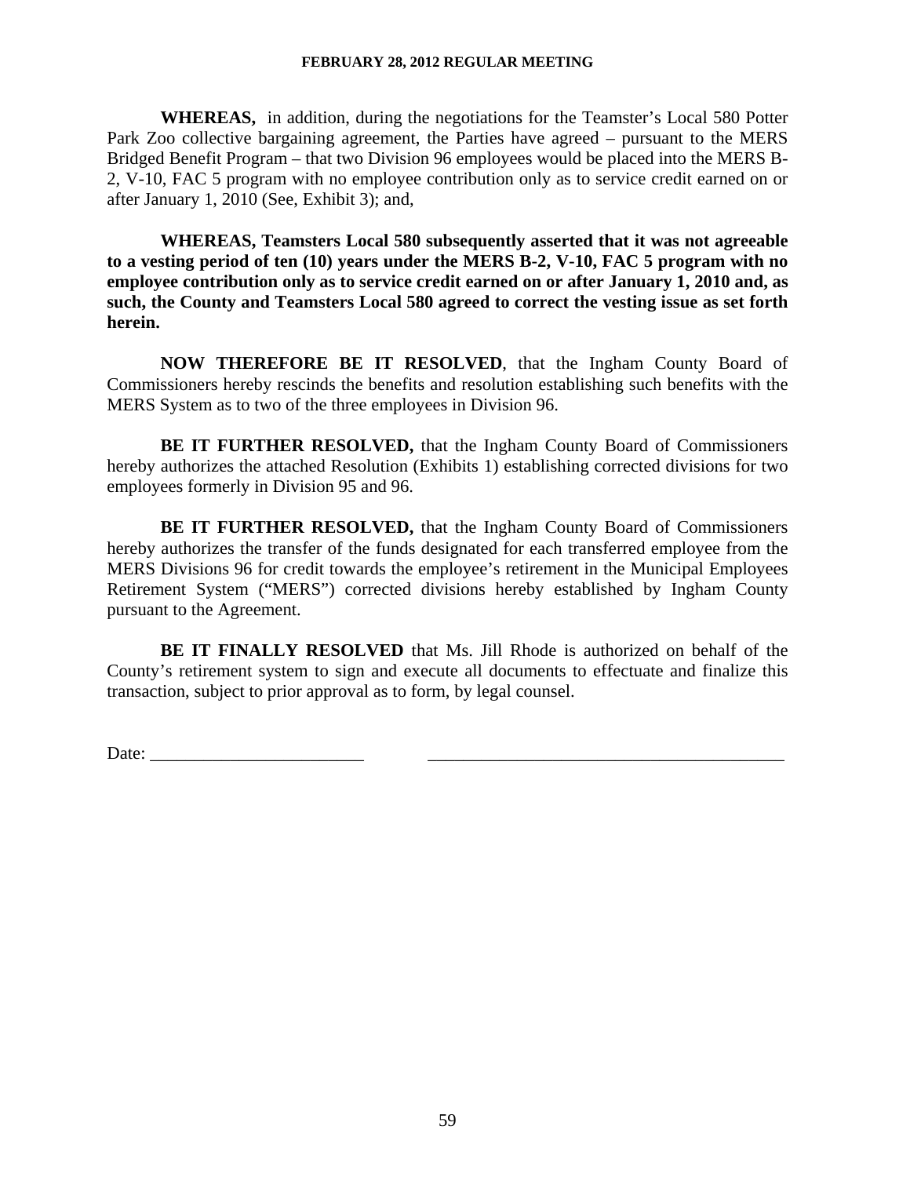**WHEREAS,** in addition, during the negotiations for the Teamster's Local 580 Potter Park Zoo collective bargaining agreement, the Parties have agreed – pursuant to the MERS Bridged Benefit Program – that two Division 96 employees would be placed into the MERS B-2, V-10, FAC 5 program with no employee contribution only as to service credit earned on or after January 1, 2010 (See, Exhibit 3); and,

**WHEREAS, Teamsters Local 580 subsequently asserted that it was not agreeable to a vesting period of ten (10) years under the MERS B-2, V-10, FAC 5 program with no employee contribution only as to service credit earned on or after January 1, 2010 and, as such, the County and Teamsters Local 580 agreed to correct the vesting issue as set forth herein.**

**NOW THEREFORE BE IT RESOLVED**, that the Ingham County Board of Commissioners hereby rescinds the benefits and resolution establishing such benefits with the MERS System as to two of the three employees in Division 96.

**BE IT FURTHER RESOLVED,** that the Ingham County Board of Commissioners hereby authorizes the attached Resolution (Exhibits 1) establishing corrected divisions for two employees formerly in Division 95 and 96.

**BE IT FURTHER RESOLVED,** that the Ingham County Board of Commissioners hereby authorizes the transfer of the funds designated for each transferred employee from the MERS Divisions 96 for credit towards the employee's retirement in the Municipal Employees Retirement System ("MERS") corrected divisions hereby established by Ingham County pursuant to the Agreement.

**BE IT FINALLY RESOLVED** that Ms. Jill Rhode is authorized on behalf of the County's retirement system to sign and execute all documents to effectuate and finalize this transaction, subject to prior approval as to form, by legal counsel.

Date: ________________________ ________________________________________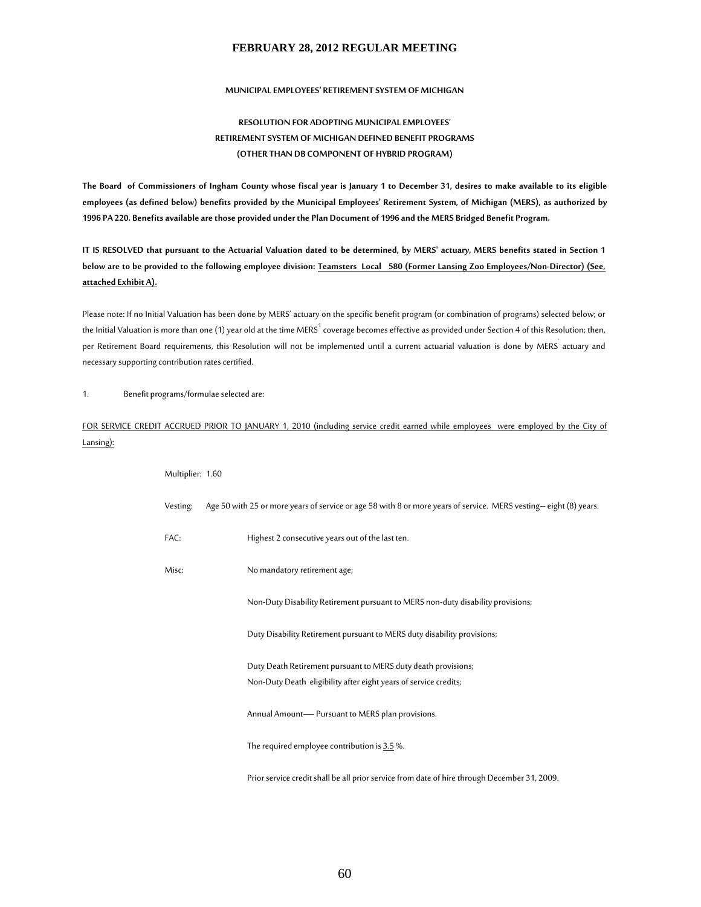MUNICIPAL EMPLOYEES' RETIREMENT SYSTEM OF MICHIGAN

## RESOLUTION FOR ADOPTING MUNICIPAL EMPLOYEES' RETIREMENT SYSTEM OF MICHIGAN DEFINED BENEFIT PROGRAMS (OTHER THAN DB COMPONENT OF HYBRID PROGRAM)

**The Board of Commissioners of Ingham County whose fiscal year is January 1 to December 31, desires to make available to its eligible employees (as defined below) benefits provided by the Municipal Employees' Retirement System, of Michigan (MERS), as authorized by 1996 PA 220. Benefits available are those provided under the Plan Document of 1996 and the MERS Bridged Benefit Program.**

**IT IS RESOLVED that pursuant to the Actuarial Valuation dated to be determined, by MERS' actuary, MERS benefits stated in Section 1 below are to be provided to the following employee division: Teamsters Local 580 (Former Lansing Zoo Employees/Non-Director) (See, attached Exhibit A).**

Please note: If no Initial Valuation has been done by MERS' actuary on the specific benefit program (or combination of programs) selected below; or the Initial Valuation is more than one (1) year old at the time MERS[1] coverage becomes effective as provided under Section 4 of this Resolution; then, per Retirement Board requirements, this Resolution will not be implemented until a current actuarial valuation is done by MERS' actuary and necessary supporting contribution rates certified.

1. Benefit programs/formulae selected are:

FOR SERVICE CREDIT ACCRUED PRIOR TO JANUARY 1, 2010 (including service credit earned while employees were employed by the City of Lansing):

Multiplier: 1.60

Vesting: Age 50 with 25 or more years of service or age 58 with 8 or more years of service. MERS vesting – eight (8) years.

FAC: Highest 2 consecutive years out of the last ten.

Misc: No mandatory retirement age;

Non-Duty Disability Retirement pursuant to MERS non-duty disability provisions;

Duty Disability Retirement pursuant to MERS duty disability provisions;

Duty Death Retirement pursuant to MERS duty death provisions;
Non-Duty Death eligibility after eight years of service credits;

Annual Amount— Pursuant to MERS plan provisions.

The required employee contribution is 3.5 %.

Prior service credit shall be all prior service from date of hire through December 31, 2009.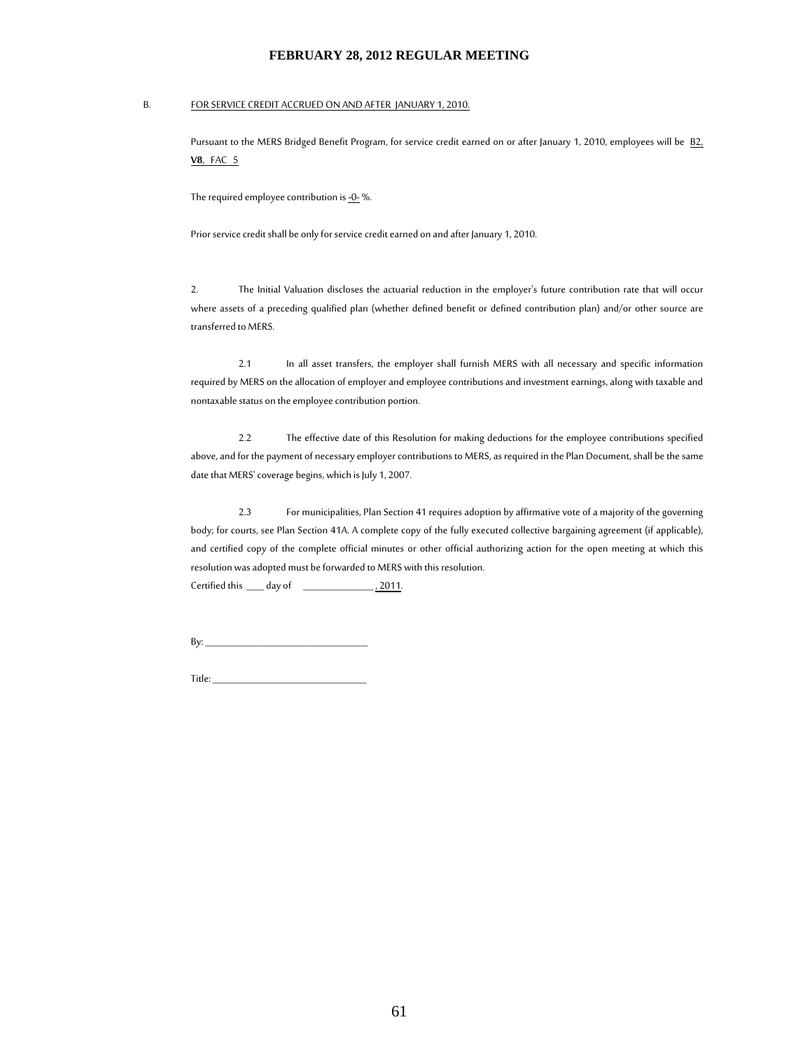B. FOR SERVICE CREDIT ACCRUED ON AND AFTER JANUARY 1, 2010.

Pursuant to the MERS Bridged Benefit Program, for service credit earned on or after January 1, 2010, employees will be B2, **V8**, FAC 5

The required employee contribution is -0- %.

Prior service credit shall be only for service credit earned on and after January 1, 2010.

2. The Initial Valuation discloses the actuarial reduction in the employer's future contribution rate that will occur where assets of a preceding qualified plan (whether defined benefit or defined contribution plan) and/or other source are transferred to MERS.

2.1 In all asset transfers, the employer shall furnish MERS with all necessary and specific information required by MERS on the allocation of employer and employee contributions and investment earnings, along with taxable and nontaxable status on the employee contribution portion.

2.2 The effective date of this Resolution for making deductions for the employee contributions specified above, and for the payment of necessary employer contributions to MERS, as required in the Plan Document, shall be the same date that MERS' coverage begins, which is July 1, 2007.

2.3 For municipalities, Plan Section 41 requires adoption by affirmative vote of a majority of the governing body; for courts, see Plan Section 41A. A complete copy of the fully executed collective bargaining agreement (if applicable), and certified copy of the complete official minutes or other official authorizing action for the open meeting at which this resolution was adopted must be forwarded to MERS with this resolution.

Certified this ____ day of ______________, 2011.

By: ______________________________

Title: _____________________________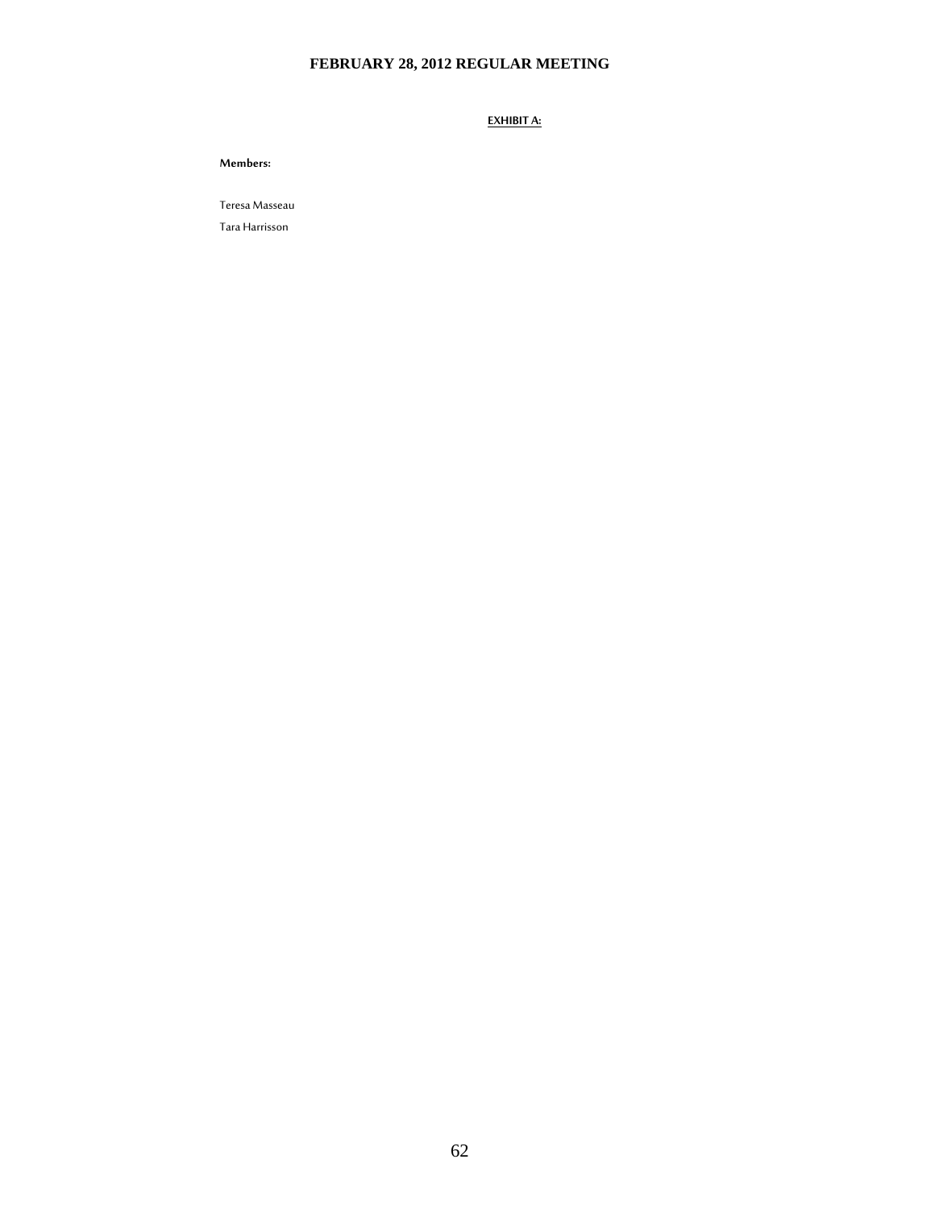**EXHIBIT A:**

**Members:**

Teresa Masseau

Tara Harrisson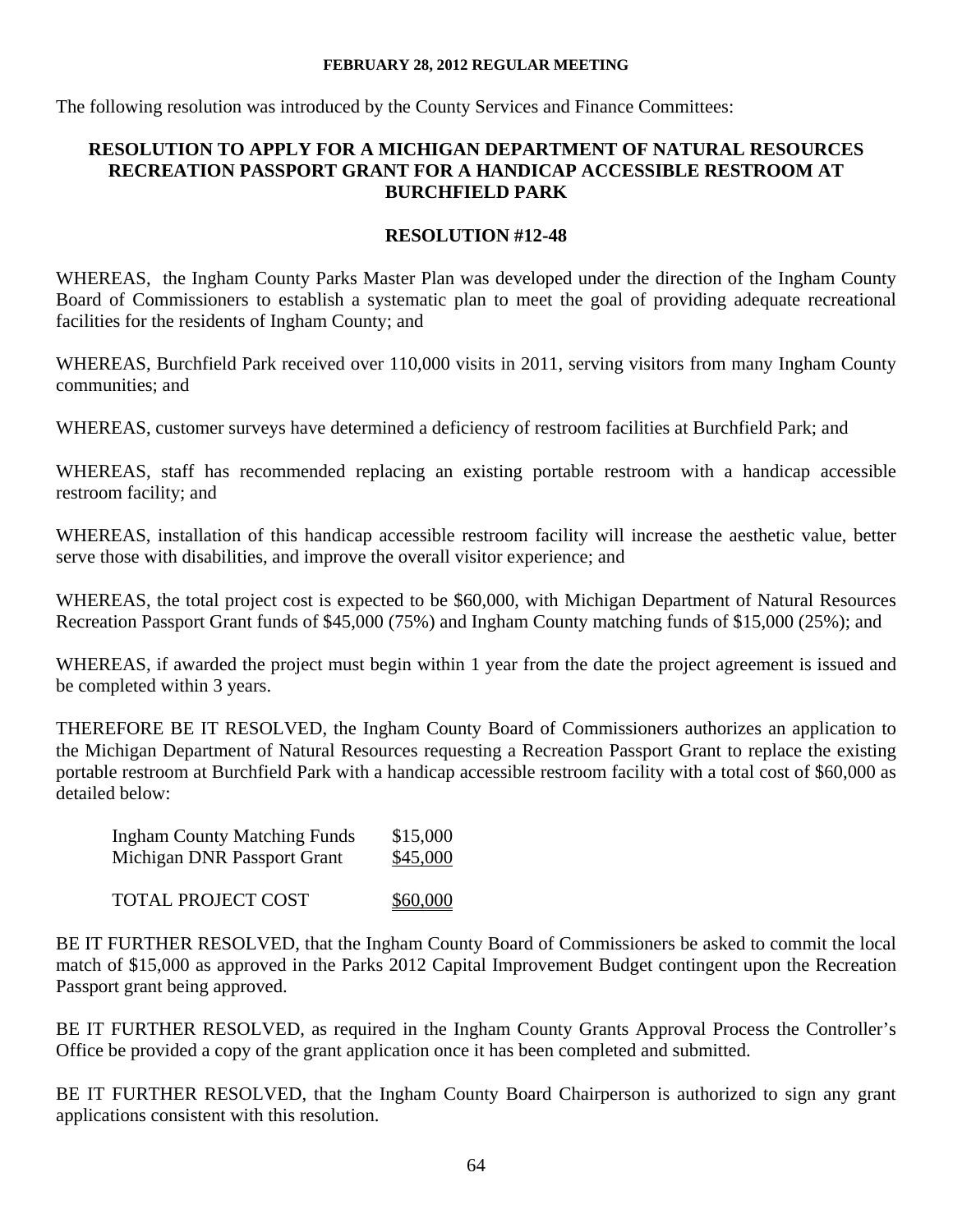The following resolution was introduced by the County Services and Finance Committees:

**RESOLUTION TO APPLY FOR A MICHIGAN DEPARTMENT OF NATURAL RESOURCES RECREATION PASSPORT GRANT FOR A HANDICAP ACCESSIBLE RESTROOM AT BURCHFIELD PARK**

**RESOLUTION #12-48**

WHEREAS, the Ingham County Parks Master Plan was developed under the direction of the Ingham County Board of Commissioners to establish a systematic plan to meet the goal of providing adequate recreational facilities for the residents of Ingham County; and

WHEREAS, Burchfield Park received over 110,000 visits in 2011, serving visitors from many Ingham County communities; and

WHEREAS, customer surveys have determined a deficiency of restroom facilities at Burchfield Park; and

WHEREAS, staff has recommended replacing an existing portable restroom with a handicap accessible restroom facility; and

WHEREAS, installation of this handicap accessible restroom facility will increase the aesthetic value, better serve those with disabilities, and improve the overall visitor experience; and

WHEREAS, the total project cost is expected to be $60,000, with Michigan Department of Natural Resources Recreation Passport Grant funds of $45,000 (75%) and Ingham County matching funds of $15,000 (25%); and

WHEREAS, if awarded the project must begin within 1 year from the date the project agreement is issued and be completed within 3 years.

THEREFORE BE IT RESOLVED, the Ingham County Board of Commissioners authorizes an application to the Michigan Department of Natural Resources requesting a Recreation Passport Grant to replace the existing portable restroom at Burchfield Park with a handicap accessible restroom facility with a total cost of $60,000 as detailed below:

| | |
|---|---|
| Ingham County Matching Funds | $15,000 |
| Michigan DNR Passport Grant | $45,000 |
| TOTAL PROJECT COST | $60,000 |

BE IT FURTHER RESOLVED, that the Ingham County Board of Commissioners be asked to commit the local match of $15,000 as approved in the Parks 2012 Capital Improvement Budget contingent upon the Recreation Passport grant being approved.

BE IT FURTHER RESOLVED, as required in the Ingham County Grants Approval Process the Controller's Office be provided a copy of the grant application once it has been completed and submitted.

BE IT FURTHER RESOLVED, that the Ingham County Board Chairperson is authorized to sign any grant applications consistent with this resolution.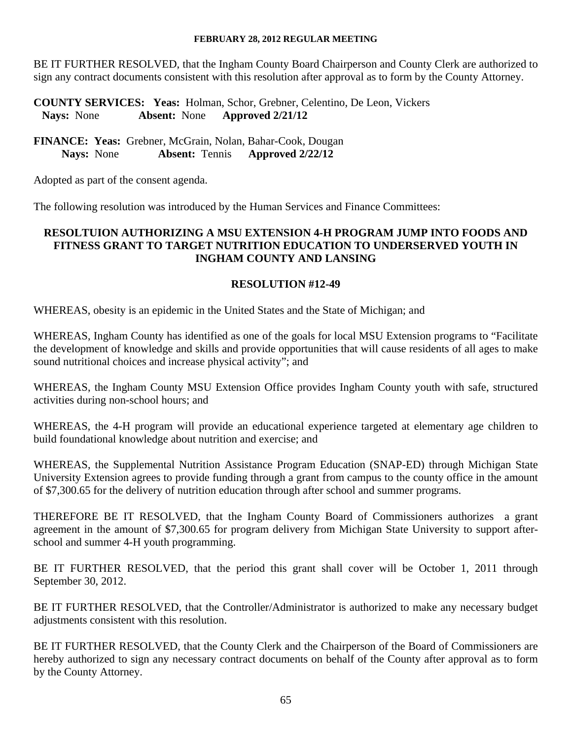BE IT FURTHER RESOLVED, that the Ingham County Board Chairperson and County Clerk are authorized to sign any contract documents consistent with this resolution after approval as to form by the County Attorney.

**COUNTY SERVICES: Yeas:** Holman, Schor, Grebner, Celentino, De Leon, Vickers
**Nays:** None **Absent:** None **Approved 2/21/12**

**FINANCE: Yeas:** Grebner, McGrain, Nolan, Bahar-Cook, Dougan
**Nays:** None **Absent:** Tennis **Approved 2/22/12**

Adopted as part of the consent agenda.

The following resolution was introduced by the Human Services and Finance Committees:

**RESOLTUION AUTHORIZING A MSU EXTENSION 4-H PROGRAM JUMP INTO FOODS AND FITNESS GRANT TO TARGET NUTRITION EDUCATION TO UNDERSERVED YOUTH IN INGHAM COUNTY AND LANSING**

**RESOLUTION #12-49**

WHEREAS, obesity is an epidemic in the United States and the State of Michigan; and

WHEREAS, Ingham County has identified as one of the goals for local MSU Extension programs to "Facilitate the development of knowledge and skills and provide opportunities that will cause residents of all ages to make sound nutritional choices and increase physical activity"; and

WHEREAS, the Ingham County MSU Extension Office provides Ingham County youth with safe, structured activities during non-school hours; and

WHEREAS, the 4-H program will provide an educational experience targeted at elementary age children to build foundational knowledge about nutrition and exercise; and

WHEREAS, the Supplemental Nutrition Assistance Program Education (SNAP-ED) through Michigan State University Extension agrees to provide funding through a grant from campus to the county office in the amount of $7,300.65 for the delivery of nutrition education through after school and summer programs.

THEREFORE BE IT RESOLVED, that the Ingham County Board of Commissioners authorizes a grant agreement in the amount of $7,300.65 for program delivery from Michigan State University to support after-school and summer 4-H youth programming.

BE IT FURTHER RESOLVED, that the period this grant shall cover will be October 1, 2011 through September 30, 2012.

BE IT FURTHER RESOLVED, that the Controller/Administrator is authorized to make any necessary budget adjustments consistent with this resolution.

BE IT FURTHER RESOLVED, that the County Clerk and the Chairperson of the Board of Commissioners are hereby authorized to sign any necessary contract documents on behalf of the County after approval as to form by the County Attorney.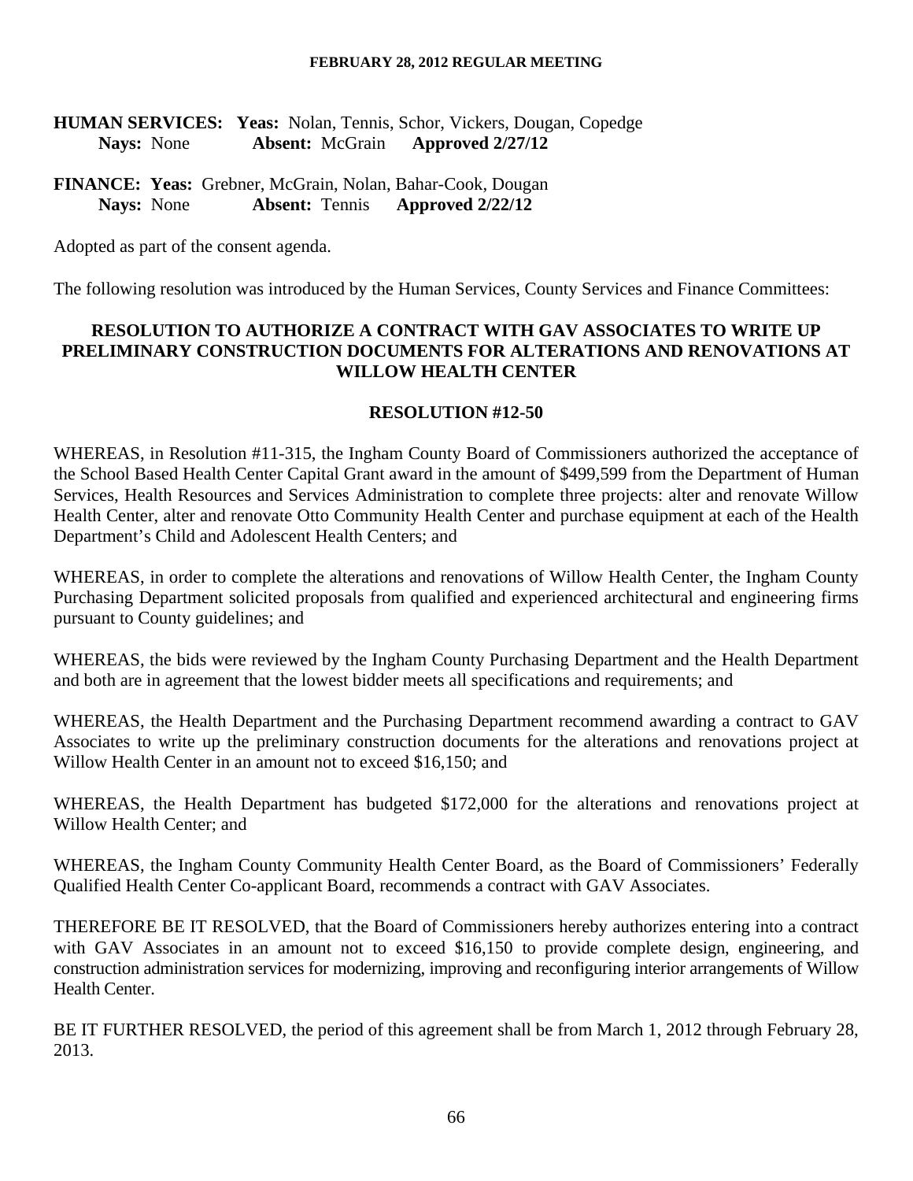**HUMAN SERVICES: Yeas:** Nolan, Tennis, Schor, Vickers, Dougan, Copedge
**Nays:** None **Absent:** McGrain **Approved 2/27/12**

**FINANCE: Yeas:** Grebner, McGrain, Nolan, Bahar-Cook, Dougan
**Nays:** None **Absent:** Tennis **Approved 2/22/12**

Adopted as part of the consent agenda.

The following resolution was introduced by the Human Services, County Services and Finance Committees:

**RESOLUTION TO AUTHORIZE A CONTRACT WITH GAV ASSOCIATES TO WRITE UP PRELIMINARY CONSTRUCTION DOCUMENTS FOR ALTERATIONS AND RENOVATIONS AT WILLOW HEALTH CENTER**

**RESOLUTION #12-50**

WHEREAS, in Resolution #11-315, the Ingham County Board of Commissioners authorized the acceptance of the School Based Health Center Capital Grant award in the amount of $499,599 from the Department of Human Services, Health Resources and Services Administration to complete three projects: alter and renovate Willow Health Center, alter and renovate Otto Community Health Center and purchase equipment at each of the Health Department's Child and Adolescent Health Centers; and

WHEREAS, in order to complete the alterations and renovations of Willow Health Center, the Ingham County Purchasing Department solicited proposals from qualified and experienced architectural and engineering firms pursuant to County guidelines; and

WHEREAS, the bids were reviewed by the Ingham County Purchasing Department and the Health Department and both are in agreement that the lowest bidder meets all specifications and requirements; and

WHEREAS, the Health Department and the Purchasing Department recommend awarding a contract to GAV Associates to write up the preliminary construction documents for the alterations and renovations project at Willow Health Center in an amount not to exceed $16,150; and

WHEREAS, the Health Department has budgeted $172,000 for the alterations and renovations project at Willow Health Center; and

WHEREAS, the Ingham County Community Health Center Board, as the Board of Commissioners' Federally Qualified Health Center Co-applicant Board, recommends a contract with GAV Associates.

THEREFORE BE IT RESOLVED, that the Board of Commissioners hereby authorizes entering into a contract with GAV Associates in an amount not to exceed $16,150 to provide complete design, engineering, and construction administration services for modernizing, improving and reconfiguring interior arrangements of Willow Health Center.

BE IT FURTHER RESOLVED, the period of this agreement shall be from March 1, 2012 through February 28, 2013.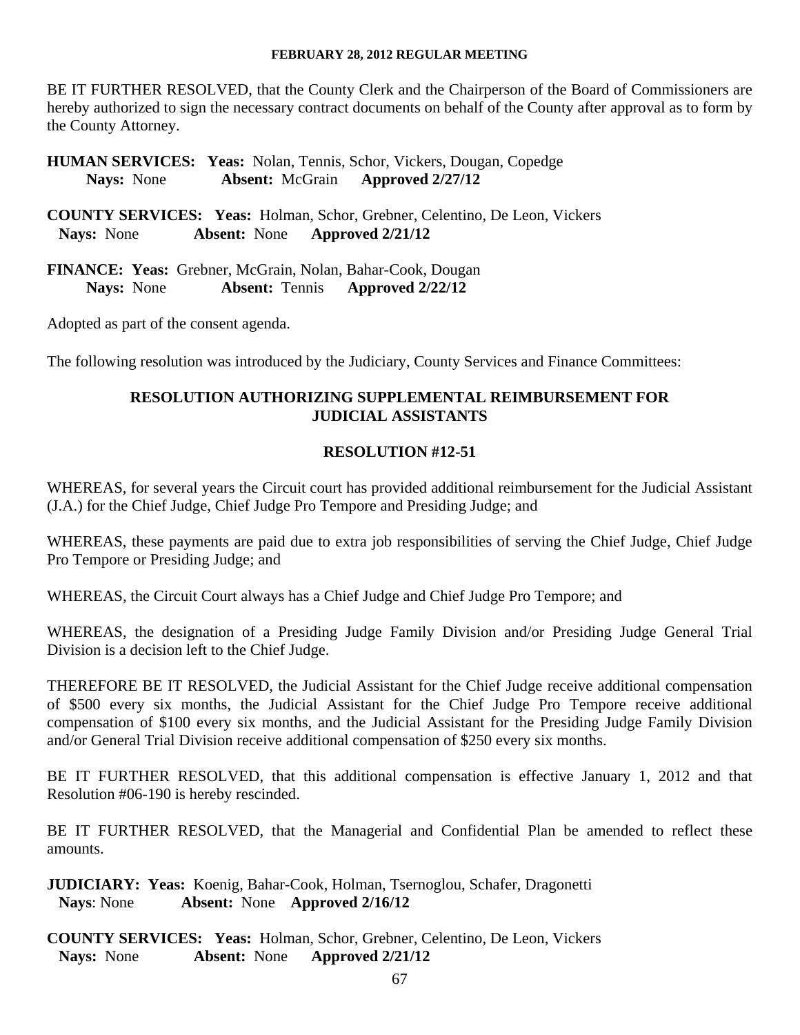BE IT FURTHER RESOLVED, that the County Clerk and the Chairperson of the Board of Commissioners are hereby authorized to sign the necessary contract documents on behalf of the County after approval as to form by the County Attorney.

**HUMAN SERVICES: Yeas:** Nolan, Tennis, Schor, Vickers, Dougan, Copedge
**Nays:** None **Absent:** McGrain **Approved 2/27/12**

**COUNTY SERVICES: Yeas:** Holman, Schor, Grebner, Celentino, De Leon, Vickers
**Nays:** None **Absent:** None **Approved 2/21/12**

**FINANCE: Yeas:** Grebner, McGrain, Nolan, Bahar-Cook, Dougan
**Nays:** None **Absent:** Tennis **Approved 2/22/12**

Adopted as part of the consent agenda.

The following resolution was introduced by the Judiciary, County Services and Finance Committees:

## RESOLUTION AUTHORIZING SUPPLEMENTAL REIMBURSEMENT FOR JUDICIAL ASSISTANTS

### RESOLUTION #12-51

WHEREAS, for several years the Circuit court has provided additional reimbursement for the Judicial Assistant (J.A.) for the Chief Judge, Chief Judge Pro Tempore and Presiding Judge; and

WHEREAS, these payments are paid due to extra job responsibilities of serving the Chief Judge, Chief Judge Pro Tempore or Presiding Judge; and

WHEREAS, the Circuit Court always has a Chief Judge and Chief Judge Pro Tempore; and

WHEREAS, the designation of a Presiding Judge Family Division and/or Presiding Judge General Trial Division is a decision left to the Chief Judge.

THEREFORE BE IT RESOLVED, the Judicial Assistant for the Chief Judge receive additional compensation of $500 every six months, the Judicial Assistant for the Chief Judge Pro Tempore receive additional compensation of $100 every six months, and the Judicial Assistant for the Presiding Judge Family Division and/or General Trial Division receive additional compensation of $250 every six months.

BE IT FURTHER RESOLVED, that this additional compensation is effective January 1, 2012 and that Resolution #06-190 is hereby rescinded.

BE IT FURTHER RESOLVED, that the Managerial and Confidential Plan be amended to reflect these amounts.

**JUDICIARY: Yeas:** Koenig, Bahar-Cook, Holman, Tsernoglou, Schafer, Dragonetti
**Nays**: None **Absent:** None **Approved 2/16/12**

**COUNTY SERVICES: Yeas:** Holman, Schor, Grebner, Celentino, De Leon, Vickers
**Nays:** None **Absent:** None **Approved 2/21/12**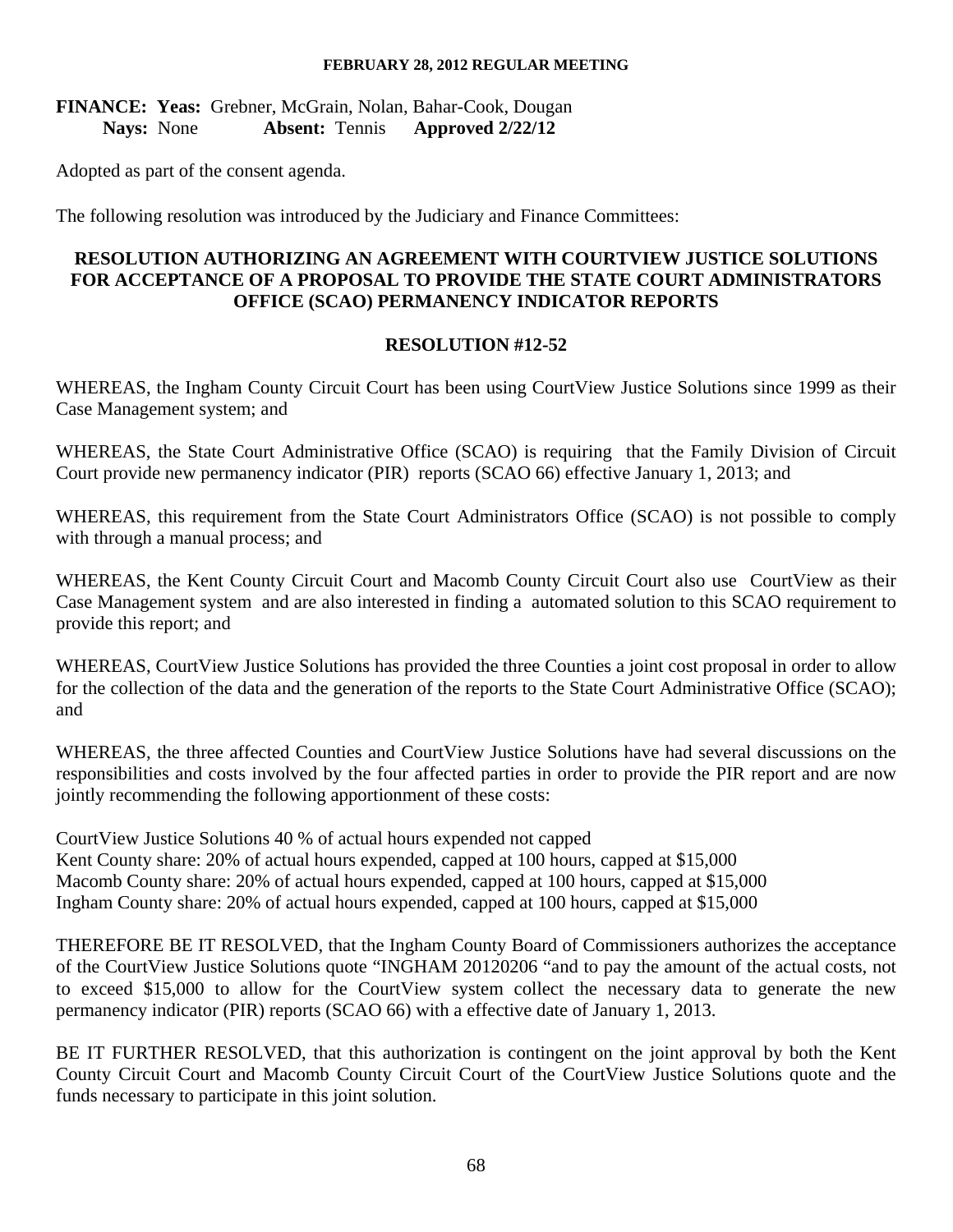**FINANCE: Yeas:** Grebner, McGrain, Nolan, Bahar-Cook, Dougan
**Nays:** None **Absent:** Tennis **Approved 2/22/12**

Adopted as part of the consent agenda.

The following resolution was introduced by the Judiciary and Finance Committees:

## RESOLUTION AUTHORIZING AN AGREEMENT WITH COURTVIEW JUSTICE SOLUTIONS FOR ACCEPTANCE OF A PROPOSAL TO PROVIDE THE STATE COURT ADMINISTRATORS OFFICE (SCAO) PERMANENCY INDICATOR REPORTS

## RESOLUTION #12-52

WHEREAS, the Ingham County Circuit Court has been using CourtView Justice Solutions since 1999 as their Case Management system; and

WHEREAS, the State Court Administrative Office (SCAO) is requiring that the Family Division of Circuit Court provide new permanency indicator (PIR) reports (SCAO 66) effective January 1, 2013; and

WHEREAS, this requirement from the State Court Administrators Office (SCAO) is not possible to comply with through a manual process; and

WHEREAS, the Kent County Circuit Court and Macomb County Circuit Court also use CourtView as their Case Management system and are also interested in finding a automated solution to this SCAO requirement to provide this report; and

WHEREAS, CourtView Justice Solutions has provided the three Counties a joint cost proposal in order to allow for the collection of the data and the generation of the reports to the State Court Administrative Office (SCAO); and

WHEREAS, the three affected Counties and CourtView Justice Solutions have had several discussions on the responsibilities and costs involved by the four affected parties in order to provide the PIR report and are now jointly recommending the following apportionment of these costs:

CourtView Justice Solutions 40 % of actual hours expended not capped
Kent County share: 20% of actual hours expended, capped at 100 hours, capped at $15,000
Macomb County share: 20% of actual hours expended, capped at 100 hours, capped at $15,000
Ingham County share: 20% of actual hours expended, capped at 100 hours, capped at $15,000

THEREFORE BE IT RESOLVED, that the Ingham County Board of Commissioners authorizes the acceptance of the CourtView Justice Solutions quote "INGHAM 20120206 "and to pay the amount of the actual costs, not to exceed $15,000 to allow for the CourtView system collect the necessary data to generate the new permanency indicator (PIR) reports (SCAO 66) with a effective date of January 1, 2013.

BE IT FURTHER RESOLVED, that this authorization is contingent on the joint approval by both the Kent County Circuit Court and Macomb County Circuit Court of the CourtView Justice Solutions quote and the funds necessary to participate in this joint solution.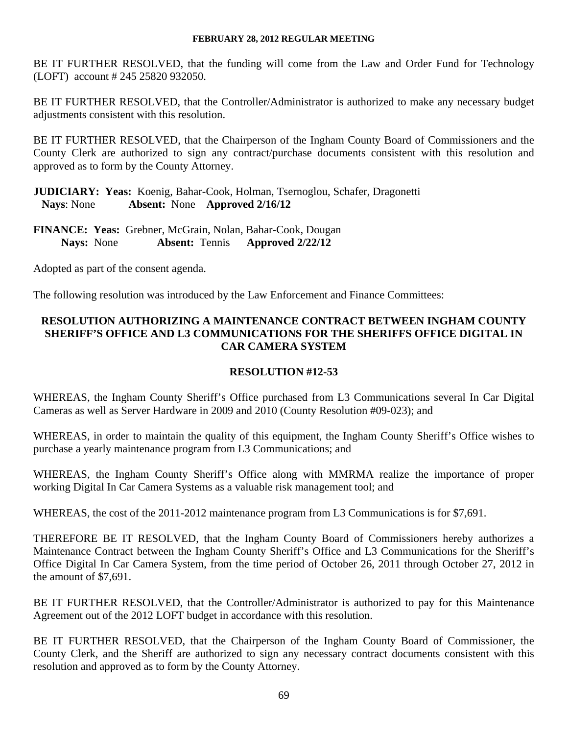BE IT FURTHER RESOLVED, that the funding will come from the Law and Order Fund for Technology (LOFT) account # 245 25820 932050.

BE IT FURTHER RESOLVED, that the Controller/Administrator is authorized to make any necessary budget adjustments consistent with this resolution.

BE IT FURTHER RESOLVED, that the Chairperson of the Ingham County Board of Commissioners and the County Clerk are authorized to sign any contract/purchase documents consistent with this resolution and approved as to form by the County Attorney.

**JUDICIARY: Yeas:** Koenig, Bahar-Cook, Holman, Tsernoglou, Schafer, Dragonetti
**Nays**: None **Absent:** None **Approved 2/16/12**

**FINANCE: Yeas:** Grebner, McGrain, Nolan, Bahar-Cook, Dougan
**Nays:** None **Absent:** Tennis **Approved 2/22/12**

Adopted as part of the consent agenda.

The following resolution was introduced by the Law Enforcement and Finance Committees:

## RESOLUTION AUTHORIZING A MAINTENANCE CONTRACT BETWEEN INGHAM COUNTY SHERIFF'S OFFICE AND L3 COMMUNICATIONS FOR THE SHERIFFS OFFICE DIGITAL IN CAR CAMERA SYSTEM

## RESOLUTION #12-53

WHEREAS, the Ingham County Sheriff's Office purchased from L3 Communications several In Car Digital Cameras as well as Server Hardware in 2009 and 2010 (County Resolution #09-023); and

WHEREAS, in order to maintain the quality of this equipment, the Ingham County Sheriff's Office wishes to purchase a yearly maintenance program from L3 Communications; and

WHEREAS, the Ingham County Sheriff's Office along with MMRMA realize the importance of proper working Digital In Car Camera Systems as a valuable risk management tool; and

WHEREAS, the cost of the 2011-2012 maintenance program from L3 Communications is for $7,691.

THEREFORE BE IT RESOLVED, that the Ingham County Board of Commissioners hereby authorizes a Maintenance Contract between the Ingham County Sheriff's Office and L3 Communications for the Sheriff's Office Digital In Car Camera System, from the time period of October 26, 2011 through October 27, 2012 in the amount of $7,691.

BE IT FURTHER RESOLVED, that the Controller/Administrator is authorized to pay for this Maintenance Agreement out of the 2012 LOFT budget in accordance with this resolution.

BE IT FURTHER RESOLVED, that the Chairperson of the Ingham County Board of Commissioner, the County Clerk, and the Sheriff are authorized to sign any necessary contract documents consistent with this resolution and approved as to form by the County Attorney.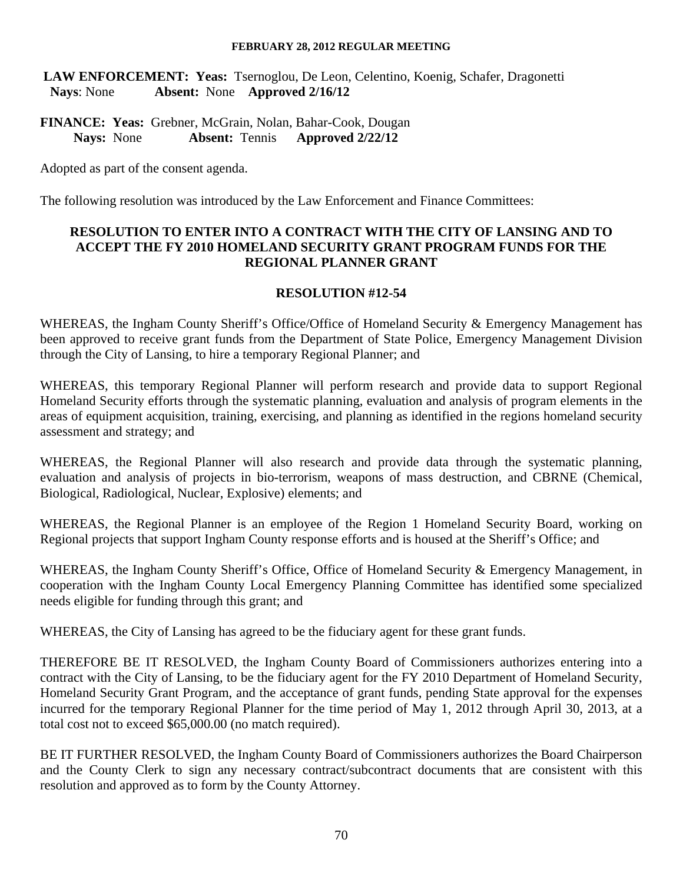**LAW ENFORCEMENT: Yeas:** Tsernoglou, De Leon, Celentino, Koenig, Schafer, Dragonetti
**Nays**: None **Absent:** None **Approved 2/16/12**

**FINANCE: Yeas:** Grebner, McGrain, Nolan, Bahar-Cook, Dougan
**Nays:** None **Absent:** Tennis **Approved 2/22/12**

Adopted as part of the consent agenda.

The following resolution was introduced by the Law Enforcement and Finance Committees:

**RESOLUTION TO ENTER INTO A CONTRACT WITH THE CITY OF LANSING AND TO ACCEPT THE FY 2010 HOMELAND SECURITY GRANT PROGRAM FUNDS FOR THE REGIONAL PLANNER GRANT**

**RESOLUTION #12-54**

WHEREAS, the Ingham County Sheriff's Office/Office of Homeland Security & Emergency Management has been approved to receive grant funds from the Department of State Police, Emergency Management Division through the City of Lansing, to hire a temporary Regional Planner; and

WHEREAS, this temporary Regional Planner will perform research and provide data to support Regional Homeland Security efforts through the systematic planning, evaluation and analysis of program elements in the areas of equipment acquisition, training, exercising, and planning as identified in the regions homeland security assessment and strategy; and

WHEREAS, the Regional Planner will also research and provide data through the systematic planning, evaluation and analysis of projects in bio-terrorism, weapons of mass destruction, and CBRNE (Chemical, Biological, Radiological, Nuclear, Explosive) elements; and

WHEREAS, the Regional Planner is an employee of the Region 1 Homeland Security Board, working on Regional projects that support Ingham County response efforts and is housed at the Sheriff's Office; and

WHEREAS, the Ingham County Sheriff's Office, Office of Homeland Security & Emergency Management, in cooperation with the Ingham County Local Emergency Planning Committee has identified some specialized needs eligible for funding through this grant; and

WHEREAS, the City of Lansing has agreed to be the fiduciary agent for these grant funds.

THEREFORE BE IT RESOLVED, the Ingham County Board of Commissioners authorizes entering into a contract with the City of Lansing, to be the fiduciary agent for the FY 2010 Department of Homeland Security, Homeland Security Grant Program, and the acceptance of grant funds, pending State approval for the expenses incurred for the temporary Regional Planner for the time period of May 1, 2012 through April 30, 2013, at a total cost not to exceed $65,000.00 (no match required).

BE IT FURTHER RESOLVED, the Ingham County Board of Commissioners authorizes the Board Chairperson and the County Clerk to sign any necessary contract/subcontract documents that are consistent with this resolution and approved as to form by the County Attorney.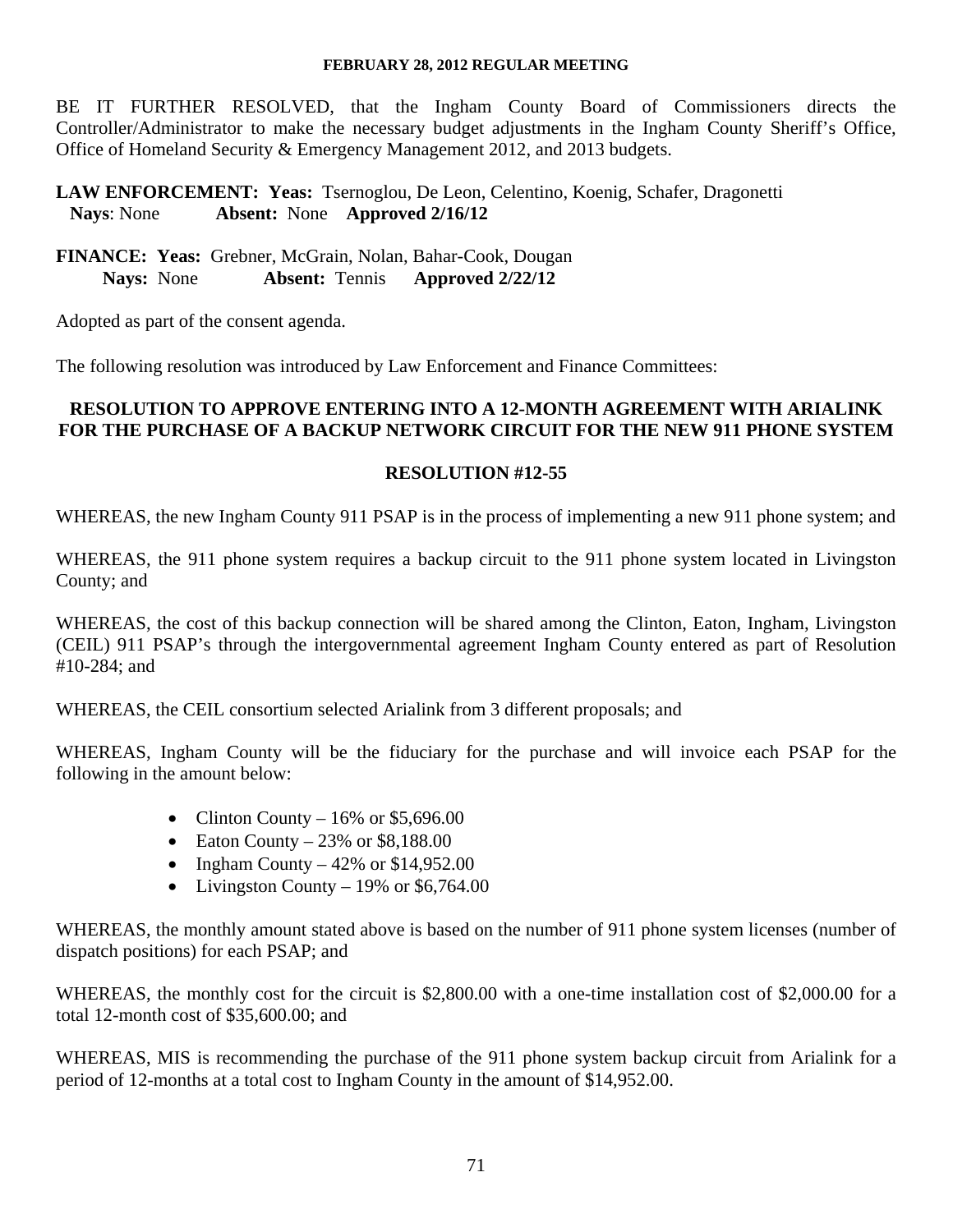BE IT FURTHER RESOLVED, that the Ingham County Board of Commissioners directs the Controller/Administrator to make the necessary budget adjustments in the Ingham County Sheriff's Office, Office of Homeland Security & Emergency Management 2012, and 2013 budgets.

**LAW ENFORCEMENT: Yeas:** Tsernoglou, De Leon, Celentino, Koenig, Schafer, Dragonetti
**Nays**: None **Absent:** None **Approved 2/16/12**

**FINANCE: Yeas:** Grebner, McGrain, Nolan, Bahar-Cook, Dougan
**Nays:** None **Absent:** Tennis **Approved 2/22/12**

Adopted as part of the consent agenda.

The following resolution was introduced by Law Enforcement and Finance Committees:

**RESOLUTION TO APPROVE ENTERING INTO A 12-MONTH AGREEMENT WITH ARIALINK FOR THE PURCHASE OF A BACKUP NETWORK CIRCUIT FOR THE NEW 911 PHONE SYSTEM**

**RESOLUTION #12-55**

WHEREAS, the new Ingham County 911 PSAP is in the process of implementing a new 911 phone system; and

WHEREAS, the 911 phone system requires a backup circuit to the 911 phone system located in Livingston County; and

WHEREAS, the cost of this backup connection will be shared among the Clinton, Eaton, Ingham, Livingston (CEIL) 911 PSAP's through the intergovernmental agreement Ingham County entered as part of Resolution #10-284; and

WHEREAS, the CEIL consortium selected Arialink from 3 different proposals; and

WHEREAS, Ingham County will be the fiduciary for the purchase and will invoice each PSAP for the following in the amount below:

- Clinton County – 16% or $5,696.00
- Eaton County – 23% or $8,188.00
- Ingham County – 42% or $14,952.00
- Livingston County – 19% or $6,764.00

WHEREAS, the monthly amount stated above is based on the number of 911 phone system licenses (number of dispatch positions) for each PSAP; and

WHEREAS, the monthly cost for the circuit is $2,800.00 with a one-time installation cost of $2,000.00 for a total 12-month cost of $35,600.00; and

WHEREAS, MIS is recommending the purchase of the 911 phone system backup circuit from Arialink for a period of 12-months at a total cost to Ingham County in the amount of $14,952.00.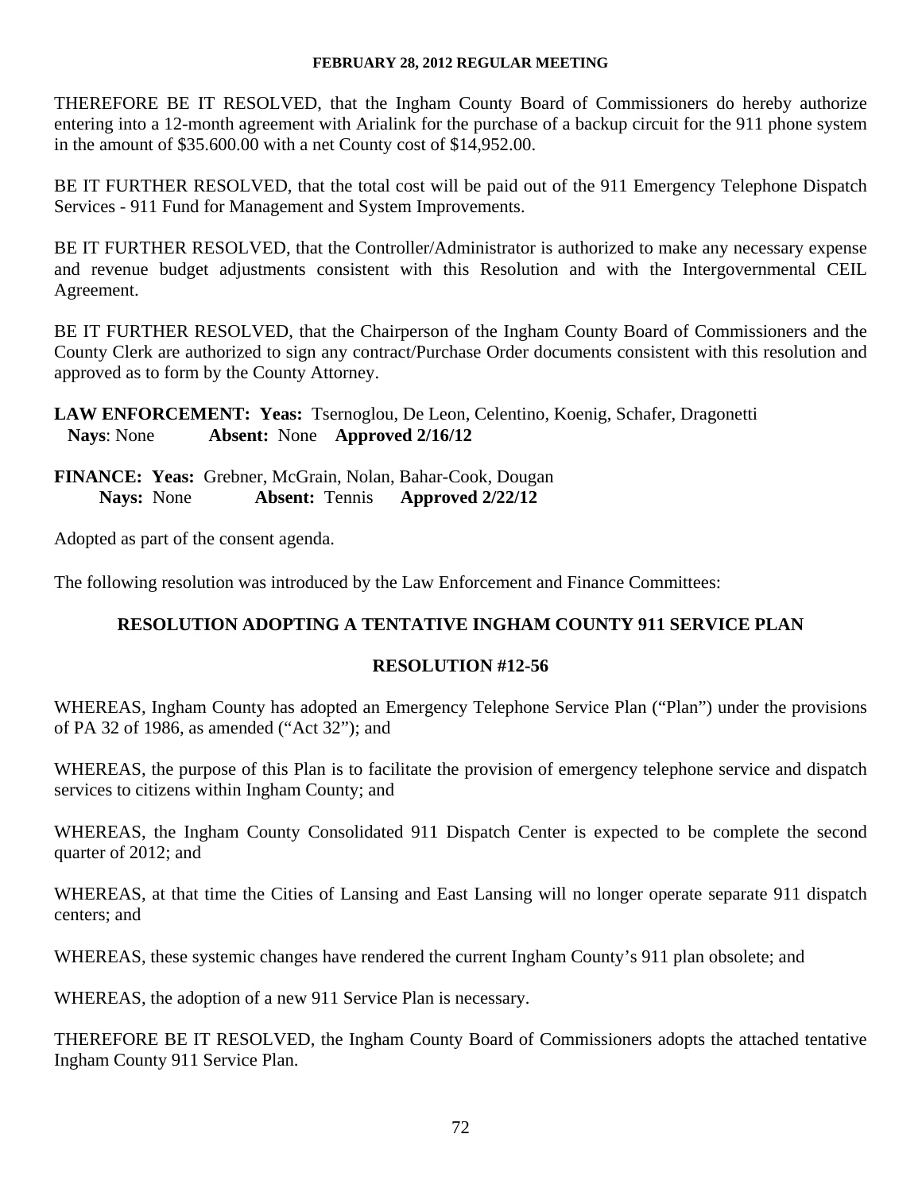THEREFORE BE IT RESOLVED, that the Ingham County Board of Commissioners do hereby authorize entering into a 12-month agreement with Arialink for the purchase of a backup circuit for the 911 phone system in the amount of $35.600.00 with a net County cost of $14,952.00.

BE IT FURTHER RESOLVED, that the total cost will be paid out of the 911 Emergency Telephone Dispatch Services - 911 Fund for Management and System Improvements.

BE IT FURTHER RESOLVED, that the Controller/Administrator is authorized to make any necessary expense and revenue budget adjustments consistent with this Resolution and with the Intergovernmental CEIL Agreement.

BE IT FURTHER RESOLVED, that the Chairperson of the Ingham County Board of Commissioners and the County Clerk are authorized to sign any contract/Purchase Order documents consistent with this resolution and approved as to form by the County Attorney.

**LAW ENFORCEMENT: Yeas:** Tsernoglou, De Leon, Celentino, Koenig, Schafer, Dragonetti
**Nays**: None **Absent:** None **Approved 2/16/12**

**FINANCE: Yeas:** Grebner, McGrain, Nolan, Bahar-Cook, Dougan
**Nays:** None **Absent:** Tennis **Approved 2/22/12**

Adopted as part of the consent agenda.

The following resolution was introduced by the Law Enforcement and Finance Committees:

## RESOLUTION ADOPTING A TENTATIVE INGHAM COUNTY 911 SERVICE PLAN

## RESOLUTION #12-56

WHEREAS, Ingham County has adopted an Emergency Telephone Service Plan ("Plan") under the provisions of PA 32 of 1986, as amended ("Act 32"); and

WHEREAS, the purpose of this Plan is to facilitate the provision of emergency telephone service and dispatch services to citizens within Ingham County; and

WHEREAS, the Ingham County Consolidated 911 Dispatch Center is expected to be complete the second quarter of 2012; and

WHEREAS, at that time the Cities of Lansing and East Lansing will no longer operate separate 911 dispatch centers; and

WHEREAS, these systemic changes have rendered the current Ingham County's 911 plan obsolete; and

WHEREAS, the adoption of a new 911 Service Plan is necessary.

THEREFORE BE IT RESOLVED, the Ingham County Board of Commissioners adopts the attached tentative Ingham County 911 Service Plan.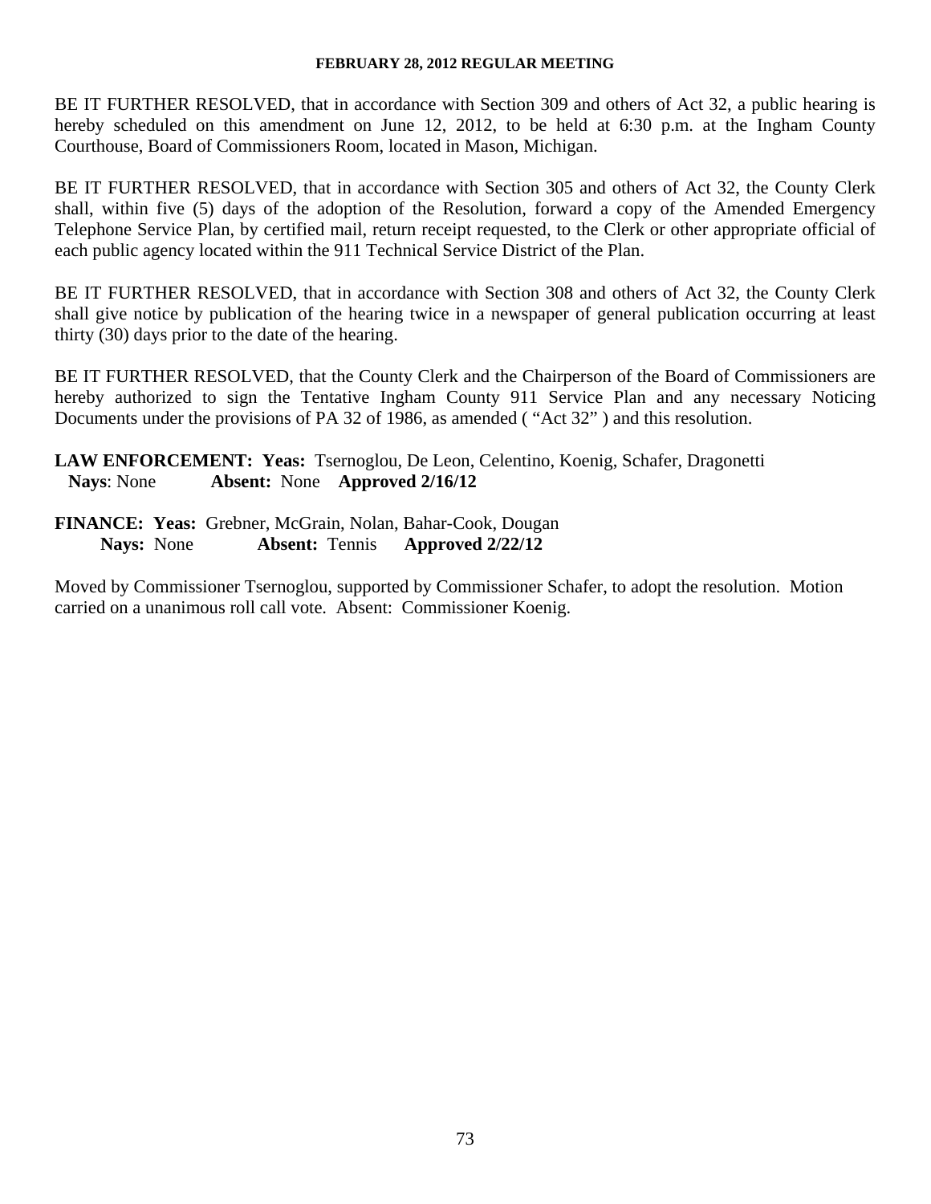BE IT FURTHER RESOLVED, that in accordance with Section 309 and others of Act 32, a public hearing is hereby scheduled on this amendment on June 12, 2012, to be held at 6:30 p.m. at the Ingham County Courthouse, Board of Commissioners Room, located in Mason, Michigan.

BE IT FURTHER RESOLVED, that in accordance with Section 305 and others of Act 32, the County Clerk shall, within five (5) days of the adoption of the Resolution, forward a copy of the Amended Emergency Telephone Service Plan, by certified mail, return receipt requested, to the Clerk or other appropriate official of each public agency located within the 911 Technical Service District of the Plan.

BE IT FURTHER RESOLVED, that in accordance with Section 308 and others of Act 32, the County Clerk shall give notice by publication of the hearing twice in a newspaper of general publication occurring at least thirty (30) days prior to the date of the hearing.

BE IT FURTHER RESOLVED, that the County Clerk and the Chairperson of the Board of Commissioners are hereby authorized to sign the Tentative Ingham County 911 Service Plan and any necessary Noticing Documents under the provisions of PA 32 of 1986, as amended ( "Act 32" ) and this resolution.

**LAW ENFORCEMENT: Yeas:** Tsernoglou, De Leon, Celentino, Koenig, Schafer, Dragonetti
**Nays**: None **Absent:** None **Approved 2/16/12**

**FINANCE: Yeas:** Grebner, McGrain, Nolan, Bahar-Cook, Dougan
**Nays:** None **Absent:** Tennis **Approved 2/22/12**

Moved by Commissioner Tsernoglou, supported by Commissioner Schafer, to adopt the resolution. Motion carried on a unanimous roll call vote. Absent: Commissioner Koenig.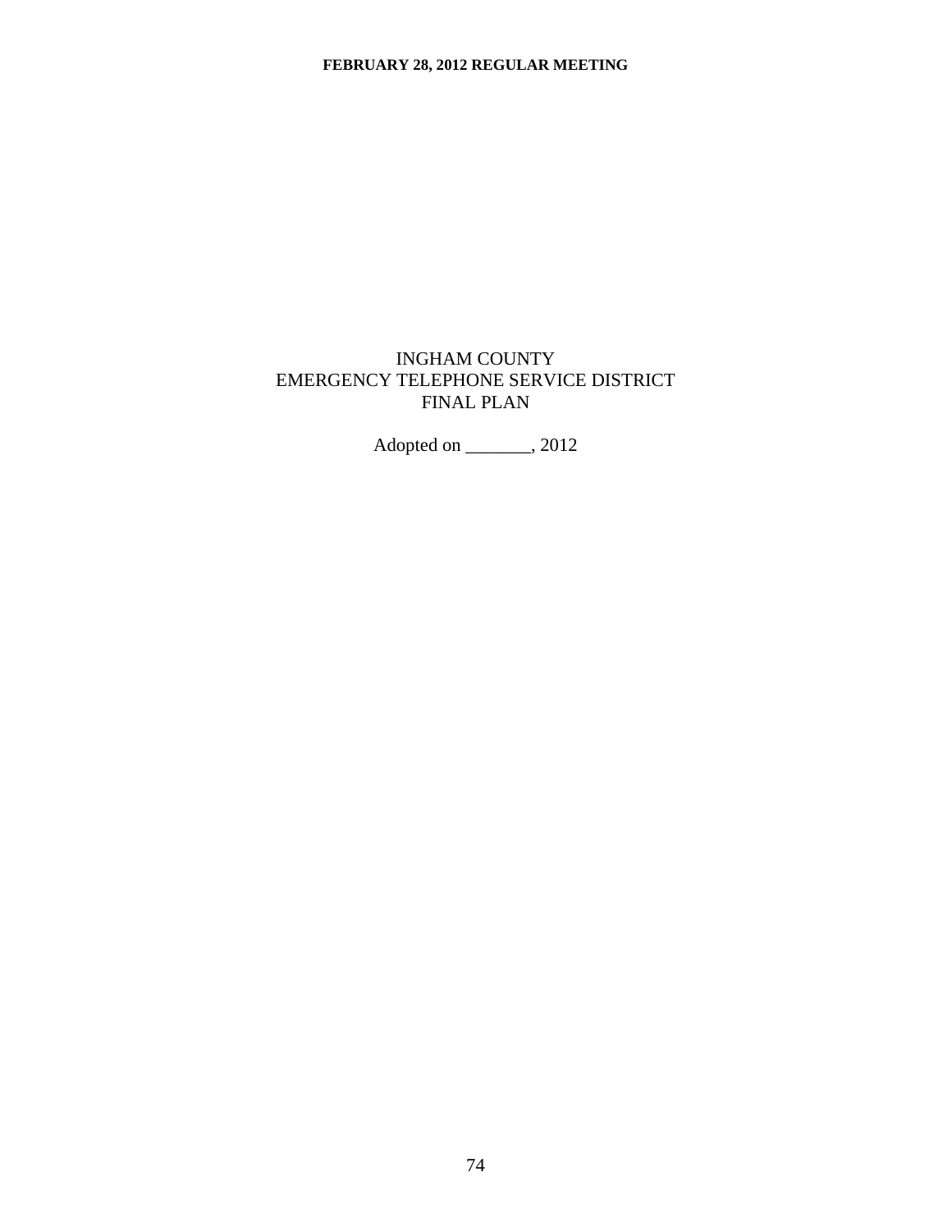# INGHAM COUNTY
# EMERGENCY TELEPHONE SERVICE DISTRICT
# FINAL PLAN

Adopted on _______, 2012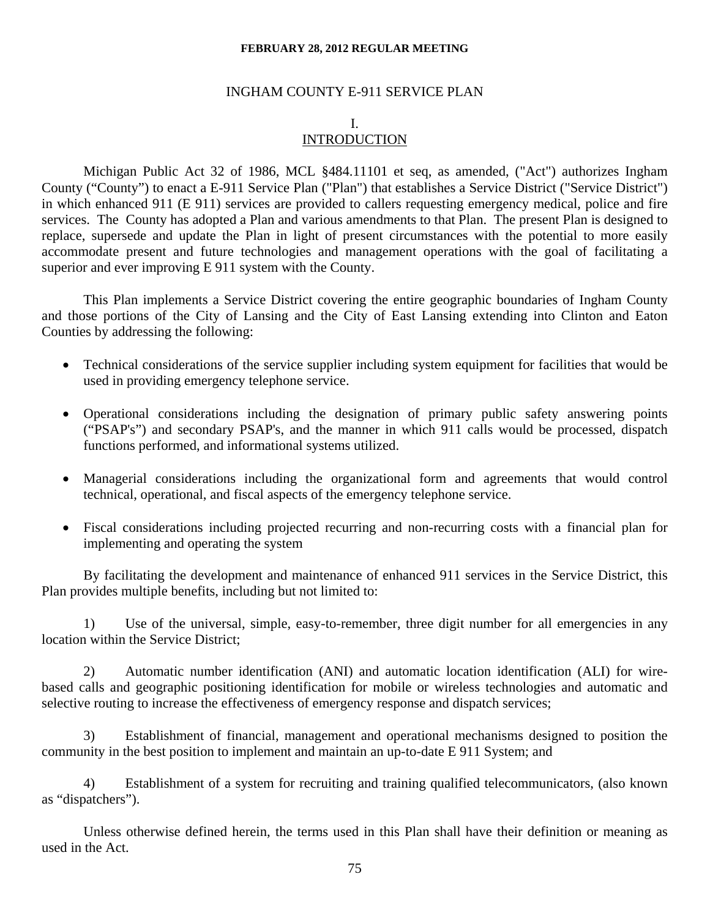# INGHAM COUNTY E-911 SERVICE PLAN

## I.
## INTRODUCTION

Michigan Public Act 32 of 1986, MCL §484.11101 et seq, as amended, ("Act") authorizes Ingham County ("County") to enact a E-911 Service Plan ("Plan") that establishes a Service District ("Service District") in which enhanced 911 (E 911) services are provided to callers requesting emergency medical, police and fire services. The County has adopted a Plan and various amendments to that Plan. The present Plan is designed to replace, supersede and update the Plan in light of present circumstances with the potential to more easily accommodate present and future technologies and management operations with the goal of facilitating a superior and ever improving E 911 system with the County.

This Plan implements a Service District covering the entire geographic boundaries of Ingham County and those portions of the City of Lansing and the City of East Lansing extending into Clinton and Eaton Counties by addressing the following:

- Technical considerations of the service supplier including system equipment for facilities that would be used in providing emergency telephone service.
- Operational considerations including the designation of primary public safety answering points ("PSAP's") and secondary PSAP's, and the manner in which 911 calls would be processed, dispatch functions performed, and informational systems utilized.
- Managerial considerations including the organizational form and agreements that would control technical, operational, and fiscal aspects of the emergency telephone service.
- Fiscal considerations including projected recurring and non-recurring costs with a financial plan for implementing and operating the system

By facilitating the development and maintenance of enhanced 911 services in the Service District, this Plan provides multiple benefits, including but not limited to:

1) Use of the universal, simple, easy-to-remember, three digit number for all emergencies in any location within the Service District;

2) Automatic number identification (ANI) and automatic location identification (ALI) for wire-based calls and geographic positioning identification for mobile or wireless technologies and automatic and selective routing to increase the effectiveness of emergency response and dispatch services;

3) Establishment of financial, management and operational mechanisms designed to position the community in the best position to implement and maintain an up-to-date E 911 System; and

4) Establishment of a system for recruiting and training qualified telecommunicators, (also known as "dispatchers").

Unless otherwise defined herein, the terms used in this Plan shall have their definition or meaning as used in the Act.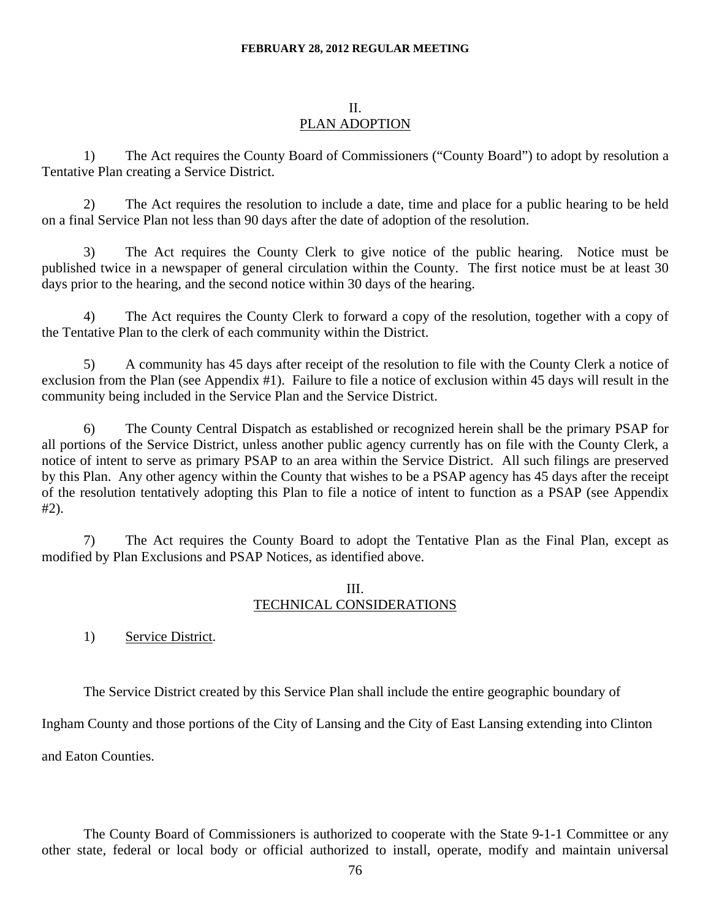## II.
## PLAN ADOPTION

1) The Act requires the County Board of Commissioners ("County Board") to adopt by resolution a Tentative Plan creating a Service District.

2) The Act requires the resolution to include a date, time and place for a public hearing to be held on a final Service Plan not less than 90 days after the date of adoption of the resolution.

3) The Act requires the County Clerk to give notice of the public hearing. Notice must be published twice in a newspaper of general circulation within the County. The first notice must be at least 30 days prior to the hearing, and the second notice within 30 days of the hearing.

4) The Act requires the County Clerk to forward a copy of the resolution, together with a copy of the Tentative Plan to the clerk of each community within the District.

5) A community has 45 days after receipt of the resolution to file with the County Clerk a notice of exclusion from the Plan (see Appendix #1). Failure to file a notice of exclusion within 45 days will result in the community being included in the Service Plan and the Service District.

6) The County Central Dispatch as established or recognized herein shall be the primary PSAP for all portions of the Service District, unless another public agency currently has on file with the County Clerk, a notice of intent to serve as primary PSAP to an area within the Service District. All such filings are preserved by this Plan. Any other agency within the County that wishes to be a PSAP agency has 45 days after the receipt of the resolution tentatively adopting this Plan to file a notice of intent to function as a PSAP (see Appendix #2).

7) The Act requires the County Board to adopt the Tentative Plan as the Final Plan, except as modified by Plan Exclusions and PSAP Notices, as identified above.

## III.
## TECHNICAL CONSIDERATIONS

1) Service District.

The Service District created by this Service Plan shall include the entire geographic boundary of Ingham County and those portions of the City of Lansing and the City of East Lansing extending into Clinton and Eaton Counties.

The County Board of Commissioners is authorized to cooperate with the State 9-1-1 Committee or any other state, federal or local body or official authorized to install, operate, modify and maintain universal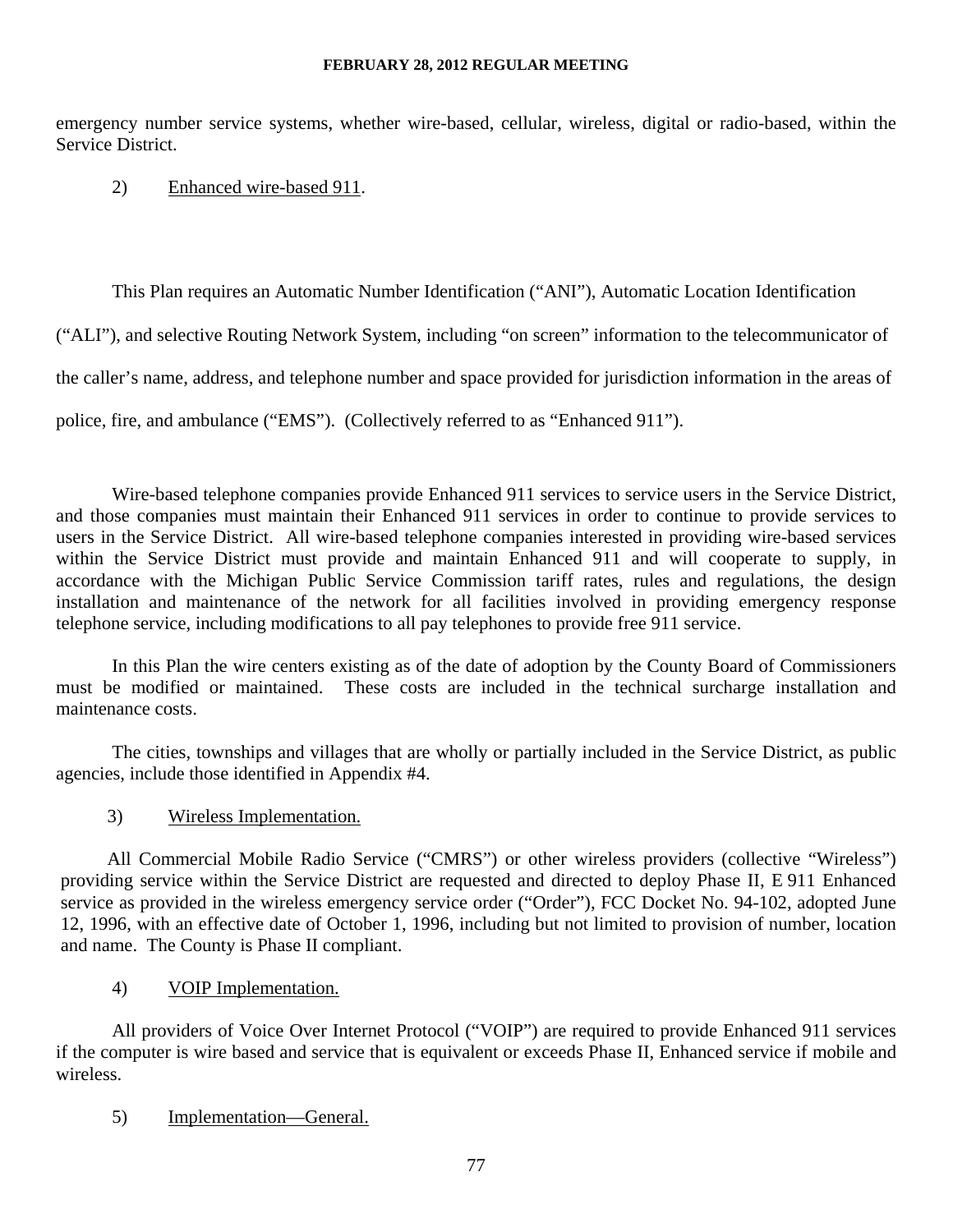emergency number service systems, whether wire-based, cellular, wireless, digital or radio-based, within the Service District.

2) Enhanced wire-based 911.

This Plan requires an Automatic Number Identification ("ANI"), Automatic Location Identification ("ALI"), and selective Routing Network System, including "on screen" information to the telecommunicator of the caller's name, address, and telephone number and space provided for jurisdiction information in the areas of police, fire, and ambulance ("EMS"). (Collectively referred to as "Enhanced 911").

Wire-based telephone companies provide Enhanced 911 services to service users in the Service District, and those companies must maintain their Enhanced 911 services in order to continue to provide services to users in the Service District. All wire-based telephone companies interested in providing wire-based services within the Service District must provide and maintain Enhanced 911 and will cooperate to supply, in accordance with the Michigan Public Service Commission tariff rates, rules and regulations, the design installation and maintenance of the network for all facilities involved in providing emergency response telephone service, including modifications to all pay telephones to provide free 911 service.

In this Plan the wire centers existing as of the date of adoption by the County Board of Commissioners must be modified or maintained. These costs are included in the technical surcharge installation and maintenance costs.

The cities, townships and villages that are wholly or partially included in the Service District, as public agencies, include those identified in Appendix #4.

3) Wireless Implementation.

All Commercial Mobile Radio Service ("CMRS") or other wireless providers (collective "Wireless") providing service within the Service District are requested and directed to deploy Phase II, E 911 Enhanced service as provided in the wireless emergency service order ("Order"), FCC Docket No. 94-102, adopted June 12, 1996, with an effective date of October 1, 1996, including but not limited to provision of number, location and name. The County is Phase II compliant.

4) VOIP Implementation.

All providers of Voice Over Internet Protocol ("VOIP") are required to provide Enhanced 911 services if the computer is wire based and service that is equivalent or exceeds Phase II, Enhanced service if mobile and wireless.

5) Implementation—General.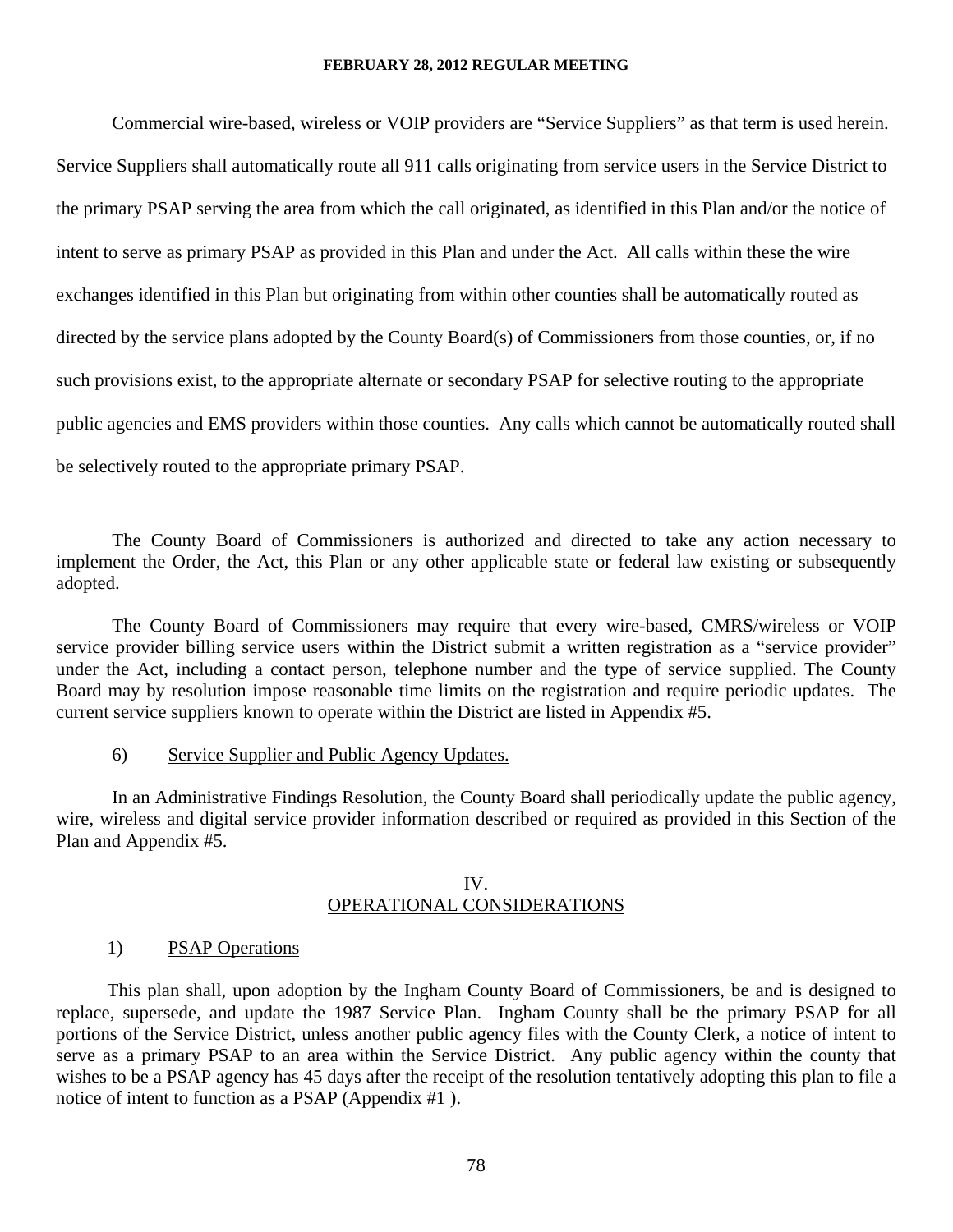Commercial wire-based, wireless or VOIP providers are "Service Suppliers" as that term is used herein. Service Suppliers shall automatically route all 911 calls originating from service users in the Service District to the primary PSAP serving the area from which the call originated, as identified in this Plan and/or the notice of intent to serve as primary PSAP as provided in this Plan and under the Act. All calls within these the wire exchanges identified in this Plan but originating from within other counties shall be automatically routed as directed by the service plans adopted by the County Board(s) of Commissioners from those counties, or, if no such provisions exist, to the appropriate alternate or secondary PSAP for selective routing to the appropriate public agencies and EMS providers within those counties. Any calls which cannot be automatically routed shall be selectively routed to the appropriate primary PSAP.

The County Board of Commissioners is authorized and directed to take any action necessary to implement the Order, the Act, this Plan or any other applicable state or federal law existing or subsequently adopted.

The County Board of Commissioners may require that every wire-based, CMRS/wireless or VOIP service provider billing service users within the District submit a written registration as a "service provider" under the Act, including a contact person, telephone number and the type of service supplied. The County Board may by resolution impose reasonable time limits on the registration and require periodic updates. The current service suppliers known to operate within the District are listed in Appendix #5.

6) Service Supplier and Public Agency Updates.

In an Administrative Findings Resolution, the County Board shall periodically update the public agency, wire, wireless and digital service provider information described or required as provided in this Section of the Plan and Appendix #5.

## IV.
## OPERATIONAL CONSIDERATIONS

1) PSAP Operations

This plan shall, upon adoption by the Ingham County Board of Commissioners, be and is designed to replace, supersede, and update the 1987 Service Plan. Ingham County shall be the primary PSAP for all portions of the Service District, unless another public agency files with the County Clerk, a notice of intent to serve as a primary PSAP to an area within the Service District. Any public agency within the county that wishes to be a PSAP agency has 45 days after the receipt of the resolution tentatively adopting this plan to file a notice of intent to function as a PSAP (Appendix #1 ).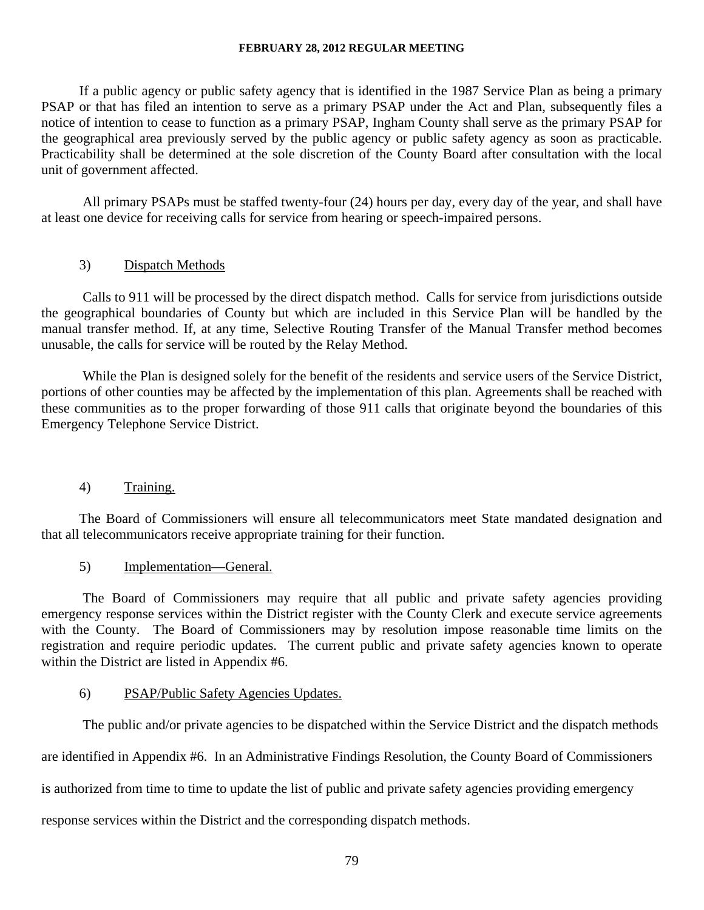If a public agency or public safety agency that is identified in the 1987 Service Plan as being a primary PSAP or that has filed an intention to serve as a primary PSAP under the Act and Plan, subsequently files a notice of intention to cease to function as a primary PSAP, Ingham County shall serve as the primary PSAP for the geographical area previously served by the public agency or public safety agency as soon as practicable. Practicability shall be determined at the sole discretion of the County Board after consultation with the local unit of government affected.

All primary PSAPs must be staffed twenty-four (24) hours per day, every day of the year, and shall have at least one device for receiving calls for service from hearing or speech-impaired persons.

3) Dispatch Methods

Calls to 911 will be processed by the direct dispatch method. Calls for service from jurisdictions outside the geographical boundaries of County but which are included in this Service Plan will be handled by the manual transfer method. If, at any time, Selective Routing Transfer of the Manual Transfer method becomes unusable, the calls for service will be routed by the Relay Method.

While the Plan is designed solely for the benefit of the residents and service users of the Service District, portions of other counties may be affected by the implementation of this plan. Agreements shall be reached with these communities as to the proper forwarding of those 911 calls that originate beyond the boundaries of this Emergency Telephone Service District.

4) Training.

The Board of Commissioners will ensure all telecommunicators meet State mandated designation and that all telecommunicators receive appropriate training for their function.

5) Implementation—General.

The Board of Commissioners may require that all public and private safety agencies providing emergency response services within the District register with the County Clerk and execute service agreements with the County. The Board of Commissioners may by resolution impose reasonable time limits on the registration and require periodic updates. The current public and private safety agencies known to operate within the District are listed in Appendix #6.

6) PSAP/Public Safety Agencies Updates.

The public and/or private agencies to be dispatched within the Service District and the dispatch methods are identified in Appendix #6. In an Administrative Findings Resolution, the County Board of Commissioners is authorized from time to time to update the list of public and private safety agencies providing emergency response services within the District and the corresponding dispatch methods.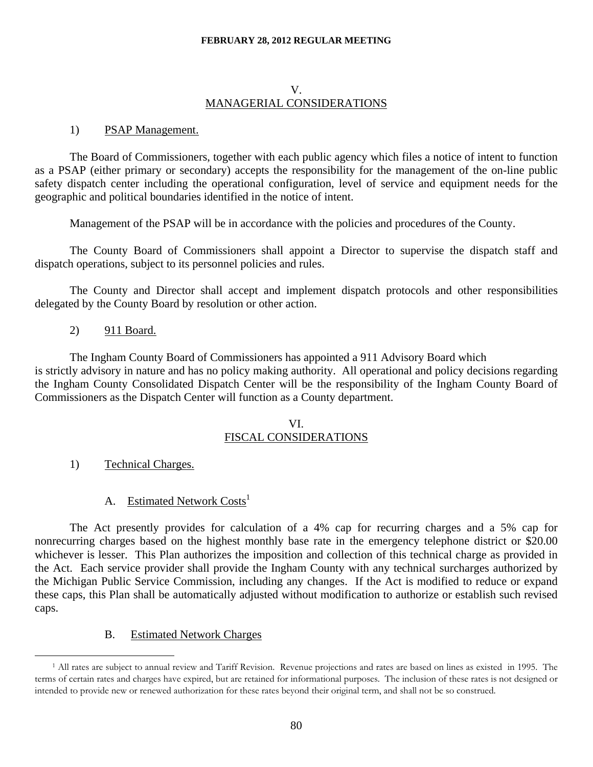## V.
## MANAGERIAL CONSIDERATIONS

1) PSAP Management.

The Board of Commissioners, together with each public agency which files a notice of intent to function as a PSAP (either primary or secondary) accepts the responsibility for the management of the on-line public safety dispatch center including the operational configuration, level of service and equipment needs for the geographic and political boundaries identified in the notice of intent.

Management of the PSAP will be in accordance with the policies and procedures of the County.

The County Board of Commissioners shall appoint a Director to supervise the dispatch staff and dispatch operations, subject to its personnel policies and rules.

The County and Director shall accept and implement dispatch protocols and other responsibilities delegated by the County Board by resolution or other action.

2) 911 Board.

The Ingham County Board of Commissioners has appointed a 911 Advisory Board which is strictly advisory in nature and has no policy making authority. All operational and policy decisions regarding the Ingham County Consolidated Dispatch Center will be the responsibility of the Ingham County Board of Commissioners as the Dispatch Center will function as a County department.

## VI.
## FISCAL CONSIDERATIONS

1) Technical Charges.

A. Estimated Network Costs[1]

The Act presently provides for calculation of a 4% cap for recurring charges and a 5% cap for nonrecurring charges based on the highest monthly base rate in the emergency telephone district or $20.00 whichever is lesser. This Plan authorizes the imposition and collection of this technical charge as provided in the Act. Each service provider shall provide the Ingham County with any technical surcharges authorized by the Michigan Public Service Commission, including any changes. If the Act is modified to reduce or expand these caps, this Plan shall be automatically adjusted without modification to authorize or establish such revised caps.

B. Estimated Network Charges

[1] All rates are subject to annual review and Tariff Revision. Revenue projections and rates are based on lines as existed in 1995. The terms of certain rates and charges have expired, but are retained for informational purposes. The inclusion of these rates is not designed or intended to provide new or renewed authorization for these rates beyond their original term, and shall not be so construed.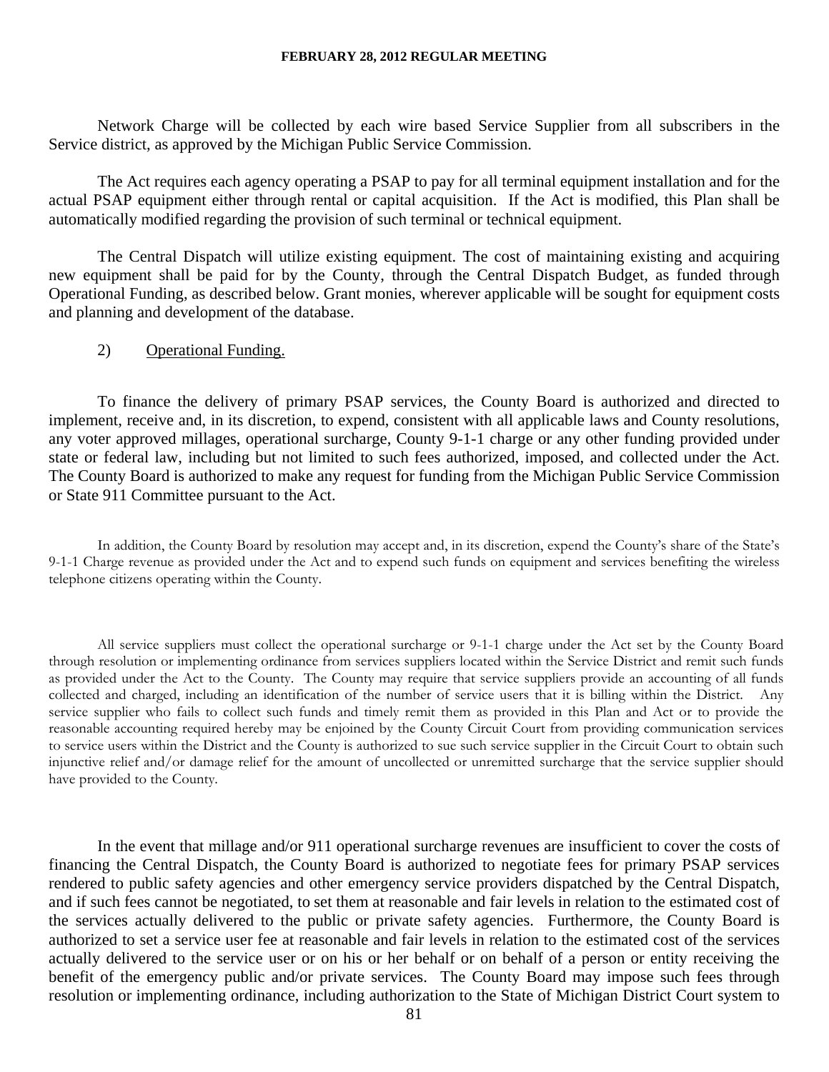Network Charge will be collected by each wire based Service Supplier from all subscribers in the Service district, as approved by the Michigan Public Service Commission.

The Act requires each agency operating a PSAP to pay for all terminal equipment installation and for the actual PSAP equipment either through rental or capital acquisition. If the Act is modified, this Plan shall be automatically modified regarding the provision of such terminal or technical equipment.

The Central Dispatch will utilize existing equipment. The cost of maintaining existing and acquiring new equipment shall be paid for by the County, through the Central Dispatch Budget, as funded through Operational Funding, as described below. Grant monies, wherever applicable will be sought for equipment costs and planning and development of the database.

2) <u>Operational Funding.</u>

To finance the delivery of primary PSAP services, the County Board is authorized and directed to implement, receive and, in its discretion, to expend, consistent with all applicable laws and County resolutions, any voter approved millages, operational surcharge, County 9-1-1 charge or any other funding provided under state or federal law, including but not limited to such fees authorized, imposed, and collected under the Act. The County Board is authorized to make any request for funding from the Michigan Public Service Commission or State 911 Committee pursuant to the Act.

In addition, the County Board by resolution may accept and, in its discretion, expend the County's share of the State's 9-1-1 Charge revenue as provided under the Act and to expend such funds on equipment and services benefiting the wireless telephone citizens operating within the County.

All service suppliers must collect the operational surcharge or 9-1-1 charge under the Act set by the County Board through resolution or implementing ordinance from services suppliers located within the Service District and remit such funds as provided under the Act to the County. The County may require that service suppliers provide an accounting of all funds collected and charged, including an identification of the number of service users that it is billing within the District. Any service supplier who fails to collect such funds and timely remit them as provided in this Plan and Act or to provide the reasonable accounting required hereby may be enjoined by the County Circuit Court from providing communication services to service users within the District and the County is authorized to sue such service supplier in the Circuit Court to obtain such injunctive relief and/or damage relief for the amount of uncollected or unremitted surcharge that the service supplier should have provided to the County.

In the event that millage and/or 911 operational surcharge revenues are insufficient to cover the costs of financing the Central Dispatch, the County Board is authorized to negotiate fees for primary PSAP services rendered to public safety agencies and other emergency service providers dispatched by the Central Dispatch, and if such fees cannot be negotiated, to set them at reasonable and fair levels in relation to the estimated cost of the services actually delivered to the public or private safety agencies. Furthermore, the County Board is authorized to set a service user fee at reasonable and fair levels in relation to the estimated cost of the services actually delivered to the service user or on his or her behalf or on behalf of a person or entity receiving the benefit of the emergency public and/or private services. The County Board may impose such fees through resolution or implementing ordinance, including authorization to the State of Michigan District Court system to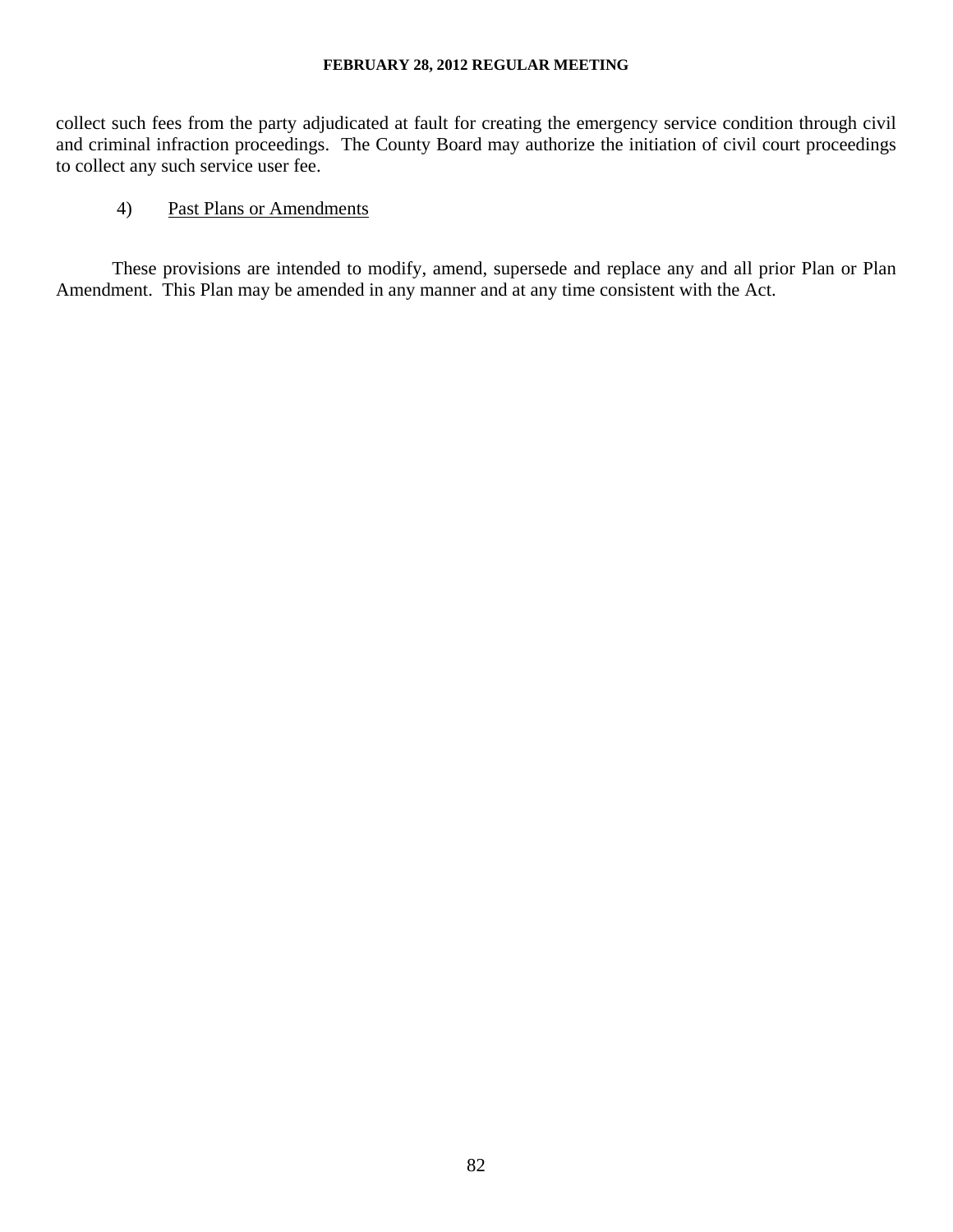collect such fees from the party adjudicated at fault for creating the emergency service condition through civil and criminal infraction proceedings. The County Board may authorize the initiation of civil court proceedings to collect any such service user fee.

4) <u>Past Plans or Amendments</u>

These provisions are intended to modify, amend, supersede and replace any and all prior Plan or Plan Amendment. This Plan may be amended in any manner and at any time consistent with the Act.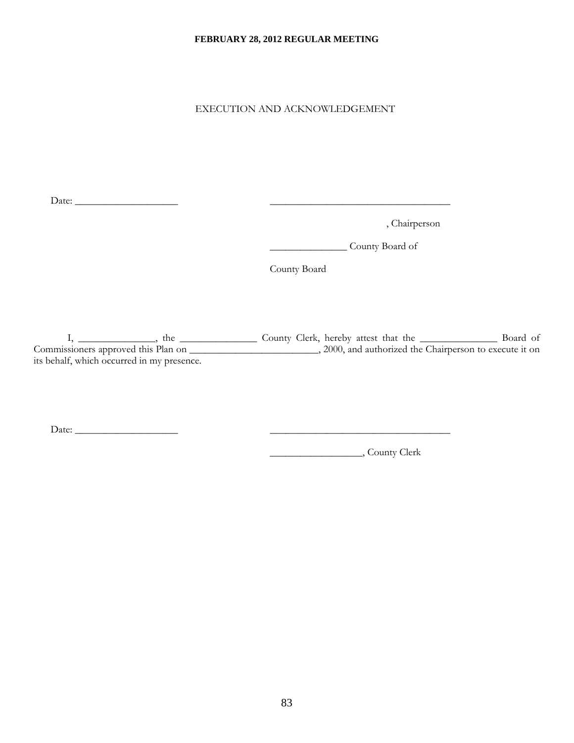EXECUTION AND ACKNOWLEDGEMENT

Date: ____________________ ___________________________________

, Chairperson

_______________ County Board of

County Board

I, _______________, the _______________ County Clerk, hereby attest that the _______________ Board of Commissioners approved this Plan on _________________________, 2000, and authorized the Chairperson to execute it on its behalf, which occurred in my presence.

Date: ____________________ ___________________________________

__________________, County Clerk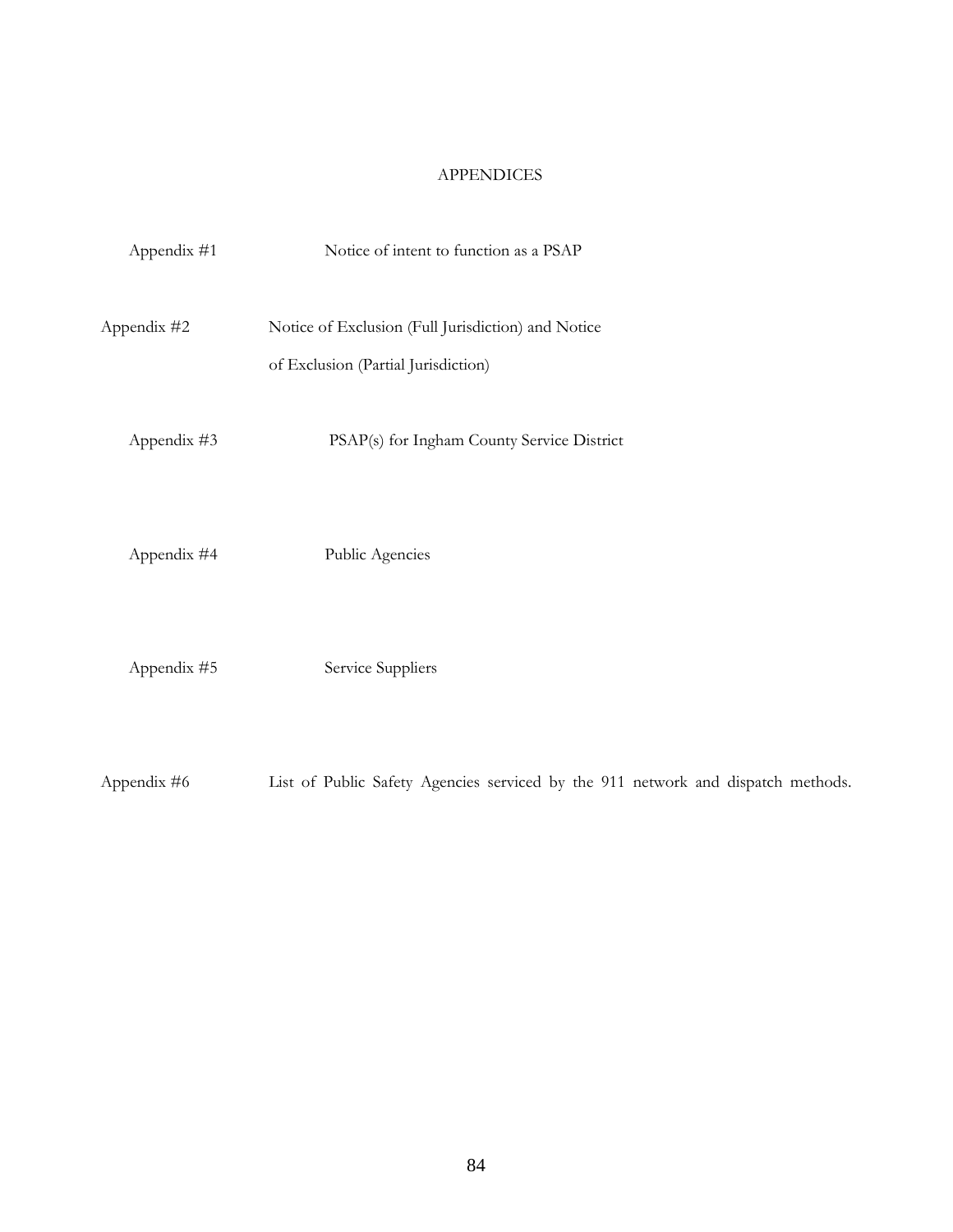# APPENDICES

| | |
|---|---|
| Appendix #1 | Notice of intent to function as a PSAP |
| Appendix #2 | Notice of Exclusion (Full Jurisdiction) and Notice of Exclusion (Partial Jurisdiction) |
| Appendix #3 | PSAP(s) for Ingham County Service District |
| Appendix #4 | Public Agencies |
| Appendix #5 | Service Suppliers |
| Appendix #6 | List of Public Safety Agencies serviced by the 911 network and dispatch methods. |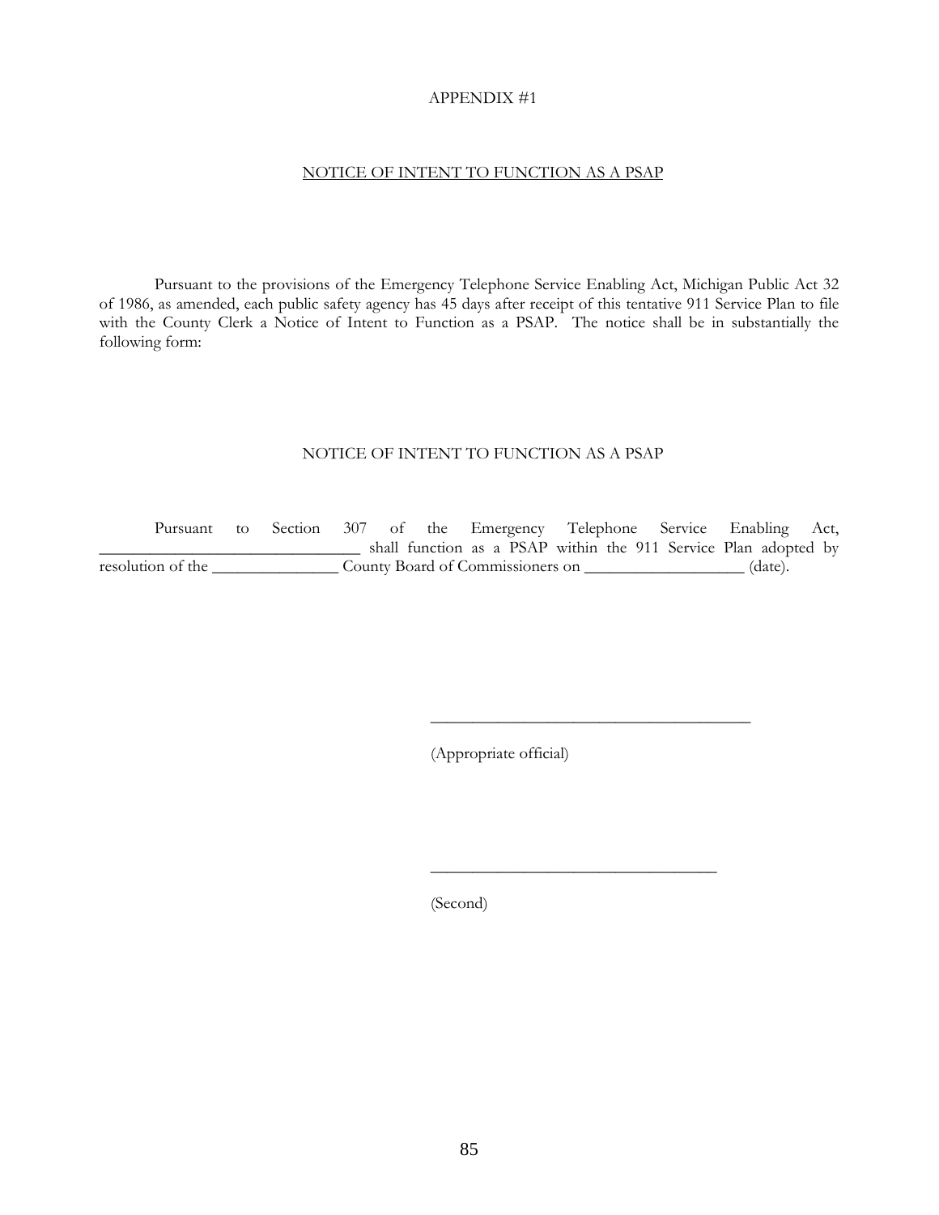APPENDIX #1

<u>NOTICE OF INTENT TO FUNCTION AS A PSAP</u>

Pursuant to the provisions of the Emergency Telephone Service Enabling Act, Michigan Public Act 32 of 1986, as amended, each public safety agency has 45 days after receipt of this tentative 911 Service Plan to file with the County Clerk a Notice of Intent to Function as a PSAP. The notice shall be in substantially the following form:

NOTICE OF INTENT TO FUNCTION AS A PSAP

Pursuant to Section 307 of the Emergency Telephone Service Enabling Act, _______________________________ shall function as a PSAP within the 911 Service Plan adopted by resolution of the _______________ County Board of Commissioners on ___________________ (date).

______________________________________

(Appropriate official)

__________________________________

(Second)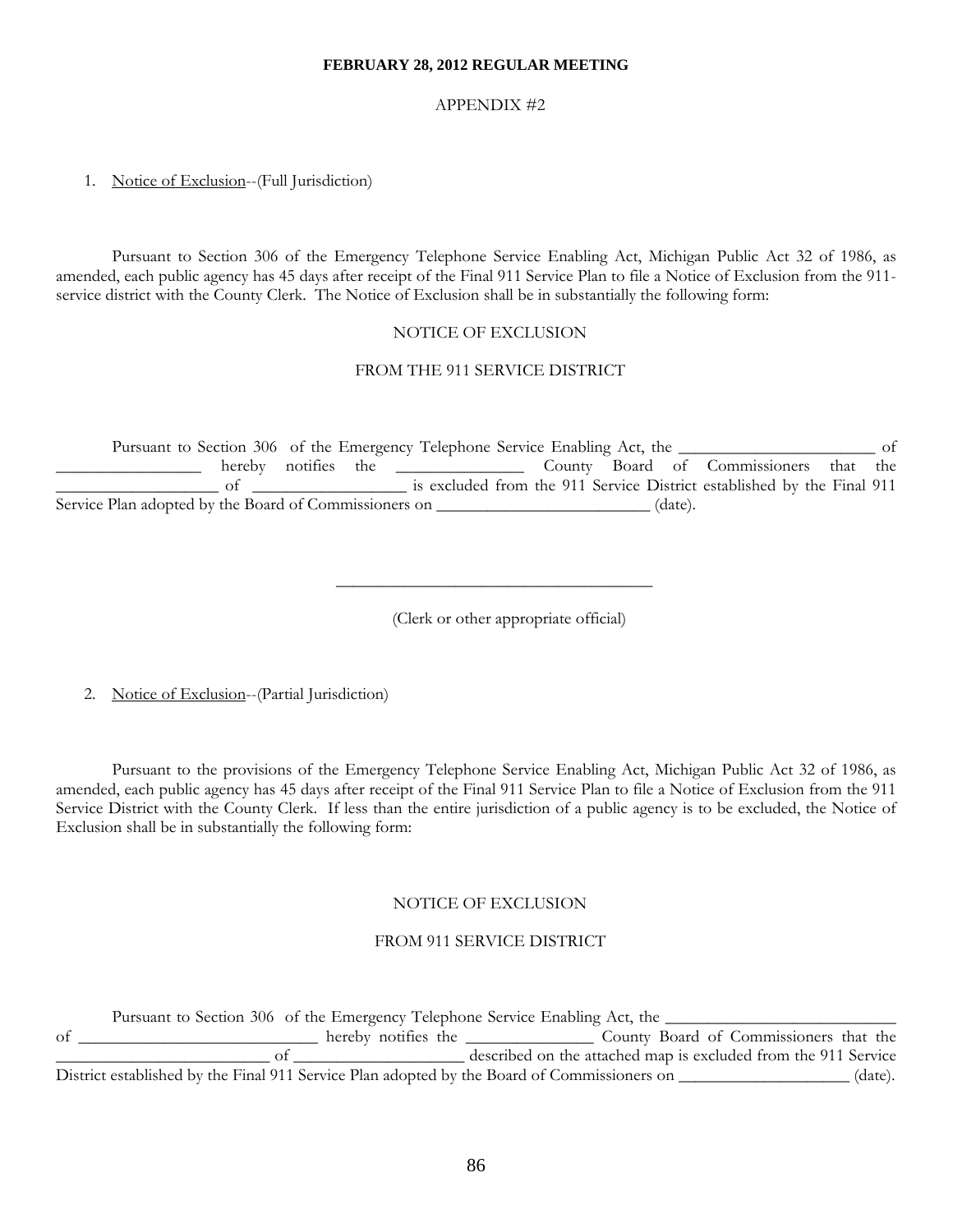FEBRUARY 28, 2012 REGULAR MEETING

APPENDIX #2

1. Notice of Exclusion--(Full Jurisdiction)

Pursuant to Section 306 of the Emergency Telephone Service Enabling Act, Michigan Public Act 32 of 1986, as amended, each public agency has 45 days after receipt of the Final 911 Service Plan to file a Notice of Exclusion from the 911-service district with the County Clerk. The Notice of Exclusion shall be in substantially the following form:

NOTICE OF EXCLUSION

FROM THE 911 SERVICE DISTRICT

Pursuant to Section 306 of the Emergency Telephone Service Enabling Act, the ________________________ of _________________ hereby notifies the _______________ County Board of Commissioners that the ___________________ of __________________ is excluded from the 911 Service District established by the Final 911 Service Plan adopted by the Board of Commissioners on _________________________ (date).

_____________________________________

(Clerk or other appropriate official)

2. Notice of Exclusion--(Partial Jurisdiction)

Pursuant to the provisions of the Emergency Telephone Service Enabling Act, Michigan Public Act 32 of 1986, as amended, each public agency has 45 days after receipt of the Final 911 Service Plan to file a Notice of Exclusion from the 911 Service District with the County Clerk. If less than the entire jurisdiction of a public agency is to be excluded, the Notice of Exclusion shall be in substantially the following form:

NOTICE OF EXCLUSION

FROM 911 SERVICE DISTRICT

Pursuant to Section 306 of the Emergency Telephone Service Enabling Act, the ___________________________ of _____________________________ hereby notifies the _______________ County Board of Commissioners that the _________________________ of ____________________ described on the attached map is excluded from the 911 Service District established by the Final 911 Service Plan adopted by the Board of Commissioners on ____________________ (date).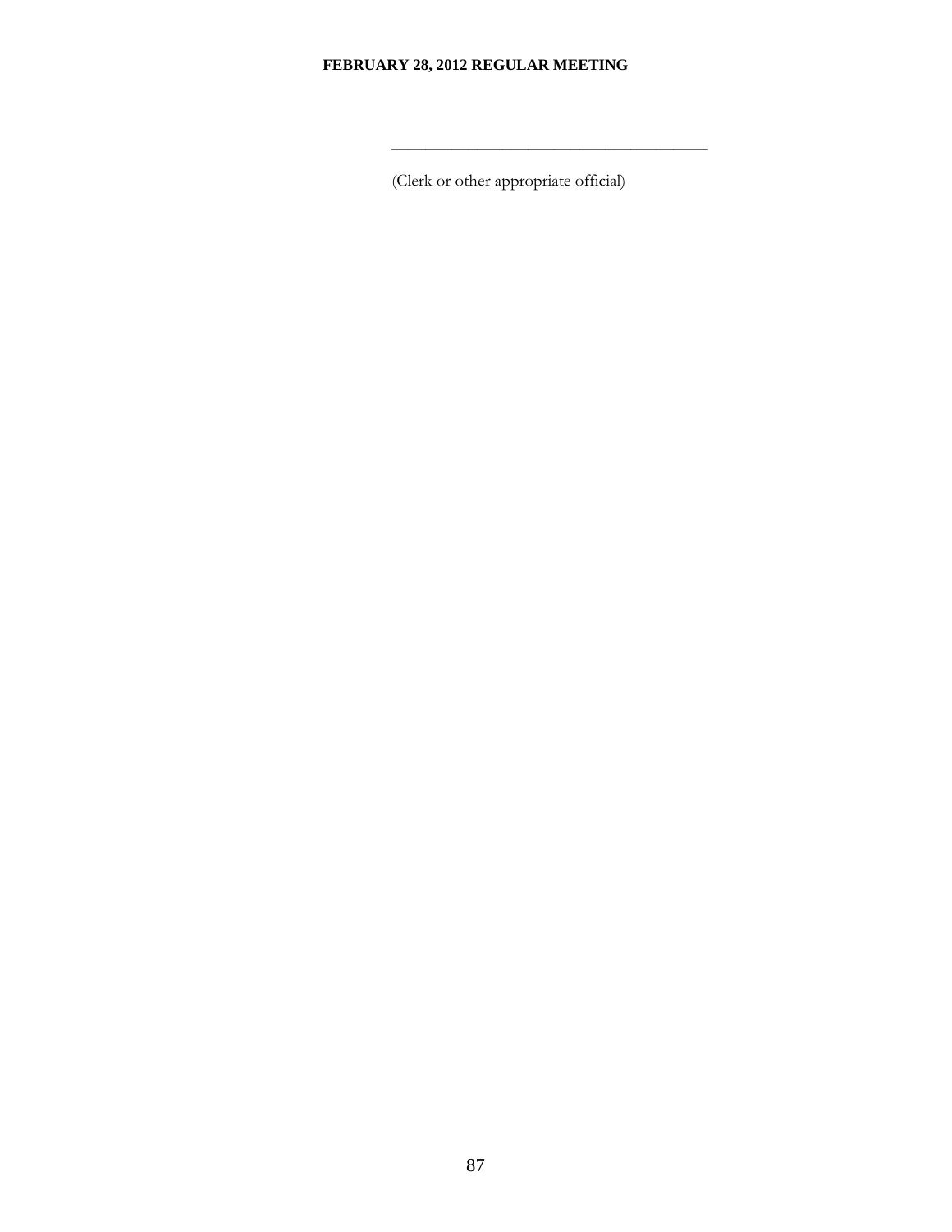\_\_\_\_\_\_\_\_\_\_\_\_\_\_\_\_\_\_\_\_\_\_\_\_\_\_\_\_\_\_\_\_\_\_\_\_\_\_\_

(Clerk or other appropriate official)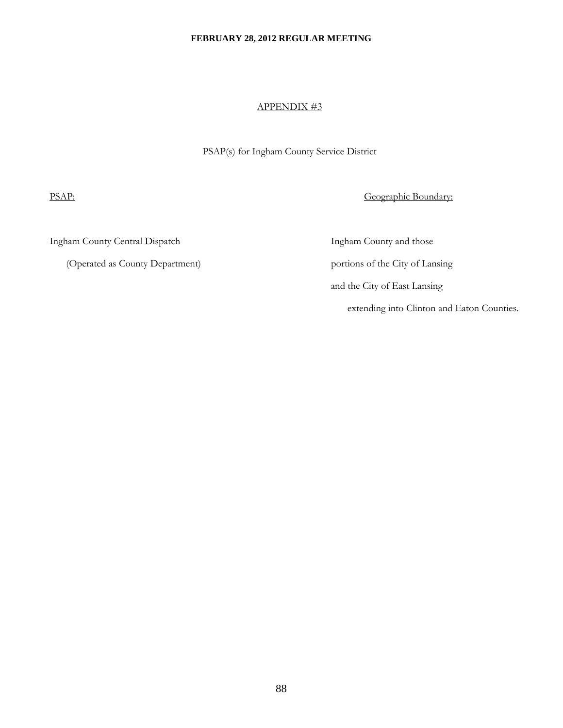APPENDIX #3

PSAP(s) for Ingham County Service District

| PSAP: | Geographic Boundary: |
| --- | --- |
| Ingham County Central Dispatch (Operated as County Department) | Ingham County and those portions of the City of Lansing and the City of East Lansing extending into Clinton and Eaton Counties. |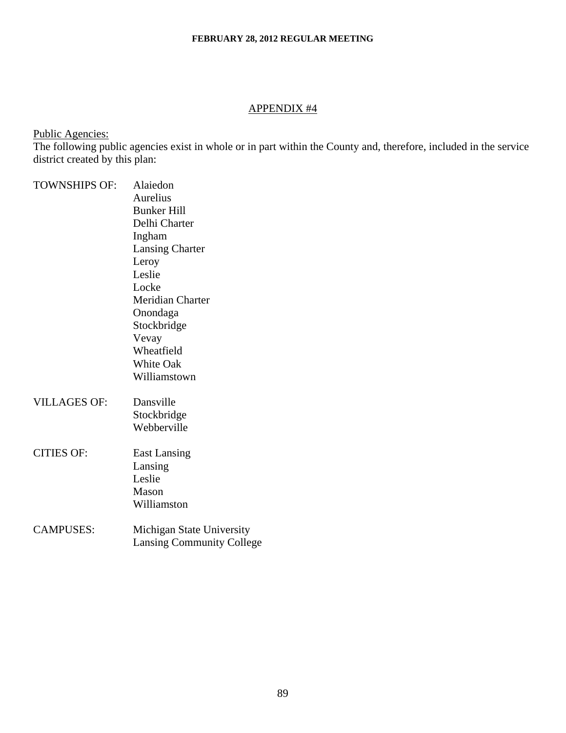## APPENDIX #4

Public Agencies:

The following public agencies exist in whole or in part within the County and, therefore, included in the service district created by this plan:

| | |
|---|---|
| TOWNSHIPS OF: | Alaiedon<br>Aurelius<br>Bunker Hill<br>Delhi Charter<br>Ingham<br>Lansing Charter<br>Leroy<br>Leslie<br>Locke<br>Meridian Charter<br>Onondaga<br>Stockbridge<br>Vevay<br>Wheatfield<br>White Oak<br>Williamstown |
| VILLAGES OF: | Dansville<br>Stockbridge<br>Webberville |
| CITIES OF: | East Lansing<br>Lansing<br>Leslie<br>Mason<br>Williamston |
| CAMPUSES: | Michigan State University<br>Lansing Community College |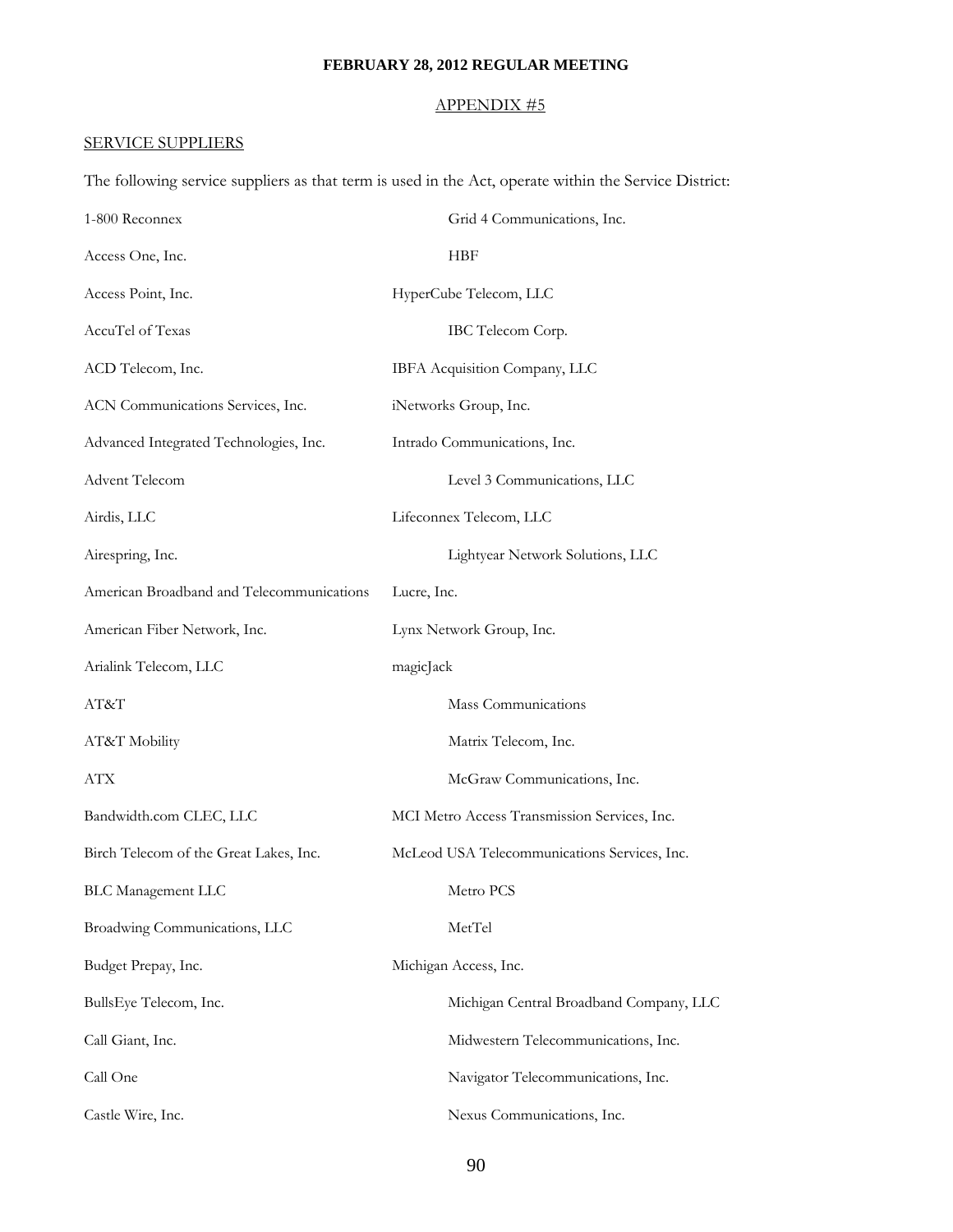**FEBRUARY 28, 2012 REGULAR MEETING**

APPENDIX #5

SERVICE SUPPLIERS

The following service suppliers as that term is used in the Act, operate within the Service District:

1-800 Reconnex
Access One, Inc.
Access Point, Inc.
AccuTel of Texas
ACD Telecom, Inc.
ACN Communications Services, Inc.
Advanced Integrated Technologies, Inc.
Advent Telecom
Airdis, LLC
Airespring, Inc.
American Broadband and Telecommunications
American Fiber Network, Inc.
Arialink Telecom, LLC
AT&T
AT&T Mobility
ATX
Bandwidth.com CLEC, LLC
Birch Telecom of the Great Lakes, Inc.
BLC Management LLC
Broadwing Communications, LLC
Budget Prepay, Inc.
BullsEye Telecom, Inc.
Call Giant, Inc.
Call One
Castle Wire, Inc.
Grid 4 Communications, Inc.
HBF
HyperCube Telecom, LLC
IBC Telecom Corp.
IBFA Acquisition Company, LLC
iNetworks Group, Inc.
Intrado Communications, Inc.
Level 3 Communications, LLC
Lifeconnex Telecom, LLC
Lightyear Network Solutions, LLC
Lucre, Inc.
Lynx Network Group, Inc.
magicJack
Mass Communications
Matrix Telecom, Inc.
McGraw Communications, Inc.
MCI Metro Access Transmission Services, Inc.
McLeod USA Telecommunications Services, Inc.
Metro PCS
MetTel
Michigan Access, Inc.
Michigan Central Broadband Company, LLC
Midwestern Telecommunications, Inc.
Navigator Telecommunications, Inc.
Nexus Communications, Inc.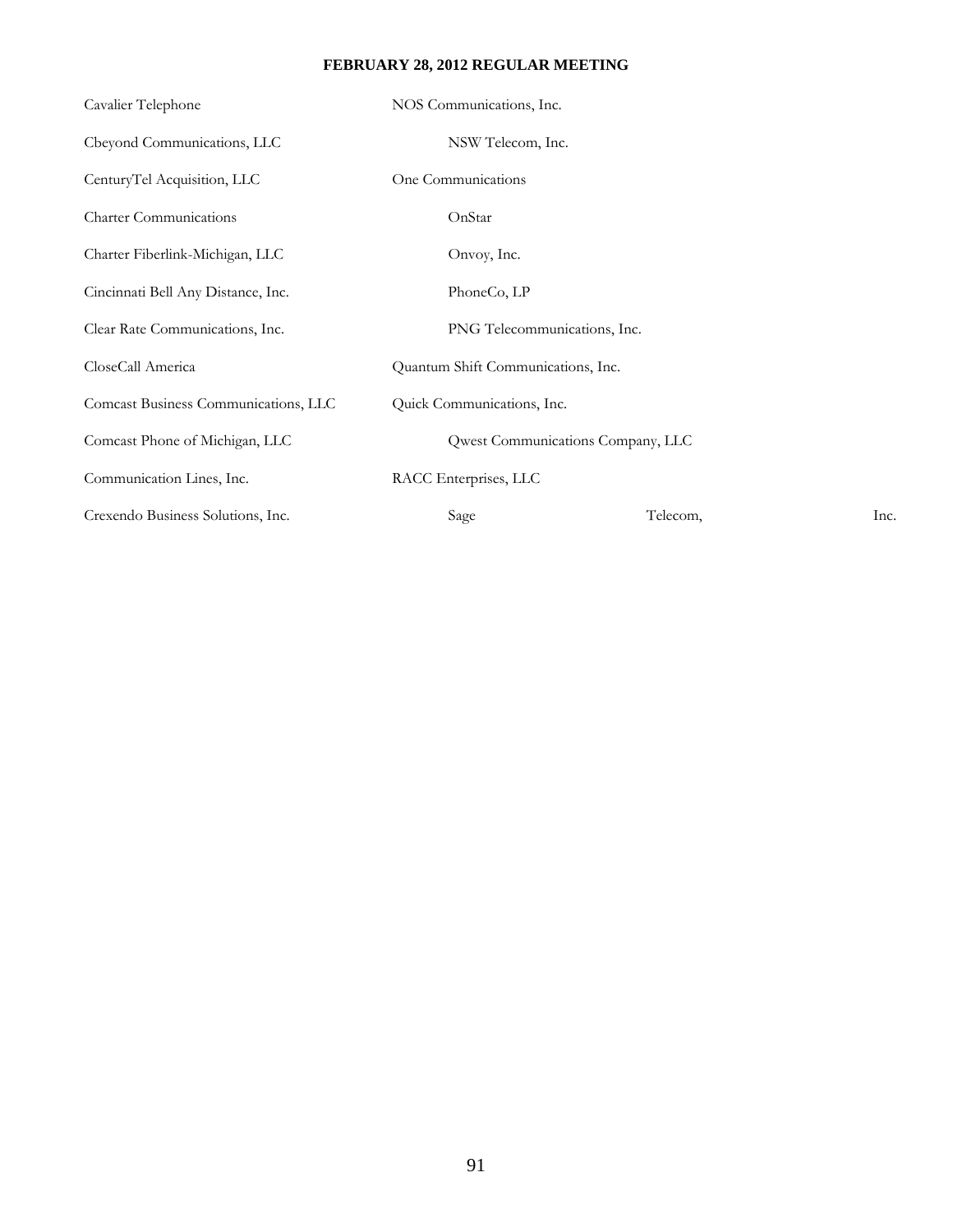Cavalier Telephone

Cbeyond Communications, LLC

CenturyTel Acquisition, LLC

Charter Communications

Charter Fiberlink-Michigan, LLC

Cincinnati Bell Any Distance, Inc.

Clear Rate Communications, Inc.

CloseCall America

Comcast Business Communications, LLC

Comcast Phone of Michigan, LLC

Communication Lines, Inc.

Crexendo Business Solutions, Inc.

NOS Communications, Inc.

NSW Telecom, Inc.

One Communications

OnStar

Onvoy, Inc.

PhoneCo, LP

PNG Telecommunications, Inc.

Quantum Shift Communications, Inc.

Quick Communications, Inc.

Qwest Communications Company, LLC

RACC Enterprises, LLC

Sage Telecom, Inc.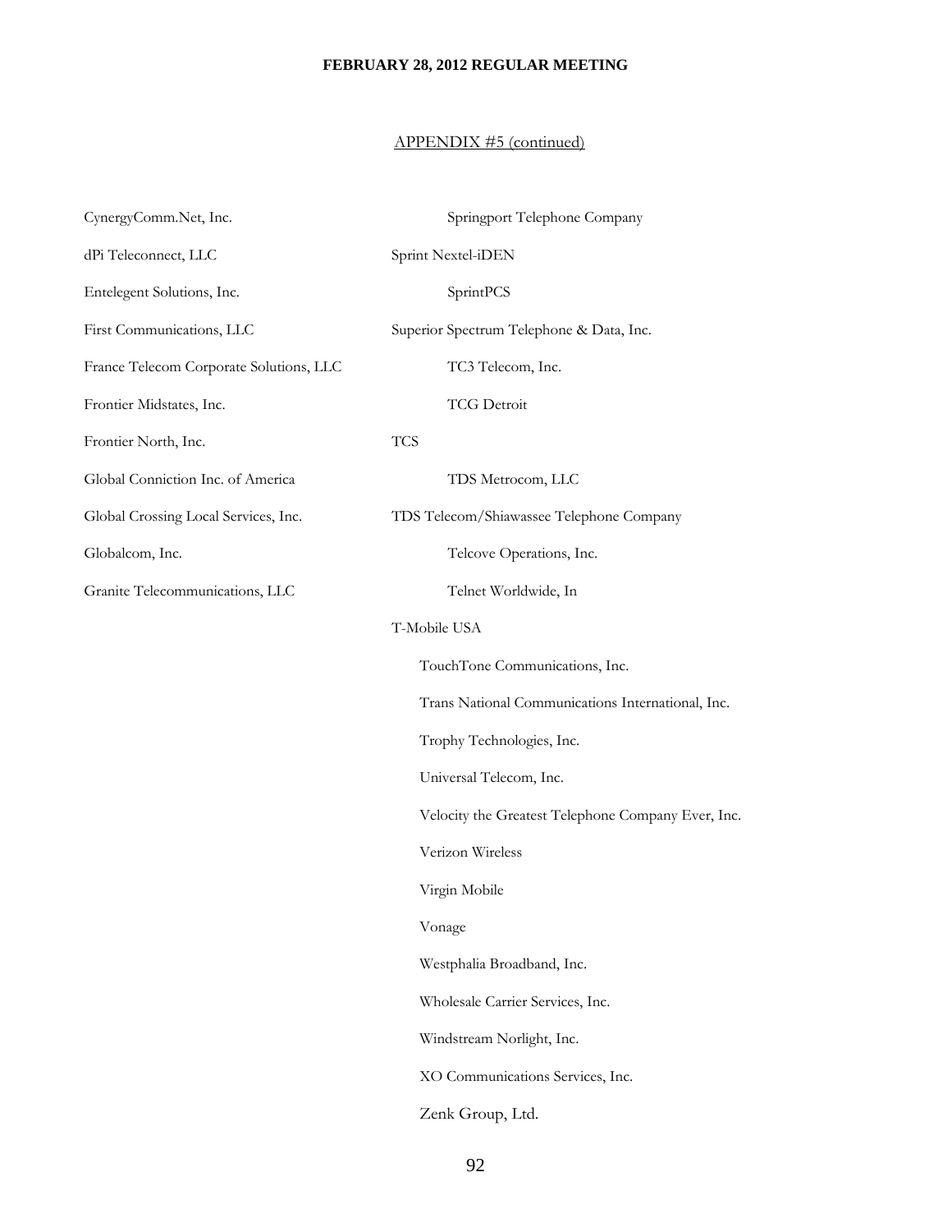## APPENDIX #5 (continued)

CynergyComm.Net, Inc.

dPi Teleconnect, LLC

Entelegent Solutions, Inc.

First Communications, LLC

France Telecom Corporate Solutions, LLC

Frontier Midstates, Inc.

Frontier North, Inc.

Global Conniction Inc. of America

Global Crossing Local Services, Inc.

Globalcom, Inc.

Granite Telecommunications, LLC

Springport Telephone Company

Sprint Nextel-iDEN

SprintPCS

Superior Spectrum Telephone & Data, Inc.

TC3 Telecom, Inc.

TCG Detroit

TCS

TDS Metrocom, LLC

TDS Telecom/Shiawassee Telephone Company

Telcove Operations, Inc.

Telnet Worldwide, In

T-Mobile USA

TouchTone Communications, Inc.

Trans National Communications International, Inc.

Trophy Technologies, Inc.

Universal Telecom, Inc.

Velocity the Greatest Telephone Company Ever, Inc.

Verizon Wireless

Virgin Mobile

Vonage

Westphalia Broadband, Inc.

Wholesale Carrier Services, Inc.

Windstream Norlight, Inc.

XO Communications Services, Inc.

Zenk Group, Ltd.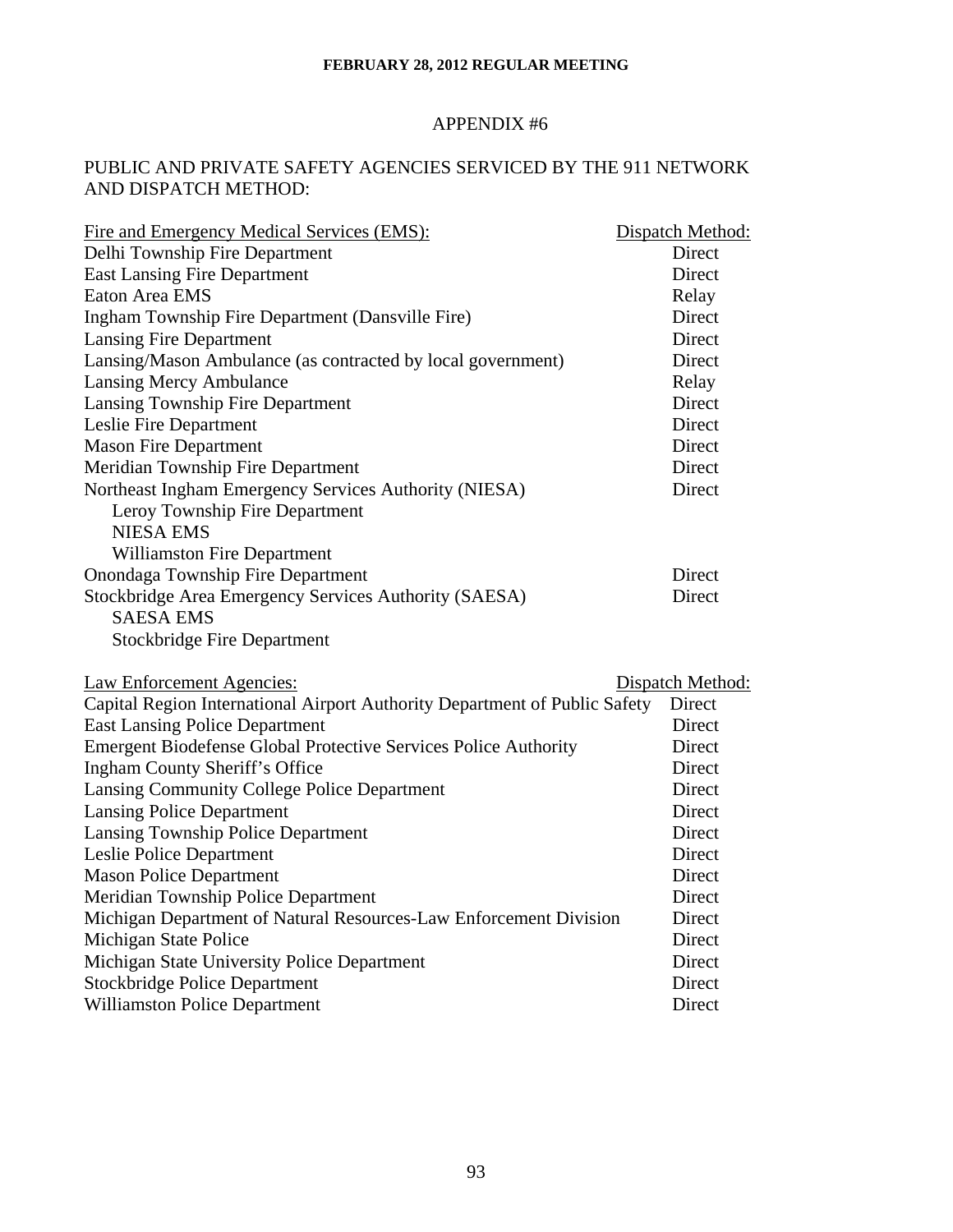# APPENDIX #6

## PUBLIC AND PRIVATE SAFETY AGENCIES SERVICED BY THE 911 NETWORK AND DISPATCH METHOD:

| Fire and Emergency Medical Services (EMS): | Dispatch Method: |
|---|---|
| Delhi Township Fire Department | Direct |
| East Lansing Fire Department | Direct |
| Eaton Area EMS | Relay |
| Ingham Township Fire Department (Dansville Fire) | Direct |
| Lansing Fire Department | Direct |
| Lansing/Mason Ambulance (as contracted by local government) | Direct |
| Lansing Mercy Ambulance | Relay |
| Lansing Township Fire Department | Direct |
| Leslie Fire Department | Direct |
| Mason Fire Department | Direct |
| Meridian Township Fire Department | Direct |
| Northeast Ingham Emergency Services Authority (NIESA) | Direct |
| Leroy Township Fire Department | |
| NIESA EMS | |
| Williamston Fire Department | |
| Onondaga Township Fire Department | Direct |
| Stockbridge Area Emergency Services Authority (SAESA) | Direct |
| SAESA EMS | |
| Stockbridge Fire Department | |

| Law Enforcement Agencies: | Dispatch Method: |
|---|---|
| Capital Region International Airport Authority Department of Public Safety | Direct |
| East Lansing Police Department | Direct |
| Emergent Biodefense Global Protective Services Police Authority | Direct |
| Ingham County Sheriff's Office | Direct |
| Lansing Community College Police Department | Direct |
| Lansing Police Department | Direct |
| Lansing Township Police Department | Direct |
| Leslie Police Department | Direct |
| Mason Police Department | Direct |
| Meridian Township Police Department | Direct |
| Michigan Department of Natural Resources-Law Enforcement Division | Direct |
| Michigan State Police | Direct |
| Michigan State University Police Department | Direct |
| Stockbridge Police Department | Direct |
| Williamston Police Department | Direct |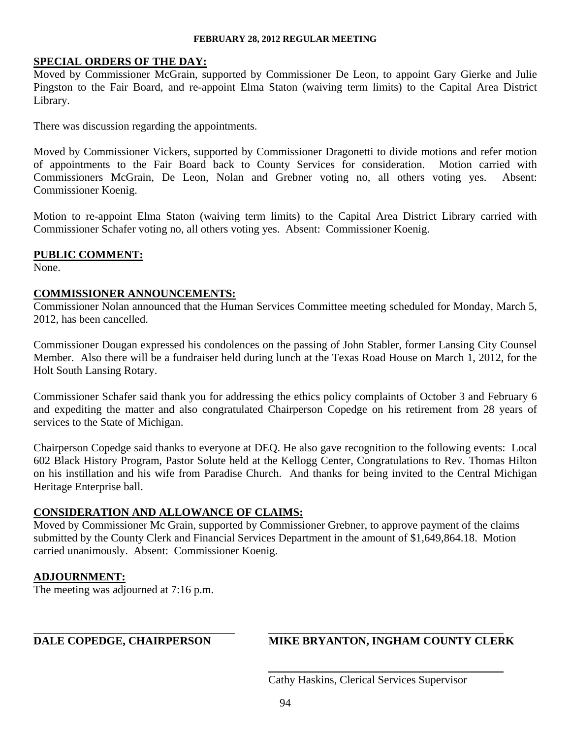**SPECIAL ORDERS OF THE DAY:**

Moved by Commissioner McGrain, supported by Commissioner De Leon, to appoint Gary Gierke and Julie Pingston to the Fair Board, and re-appoint Elma Staton (waiving term limits) to the Capital Area District Library.

There was discussion regarding the appointments.

Moved by Commissioner Vickers, supported by Commissioner Dragonetti to divide motions and refer motion of appointments to the Fair Board back to County Services for consideration. Motion carried with Commissioners McGrain, De Leon, Nolan and Grebner voting no, all others voting yes. Absent: Commissioner Koenig.

Motion to re-appoint Elma Staton (waiving term limits) to the Capital Area District Library carried with Commissioner Schafer voting no, all others voting yes. Absent: Commissioner Koenig.

**PUBLIC COMMENT:**

None.

**COMMISSIONER ANNOUNCEMENTS:**

Commissioner Nolan announced that the Human Services Committee meeting scheduled for Monday, March 5, 2012, has been cancelled.

Commissioner Dougan expressed his condolences on the passing of John Stabler, former Lansing City Counsel Member. Also there will be a fundraiser held during lunch at the Texas Road House on March 1, 2012, for the Holt South Lansing Rotary.

Commissioner Schafer said thank you for addressing the ethics policy complaints of October 3 and February 6 and expediting the matter and also congratulated Chairperson Copedge on his retirement from 28 years of services to the State of Michigan.

Chairperson Copedge said thanks to everyone at DEQ. He also gave recognition to the following events: Local 602 Black History Program, Pastor Solute held at the Kellogg Center, Congratulations to Rev. Thomas Hilton on his instillation and his wife from Paradise Church. And thanks for being invited to the Central Michigan Heritage Enterprise ball.

**CONSIDERATION AND ALLOWANCE OF CLAIMS:**

Moved by Commissioner Mc Grain, supported by Commissioner Grebner, to approve payment of the claims submitted by the County Clerk and Financial Services Department in the amount of $1,649,864.18. Motion carried unanimously. Absent: Commissioner Koenig.

**ADJOURNMENT:**

The meeting was adjourned at 7:16 p.m.

**DALE COPEDGE, CHAIRPERSON**

**MIKE BRYANTON, INGHAM COUNTY CLERK**

Cathy Haskins, Clerical Services Supervisor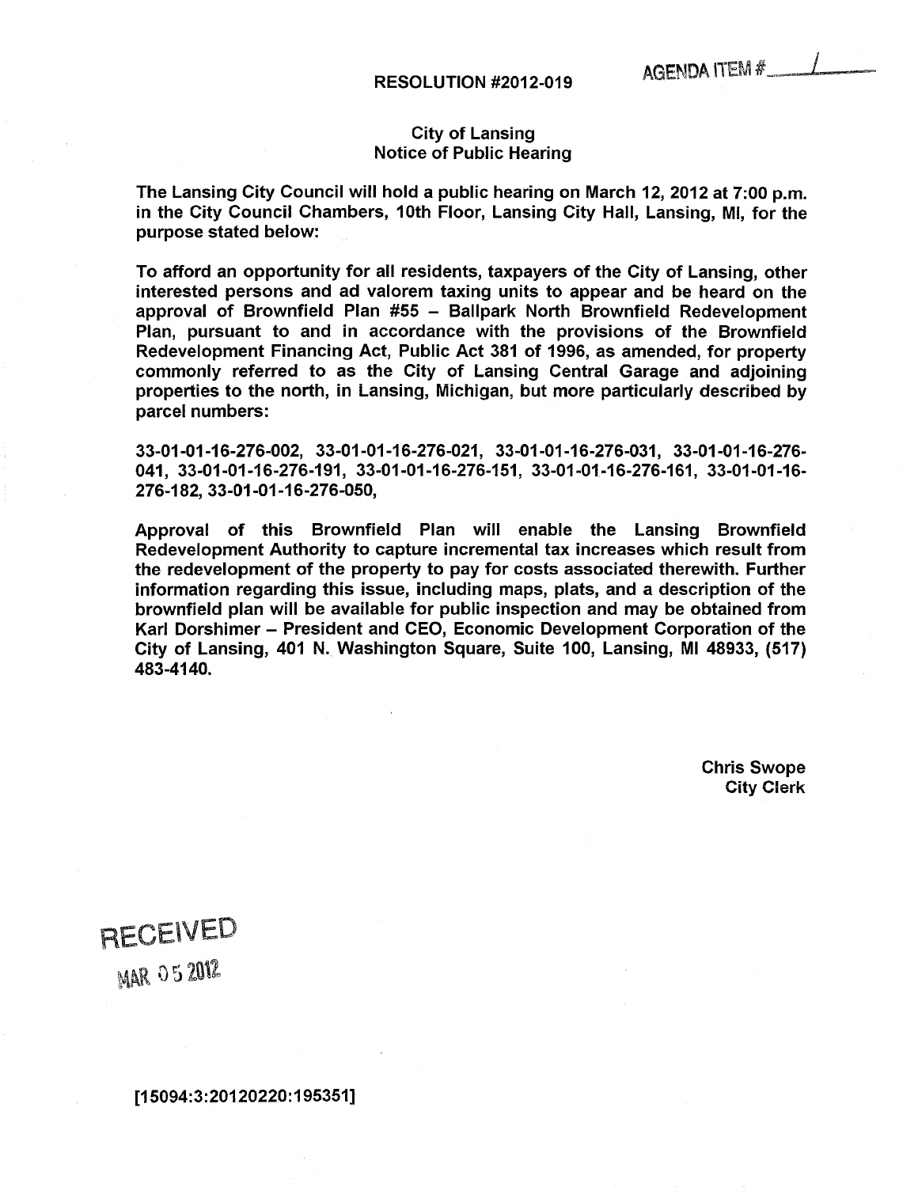**RESOLUTION #2012-019**

AGENDA ITEM # 1

**City of Lansing**
**Notice of Public Hearing**

**The Lansing City Council will hold a public hearing on March 12, 2012 at 7:00 p.m. in the City Council Chambers, 10th Floor, Lansing City Hall, Lansing, MI, for the purpose stated below:**

**To afford an opportunity for all residents, taxpayers of the City of Lansing, other interested persons and ad valorem taxing units to appear and be heard on the approval of Brownfield Plan #55 – Ballpark North Brownfield Redevelopment Plan, pursuant to and in accordance with the provisions of the Brownfield Redevelopment Financing Act, Public Act 381 of 1996, as amended, for property commonly referred to as the City of Lansing Central Garage and adjoining properties to the north, in Lansing, Michigan, but more particularly described by parcel numbers:**

**33-01-01-16-276-002, 33-01-01-16-276-021, 33-01-01-16-276-031, 33-01-01-16-276-041, 33-01-01-16-276-191, 33-01-01-16-276-151, 33-01-01-16-276-161, 33-01-01-16-276-182, 33-01-01-16-276-050,**

**Approval of this Brownfield Plan will enable the Lansing Brownfield Redevelopment Authority to capture incremental tax increases which result from the redevelopment of the property to pay for costs associated therewith. Further information regarding this issue, including maps, plats, and a description of the brownfield plan will be available for public inspection and may be obtained from Karl Dorshimer – President and CEO, Economic Development Corporation of the City of Lansing, 401 N. Washington Square, Suite 100, Lansing, MI 48933, (517) 483-4140.**

**Chris Swope**
**City Clerk**

RECEIVED
MAR 05 2012

**[15094:3:20120220:195351]**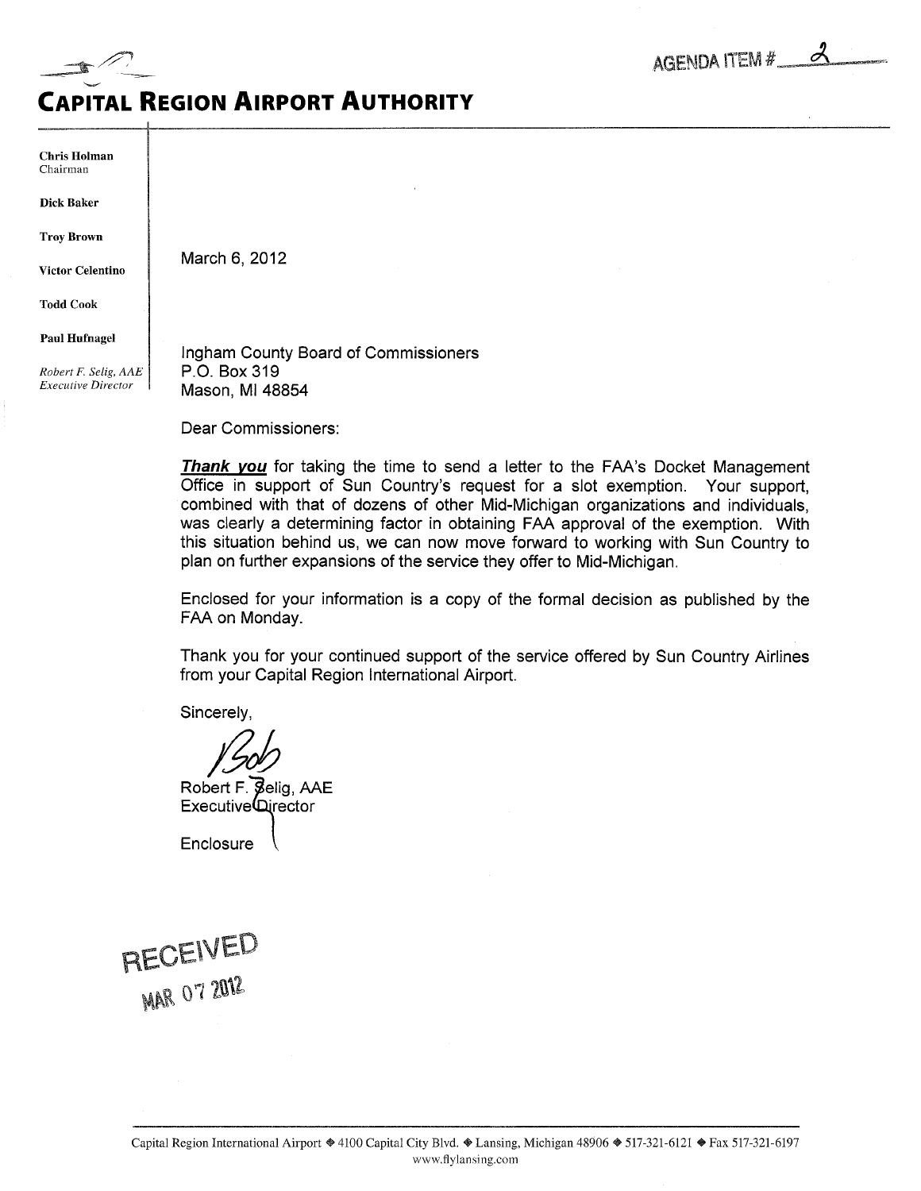AGENDA ITEM # 2

# CAPITAL REGION AIRPORT AUTHORITY

**Chris Holman**
Chairman

**Dick Baker**

**Troy Brown**

**Victor Celentino**

**Todd Cook**

**Paul Hufnagel**

*Robert F. Selig, AAE*
*Executive Director*

March 6, 2012

Ingham County Board of Commissioners
P.O. Box 319
Mason, MI 48854

Dear Commissioners:

***Thank you*** for taking the time to send a letter to the FAA's Docket Management Office in support of Sun Country's request for a slot exemption. Your support, combined with that of dozens of other Mid-Michigan organizations and individuals, was clearly a determining factor in obtaining FAA approval of the exemption. With this situation behind us, we can now move forward to working with Sun Country to plan on further expansions of the service they offer to Mid-Michigan.

Enclosed for your information is a copy of the formal decision as published by the FAA on Monday.

Thank you for your continued support of the service offered by Sun Country Airlines from your Capital Region International Airport.

Sincerely,

Bob

Robert F. Selig, AAE
Executive Director

Enclosure

RECEIVED
MAR 07 2012

Capital Region International Airport ◆ 4100 Capital City Blvd. ◆ Lansing, Michigan 48906 ◆ 517-321-6121 ◆ Fax 517-321-6197
www.flylansing.com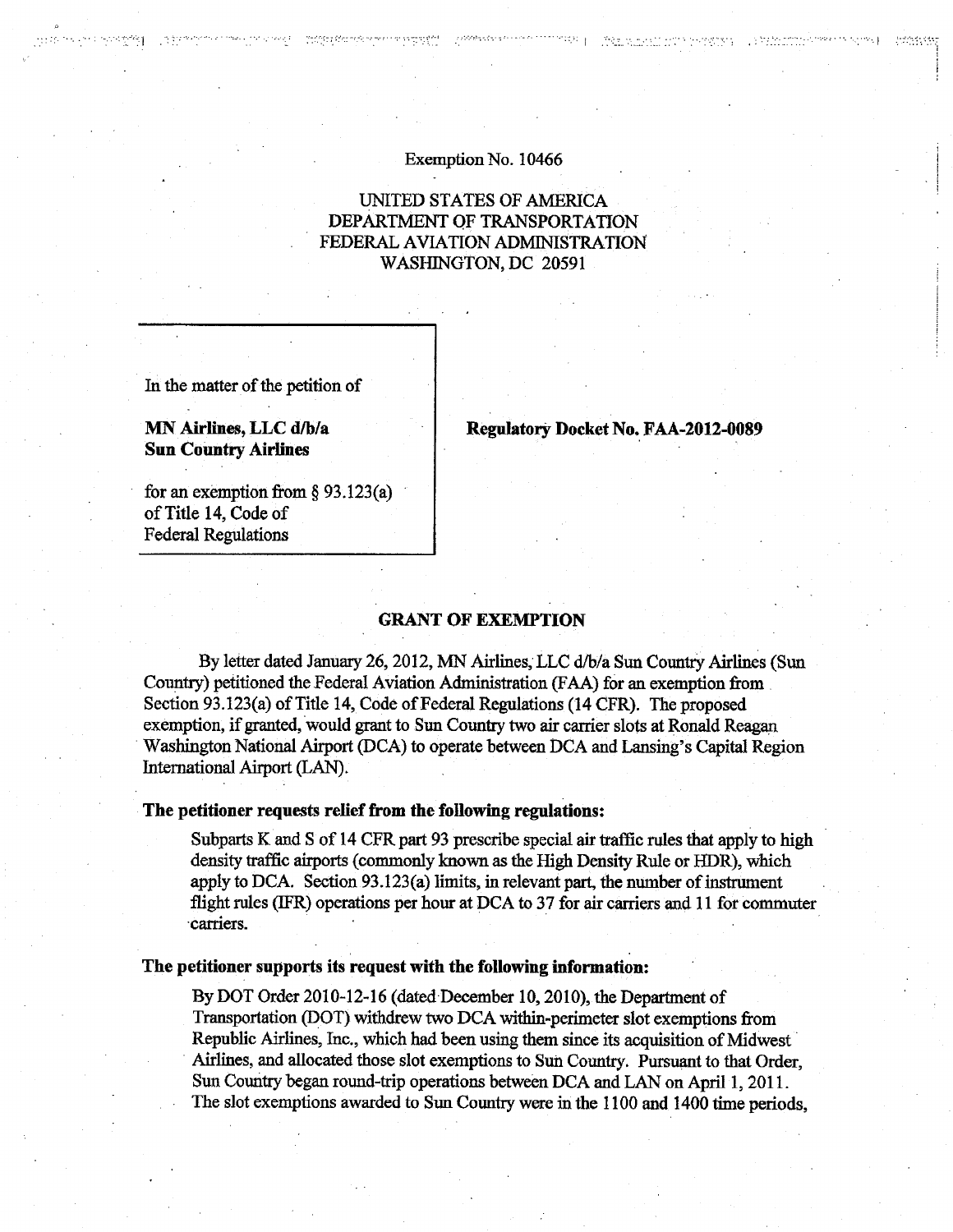Exemption No. 10466

UNITED STATES OF AMERICA
DEPARTMENT OF TRANSPORTATION
FEDERAL AVIATION ADMINISTRATION
WASHINGTON, DC 20591

In the matter of the petition of

**MN Airlines, LLC d/b/a Sun Country Airlines**

for an exemption from § 93.123(a) of Title 14, Code of Federal Regulations

**Regulatory Docket No. FAA-2012-0089**

## GRANT OF EXEMPTION

By letter dated January 26, 2012, MN Airlines, LLC d/b/a Sun Country Airlines (Sun Country) petitioned the Federal Aviation Administration (FAA) for an exemption from Section 93.123(a) of Title 14, Code of Federal Regulations (14 CFR). The proposed exemption, if granted, would grant to Sun Country two air carrier slots at Ronald Reagan Washington National Airport (DCA) to operate between DCA and Lansing's Capital Region International Airport (LAN).

### The petitioner requests relief from the following regulations:

Subparts K and S of 14 CFR part 93 prescribe special air traffic rules that apply to high density traffic airports (commonly known as the High Density Rule or HDR), which apply to DCA. Section 93.123(a) limits, in relevant part, the number of instrument flight rules (IFR) operations per hour at DCA to 37 for air carriers and 11 for commuter carriers.

### The petitioner supports its request with the following information:

By DOT Order 2010-12-16 (dated December 10, 2010), the Department of Transportation (DOT) withdrew two DCA within-perimeter slot exemptions from Republic Airlines, Inc., which had been using them since its acquisition of Midwest Airlines, and allocated those slot exemptions to Sun Country. Pursuant to that Order, Sun Country began round-trip operations between DCA and LAN on April 1, 2011. The slot exemptions awarded to Sun Country were in the 1100 and 1400 time periods,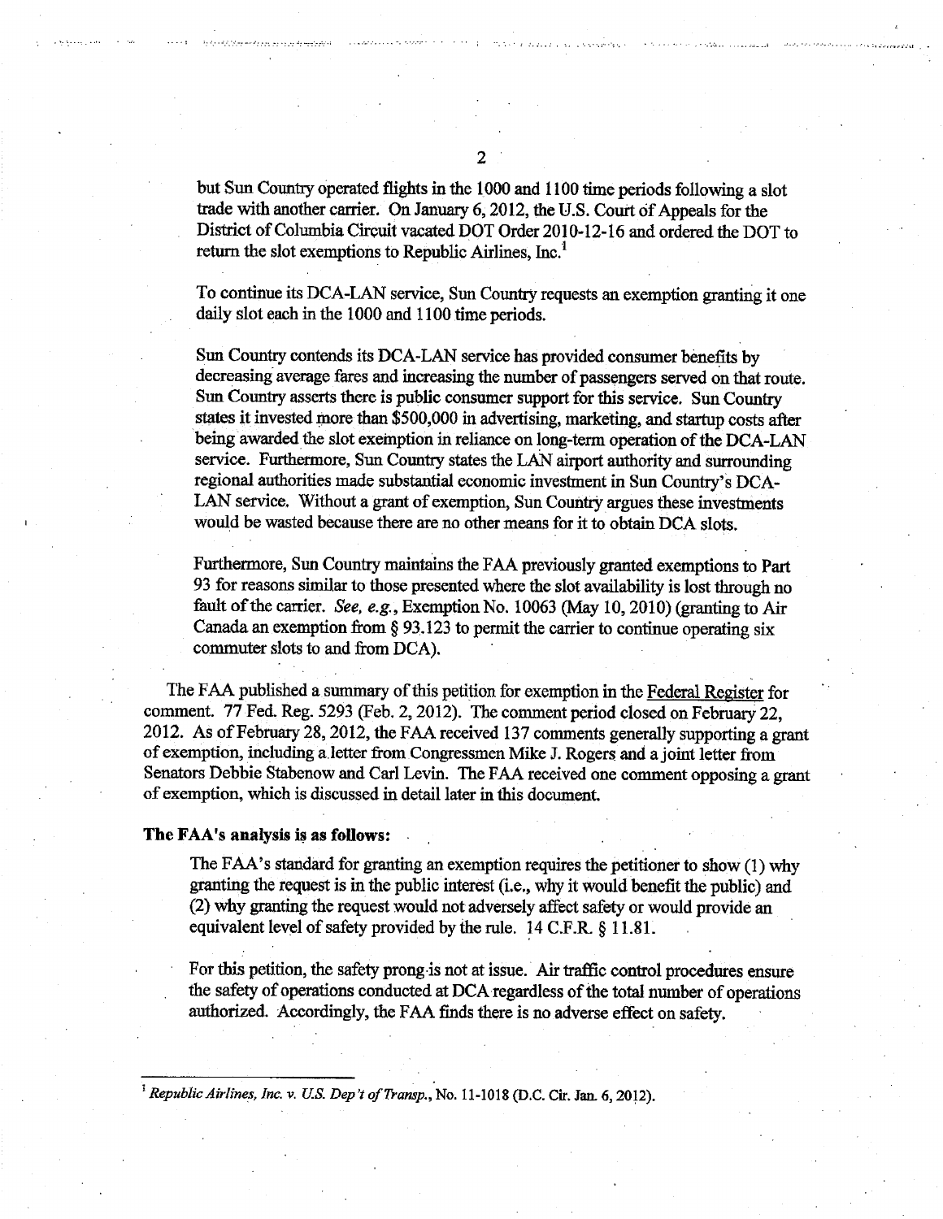but Sun Country operated flights in the 1000 and 1100 time periods following a slot trade with another carrier. On January 6, 2012, the U.S. Court of Appeals for the District of Columbia Circuit vacated DOT Order 2010-12-16 and ordered the DOT to return the slot exemptions to Republic Airlines, Inc.[1]

To continue its DCA-LAN service, Sun Country requests an exemption granting it one daily slot each in the 1000 and 1100 time periods.

Sun Country contends its DCA-LAN service has provided consumer benefits by decreasing average fares and increasing the number of passengers served on that route. Sun Country asserts there is public consumer support for this service. Sun Country states it invested more than $500,000 in advertising, marketing, and startup costs after being awarded the slot exemption in reliance on long-term operation of the DCA-LAN service. Furthermore, Sun Country states the LAN airport authority and surrounding regional authorities made substantial economic investment in Sun Country's DCA-LAN service. Without a grant of exemption, Sun Country argues these investments would be wasted because there are no other means for it to obtain DCA slots.

Furthermore, Sun Country maintains the FAA previously granted exemptions to Part 93 for reasons similar to those presented where the slot availability is lost through no fault of the carrier. *See, e.g.*, Exemption No. 10063 (May 10, 2010) (granting to Air Canada an exemption from § 93.123 to permit the carrier to continue operating six commuter slots to and from DCA).

The FAA published a summary of this petition for exemption in the Federal Register for comment. 77 Fed. Reg. 5293 (Feb. 2, 2012). The comment period closed on February 22, 2012. As of February 28, 2012, the FAA received 137 comments generally supporting a grant of exemption, including a letter from Congressmen Mike J. Rogers and a joint letter from Senators Debbie Stabenow and Carl Levin. The FAA received one comment opposing a grant of exemption, which is discussed in detail later in this document.

**The FAA's analysis is as follows:**

The FAA's standard for granting an exemption requires the petitioner to show (1) why granting the request is in the public interest (i.e., why it would benefit the public) and (2) why granting the request would not adversely affect safety or would provide an equivalent level of safety provided by the rule. 14 C.F.R. § 11.81.

For this petition, the safety prong is not at issue. Air traffic control procedures ensure the safety of operations conducted at DCA regardless of the total number of operations authorized. Accordingly, the FAA finds there is no adverse effect on safety.

---

[1] *Republic Airlines, Inc. v. U.S. Dep't of Transp.*, No. 11-1018 (D.C. Cir. Jan. 6, 2012).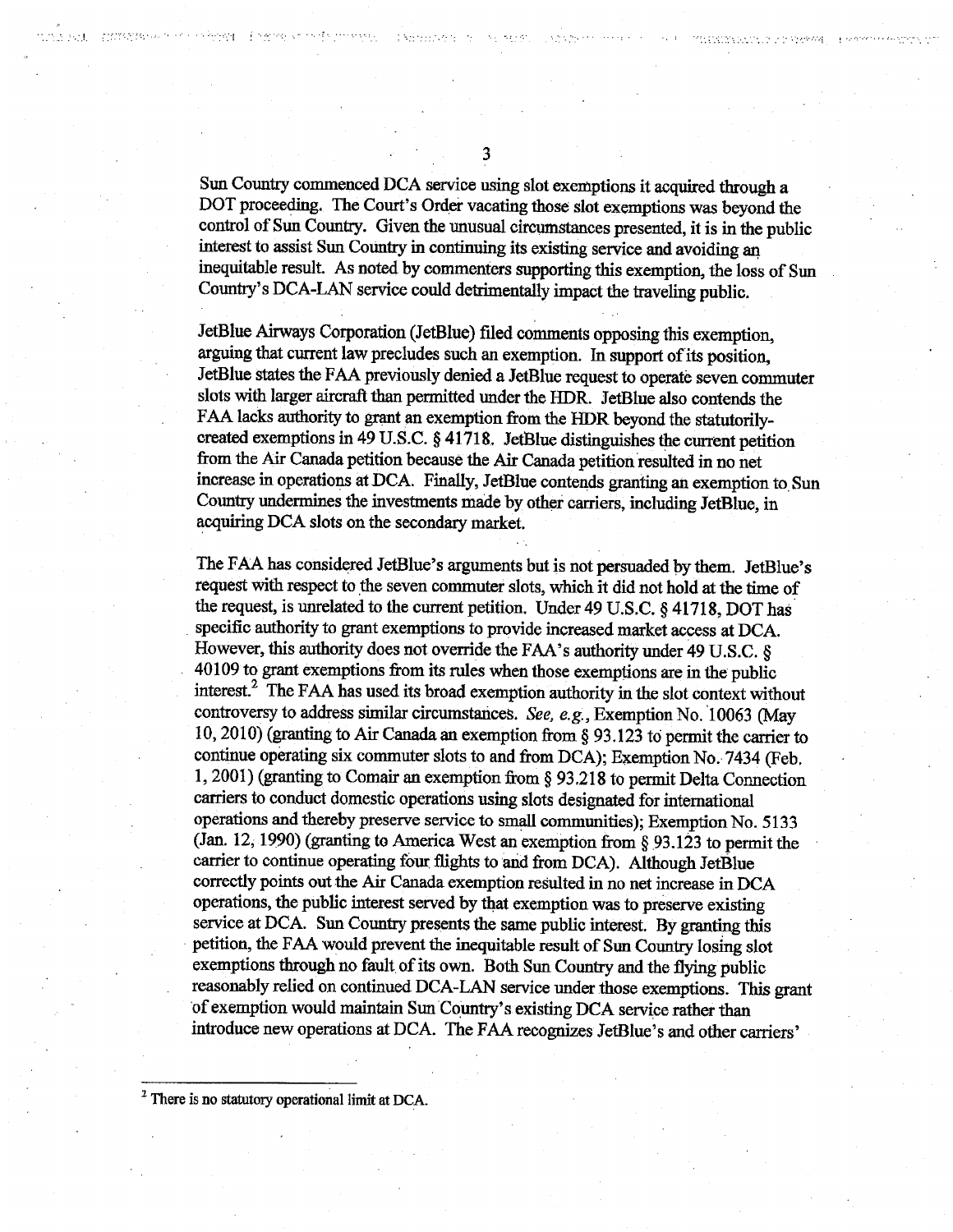Sun Country commenced DCA service using slot exemptions it acquired through a DOT proceeding. The Court's Order vacating those slot exemptions was beyond the control of Sun Country. Given the unusual circumstances presented, it is in the public interest to assist Sun Country in continuing its existing service and avoiding an inequitable result. As noted by commenters supporting this exemption, the loss of Sun Country's DCA-LAN service could detrimentally impact the traveling public.

JetBlue Airways Corporation (JetBlue) filed comments opposing this exemption, arguing that current law precludes such an exemption. In support of its position, JetBlue states the FAA previously denied a JetBlue request to operate seven commuter slots with larger aircraft than permitted under the HDR. JetBlue also contends the FAA lacks authority to grant an exemption from the HDR beyond the statutorily-created exemptions in 49 U.S.C. § 41718. JetBlue distinguishes the current petition from the Air Canada petition because the Air Canada petition resulted in no net increase in operations at DCA. Finally, JetBlue contends granting an exemption to Sun Country undermines the investments made by other carriers, including JetBlue, in acquiring DCA slots on the secondary market.

The FAA has considered JetBlue's arguments but is not persuaded by them. JetBlue's request with respect to the seven commuter slots, which it did not hold at the time of the request, is unrelated to the current petition. Under 49 U.S.C. § 41718, DOT has specific authority to grant exemptions to provide increased market access at DCA. However, this authority does not override the FAA's authority under 49 U.S.C. § 40109 to grant exemptions from its rules when those exemptions are in the public interest.[2] The FAA has used its broad exemption authority in the slot context without controversy to address similar circumstances. *See, e.g.*, Exemption No. 10063 (May 10, 2010) (granting to Air Canada an exemption from § 93.123 to permit the carrier to continue operating six commuter slots to and from DCA); Exemption No. 7434 (Feb. 1, 2001) (granting to Comair an exemption from § 93.218 to permit Delta Connection carriers to conduct domestic operations using slots designated for international operations and thereby preserve service to small communities); Exemption No. 5133 (Jan. 12, 1990) (granting to America West an exemption from § 93.123 to permit the carrier to continue operating four flights to and from DCA). Although JetBlue correctly points out the Air Canada exemption resulted in no net increase in DCA operations, the public interest served by that exemption was to preserve existing service at DCA. Sun Country presents the same public interest. By granting this petition, the FAA would prevent the inequitable result of Sun Country losing slot exemptions through no fault of its own. Both Sun Country and the flying public reasonably relied on continued DCA-LAN service under those exemptions. This grant of exemption would maintain Sun Country's existing DCA service rather than introduce new operations at DCA. The FAA recognizes JetBlue's and other carriers'

---

[2] There is no statutory operational limit at DCA.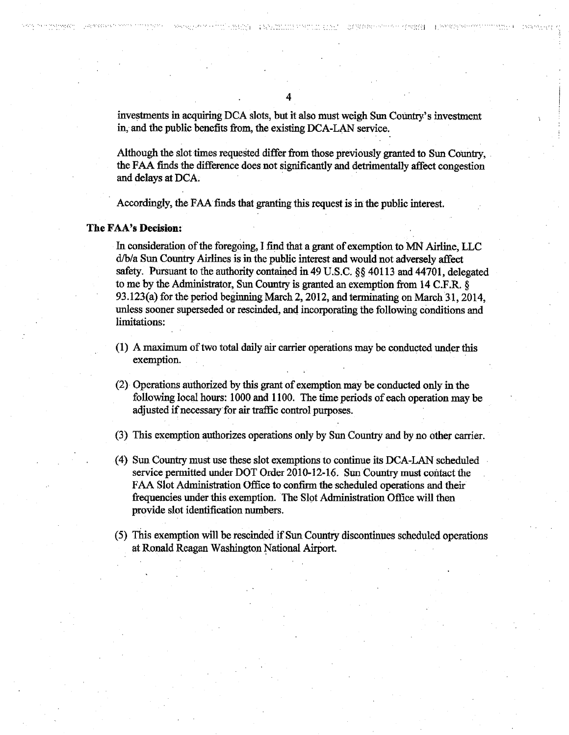investments in acquiring DCA slots, but it also must weigh Sun Country's investment in, and the public benefits from, the existing DCA-LAN service.

Although the slot times requested differ from those previously granted to Sun Country, the FAA finds the difference does not significantly and detrimentally affect congestion and delays at DCA.

Accordingly, the FAA finds that granting this request is in the public interest.

**The FAA's Decision:**

In consideration of the foregoing, I find that a grant of exemption to MN Airline, LLC d/b/a Sun Country Airlines is in the public interest and would not adversely affect safety. Pursuant to the authority contained in 49 U.S.C. §§ 40113 and 44701, delegated to me by the Administrator, Sun Country is granted an exemption from 14 C.F.R. § 93.123(a) for the period beginning March 2, 2012, and terminating on March 31, 2014, unless sooner superseded or rescinded, and incorporating the following conditions and limitations:

(1) A maximum of two total daily air carrier operations may be conducted under this exemption.

(2) Operations authorized by this grant of exemption may be conducted only in the following local hours: 1000 and 1100. The time periods of each operation may be adjusted if necessary for air traffic control purposes.

(3) This exemption authorizes operations only by Sun Country and by no other carrier.

(4) Sun Country must use these slot exemptions to continue its DCA-LAN scheduled service permitted under DOT Order 2010-12-16. Sun Country must contact the FAA Slot Administration Office to confirm the scheduled operations and their frequencies under this exemption. The Slot Administration Office will then provide slot identification numbers.

(5) This exemption will be rescinded if Sun Country discontinues scheduled operations at Ronald Reagan Washington National Airport.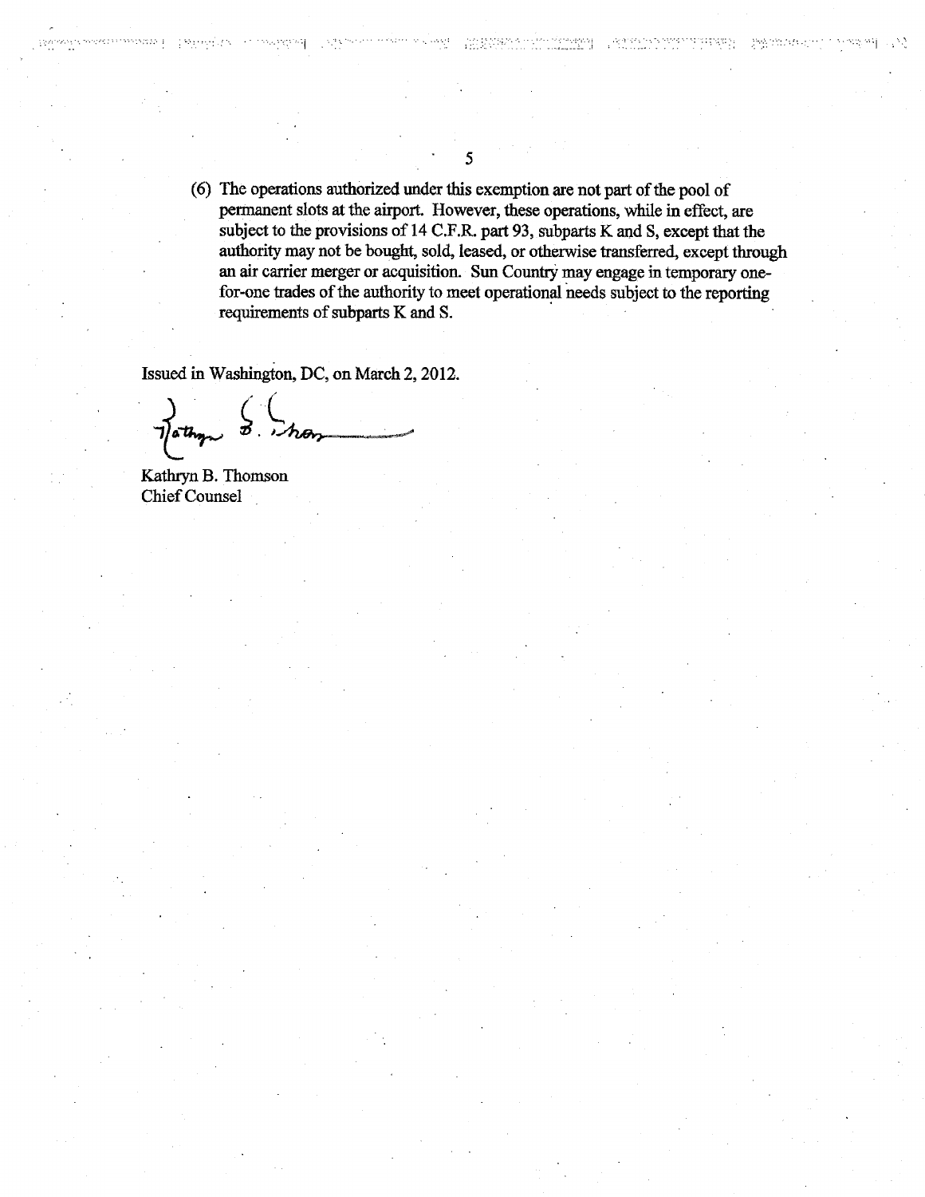(6) The operations authorized under this exemption are not part of the pool of permanent slots at the airport. However, these operations, while in effect, are subject to the provisions of 14 C.F.R. part 93, subparts K and S, except that the authority may not be bought, sold, leased, or otherwise transferred, except through an air carrier merger or acquisition. Sun Country may engage in temporary one-for-one trades of the authority to meet operational needs subject to the reporting requirements of subparts K and S.

Issued in Washington, DC, on March 2, 2012.

Kathryn B. Thomson
Chief Counsel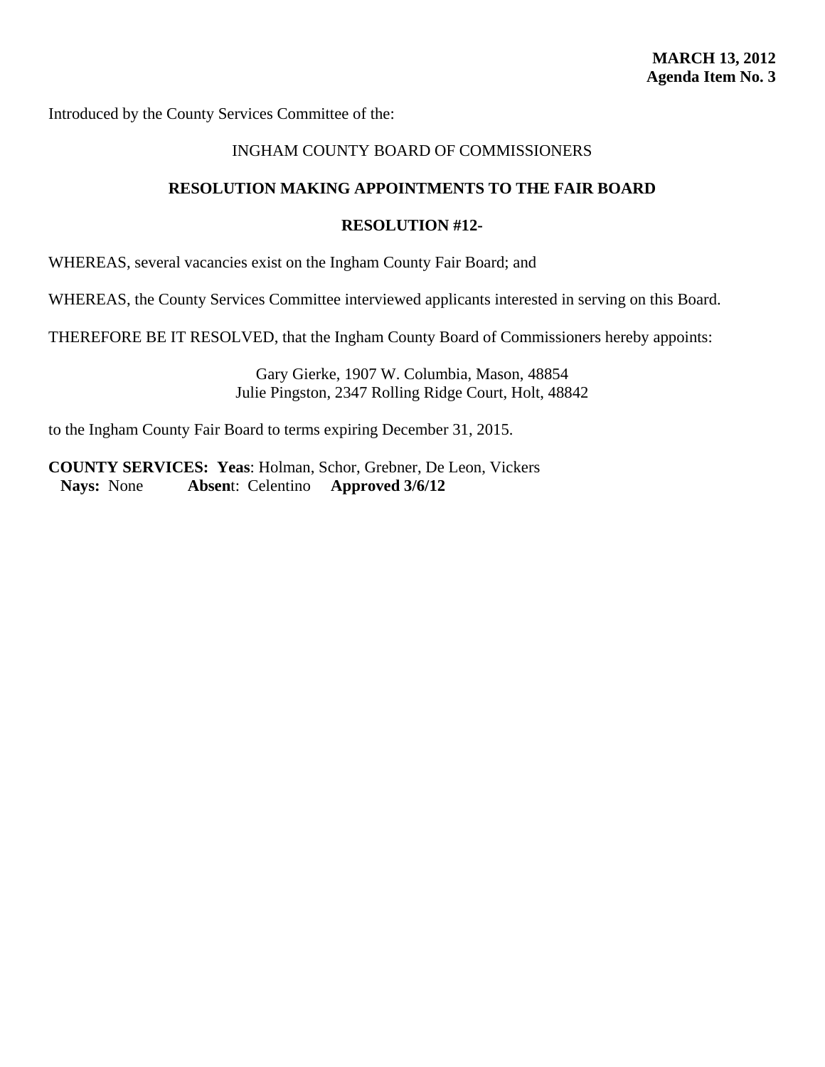**MARCH 13, 2012**
**Agenda Item No. 3**

Introduced by the County Services Committee of the:

INGHAM COUNTY BOARD OF COMMISSIONERS

**RESOLUTION MAKING APPOINTMENTS TO THE FAIR BOARD**

**RESOLUTION #12-**

WHEREAS, several vacancies exist on the Ingham County Fair Board; and

WHEREAS, the County Services Committee interviewed applicants interested in serving on this Board.

THEREFORE BE IT RESOLVED, that the Ingham County Board of Commissioners hereby appoints:

Gary Gierke, 1907 W. Columbia, Mason, 48854
Julie Pingston, 2347 Rolling Ridge Court, Holt, 48842

to the Ingham County Fair Board to terms expiring December 31, 2015.

**COUNTY SERVICES: Yeas**: Holman, Schor, Grebner, De Leon, Vickers
**Nays:** None **Absen**t: Celentino **Approved 3/6/12**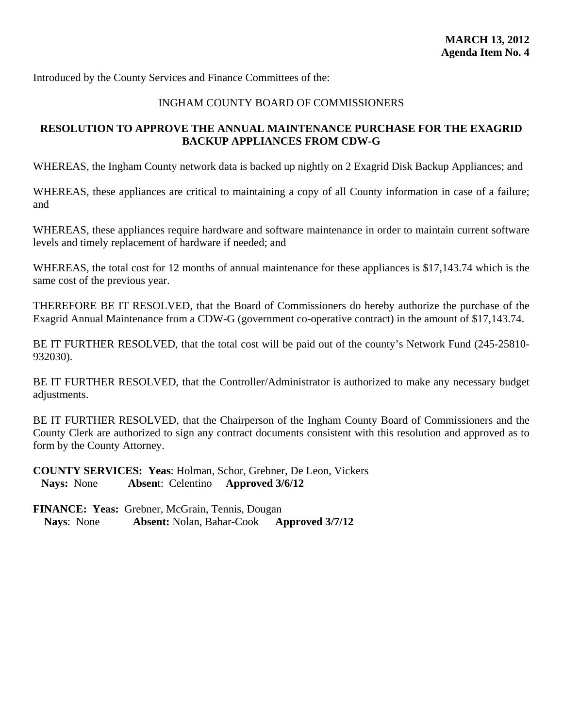**MARCH 13, 2012**
**Agenda Item No. 4**

Introduced by the County Services and Finance Committees of the:

INGHAM COUNTY BOARD OF COMMISSIONERS

**RESOLUTION TO APPROVE THE ANNUAL MAINTENANCE PURCHASE FOR THE EXAGRID BACKUP APPLIANCES FROM CDW-G**

WHEREAS, the Ingham County network data is backed up nightly on 2 Exagrid Disk Backup Appliances; and

WHEREAS, these appliances are critical to maintaining a copy of all County information in case of a failure; and

WHEREAS, these appliances require hardware and software maintenance in order to maintain current software levels and timely replacement of hardware if needed; and

WHEREAS, the total cost for 12 months of annual maintenance for these appliances is $17,143.74 which is the same cost of the previous year.

THEREFORE BE IT RESOLVED, that the Board of Commissioners do hereby authorize the purchase of the Exagrid Annual Maintenance from a CDW-G (government co-operative contract) in the amount of $17,143.74.

BE IT FURTHER RESOLVED, that the total cost will be paid out of the county's Network Fund (245-25810-932030).

BE IT FURTHER RESOLVED, that the Controller/Administrator is authorized to make any necessary budget adjustments.

BE IT FURTHER RESOLVED, that the Chairperson of the Ingham County Board of Commissioners and the County Clerk are authorized to sign any contract documents consistent with this resolution and approved as to form by the County Attorney.

**COUNTY SERVICES: Yeas**: Holman, Schor, Grebner, De Leon, Vickers
**Nays:** None **Absent**: Celentino **Approved 3/6/12**

**FINANCE: Yeas:** Grebner, McGrain, Tennis, Dougan
**Nays**: None **Absent:** Nolan, Bahar-Cook **Approved 3/7/12**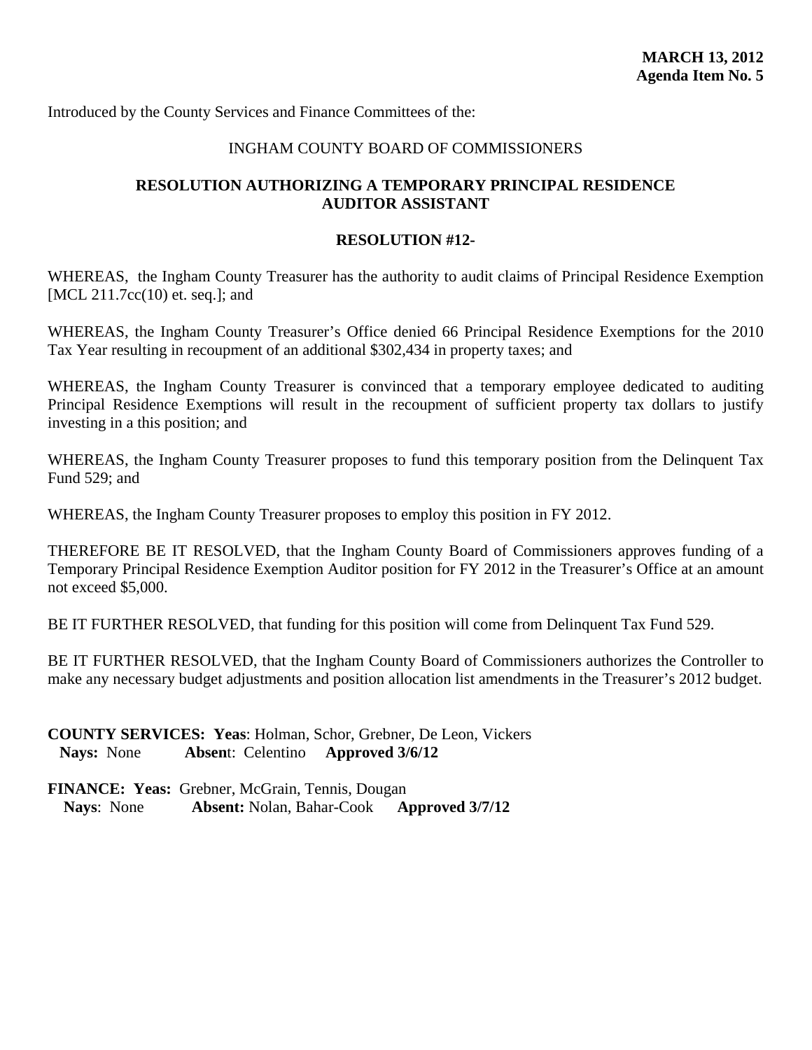**MARCH 13, 2012**
**Agenda Item No. 5**

Introduced by the County Services and Finance Committees of the:

INGHAM COUNTY BOARD OF COMMISSIONERS

**RESOLUTION AUTHORIZING A TEMPORARY PRINCIPAL RESIDENCE AUDITOR ASSISTANT**

**RESOLUTION #12-**

WHEREAS, the Ingham County Treasurer has the authority to audit claims of Principal Residence Exemption [MCL 211.7cc(10) et. seq.]; and

WHEREAS, the Ingham County Treasurer's Office denied 66 Principal Residence Exemptions for the 2010 Tax Year resulting in recoupment of an additional $302,434 in property taxes; and

WHEREAS, the Ingham County Treasurer is convinced that a temporary employee dedicated to auditing Principal Residence Exemptions will result in the recoupment of sufficient property tax dollars to justify investing in a this position; and

WHEREAS, the Ingham County Treasurer proposes to fund this temporary position from the Delinquent Tax Fund 529; and

WHEREAS, the Ingham County Treasurer proposes to employ this position in FY 2012.

THEREFORE BE IT RESOLVED, that the Ingham County Board of Commissioners approves funding of a Temporary Principal Residence Exemption Auditor position for FY 2012 in the Treasurer's Office at an amount not exceed $5,000.

BE IT FURTHER RESOLVED, that funding for this position will come from Delinquent Tax Fund 529.

BE IT FURTHER RESOLVED, that the Ingham County Board of Commissioners authorizes the Controller to make any necessary budget adjustments and position allocation list amendments in the Treasurer's 2012 budget.

**COUNTY SERVICES: Yeas**: Holman, Schor, Grebner, De Leon, Vickers
**Nays:** None **Absent**: Celentino **Approved 3/6/12**

**FINANCE: Yeas:** Grebner, McGrain, Tennis, Dougan
**Nays**: None **Absent:** Nolan, Bahar-Cook **Approved 3/7/12**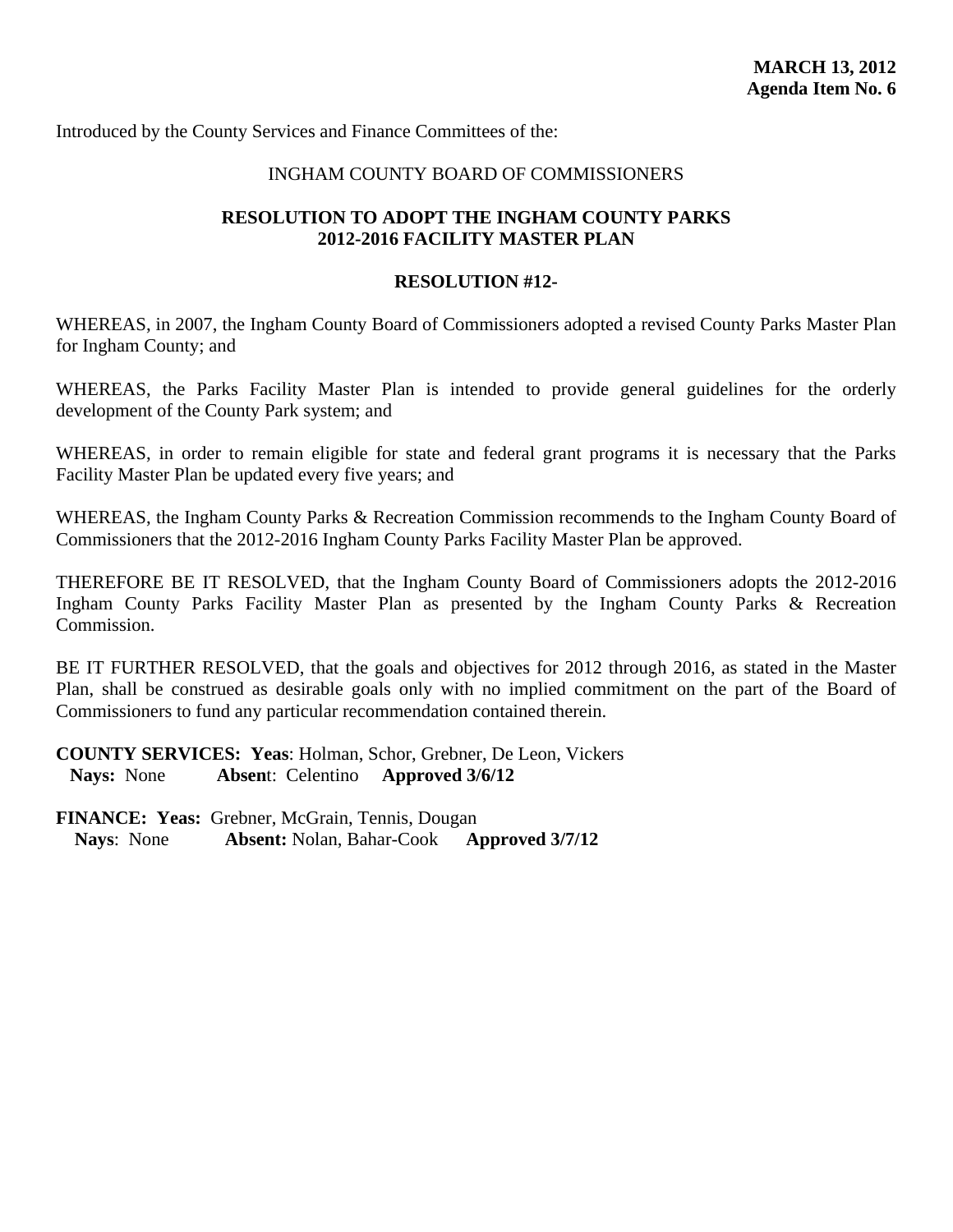**MARCH 13, 2012**
**Agenda Item No. 6**

Introduced by the County Services and Finance Committees of the:

INGHAM COUNTY BOARD OF COMMISSIONERS

**RESOLUTION TO ADOPT THE INGHAM COUNTY PARKS 2012-2016 FACILITY MASTER PLAN**

**RESOLUTION #12-**

WHEREAS, in 2007, the Ingham County Board of Commissioners adopted a revised County Parks Master Plan for Ingham County; and

WHEREAS, the Parks Facility Master Plan is intended to provide general guidelines for the orderly development of the County Park system; and

WHEREAS, in order to remain eligible for state and federal grant programs it is necessary that the Parks Facility Master Plan be updated every five years; and

WHEREAS, the Ingham County Parks & Recreation Commission recommends to the Ingham County Board of Commissioners that the 2012-2016 Ingham County Parks Facility Master Plan be approved.

THEREFORE BE IT RESOLVED, that the Ingham County Board of Commissioners adopts the 2012-2016 Ingham County Parks Facility Master Plan as presented by the Ingham County Parks & Recreation Commission.

BE IT FURTHER RESOLVED, that the goals and objectives for 2012 through 2016, as stated in the Master Plan, shall be construed as desirable goals only with no implied commitment on the part of the Board of Commissioners to fund any particular recommendation contained therein.

**COUNTY SERVICES: Yeas**: Holman, Schor, Grebner, De Leon, Vickers
**Nays:** None **Absent**: Celentino **Approved 3/6/12**

**FINANCE: Yeas:** Grebner, McGrain, Tennis, Dougan
**Nays**: None **Absent:** Nolan, Bahar-Cook **Approved 3/7/12**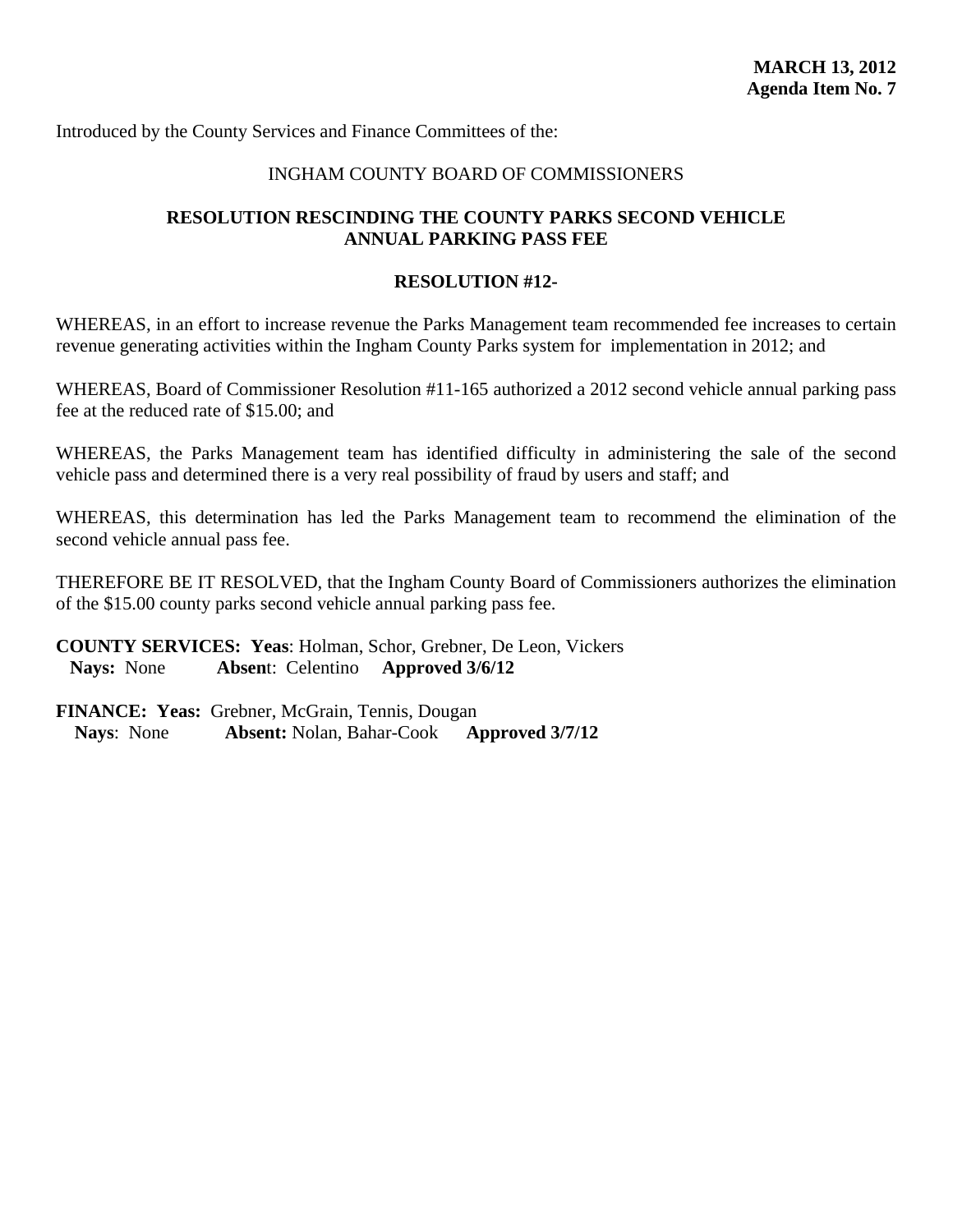**MARCH 13, 2012**
**Agenda Item No. 7**

Introduced by the County Services and Finance Committees of the:

INGHAM COUNTY BOARD OF COMMISSIONERS

## RESOLUTION RESCINDING THE COUNTY PARKS SECOND VEHICLE ANNUAL PARKING PASS FEE

### RESOLUTION #12-

WHEREAS, in an effort to increase revenue the Parks Management team recommended fee increases to certain revenue generating activities within the Ingham County Parks system for implementation in 2012; and

WHEREAS, Board of Commissioner Resolution #11-165 authorized a 2012 second vehicle annual parking pass fee at the reduced rate of $15.00; and

WHEREAS, the Parks Management team has identified difficulty in administering the sale of the second vehicle pass and determined there is a very real possibility of fraud by users and staff; and

WHEREAS, this determination has led the Parks Management team to recommend the elimination of the second vehicle annual pass fee.

THEREFORE BE IT RESOLVED, that the Ingham County Board of Commissioners authorizes the elimination of the $15.00 county parks second vehicle annual parking pass fee.

**COUNTY SERVICES: Yeas**: Holman, Schor, Grebner, De Leon, Vickers
**Nays:** None **Absent**: Celentino **Approved 3/6/12**

**FINANCE: Yeas:** Grebner, McGrain, Tennis, Dougan
**Nays**: None **Absent:** Nolan, Bahar-Cook **Approved 3/7/12**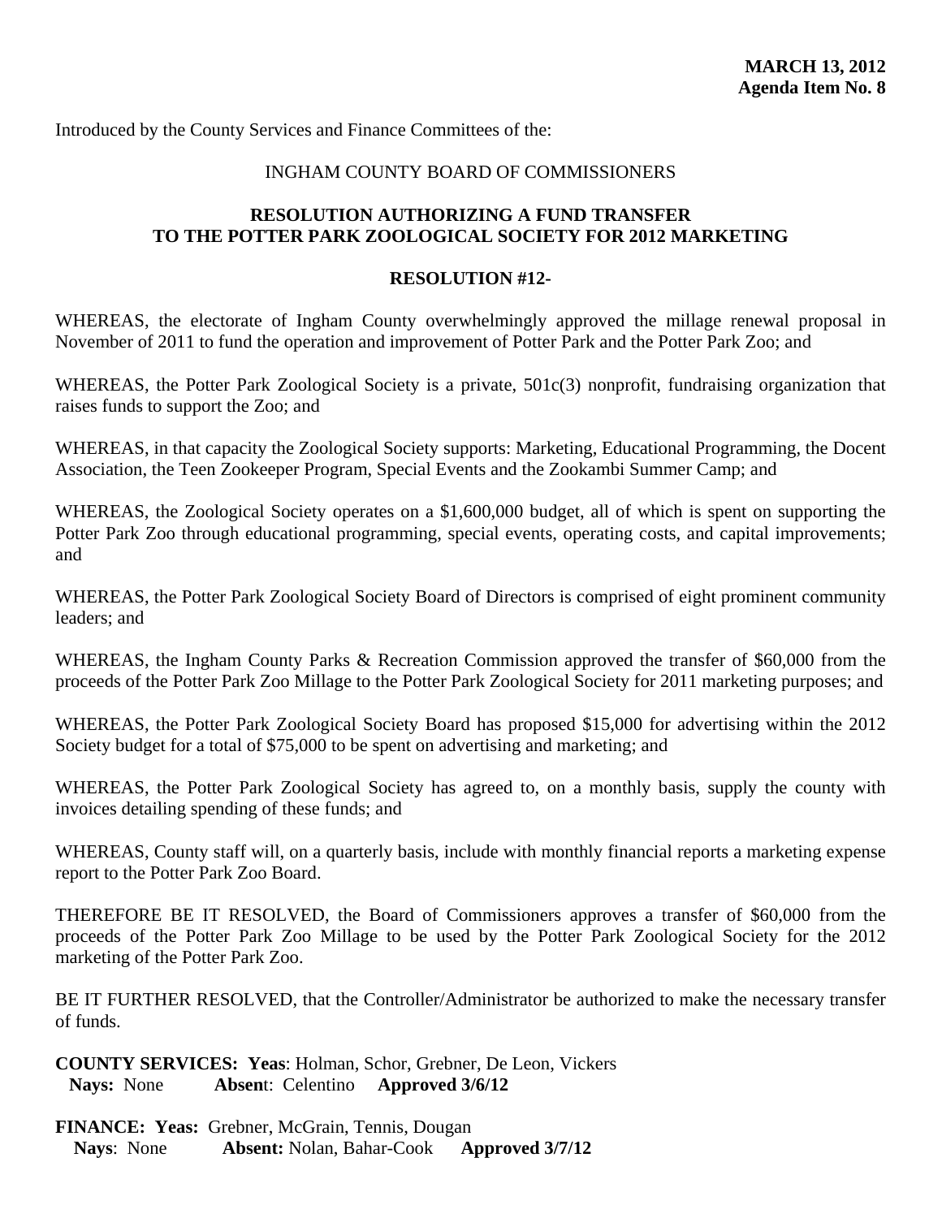**MARCH 13, 2012**
**Agenda Item No. 8**

Introduced by the County Services and Finance Committees of the:

INGHAM COUNTY BOARD OF COMMISSIONERS

**RESOLUTION AUTHORIZING A FUND TRANSFER TO THE POTTER PARK ZOOLOGICAL SOCIETY FOR 2012 MARKETING**

**RESOLUTION #12-**

WHEREAS, the electorate of Ingham County overwhelmingly approved the millage renewal proposal in November of 2011 to fund the operation and improvement of Potter Park and the Potter Park Zoo; and

WHEREAS, the Potter Park Zoological Society is a private, 501c(3) nonprofit, fundraising organization that raises funds to support the Zoo; and

WHEREAS, in that capacity the Zoological Society supports: Marketing, Educational Programming, the Docent Association, the Teen Zookeeper Program, Special Events and the Zookambi Summer Camp; and

WHEREAS, the Zoological Society operates on a $1,600,000 budget, all of which is spent on supporting the Potter Park Zoo through educational programming, special events, operating costs, and capital improvements; and

WHEREAS, the Potter Park Zoological Society Board of Directors is comprised of eight prominent community leaders; and

WHEREAS, the Ingham County Parks & Recreation Commission approved the transfer of $60,000 from the proceeds of the Potter Park Zoo Millage to the Potter Park Zoological Society for 2011 marketing purposes; and

WHEREAS, the Potter Park Zoological Society Board has proposed $15,000 for advertising within the 2012 Society budget for a total of $75,000 to be spent on advertising and marketing; and

WHEREAS, the Potter Park Zoological Society has agreed to, on a monthly basis, supply the county with invoices detailing spending of these funds; and

WHEREAS, County staff will, on a quarterly basis, include with monthly financial reports a marketing expense report to the Potter Park Zoo Board.

THEREFORE BE IT RESOLVED, the Board of Commissioners approves a transfer of $60,000 from the proceeds of the Potter Park Zoo Millage to be used by the Potter Park Zoological Society for the 2012 marketing of the Potter Park Zoo.

BE IT FURTHER RESOLVED, that the Controller/Administrator be authorized to make the necessary transfer of funds.

**COUNTY SERVICES: Yeas**: Holman, Schor, Grebner, De Leon, Vickers
**Nays:** None **Absent**: Celentino **Approved 3/6/12**

**FINANCE: Yeas:** Grebner, McGrain, Tennis, Dougan
**Nays**: None **Absent:** Nolan, Bahar-Cook **Approved 3/7/12**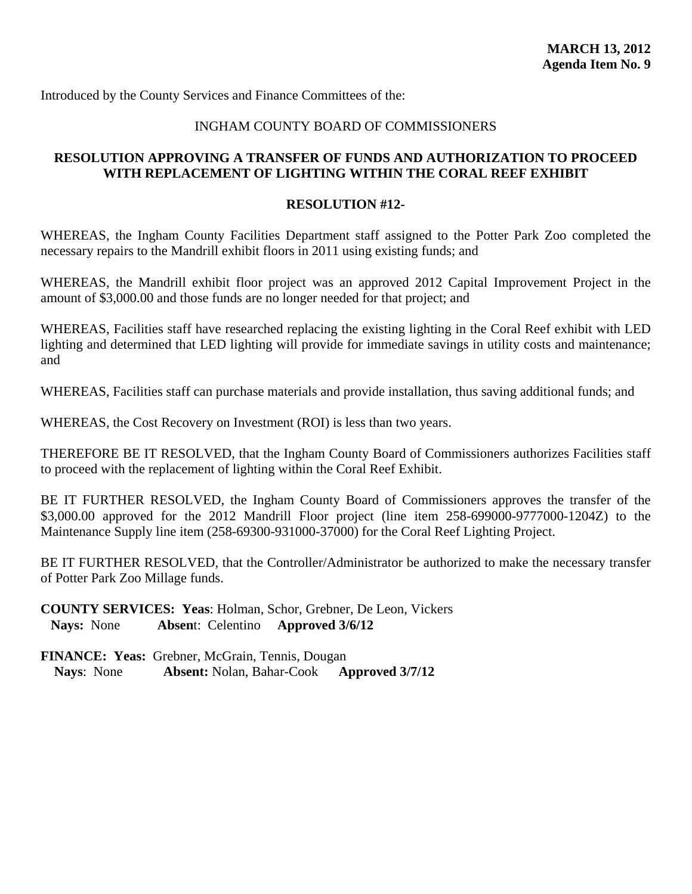**MARCH 13, 2012**
**Agenda Item No. 9**

Introduced by the County Services and Finance Committees of the:

INGHAM COUNTY BOARD OF COMMISSIONERS

## RESOLUTION APPROVING A TRANSFER OF FUNDS AND AUTHORIZATION TO PROCEED WITH REPLACEMENT OF LIGHTING WITHIN THE CORAL REEF EXHIBIT

**RESOLUTION #12-**

WHEREAS, the Ingham County Facilities Department staff assigned to the Potter Park Zoo completed the necessary repairs to the Mandrill exhibit floors in 2011 using existing funds; and

WHEREAS, the Mandrill exhibit floor project was an approved 2012 Capital Improvement Project in the amount of $3,000.00 and those funds are no longer needed for that project; and

WHEREAS, Facilities staff have researched replacing the existing lighting in the Coral Reef exhibit with LED lighting and determined that LED lighting will provide for immediate savings in utility costs and maintenance; and

WHEREAS, Facilities staff can purchase materials and provide installation, thus saving additional funds; and

WHEREAS, the Cost Recovery on Investment (ROI) is less than two years.

THEREFORE BE IT RESOLVED, that the Ingham County Board of Commissioners authorizes Facilities staff to proceed with the replacement of lighting within the Coral Reef Exhibit.

BE IT FURTHER RESOLVED, the Ingham County Board of Commissioners approves the transfer of the $3,000.00 approved for the 2012 Mandrill Floor project (line item 258-699000-9777000-1204Z) to the Maintenance Supply line item (258-69300-931000-37000) for the Coral Reef Lighting Project.

BE IT FURTHER RESOLVED, that the Controller/Administrator be authorized to make the necessary transfer of Potter Park Zoo Millage funds.

**COUNTY SERVICES: Yeas**: Holman, Schor, Grebner, De Leon, Vickers
**Nays:** None **Absen**t: Celentino **Approved 3/6/12**

**FINANCE: Yeas:** Grebner, McGrain, Tennis, Dougan
**Nays**: None **Absent:** Nolan, Bahar-Cook **Approved 3/7/12**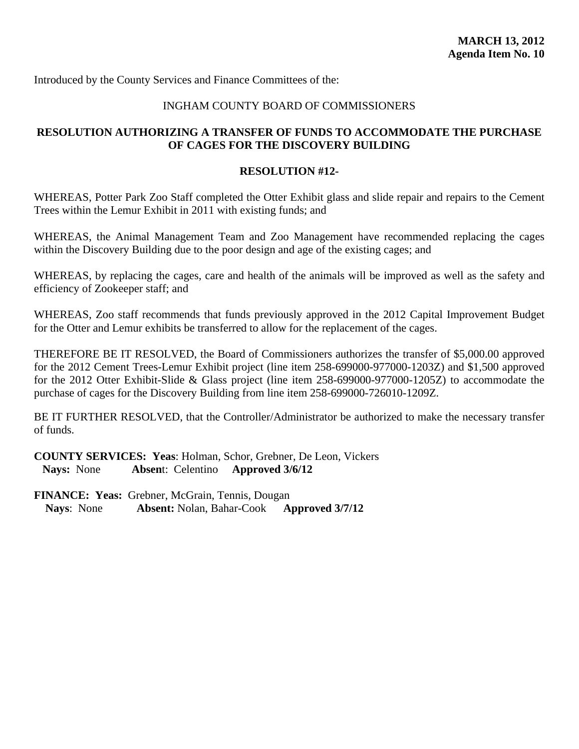**MARCH 13, 2012**
**Agenda Item No. 10**

Introduced by the County Services and Finance Committees of the:

INGHAM COUNTY BOARD OF COMMISSIONERS

**RESOLUTION AUTHORIZING A TRANSFER OF FUNDS TO ACCOMMODATE THE PURCHASE OF CAGES FOR THE DISCOVERY BUILDING**

**RESOLUTION #12-**

WHEREAS, Potter Park Zoo Staff completed the Otter Exhibit glass and slide repair and repairs to the Cement Trees within the Lemur Exhibit in 2011 with existing funds; and

WHEREAS, the Animal Management Team and Zoo Management have recommended replacing the cages within the Discovery Building due to the poor design and age of the existing cages; and

WHEREAS, by replacing the cages, care and health of the animals will be improved as well as the safety and efficiency of Zookeeper staff; and

WHEREAS, Zoo staff recommends that funds previously approved in the 2012 Capital Improvement Budget for the Otter and Lemur exhibits be transferred to allow for the replacement of the cages.

THEREFORE BE IT RESOLVED, the Board of Commissioners authorizes the transfer of $5,000.00 approved for the 2012 Cement Trees-Lemur Exhibit project (line item 258-699000-977000-1203Z) and $1,500 approved for the 2012 Otter Exhibit-Slide & Glass project (line item 258-699000-977000-1205Z) to accommodate the purchase of cages for the Discovery Building from line item 258-699000-726010-1209Z.

BE IT FURTHER RESOLVED, that the Controller/Administrator be authorized to make the necessary transfer of funds.

**COUNTY SERVICES: Yeas**: Holman, Schor, Grebner, De Leon, Vickers
**Nays:** None **Absen**t: Celentino **Approved 3/6/12**

**FINANCE: Yeas:** Grebner, McGrain, Tennis, Dougan
**Nays**: None **Absent:** Nolan, Bahar-Cook **Approved 3/7/12**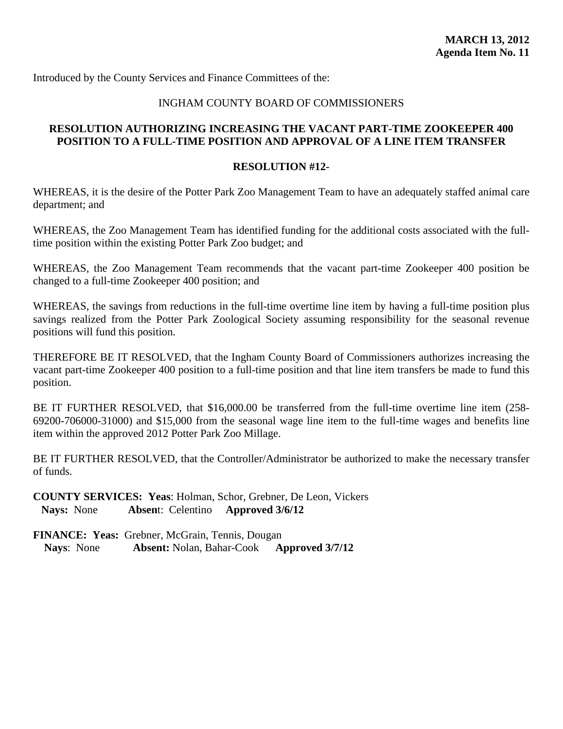**MARCH 13, 2012**
**Agenda Item No. 11**

Introduced by the County Services and Finance Committees of the:

INGHAM COUNTY BOARD OF COMMISSIONERS

**RESOLUTION AUTHORIZING INCREASING THE VACANT PART-TIME ZOOKEEPER 400 POSITION TO A FULL-TIME POSITION AND APPROVAL OF A LINE ITEM TRANSFER**

**RESOLUTION #12-**

WHEREAS, it is the desire of the Potter Park Zoo Management Team to have an adequately staffed animal care department; and

WHEREAS, the Zoo Management Team has identified funding for the additional costs associated with the full-time position within the existing Potter Park Zoo budget; and

WHEREAS, the Zoo Management Team recommends that the vacant part-time Zookeeper 400 position be changed to a full-time Zookeeper 400 position; and

WHEREAS, the savings from reductions in the full-time overtime line item by having a full-time position plus savings realized from the Potter Park Zoological Society assuming responsibility for the seasonal revenue positions will fund this position.

THEREFORE BE IT RESOLVED, that the Ingham County Board of Commissioners authorizes increasing the vacant part-time Zookeeper 400 position to a full-time position and that line item transfers be made to fund this position.

BE IT FURTHER RESOLVED, that $16,000.00 be transferred from the full-time overtime line item (258-69200-706000-31000) and $15,000 from the seasonal wage line item to the full-time wages and benefits line item within the approved 2012 Potter Park Zoo Millage.

BE IT FURTHER RESOLVED, that the Controller/Administrator be authorized to make the necessary transfer of funds.

**COUNTY SERVICES: Yeas**: Holman, Schor, Grebner, De Leon, Vickers
**Nays:** None **Absent**: Celentino **Approved 3/6/12**

**FINANCE: Yeas:** Grebner, McGrain, Tennis, Dougan
**Nays**: None **Absent:** Nolan, Bahar-Cook **Approved 3/7/12**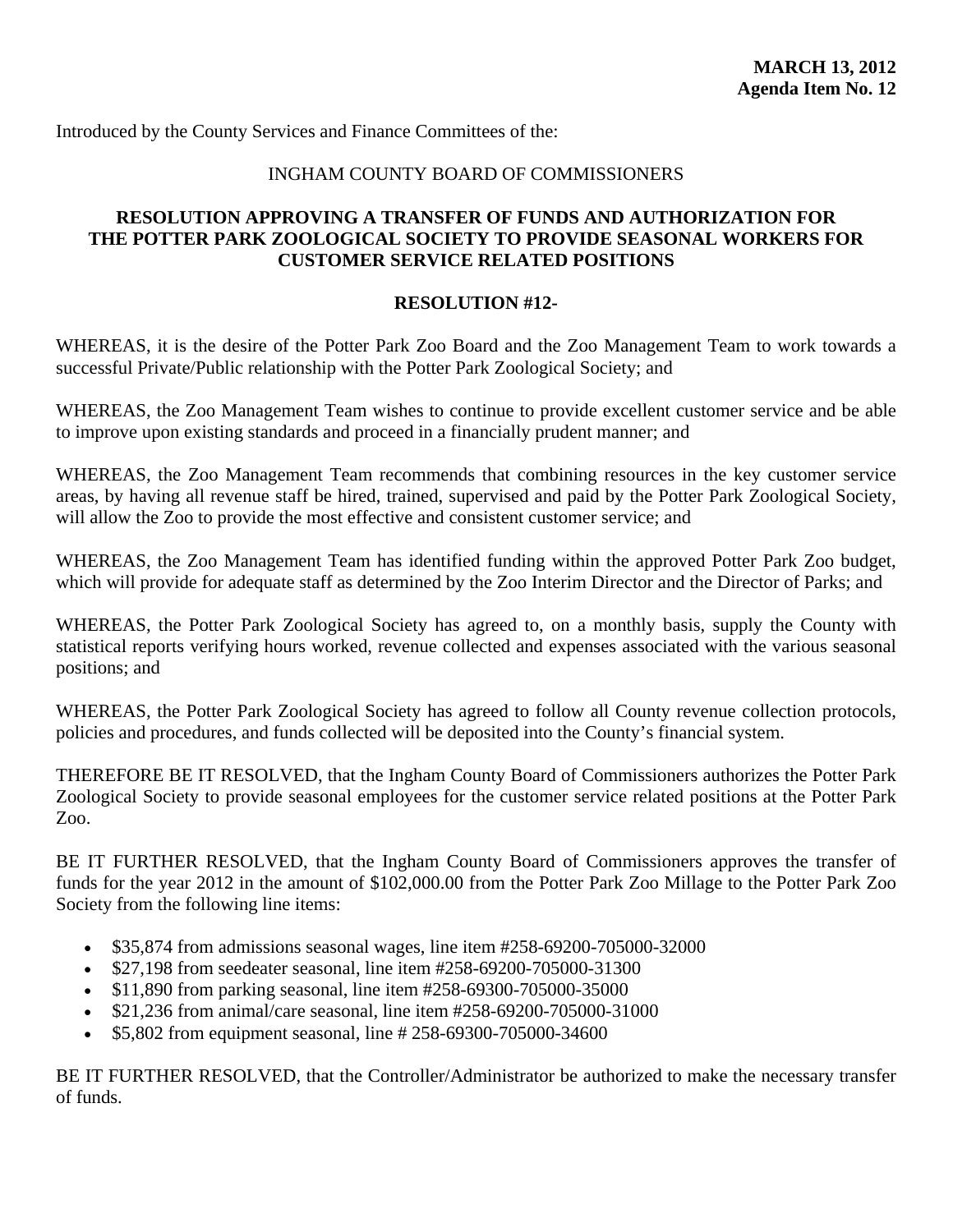**MARCH 13, 2012**
**Agenda Item No. 12**

Introduced by the County Services and Finance Committees of the:

INGHAM COUNTY BOARD OF COMMISSIONERS

## RESOLUTION APPROVING A TRANSFER OF FUNDS AND AUTHORIZATION FOR THE POTTER PARK ZOOLOGICAL SOCIETY TO PROVIDE SEASONAL WORKERS FOR CUSTOMER SERVICE RELATED POSITIONS

**RESOLUTION #12-**

WHEREAS, it is the desire of the Potter Park Zoo Board and the Zoo Management Team to work towards a successful Private/Public relationship with the Potter Park Zoological Society; and

WHEREAS, the Zoo Management Team wishes to continue to provide excellent customer service and be able to improve upon existing standards and proceed in a financially prudent manner; and

WHEREAS, the Zoo Management Team recommends that combining resources in the key customer service areas, by having all revenue staff be hired, trained, supervised and paid by the Potter Park Zoological Society, will allow the Zoo to provide the most effective and consistent customer service; and

WHEREAS, the Zoo Management Team has identified funding within the approved Potter Park Zoo budget, which will provide for adequate staff as determined by the Zoo Interim Director and the Director of Parks; and

WHEREAS, the Potter Park Zoological Society has agreed to, on a monthly basis, supply the County with statistical reports verifying hours worked, revenue collected and expenses associated with the various seasonal positions; and

WHEREAS, the Potter Park Zoological Society has agreed to follow all County revenue collection protocols, policies and procedures, and funds collected will be deposited into the County's financial system.

THEREFORE BE IT RESOLVED, that the Ingham County Board of Commissioners authorizes the Potter Park Zoological Society to provide seasonal employees for the customer service related positions at the Potter Park Zoo.

BE IT FURTHER RESOLVED, that the Ingham County Board of Commissioners approves the transfer of funds for the year 2012 in the amount of $102,000.00 from the Potter Park Zoo Millage to the Potter Park Zoo Society from the following line items:

- $35,874 from admissions seasonal wages, line item #258-69200-705000-32000
- $27,198 from seedeater seasonal, line item #258-69200-705000-31300
- $11,890 from parking seasonal, line item #258-69300-705000-35000
- $21,236 from animal/care seasonal, line item #258-69200-705000-31000
- $5,802 from equipment seasonal, line # 258-69300-705000-34600

BE IT FURTHER RESOLVED, that the Controller/Administrator be authorized to make the necessary transfer of funds.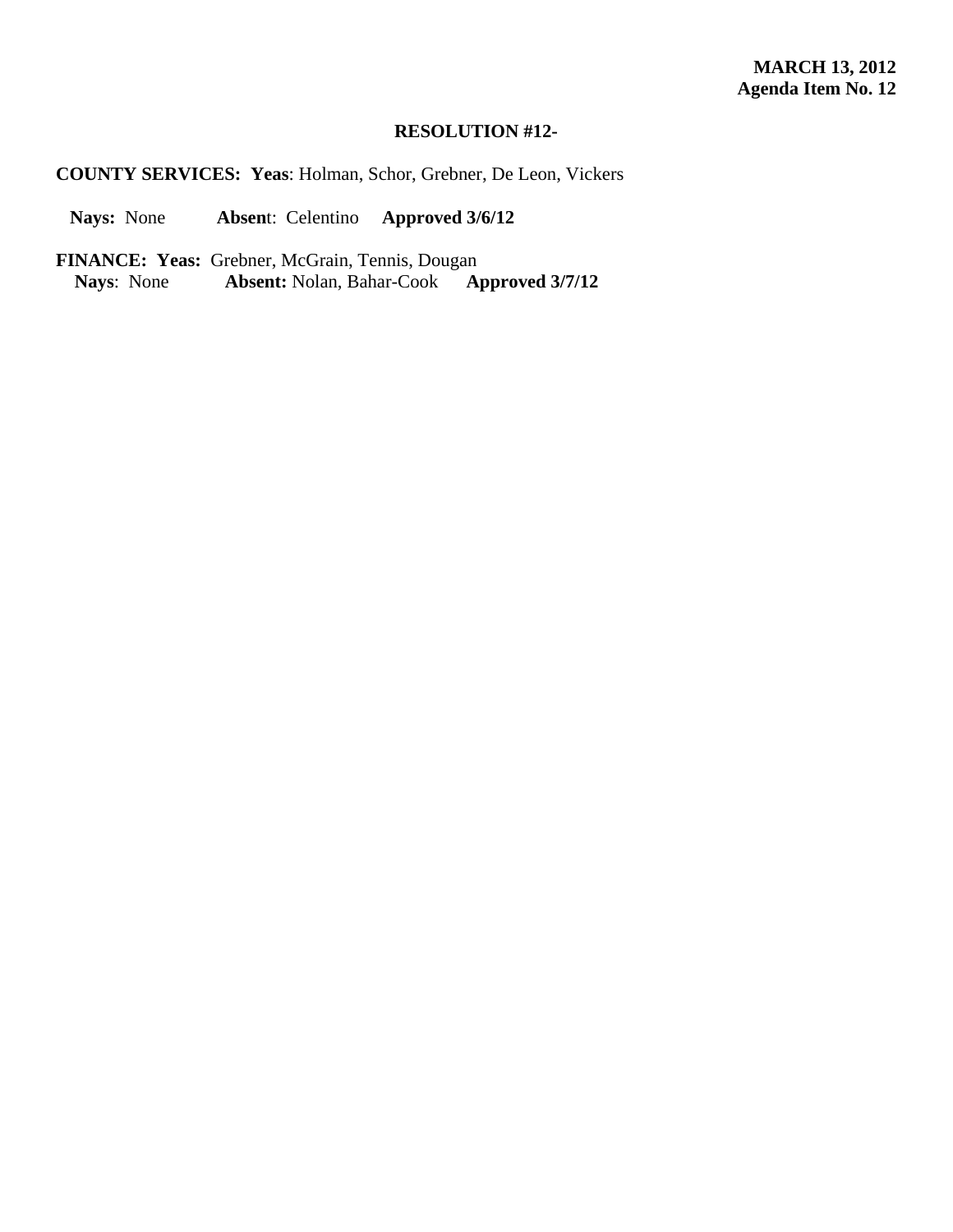**MARCH 13, 2012**
**Agenda Item No. 12**

**RESOLUTION #12-**

**COUNTY SERVICES: Yeas**: Holman, Schor, Grebner, De Leon, Vickers

**Nays:** None **Absen**t: Celentino **Approved 3/6/12**

**FINANCE: Yeas:** Grebner, McGrain, Tennis, Dougan
**Nays**: None **Absent:** Nolan, Bahar-Cook **Approved 3/7/12**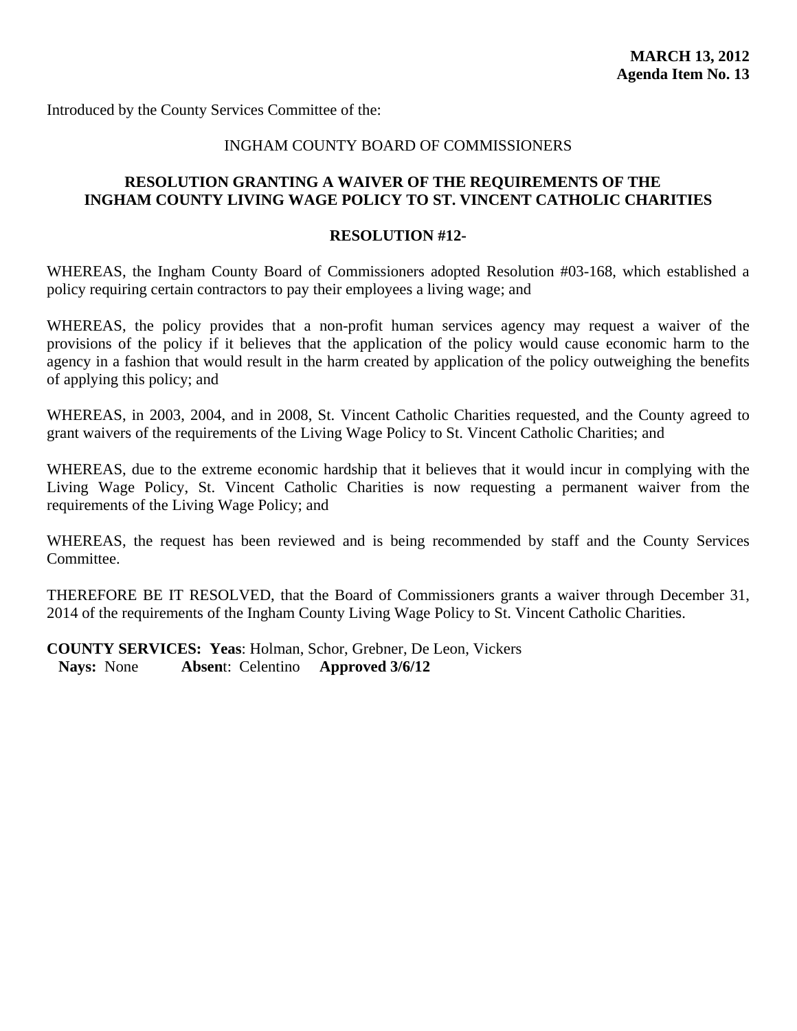**MARCH 13, 2012**
**Agenda Item No. 13**

Introduced by the County Services Committee of the:

INGHAM COUNTY BOARD OF COMMISSIONERS

**RESOLUTION GRANTING A WAIVER OF THE REQUIREMENTS OF THE INGHAM COUNTY LIVING WAGE POLICY TO ST. VINCENT CATHOLIC CHARITIES**

**RESOLUTION #12-**

WHEREAS, the Ingham County Board of Commissioners adopted Resolution #03-168, which established a policy requiring certain contractors to pay their employees a living wage; and

WHEREAS, the policy provides that a non-profit human services agency may request a waiver of the provisions of the policy if it believes that the application of the policy would cause economic harm to the agency in a fashion that would result in the harm created by application of the policy outweighing the benefits of applying this policy; and

WHEREAS, in 2003, 2004, and in 2008, St. Vincent Catholic Charities requested, and the County agreed to grant waivers of the requirements of the Living Wage Policy to St. Vincent Catholic Charities; and

WHEREAS, due to the extreme economic hardship that it believes that it would incur in complying with the Living Wage Policy, St. Vincent Catholic Charities is now requesting a permanent waiver from the requirements of the Living Wage Policy; and

WHEREAS, the request has been reviewed and is being recommended by staff and the County Services Committee.

THEREFORE BE IT RESOLVED, that the Board of Commissioners grants a waiver through December 31, 2014 of the requirements of the Ingham County Living Wage Policy to St. Vincent Catholic Charities.

**COUNTY SERVICES: Yeas**: Holman, Schor, Grebner, De Leon, Vickers
**Nays:** None **Absen**t: Celentino **Approved 3/6/12**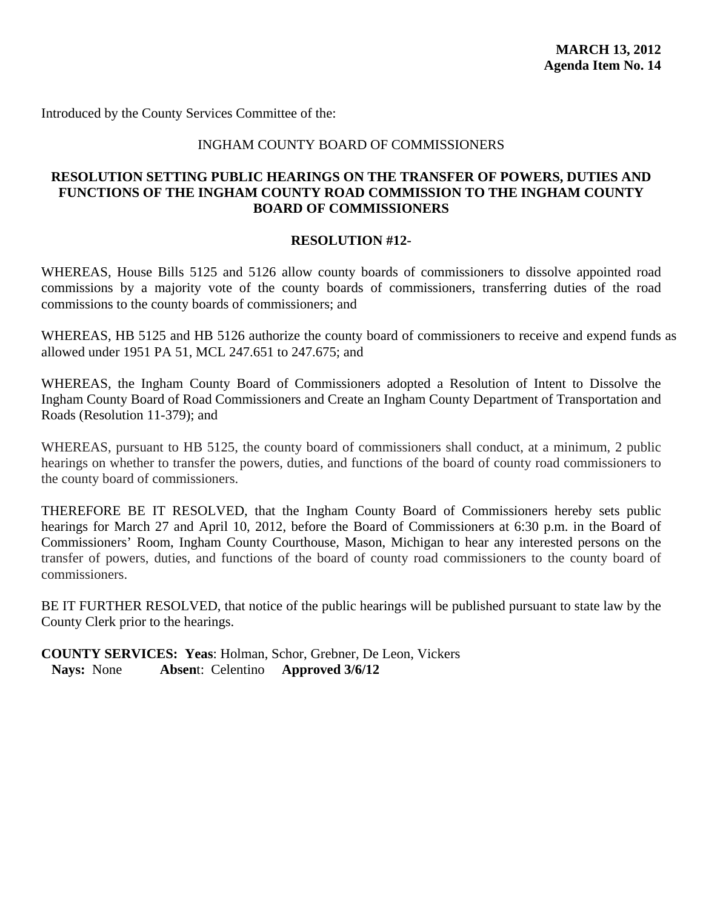**MARCH 13, 2012**
**Agenda Item No. 14**

Introduced by the County Services Committee of the:

INGHAM COUNTY BOARD OF COMMISSIONERS

**RESOLUTION SETTING PUBLIC HEARINGS ON THE TRANSFER OF POWERS, DUTIES AND FUNCTIONS OF THE INGHAM COUNTY ROAD COMMISSION TO THE INGHAM COUNTY BOARD OF COMMISSIONERS**

**RESOLUTION #12-**

WHEREAS, House Bills 5125 and 5126 allow county boards of commissioners to dissolve appointed road commissions by a majority vote of the county boards of commissioners, transferring duties of the road commissions to the county boards of commissioners; and

WHEREAS, HB 5125 and HB 5126 authorize the county board of commissioners to receive and expend funds as allowed under 1951 PA 51, MCL 247.651 to 247.675; and

WHEREAS, the Ingham County Board of Commissioners adopted a Resolution of Intent to Dissolve the Ingham County Board of Road Commissioners and Create an Ingham County Department of Transportation and Roads (Resolution 11-379); and

WHEREAS, pursuant to HB 5125, the county board of commissioners shall conduct, at a minimum, 2 public hearings on whether to transfer the powers, duties, and functions of the board of county road commissioners to the county board of commissioners.

THEREFORE BE IT RESOLVED, that the Ingham County Board of Commissioners hereby sets public hearings for March 27 and April 10, 2012, before the Board of Commissioners at 6:30 p.m. in the Board of Commissioners' Room, Ingham County Courthouse, Mason, Michigan to hear any interested persons on the transfer of powers, duties, and functions of the board of county road commissioners to the county board of commissioners.

BE IT FURTHER RESOLVED, that notice of the public hearings will be published pursuant to state law by the County Clerk prior to the hearings.

**COUNTY SERVICES: Yeas**: Holman, Schor, Grebner, De Leon, Vickers
**Nays:** None **Absent**: Celentino **Approved 3/6/12**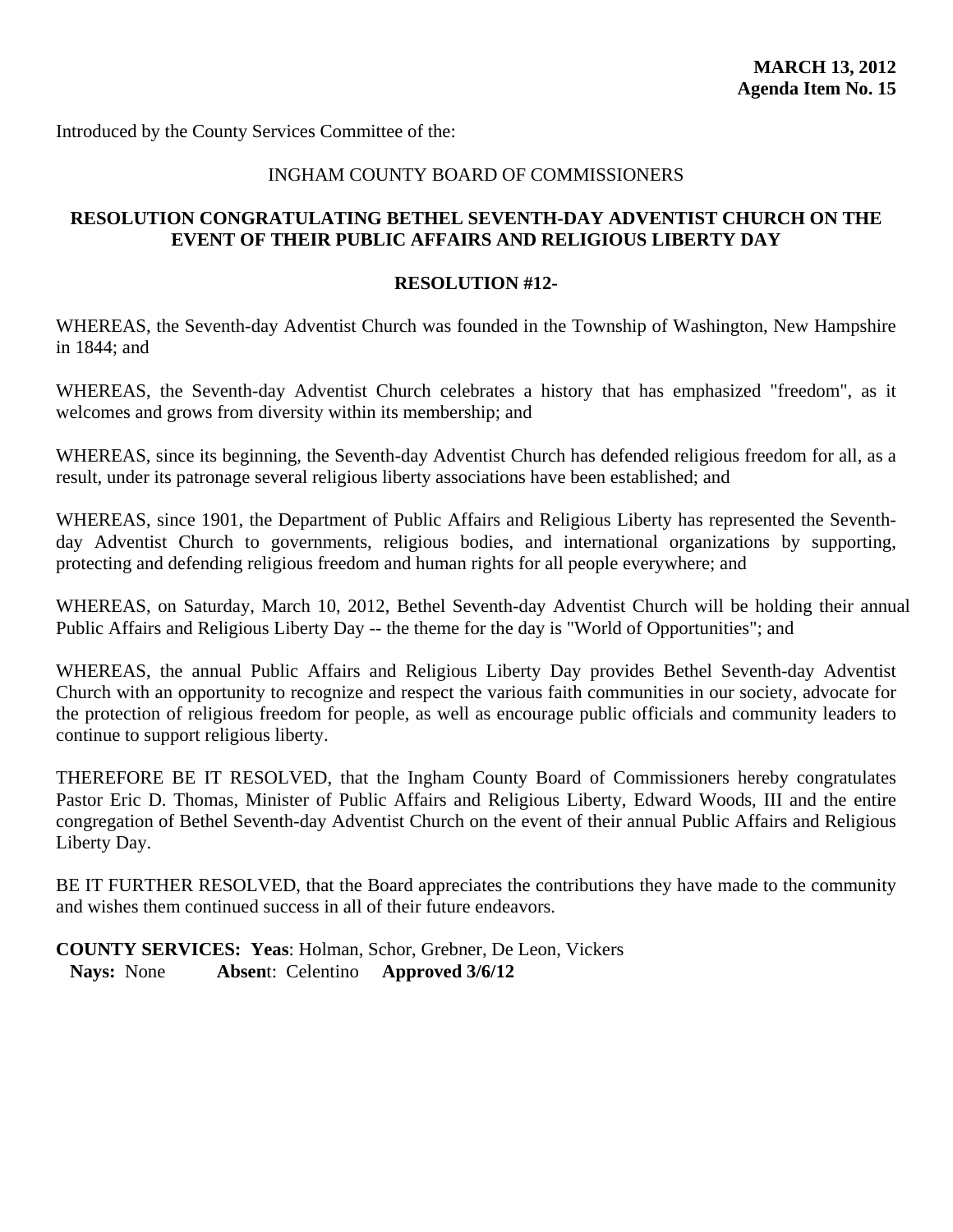**MARCH 13, 2012**
**Agenda Item No. 15**

Introduced by the County Services Committee of the:

INGHAM COUNTY BOARD OF COMMISSIONERS

**RESOLUTION CONGRATULATING BETHEL SEVENTH-DAY ADVENTIST CHURCH ON THE EVENT OF THEIR PUBLIC AFFAIRS AND RELIGIOUS LIBERTY DAY**

**RESOLUTION #12-**

WHEREAS, the Seventh-day Adventist Church was founded in the Township of Washington, New Hampshire in 1844; and

WHEREAS, the Seventh-day Adventist Church celebrates a history that has emphasized "freedom", as it welcomes and grows from diversity within its membership; and

WHEREAS, since its beginning, the Seventh-day Adventist Church has defended religious freedom for all, as a result, under its patronage several religious liberty associations have been established; and

WHEREAS, since 1901, the Department of Public Affairs and Religious Liberty has represented the Seventh-day Adventist Church to governments, religious bodies, and international organizations by supporting, protecting and defending religious freedom and human rights for all people everywhere; and

WHEREAS, on Saturday, March 10, 2012, Bethel Seventh-day Adventist Church will be holding their annual Public Affairs and Religious Liberty Day -- the theme for the day is "World of Opportunities"; and

WHEREAS, the annual Public Affairs and Religious Liberty Day provides Bethel Seventh-day Adventist Church with an opportunity to recognize and respect the various faith communities in our society, advocate for the protection of religious freedom for people, as well as encourage public officials and community leaders to continue to support religious liberty.

THEREFORE BE IT RESOLVED, that the Ingham County Board of Commissioners hereby congratulates Pastor Eric D. Thomas, Minister of Public Affairs and Religious Liberty, Edward Woods, III and the entire congregation of Bethel Seventh-day Adventist Church on the event of their annual Public Affairs and Religious Liberty Day.

BE IT FURTHER RESOLVED, that the Board appreciates the contributions they have made to the community and wishes them continued success in all of their future endeavors.

**COUNTY SERVICES: Yeas**: Holman, Schor, Grebner, De Leon, Vickers
**Nays:** None **Absent**: Celentino **Approved 3/6/12**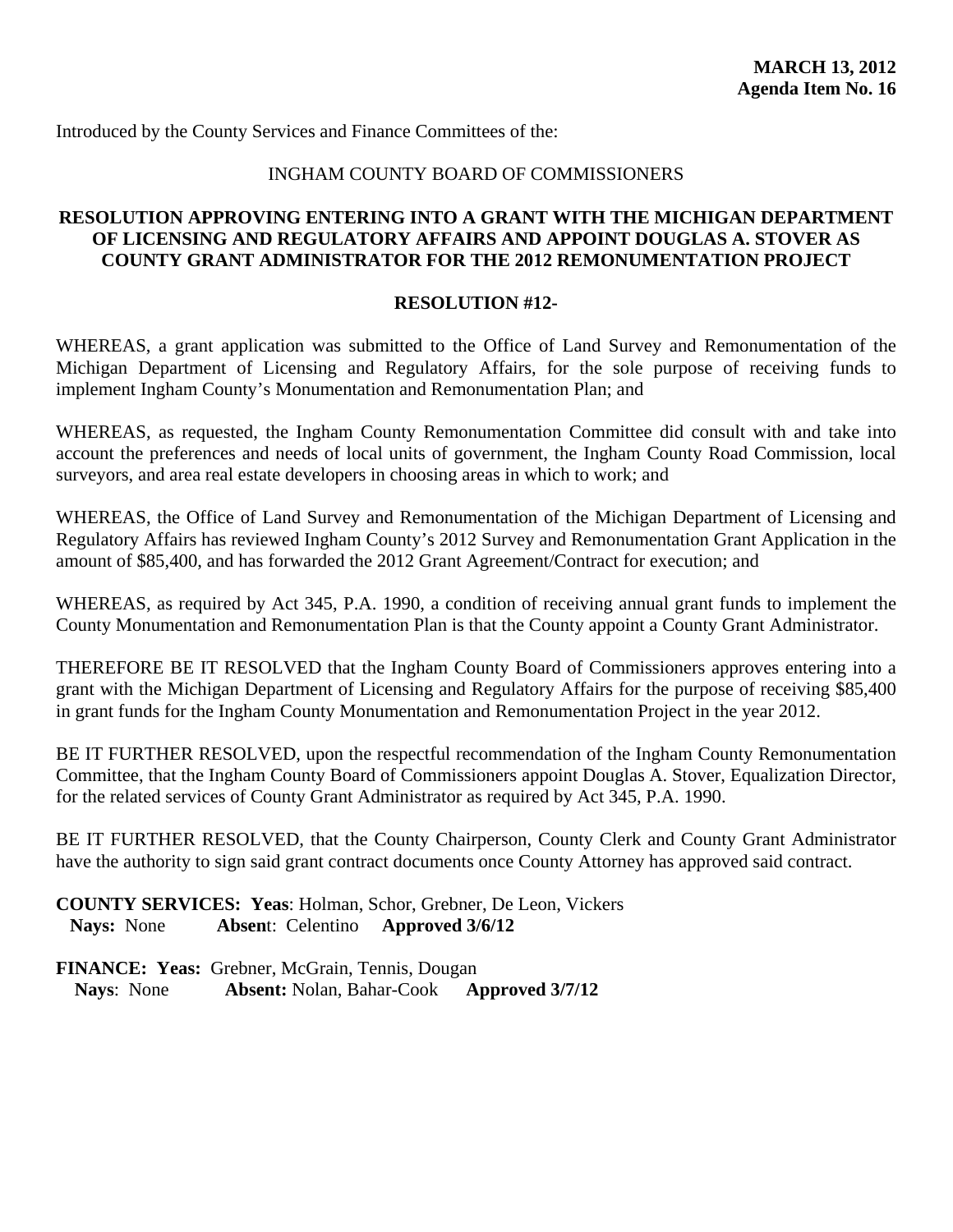**MARCH 13, 2012**
**Agenda Item No. 16**

Introduced by the County Services and Finance Committees of the:

INGHAM COUNTY BOARD OF COMMISSIONERS

**RESOLUTION APPROVING ENTERING INTO A GRANT WITH THE MICHIGAN DEPARTMENT OF LICENSING AND REGULATORY AFFAIRS AND APPOINT DOUGLAS A. STOVER AS COUNTY GRANT ADMINISTRATOR FOR THE 2012 REMONUMENTATION PROJECT**

**RESOLUTION #12-**

WHEREAS, a grant application was submitted to the Office of Land Survey and Remonumentation of the Michigan Department of Licensing and Regulatory Affairs, for the sole purpose of receiving funds to implement Ingham County's Monumentation and Remonumentation Plan; and

WHEREAS, as requested, the Ingham County Remonumentation Committee did consult with and take into account the preferences and needs of local units of government, the Ingham County Road Commission, local surveyors, and area real estate developers in choosing areas in which to work; and

WHEREAS, the Office of Land Survey and Remonumentation of the Michigan Department of Licensing and Regulatory Affairs has reviewed Ingham County's 2012 Survey and Remonumentation Grant Application in the amount of $85,400, and has forwarded the 2012 Grant Agreement/Contract for execution; and

WHEREAS, as required by Act 345, P.A. 1990, a condition of receiving annual grant funds to implement the County Monumentation and Remonumentation Plan is that the County appoint a County Grant Administrator.

THEREFORE BE IT RESOLVED that the Ingham County Board of Commissioners approves entering into a grant with the Michigan Department of Licensing and Regulatory Affairs for the purpose of receiving $85,400 in grant funds for the Ingham County Monumentation and Remonumentation Project in the year 2012.

BE IT FURTHER RESOLVED, upon the respectful recommendation of the Ingham County Remonumentation Committee, that the Ingham County Board of Commissioners appoint Douglas A. Stover, Equalization Director, for the related services of County Grant Administrator as required by Act 345, P.A. 1990.

BE IT FURTHER RESOLVED, that the County Chairperson, County Clerk and County Grant Administrator have the authority to sign said grant contract documents once County Attorney has approved said contract.

**COUNTY SERVICES: Yeas**: Holman, Schor, Grebner, De Leon, Vickers
**Nays:** None **Absen**t: Celentino **Approved 3/6/12**

**FINANCE: Yeas:** Grebner, McGrain, Tennis, Dougan
**Nays**: None **Absent:** Nolan, Bahar-Cook **Approved 3/7/12**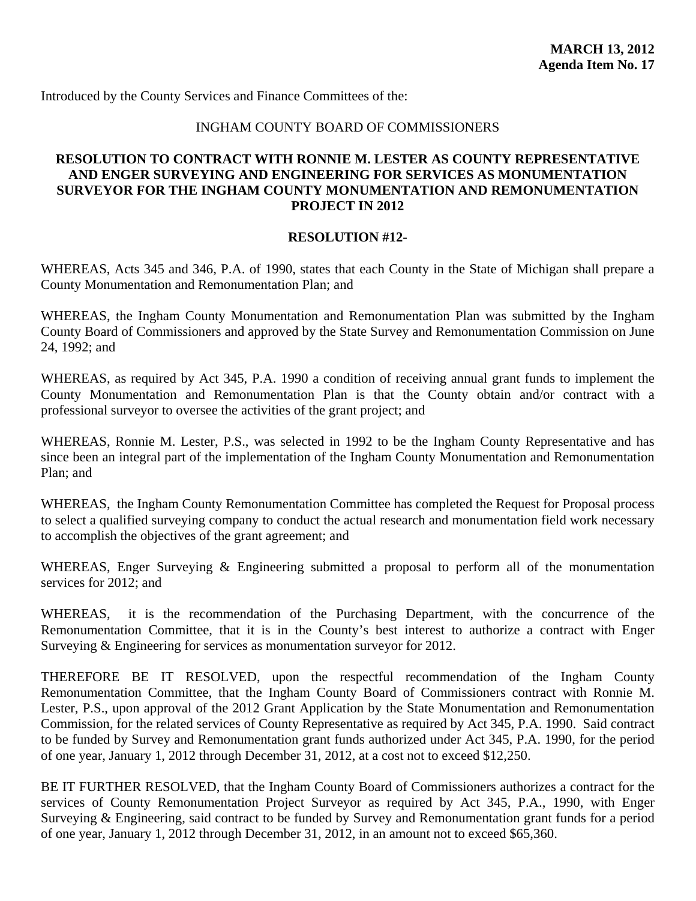**MARCH 13, 2012**
**Agenda Item No. 17**

Introduced by the County Services and Finance Committees of the:

INGHAM COUNTY BOARD OF COMMISSIONERS

**RESOLUTION TO CONTRACT WITH RONNIE M. LESTER AS COUNTY REPRESENTATIVE AND ENGER SURVEYING AND ENGINEERING FOR SERVICES AS MONUMENTATION SURVEYOR FOR THE INGHAM COUNTY MONUMENTATION AND REMONUMENTATION PROJECT IN 2012**

**RESOLUTION #12-**

WHEREAS, Acts 345 and 346, P.A. of 1990, states that each County in the State of Michigan shall prepare a County Monumentation and Remonumentation Plan; and

WHEREAS, the Ingham County Monumentation and Remonumentation Plan was submitted by the Ingham County Board of Commissioners and approved by the State Survey and Remonumentation Commission on June 24, 1992; and

WHEREAS, as required by Act 345, P.A. 1990 a condition of receiving annual grant funds to implement the County Monumentation and Remonumentation Plan is that the County obtain and/or contract with a professional surveyor to oversee the activities of the grant project; and

WHEREAS, Ronnie M. Lester, P.S., was selected in 1992 to be the Ingham County Representative and has since been an integral part of the implementation of the Ingham County Monumentation and Remonumentation Plan; and

WHEREAS, the Ingham County Remonumentation Committee has completed the Request for Proposal process to select a qualified surveying company to conduct the actual research and monumentation field work necessary to accomplish the objectives of the grant agreement; and

WHEREAS, Enger Surveying & Engineering submitted a proposal to perform all of the monumentation services for 2012; and

WHEREAS, it is the recommendation of the Purchasing Department, with the concurrence of the Remonumentation Committee, that it is in the County's best interest to authorize a contract with Enger Surveying & Engineering for services as monumentation surveyor for 2012.

THEREFORE BE IT RESOLVED, upon the respectful recommendation of the Ingham County Remonumentation Committee, that the Ingham County Board of Commissioners contract with Ronnie M. Lester, P.S., upon approval of the 2012 Grant Application by the State Monumentation and Remonumentation Commission, for the related services of County Representative as required by Act 345, P.A. 1990. Said contract to be funded by Survey and Remonumentation grant funds authorized under Act 345, P.A. 1990, for the period of one year, January 1, 2012 through December 31, 2012, at a cost not to exceed $12,250.

BE IT FURTHER RESOLVED, that the Ingham County Board of Commissioners authorizes a contract for the services of County Remonumentation Project Surveyor as required by Act 345, P.A., 1990, with Enger Surveying & Engineering, said contract to be funded by Survey and Remonumentation grant funds for a period of one year, January 1, 2012 through December 31, 2012, in an amount not to exceed $65,360.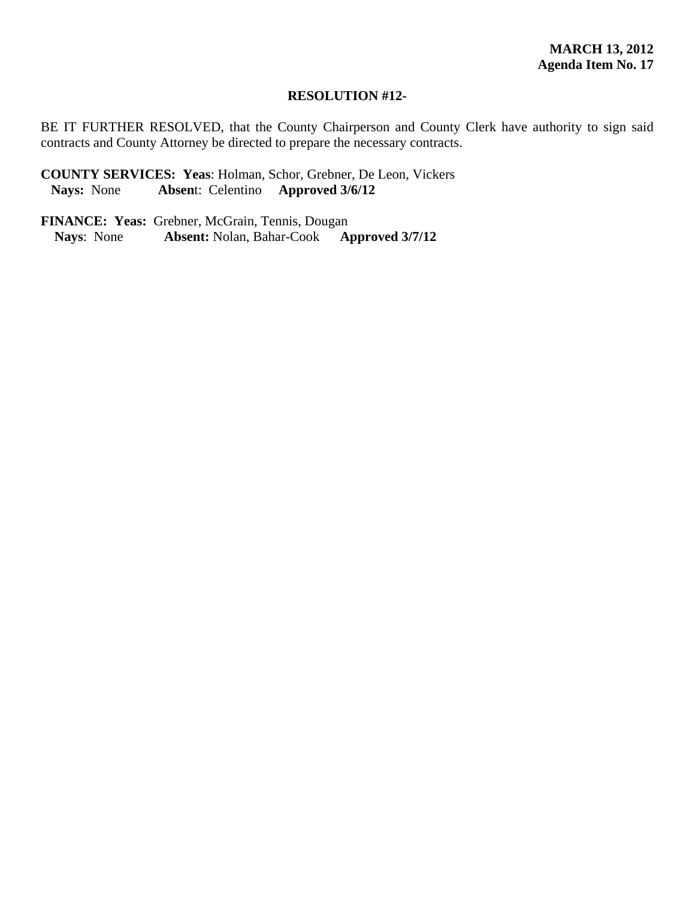**MARCH 13, 2012**
**Agenda Item No. 17**

**RESOLUTION #12-**

BE IT FURTHER RESOLVED, that the County Chairperson and County Clerk have authority to sign said contracts and County Attorney be directed to prepare the necessary contracts.

**COUNTY SERVICES: Yeas**: Holman, Schor, Grebner, De Leon, Vickers
**Nays:** None **Absen**t: Celentino **Approved 3/6/12**

**FINANCE: Yeas:** Grebner, McGrain, Tennis, Dougan
**Nays**: None **Absent:** Nolan, Bahar-Cook **Approved 3/7/12**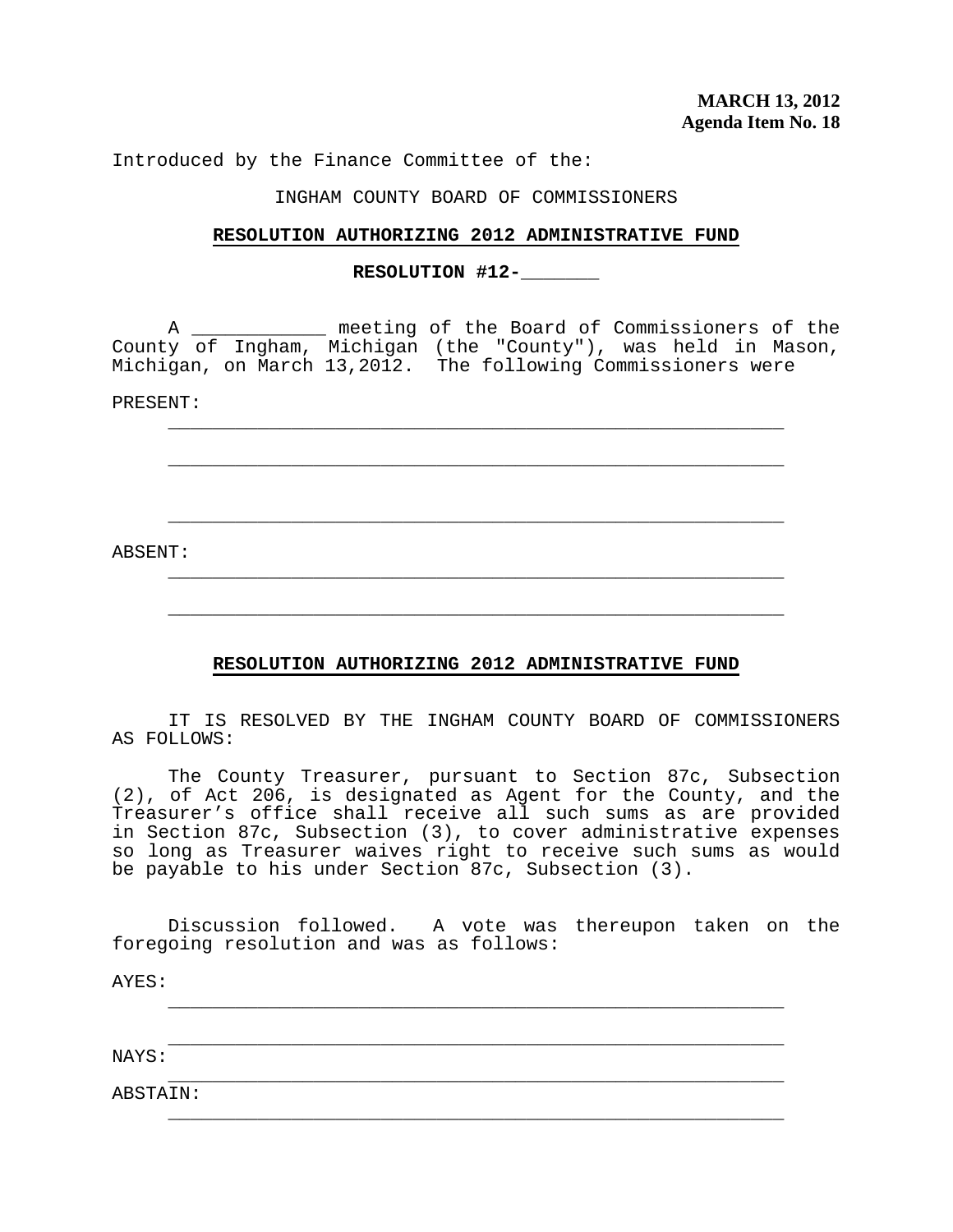**MARCH 13, 2012**
**Agenda Item No. 18**

Introduced by the Finance Committee of the:

INGHAM COUNTY BOARD OF COMMISSIONERS

**RESOLUTION AUTHORIZING 2012 ADMINISTRATIVE FUND**

**RESOLUTION #12-_______**

A ____________ meeting of the Board of Commissioners of the County of Ingham, Michigan (the "County"), was held in Mason, Michigan, on March 13,2012. The following Commissioners were

PRESENT:

_______________________________________________________

_______________________________________________________

_______________________________________________________

ABSENT:

_______________________________________________________

_______________________________________________________

**RESOLUTION AUTHORIZING 2012 ADMINISTRATIVE FUND**

IT IS RESOLVED BY THE INGHAM COUNTY BOARD OF COMMISSIONERS AS FOLLOWS:

The County Treasurer, pursuant to Section 87c, Subsection (2), of Act 206, is designated as Agent for the County, and the Treasurer's office shall receive all such sums as are provided in Section 87c, Subsection (3), to cover administrative expenses so long as Treasurer waives right to receive such sums as would be payable to his under Section 87c, Subsection (3).

Discussion followed. A vote was thereupon taken on the foregoing resolution and was as follows:

AYES:

_______________________________________________________

_______________________________________________________

NAYS:

_______________________________________________________

ABSTAIN:

_______________________________________________________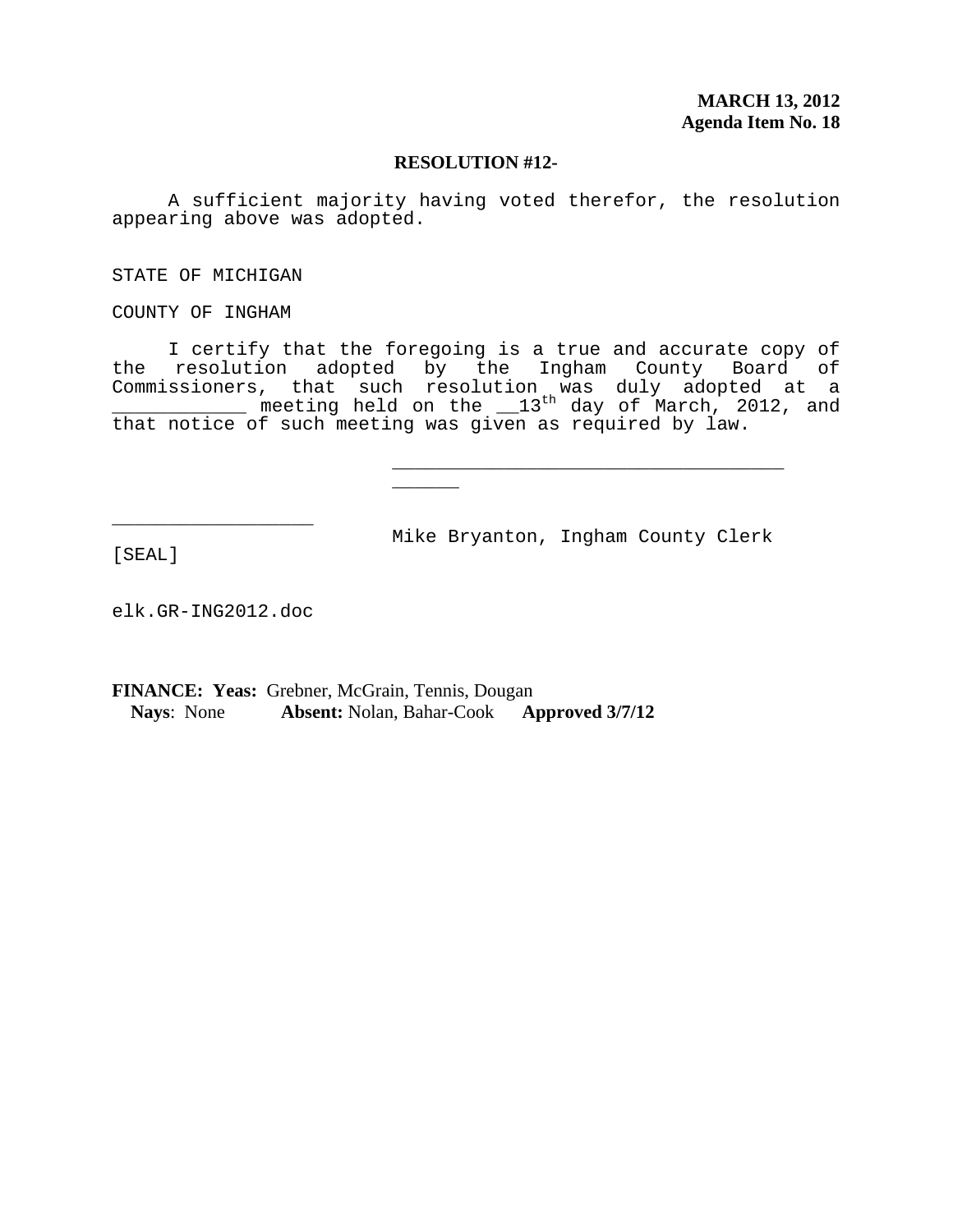**MARCH 13, 2012**
**Agenda Item No. 18**

**RESOLUTION #12-**

A sufficient majority having voted therefor, the resolution appearing above was adopted.

STATE OF MICHIGAN

COUNTY OF INGHAM

I certify that the foregoing is a true and accurate copy of the resolution adopted by the Ingham County Board of Commissioners, that such resolution was duly adopted at a ____________ meeting held on the __13th day of March, 2012, and that notice of such meeting was given as required by law.

__________________________________________

__________________ Mike Bryanton, Ingham County Clerk

[SEAL]

elk.GR-ING2012.doc

**FINANCE: Yeas:** Grebner, McGrain, Tennis, Dougan
**Nays**: None **Absent:** Nolan, Bahar-Cook **Approved 3/7/12**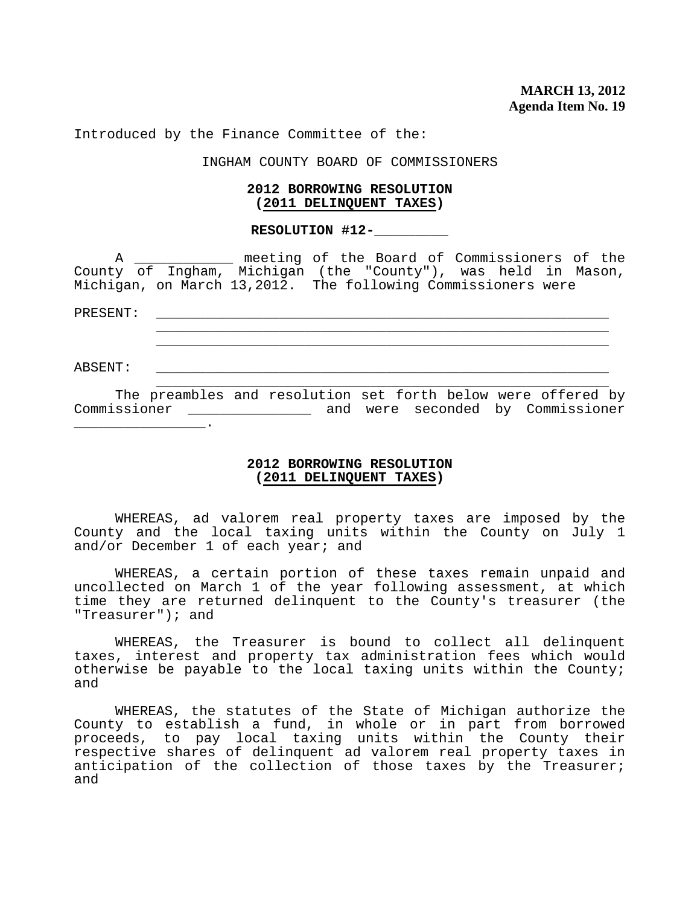**MARCH 13, 2012**
**Agenda Item No. 19**

Introduced by the Finance Committee of the:

INGHAM COUNTY BOARD OF COMMISSIONERS

**2012 BORROWING RESOLUTION**
**(2011 DELINQUENT TAXES)**

**RESOLUTION #12-_________**

A ____________ meeting of the Board of Commissioners of the County of Ingham, Michigan (the "County"), was held in Mason, Michigan, on March 13,2012. The following Commissioners were

PRESENT: _______________________________________________________
_______________________________________________________
_______________________________________________________

ABSENT: _______________________________________________________
_______________________________________________________

The preambles and resolution set forth below were offered by Commissioner _______________ and were seconded by Commissioner ________________.

**2012 BORROWING RESOLUTION**
**(2011 DELINQUENT TAXES)**

WHEREAS, ad valorem real property taxes are imposed by the County and the local taxing units within the County on July 1 and/or December 1 of each year; and

WHEREAS, a certain portion of these taxes remain unpaid and uncollected on March 1 of the year following assessment, at which time they are returned delinquent to the County's treasurer (the "Treasurer"); and

WHEREAS, the Treasurer is bound to collect all delinquent taxes, interest and property tax administration fees which would otherwise be payable to the local taxing units within the County; and

WHEREAS, the statutes of the State of Michigan authorize the County to establish a fund, in whole or in part from borrowed proceeds, to pay local taxing units within the County their respective shares of delinquent ad valorem real property taxes in anticipation of the collection of those taxes by the Treasurer; and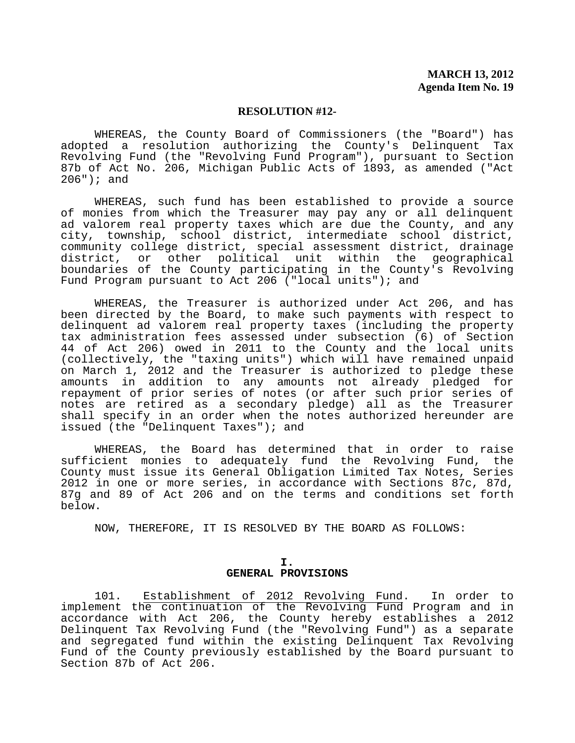**MARCH 13, 2012**
**Agenda Item No. 19**

**RESOLUTION #12-**

WHEREAS, the County Board of Commissioners (the "Board") has adopted a resolution authorizing the County's Delinquent Tax Revolving Fund (the "Revolving Fund Program"), pursuant to Section 87b of Act No. 206, Michigan Public Acts of 1893, as amended ("Act 206"); and

WHEREAS, such fund has been established to provide a source of monies from which the Treasurer may pay any or all delinquent ad valorem real property taxes which are due the County, and any city, township, school district, intermediate school district, community college district, special assessment district, drainage district, or other political unit within the geographical boundaries of the County participating in the County's Revolving Fund Program pursuant to Act 206 ("local units"); and

WHEREAS, the Treasurer is authorized under Act 206, and has been directed by the Board, to make such payments with respect to delinquent ad valorem real property taxes (including the property tax administration fees assessed under subsection (6) of Section 44 of Act 206) owed in 2011 to the County and the local units (collectively, the "taxing units") which will have remained unpaid on March 1, 2012 and the Treasurer is authorized to pledge these amounts in addition to any amounts not already pledged for repayment of prior series of notes (or after such prior series of notes are retired as a secondary pledge) all as the Treasurer shall specify in an order when the notes authorized hereunder are issued (the "Delinquent Taxes"); and

WHEREAS, the Board has determined that in order to raise sufficient monies to adequately fund the Revolving Fund, the County must issue its General Obligation Limited Tax Notes, Series 2012 in one or more series, in accordance with Sections 87c, 87d, 87g and 89 of Act 206 and on the terms and conditions set forth below.

NOW, THEREFORE, IT IS RESOLVED BY THE BOARD AS FOLLOWS:

## I.
## GENERAL PROVISIONS

101. Establishment of 2012 Revolving Fund. In order to implement the continuation of the Revolving Fund Program and in accordance with Act 206, the County hereby establishes a 2012 Delinquent Tax Revolving Fund (the "Revolving Fund") as a separate and segregated fund within the existing Delinquent Tax Revolving Fund of the County previously established by the Board pursuant to Section 87b of Act 206.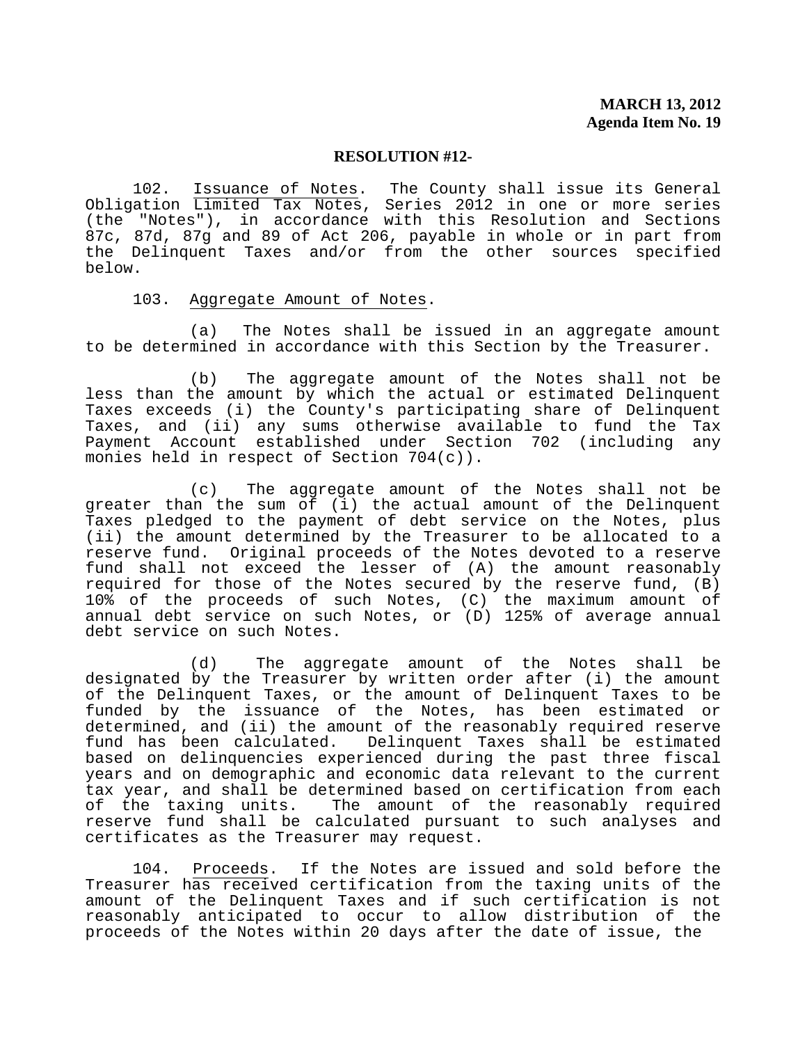**MARCH 13, 2012**
**Agenda Item No. 19**

**RESOLUTION #12-**

102. Issuance of Notes. The County shall issue its General Obligation Limited Tax Notes, Series 2012 in one or more series (the "Notes"), in accordance with this Resolution and Sections 87c, 87d, 87g and 89 of Act 206, payable in whole or in part from the Delinquent Taxes and/or from the other sources specified below.

103. Aggregate Amount of Notes.

(a) The Notes shall be issued in an aggregate amount to be determined in accordance with this Section by the Treasurer.

(b) The aggregate amount of the Notes shall not be less than the amount by which the actual or estimated Delinquent Taxes exceeds (i) the County's participating share of Delinquent Taxes, and (ii) any sums otherwise available to fund the Tax Payment Account established under Section 702 (including any monies held in respect of Section 704(c)).

(c) The aggregate amount of the Notes shall not be greater than the sum of (i) the actual amount of the Delinquent Taxes pledged to the payment of debt service on the Notes, plus (ii) the amount determined by the Treasurer to be allocated to a reserve fund. Original proceeds of the Notes devoted to a reserve fund shall not exceed the lesser of (A) the amount reasonably required for those of the Notes secured by the reserve fund, (B) 10% of the proceeds of such Notes, (C) the maximum amount of annual debt service on such Notes, or (D) 125% of average annual debt service on such Notes.

(d) The aggregate amount of the Notes shall be designated by the Treasurer by written order after (i) the amount of the Delinquent Taxes, or the amount of Delinquent Taxes to be funded by the issuance of the Notes, has been estimated or determined, and (ii) the amount of the reasonably required reserve fund has been calculated. Delinquent Taxes shall be estimated based on delinquencies experienced during the past three fiscal years and on demographic and economic data relevant to the current tax year, and shall be determined based on certification from each of the taxing units. The amount of the reasonably required reserve fund shall be calculated pursuant to such analyses and certificates as the Treasurer may request.

104. Proceeds. If the Notes are issued and sold before the Treasurer has received certification from the taxing units of the amount of the Delinquent Taxes and if such certification is not reasonably anticipated to occur to allow distribution of the proceeds of the Notes within 20 days after the date of issue, the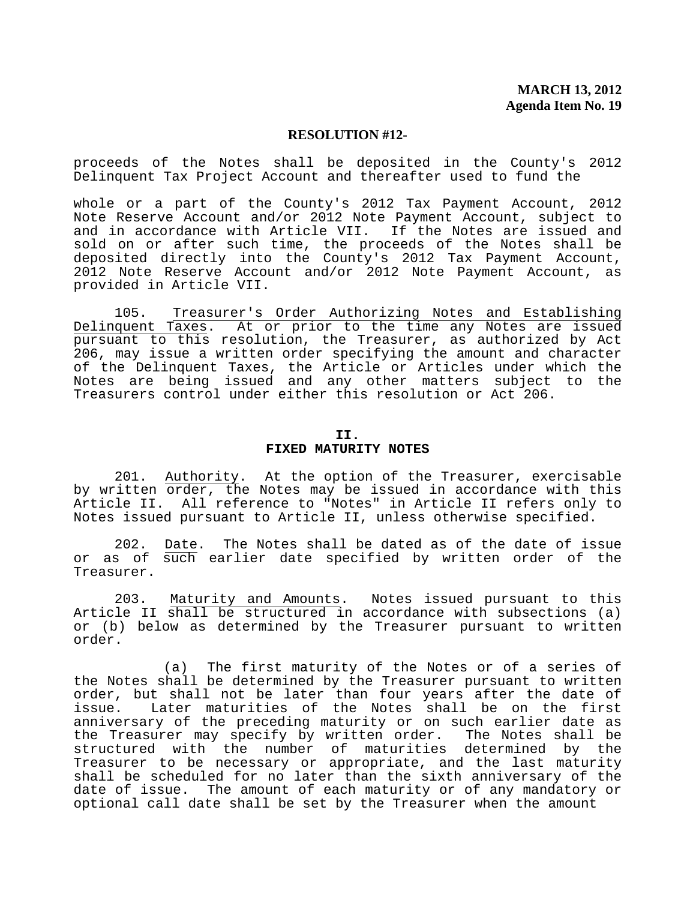**MARCH 13, 2012**
**Agenda Item No. 19**

**RESOLUTION #12-**

proceeds of the Notes shall be deposited in the County's 2012 Delinquent Tax Project Account and thereafter used to fund the

whole or a part of the County's 2012 Tax Payment Account, 2012 Note Reserve Account and/or 2012 Note Payment Account, subject to and in accordance with Article VII. If the Notes are issued and sold on or after such time, the proceeds of the Notes shall be deposited directly into the County's 2012 Tax Payment Account, 2012 Note Reserve Account and/or 2012 Note Payment Account, as provided in Article VII.

105. Treasurer's Order Authorizing Notes and Establishing Delinquent Taxes. At or prior to the time any Notes are issued pursuant to this resolution, the Treasurer, as authorized by Act 206, may issue a written order specifying the amount and character of the Delinquent Taxes, the Article or Articles under which the Notes are being issued and any other matters subject to the Treasurers control under either this resolution or Act 206.

## II.
## FIXED MATURITY NOTES

201. Authority. At the option of the Treasurer, exercisable by written order, the Notes may be issued in accordance with this Article II. All reference to "Notes" in Article II refers only to Notes issued pursuant to Article II, unless otherwise specified.

202. Date. The Notes shall be dated as of the date of issue or as of such earlier date specified by written order of the Treasurer.

203. Maturity and Amounts. Notes issued pursuant to this Article II shall be structured in accordance with subsections (a) or (b) below as determined by the Treasurer pursuant to written order.

(a) The first maturity of the Notes or of a series of the Notes shall be determined by the Treasurer pursuant to written order, but shall not be later than four years after the date of issue. Later maturities of the Notes shall be on the first anniversary of the preceding maturity or on such earlier date as the Treasurer may specify by written order. The Notes shall be structured with the number of maturities determined by the Treasurer to be necessary or appropriate, and the last maturity shall be scheduled for no later than the sixth anniversary of the date of issue. The amount of each maturity or of any mandatory or optional call date shall be set by the Treasurer when the amount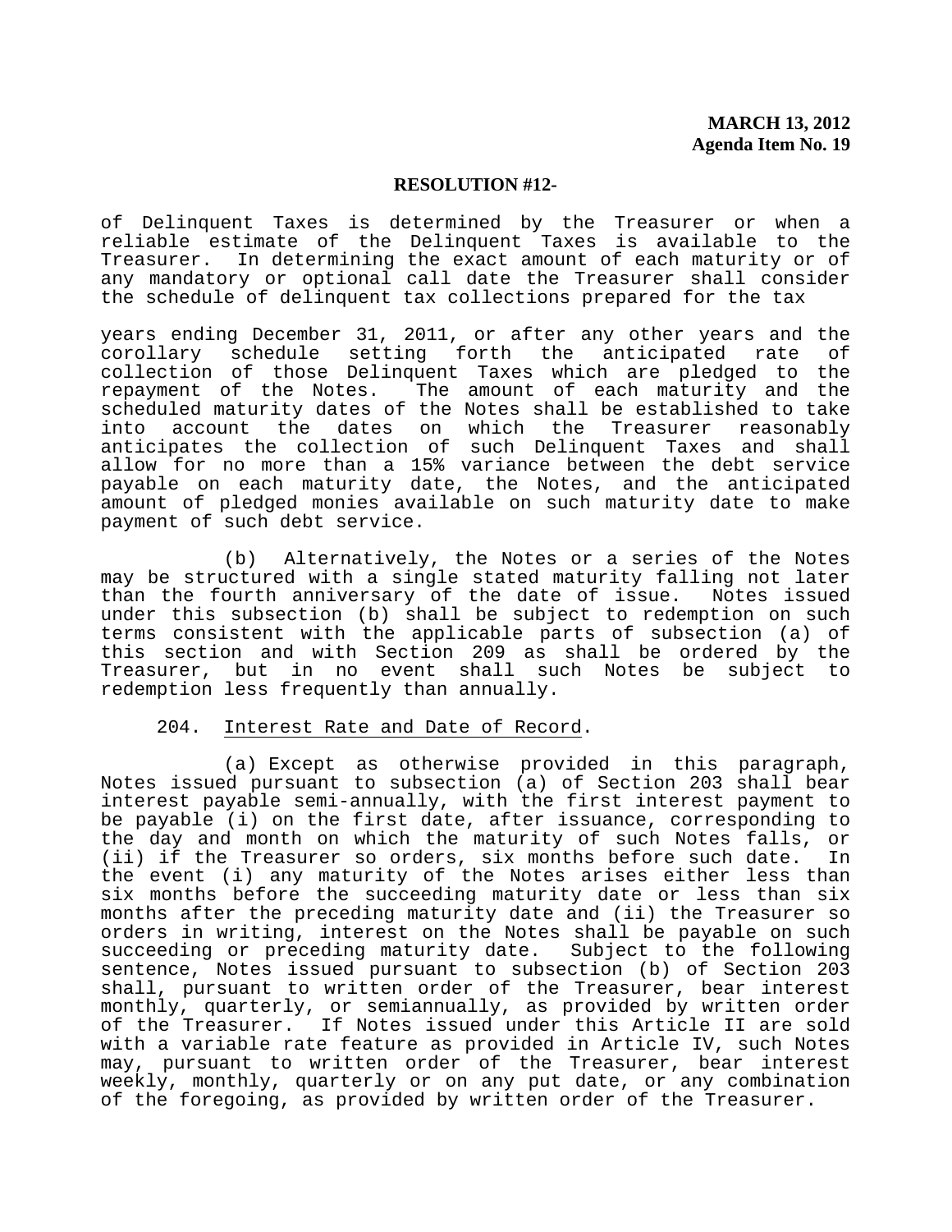of Delinquent Taxes is determined by the Treasurer or when a reliable estimate of the Delinquent Taxes is available to the Treasurer. In determining the exact amount of each maturity or of any mandatory or optional call date the Treasurer shall consider the schedule of delinquent tax collections prepared for the tax

years ending December 31, 2011, or after any other years and the corollary schedule setting forth the anticipated rate of collection of those Delinquent Taxes which are pledged to the repayment of the Notes. The amount of each maturity and the scheduled maturity dates of the Notes shall be established to take into account the dates on which the Treasurer reasonably anticipates the collection of such Delinquent Taxes and shall allow for no more than a 15% variance between the debt service payable on each maturity date, the Notes, and the anticipated amount of pledged monies available on such maturity date to make payment of such debt service.

(b) Alternatively, the Notes or a series of the Notes may be structured with a single stated maturity falling not later than the fourth anniversary of the date of issue. Notes issued under this subsection (b) shall be subject to redemption on such terms consistent with the applicable parts of subsection (a) of this section and with Section 209 as shall be ordered by the Treasurer, but in no event shall such Notes be subject to redemption less frequently than annually.

204. Interest Rate and Date of Record.

(a) Except as otherwise provided in this paragraph, Notes issued pursuant to subsection (a) of Section 203 shall bear interest payable semi-annually, with the first interest payment to be payable (i) on the first date, after issuance, corresponding to the day and month on which the maturity of such Notes falls, or (ii) if the Treasurer so orders, six months before such date. In the event (i) any maturity of the Notes arises either less than six months before the succeeding maturity date or less than six months after the preceding maturity date and (ii) the Treasurer so orders in writing, interest on the Notes shall be payable on such succeeding or preceding maturity date. Subject to the following sentence, Notes issued pursuant to subsection (b) of Section 203 shall, pursuant to written order of the Treasurer, bear interest monthly, quarterly, or semiannually, as provided by written order of the Treasurer. If Notes issued under this Article II are sold with a variable rate feature as provided in Article IV, such Notes may, pursuant to written order of the Treasurer, bear interest weekly, monthly, quarterly or on any put date, or any combination of the foregoing, as provided by written order of the Treasurer.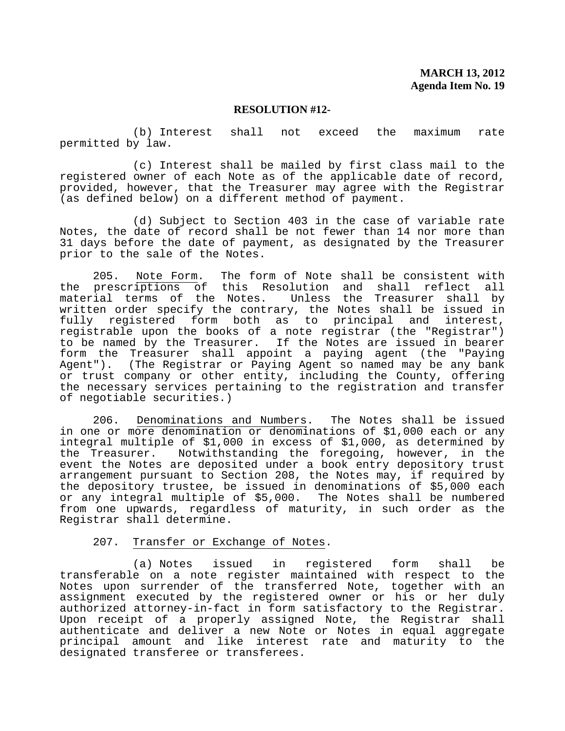**MARCH 13, 2012**
**Agenda Item No. 19**

**RESOLUTION #12-**

(b) Interest shall not exceed the maximum rate permitted by law.

(c) Interest shall be mailed by first class mail to the registered owner of each Note as of the applicable date of record, provided, however, that the Treasurer may agree with the Registrar (as defined below) on a different method of payment.

(d) Subject to Section 403 in the case of variable rate Notes, the date of record shall be not fewer than 14 nor more than 31 days before the date of payment, as designated by the Treasurer prior to the sale of the Notes.

205. Note Form. The form of Note shall be consistent with the prescriptions of this Resolution and shall reflect all material terms of the Notes. Unless the Treasurer shall by written order specify the contrary, the Notes shall be issued in fully registered form both as to principal and interest, registrable upon the books of a note registrar (the "Registrar") to be named by the Treasurer. If the Notes are issued in bearer form the Treasurer shall appoint a paying agent (the "Paying Agent"). (The Registrar or Paying Agent so named may be any bank or trust company or other entity, including the County, offering the necessary services pertaining to the registration and transfer of negotiable securities.)

206. Denominations and Numbers. The Notes shall be issued in one or more denomination or denominations of $1,000 each or any integral multiple of $1,000 in excess of $1,000, as determined by the Treasurer. Notwithstanding the foregoing, however, in the event the Notes are deposited under a book entry depository trust arrangement pursuant to Section 208, the Notes may, if required by the depository trustee, be issued in denominations of $5,000 each or any integral multiple of $5,000. The Notes shall be numbered from one upwards, regardless of maturity, in such order as the Registrar shall determine.

207. Transfer or Exchange of Notes.

(a) Notes issued in registered form shall be transferable on a note register maintained with respect to the Notes upon surrender of the transferred Note, together with an assignment executed by the registered owner or his or her duly authorized attorney-in-fact in form satisfactory to the Registrar. Upon receipt of a properly assigned Note, the Registrar shall authenticate and deliver a new Note or Notes in equal aggregate principal amount and like interest rate and maturity to the designated transferee or transferees.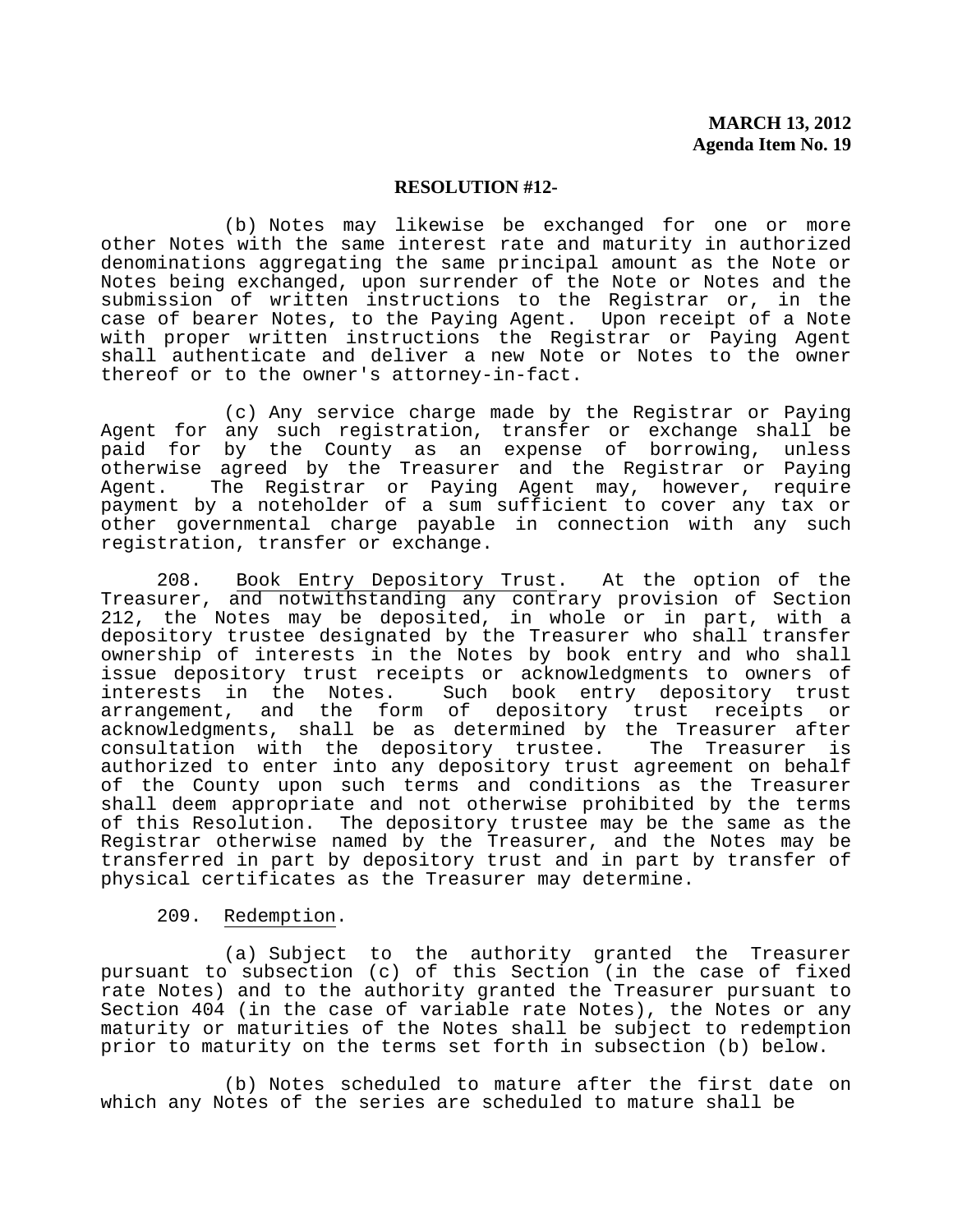**MARCH 13, 2012**
**Agenda Item No. 19**

**RESOLUTION #12-**

(b) Notes may likewise be exchanged for one or more other Notes with the same interest rate and maturity in authorized denominations aggregating the same principal amount as the Note or Notes being exchanged, upon surrender of the Note or Notes and the submission of written instructions to the Registrar or, in the case of bearer Notes, to the Paying Agent. Upon receipt of a Note with proper written instructions the Registrar or Paying Agent shall authenticate and deliver a new Note or Notes to the owner thereof or to the owner's attorney-in-fact.

(c) Any service charge made by the Registrar or Paying Agent for any such registration, transfer or exchange shall be paid for by the County as an expense of borrowing, unless otherwise agreed by the Treasurer and the Registrar or Paying Agent. The Registrar or Paying Agent may, however, require payment by a noteholder of a sum sufficient to cover any tax or other governmental charge payable in connection with any such registration, transfer or exchange.

208. Book Entry Depository Trust. At the option of the Treasurer, and notwithstanding any contrary provision of Section 212, the Notes may be deposited, in whole or in part, with a depository trustee designated by the Treasurer who shall transfer ownership of interests in the Notes by book entry and who shall issue depository trust receipts or acknowledgments to owners of interests in the Notes. Such book entry depository trust arrangement, and the form of depository trust receipts or acknowledgments, shall be as determined by the Treasurer after consultation with the depository trustee. The Treasurer is authorized to enter into any depository trust agreement on behalf of the County upon such terms and conditions as the Treasurer shall deem appropriate and not otherwise prohibited by the terms of this Resolution. The depository trustee may be the same as the Registrar otherwise named by the Treasurer, and the Notes may be transferred in part by depository trust and in part by transfer of physical certificates as the Treasurer may determine.

209. Redemption.

(a) Subject to the authority granted the Treasurer pursuant to subsection (c) of this Section (in the case of fixed rate Notes) and to the authority granted the Treasurer pursuant to Section 404 (in the case of variable rate Notes), the Notes or any maturity or maturities of the Notes shall be subject to redemption prior to maturity on the terms set forth in subsection (b) below.

(b) Notes scheduled to mature after the first date on which any Notes of the series are scheduled to mature shall be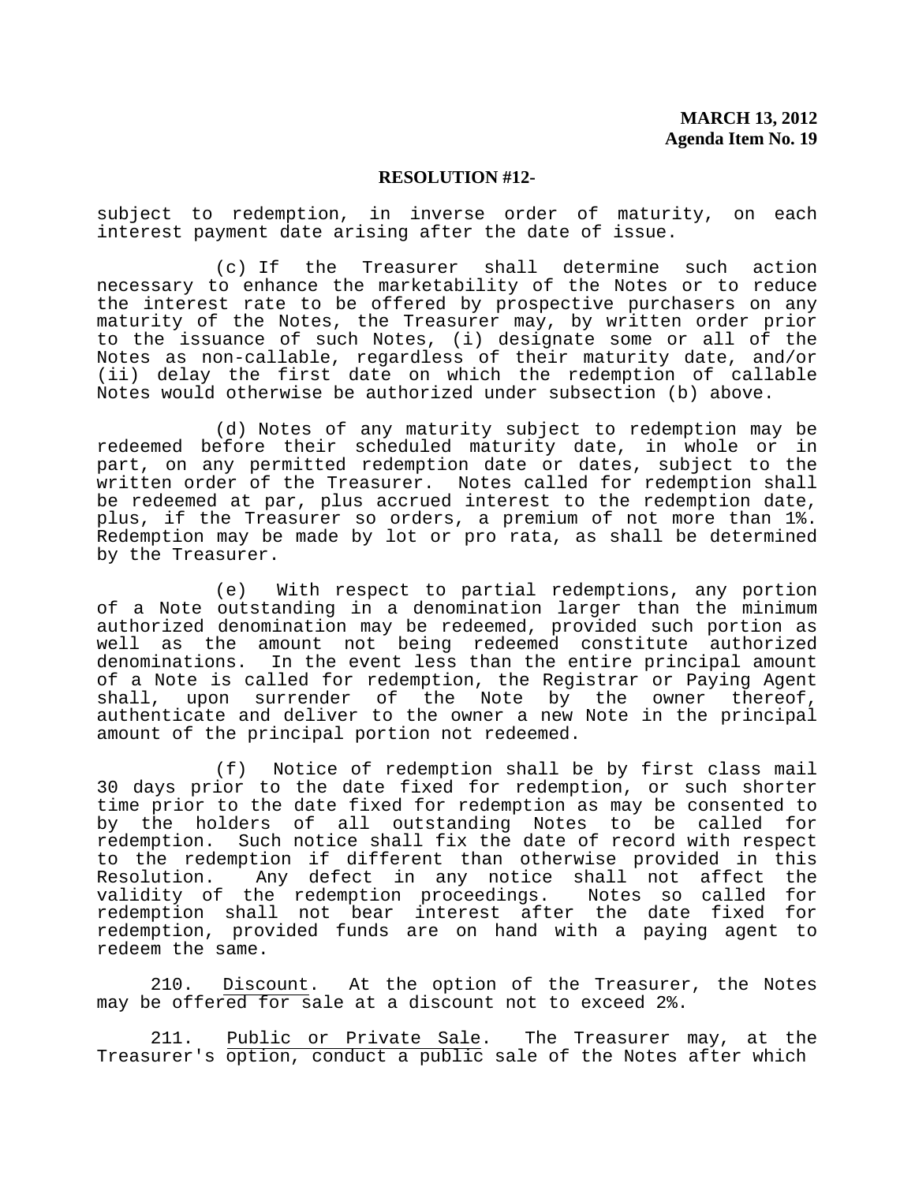subject to redemption, in inverse order of maturity, on each interest payment date arising after the date of issue.

(c) If the Treasurer shall determine such action necessary to enhance the marketability of the Notes or to reduce the interest rate to be offered by prospective purchasers on any maturity of the Notes, the Treasurer may, by written order prior to the issuance of such Notes, (i) designate some or all of the Notes as non-callable, regardless of their maturity date, and/or (ii) delay the first date on which the redemption of callable Notes would otherwise be authorized under subsection (b) above.

(d) Notes of any maturity subject to redemption may be redeemed before their scheduled maturity date, in whole or in part, on any permitted redemption date or dates, subject to the written order of the Treasurer. Notes called for redemption shall be redeemed at par, plus accrued interest to the redemption date, plus, if the Treasurer so orders, a premium of not more than 1%. Redemption may be made by lot or pro rata, as shall be determined by the Treasurer.

(e) With respect to partial redemptions, any portion of a Note outstanding in a denomination larger than the minimum authorized denomination may be redeemed, provided such portion as well as the amount not being redeemed constitute authorized denominations. In the event less than the entire principal amount of a Note is called for redemption, the Registrar or Paying Agent shall, upon surrender of the Note by the owner thereof, authenticate and deliver to the owner a new Note in the principal amount of the principal portion not redeemed.

(f) Notice of redemption shall be by first class mail 30 days prior to the date fixed for redemption, or such shorter time prior to the date fixed for redemption as may be consented to by the holders of all outstanding Notes to be called for redemption. Such notice shall fix the date of record with respect to the redemption if different than otherwise provided in this Resolution. Any defect in any notice shall not affect the validity of the redemption proceedings. Notes so called for redemption shall not bear interest after the date fixed for redemption, provided funds are on hand with a paying agent to redeem the same.

210. Discount. At the option of the Treasurer, the Notes may be offered for sale at a discount not to exceed 2%.

211. Public or Private Sale. The Treasurer may, at the Treasurer's option, conduct a public sale of the Notes after which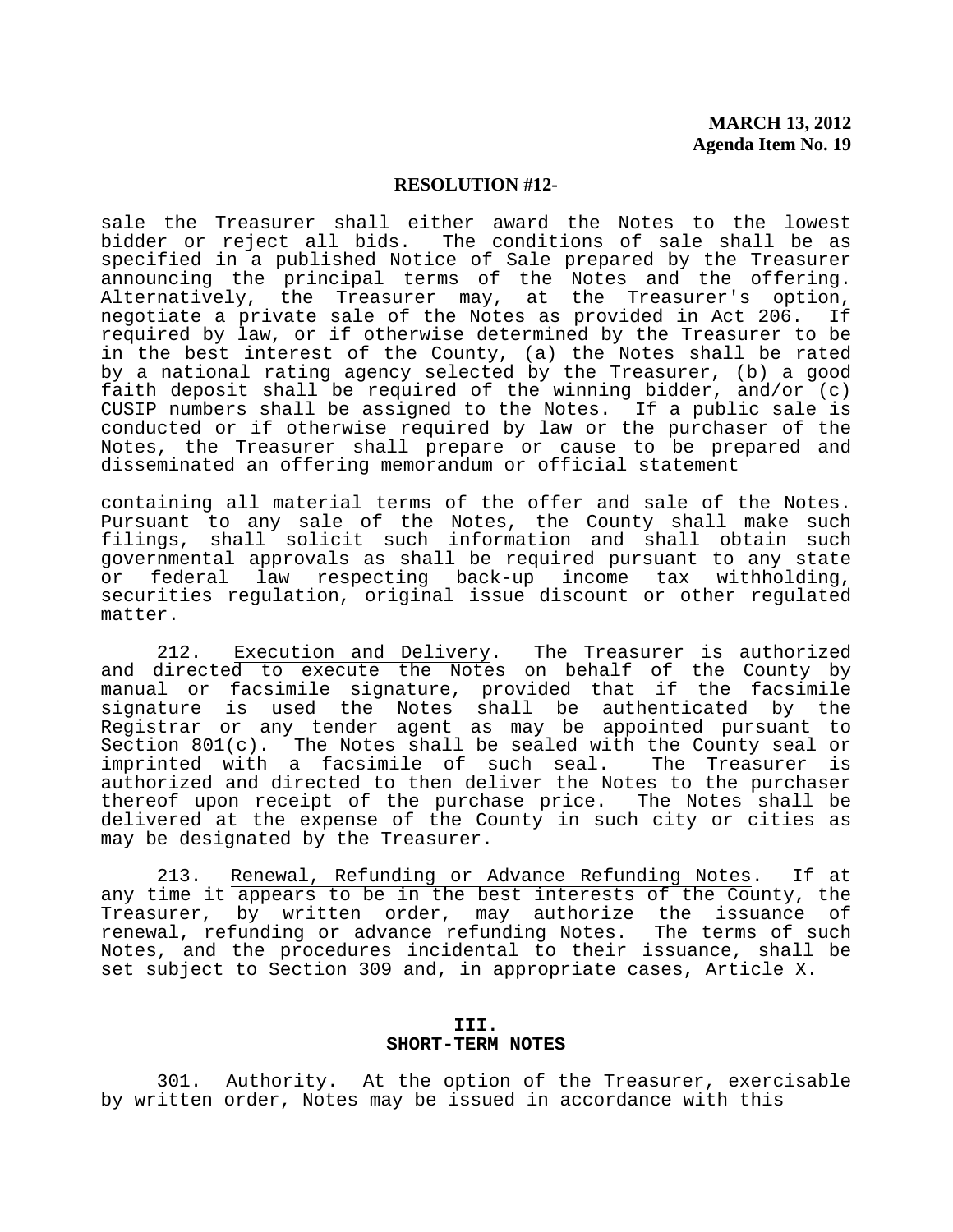sale the Treasurer shall either award the Notes to the lowest bidder or reject all bids. The conditions of sale shall be as specified in a published Notice of Sale prepared by the Treasurer announcing the principal terms of the Notes and the offering. Alternatively, the Treasurer may, at the Treasurer's option, negotiate a private sale of the Notes as provided in Act 206. If required by law, or if otherwise determined by the Treasurer to be in the best interest of the County, (a) the Notes shall be rated by a national rating agency selected by the Treasurer, (b) a good faith deposit shall be required of the winning bidder, and/or (c) CUSIP numbers shall be assigned to the Notes. If a public sale is conducted or if otherwise required by law or the purchaser of the Notes, the Treasurer shall prepare or cause to be prepared and disseminated an offering memorandum or official statement

containing all material terms of the offer and sale of the Notes. Pursuant to any sale of the Notes, the County shall make such filings, shall solicit such information and shall obtain such governmental approvals as shall be required pursuant to any state or federal law respecting back-up income tax withholding, securities regulation, original issue discount or other regulated matter.

212. Execution and Delivery. The Treasurer is authorized and directed to execute the Notes on behalf of the County by manual or facsimile signature, provided that if the facsimile signature is used the Notes shall be authenticated by the Registrar or any tender agent as may be appointed pursuant to Section 801(c). The Notes shall be sealed with the County seal or imprinted with a facsimile of such seal. The Treasurer is authorized and directed to then deliver the Notes to the purchaser thereof upon receipt of the purchase price. The Notes shall be delivered at the expense of the County in such city or cities as may be designated by the Treasurer.

213. Renewal, Refunding or Advance Refunding Notes. If at any time it appears to be in the best interests of the County, the Treasurer, by written order, may authorize the issuance of renewal, refunding or advance refunding Notes. The terms of such Notes, and the procedures incidental to their issuance, shall be set subject to Section 309 and, in appropriate cases, Article X.

## III. SHORT-TERM NOTES

301. Authority. At the option of the Treasurer, exercisable by written order, Notes may be issued in accordance with this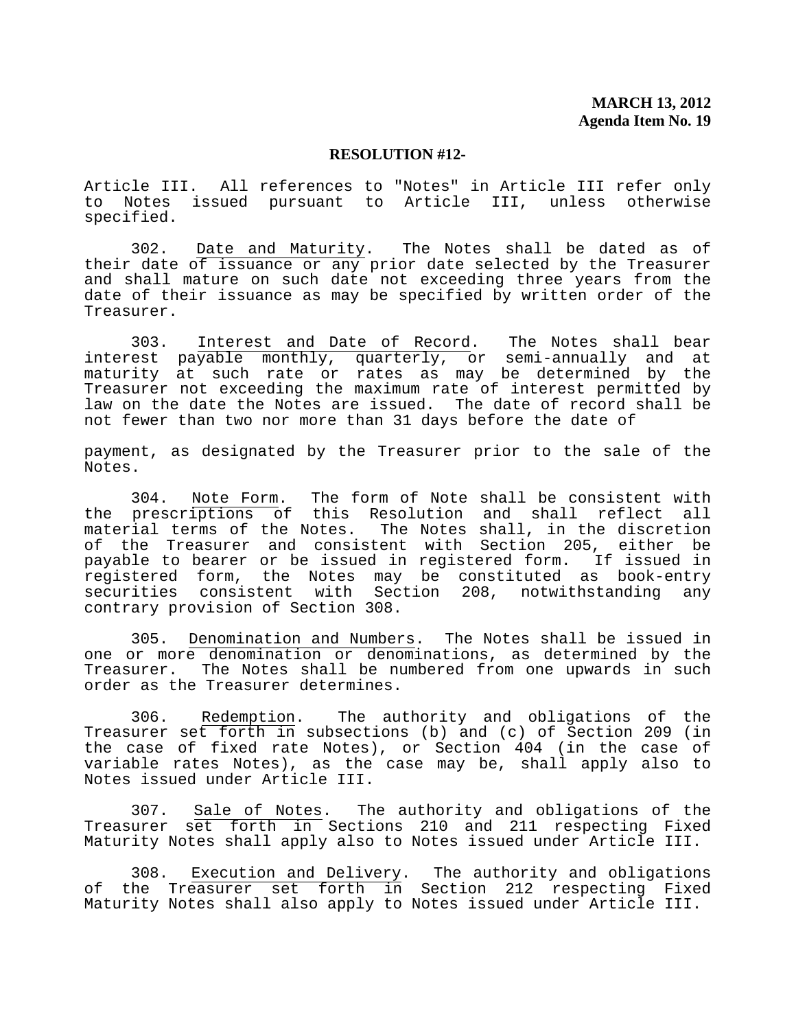Article III. All references to "Notes" in Article III refer only to Notes issued pursuant to Article III, unless otherwise specified.

302. Date and Maturity. The Notes shall be dated as of their date of issuance or any prior date selected by the Treasurer and shall mature on such date not exceeding three years from the date of their issuance as may be specified by written order of the Treasurer.

303. Interest and Date of Record. The Notes shall bear interest payable monthly, quarterly, or semi-annually and at maturity at such rate or rates as may be determined by the Treasurer not exceeding the maximum rate of interest permitted by law on the date the Notes are issued. The date of record shall be not fewer than two nor more than 31 days before the date of payment, as designated by the Treasurer prior to the sale of the Notes.

304. Note Form. The form of Note shall be consistent with the prescriptions of this Resolution and shall reflect all material terms of the Notes. The Notes shall, in the discretion of the Treasurer and consistent with Section 205, either be payable to bearer or be issued in registered form. If issued in registered form, the Notes may be constituted as book-entry securities consistent with Section 208, notwithstanding any contrary provision of Section 308.

305. Denomination and Numbers. The Notes shall be issued in one or more denomination or denominations, as determined by the Treasurer. The Notes shall be numbered from one upwards in such order as the Treasurer determines.

306. Redemption. The authority and obligations of the Treasurer set forth in subsections (b) and (c) of Section 209 (in the case of fixed rate Notes), or Section 404 (in the case of variable rates Notes), as the case may be, shall apply also to Notes issued under Article III.

307. Sale of Notes. The authority and obligations of the Treasurer set forth in Sections 210 and 211 respecting Fixed Maturity Notes shall apply also to Notes issued under Article III.

308. Execution and Delivery. The authority and obligations of the Treasurer set forth in Section 212 respecting Fixed Maturity Notes shall also apply to Notes issued under Article III.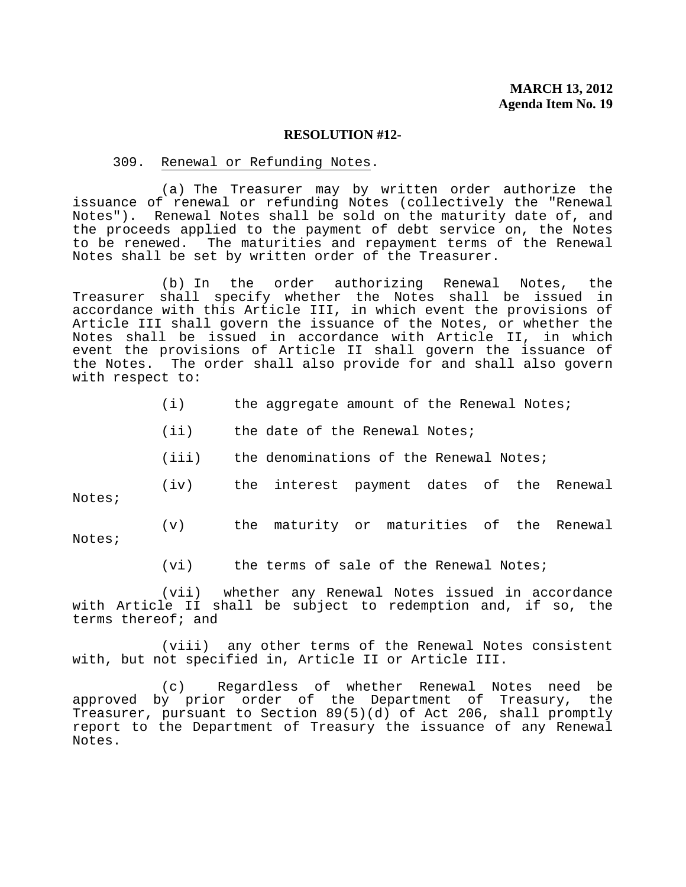**MARCH 13, 2012**
**Agenda Item No. 19**

**RESOLUTION #12-**

309. Renewal or Refunding Notes.

(a) The Treasurer may by written order authorize the issuance of renewal or refunding Notes (collectively the "Renewal Notes"). Renewal Notes shall be sold on the maturity date of, and the proceeds applied to the payment of debt service on, the Notes to be renewed. The maturities and repayment terms of the Renewal Notes shall be set by written order of the Treasurer.

(b) In the order authorizing Renewal Notes, the Treasurer shall specify whether the Notes shall be issued in accordance with this Article III, in which event the provisions of Article III shall govern the issuance of the Notes, or whether the Notes shall be issued in accordance with Article II, in which event the provisions of Article II shall govern the issuance of the Notes. The order shall also provide for and shall also govern with respect to:

(i) the aggregate amount of the Renewal Notes;

(ii) the date of the Renewal Notes;

(iii) the denominations of the Renewal Notes;

(iv) the interest payment dates of the Renewal Notes;

(v) the maturity or maturities of the Renewal Notes;

(vi) the terms of sale of the Renewal Notes;

(vii) whether any Renewal Notes issued in accordance with Article II shall be subject to redemption and, if so, the terms thereof; and

(viii) any other terms of the Renewal Notes consistent with, but not specified in, Article II or Article III.

(c) Regardless of whether Renewal Notes need be approved by prior order of the Department of Treasury, the Treasurer, pursuant to Section 89(5)(d) of Act 206, shall promptly report to the Department of Treasury the issuance of any Renewal Notes.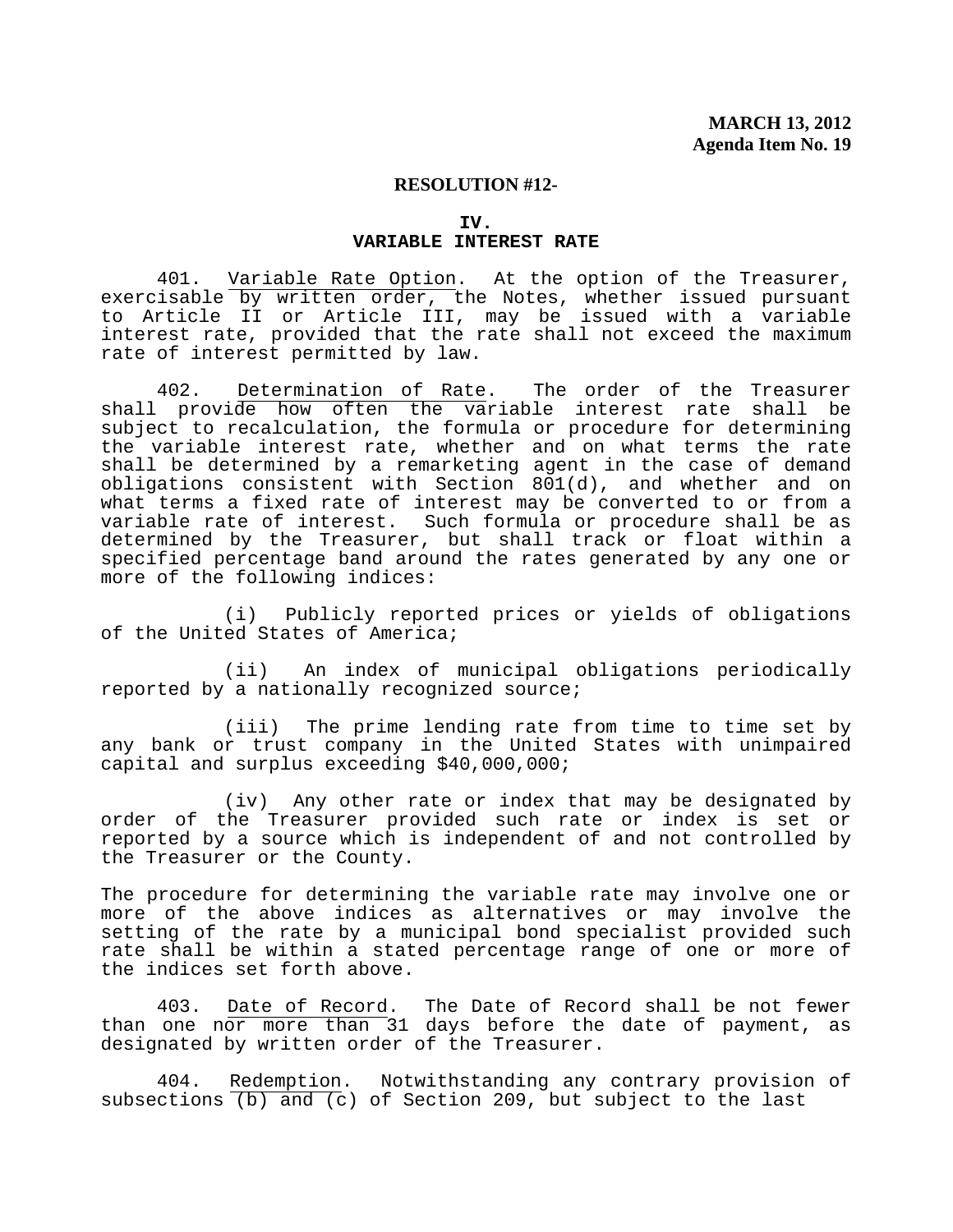**MARCH 13, 2012**
**Agenda Item No. 19**

**RESOLUTION #12-**

## IV.
## VARIABLE INTEREST RATE

401. Variable Rate Option. At the option of the Treasurer, exercisable by written order, the Notes, whether issued pursuant to Article II or Article III, may be issued with a variable interest rate, provided that the rate shall not exceed the maximum rate of interest permitted by law.

402. Determination of Rate. The order of the Treasurer shall provide how often the variable interest rate shall be subject to recalculation, the formula or procedure for determining the variable interest rate, whether and on what terms the rate shall be determined by a remarketing agent in the case of demand obligations consistent with Section 801(d), and whether and on what terms a fixed rate of interest may be converted to or from a variable rate of interest. Such formula or procedure shall be as determined by the Treasurer, but shall track or float within a specified percentage band around the rates generated by any one or more of the following indices:

(i) Publicly reported prices or yields of obligations of the United States of America;

(ii) An index of municipal obligations periodically reported by a nationally recognized source;

(iii) The prime lending rate from time to time set by any bank or trust company in the United States with unimpaired capital and surplus exceeding $40,000,000;

(iv) Any other rate or index that may be designated by order of the Treasurer provided such rate or index is set or reported by a source which is independent of and not controlled by the Treasurer or the County.

The procedure for determining the variable rate may involve one or more of the above indices as alternatives or may involve the setting of the rate by a municipal bond specialist provided such rate shall be within a stated percentage range of one or more of the indices set forth above.

403. Date of Record. The Date of Record shall be not fewer than one nor more than 31 days before the date of payment, as designated by written order of the Treasurer.

404. Redemption. Notwithstanding any contrary provision of subsections (b) and (c) of Section 209, but subject to the last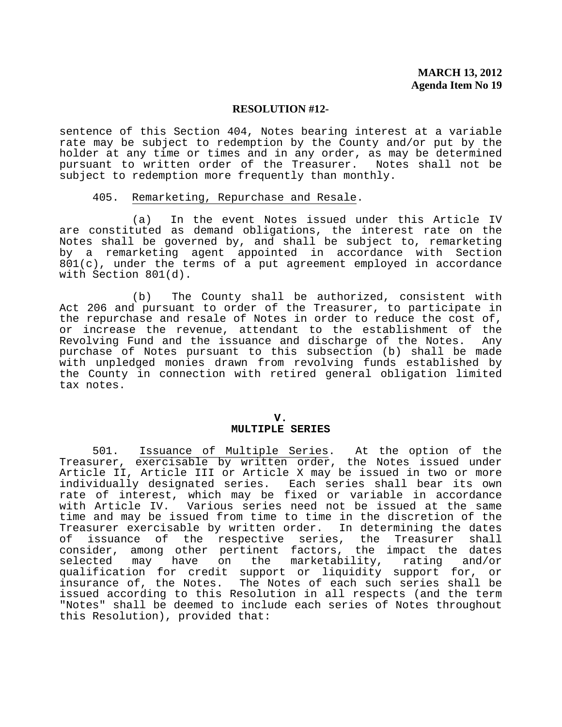sentence of this Section 404, Notes bearing interest at a variable rate may be subject to redemption by the County and/or put by the holder at any time or times and in any order, as may be determined pursuant to written order of the Treasurer. Notes shall not be subject to redemption more frequently than monthly.

405. Remarketing, Repurchase and Resale.

(a) In the event Notes issued under this Article IV are constituted as demand obligations, the interest rate on the Notes shall be governed by, and shall be subject to, remarketing by a remarketing agent appointed in accordance with Section 801(c), under the terms of a put agreement employed in accordance with Section 801(d).

(b) The County shall be authorized, consistent with Act 206 and pursuant to order of the Treasurer, to participate in the repurchase and resale of Notes in order to reduce the cost of, or increase the revenue, attendant to the establishment of the Revolving Fund and the issuance and discharge of the Notes. Any purchase of Notes pursuant to this subsection (b) shall be made with unpledged monies drawn from revolving funds established by the County in connection with retired general obligation limited tax notes.

## V.
## MULTIPLE SERIES

501. Issuance of Multiple Series. At the option of the Treasurer, exercisable by written order, the Notes issued under Article II, Article III or Article X may be issued in two or more individually designated series. Each series shall bear its own rate of interest, which may be fixed or variable in accordance with Article IV. Various series need not be issued at the same time and may be issued from time to time in the discretion of the Treasurer exercisable by written order. In determining the dates of issuance of the respective series, the Treasurer shall consider, among other pertinent factors, the impact the dates selected may have on the marketability, rating and/or qualification for credit support or liquidity support for, or insurance of, the Notes. The Notes of each such series shall be issued according to this Resolution in all respects (and the term "Notes" shall be deemed to include each series of Notes throughout this Resolution), provided that: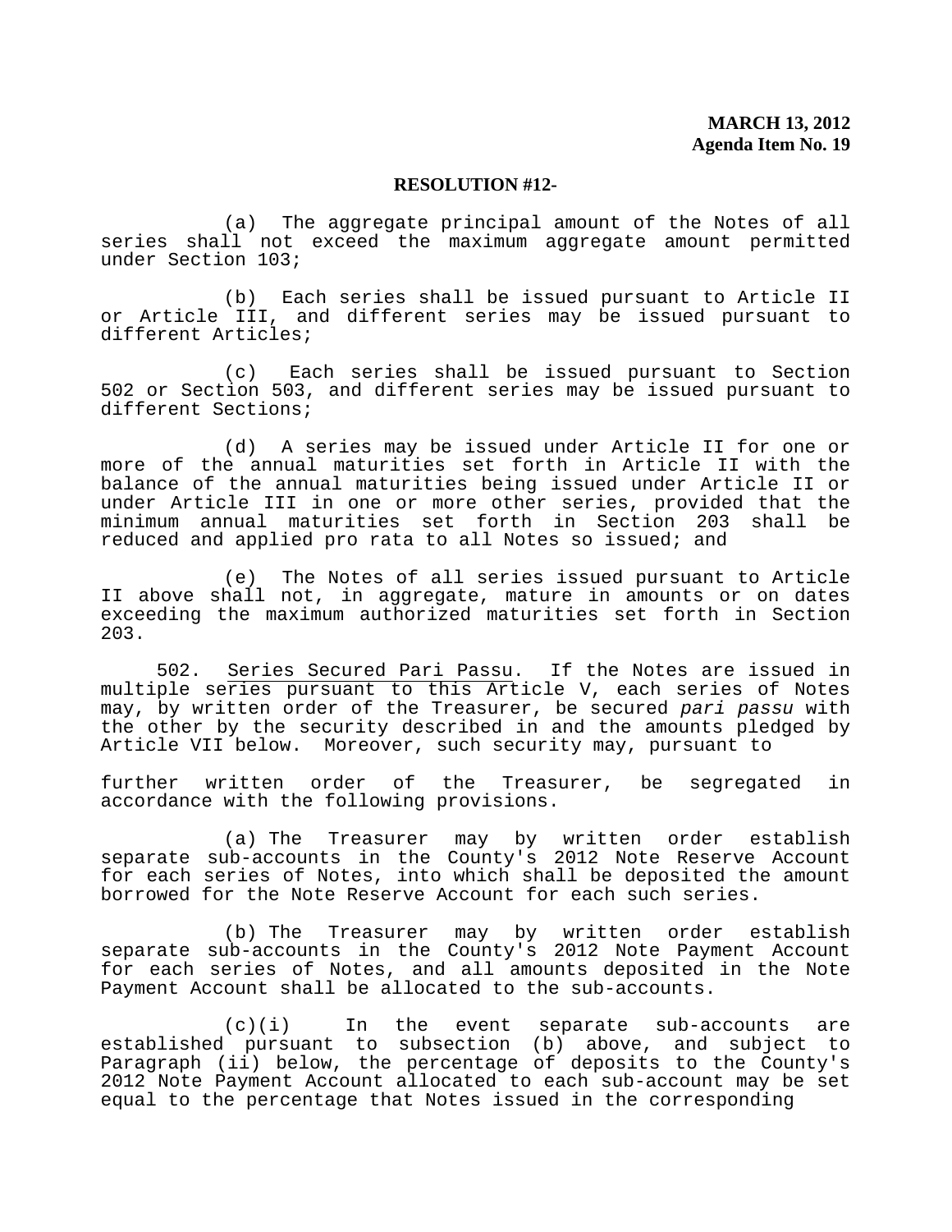(a) The aggregate principal amount of the Notes of all series shall not exceed the maximum aggregate amount permitted under Section 103;

(b) Each series shall be issued pursuant to Article II or Article III, and different series may be issued pursuant to different Articles;

(c) Each series shall be issued pursuant to Section 502 or Section 503, and different series may be issued pursuant to different Sections;

(d) A series may be issued under Article II for one or more of the annual maturities set forth in Article II with the balance of the annual maturities being issued under Article II or under Article III in one or more other series, provided that the minimum annual maturities set forth in Section 203 shall be reduced and applied pro rata to all Notes so issued; and

(e) The Notes of all series issued pursuant to Article II above shall not, in aggregate, mature in amounts or on dates exceeding the maximum authorized maturities set forth in Section 203.

502. Series Secured Pari Passu. If the Notes are issued in multiple series pursuant to this Article V, each series of Notes may, by written order of the Treasurer, be secured *pari passu* with the other by the security described in and the amounts pledged by Article VII below. Moreover, such security may, pursuant to further written order of the Treasurer, be segregated in accordance with the following provisions.

(a) The Treasurer may by written order establish separate sub-accounts in the County's 2012 Note Reserve Account for each series of Notes, into which shall be deposited the amount borrowed for the Note Reserve Account for each such series.

(b) The Treasurer may by written order establish separate sub-accounts in the County's 2012 Note Payment Account for each series of Notes, and all amounts deposited in the Note Payment Account shall be allocated to the sub-accounts.

(c)(i) In the event separate sub-accounts are established pursuant to subsection (b) above, and subject to Paragraph (ii) below, the percentage of deposits to the County's 2012 Note Payment Account allocated to each sub-account may be set equal to the percentage that Notes issued in the corresponding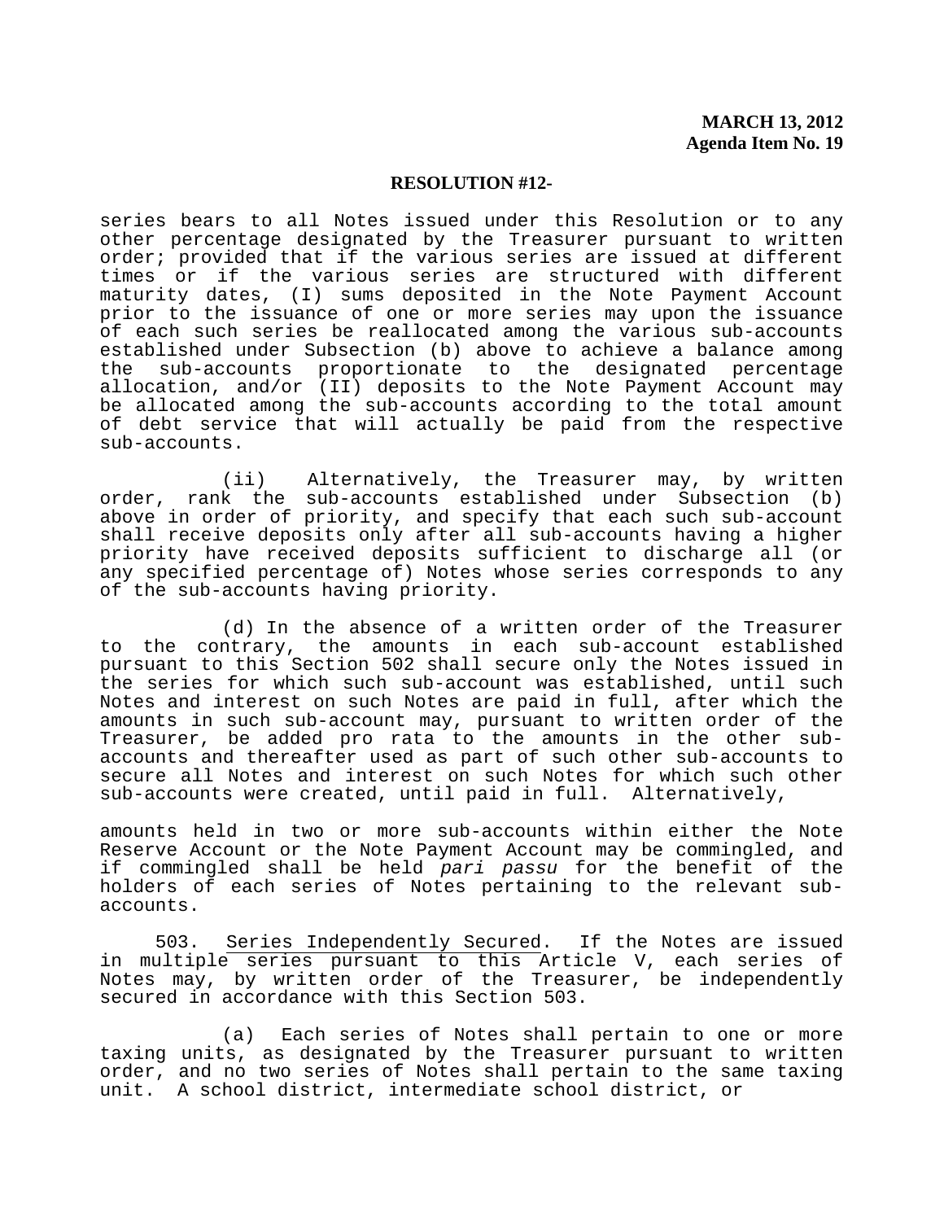**RESOLUTION #12-**

series bears to all Notes issued under this Resolution or to any other percentage designated by the Treasurer pursuant to written order; provided that if the various series are issued at different times or if the various series are structured with different maturity dates, (I) sums deposited in the Note Payment Account prior to the issuance of one or more series may upon the issuance of each such series be reallocated among the various sub-accounts established under Subsection (b) above to achieve a balance among the sub-accounts proportionate to the designated percentage allocation, and/or (II) deposits to the Note Payment Account may be allocated among the sub-accounts according to the total amount of debt service that will actually be paid from the respective sub-accounts.

(ii) Alternatively, the Treasurer may, by written order, rank the sub-accounts established under Subsection (b) above in order of priority, and specify that each such sub-account shall receive deposits only after all sub-accounts having a higher priority have received deposits sufficient to discharge all (or any specified percentage of) Notes whose series corresponds to any of the sub-accounts having priority.

(d) In the absence of a written order of the Treasurer to the contrary, the amounts in each sub-account established pursuant to this Section 502 shall secure only the Notes issued in the series for which such sub-account was established, until such Notes and interest on such Notes are paid in full, after which the amounts in such sub-account may, pursuant to written order of the Treasurer, be added pro rata to the amounts in the other sub-accounts and thereafter used as part of such other sub-accounts to secure all Notes and interest on such Notes for which such other sub-accounts were created, until paid in full. Alternatively, amounts held in two or more sub-accounts within either the Note Reserve Account or the Note Payment Account may be commingled, and if commingled shall be held *pari passu* for the benefit of the holders of each series of Notes pertaining to the relevant sub-accounts.

503. Series Independently Secured. If the Notes are issued in multiple series pursuant to this Article V, each series of Notes may, by written order of the Treasurer, be independently secured in accordance with this Section 503.

(a) Each series of Notes shall pertain to one or more taxing units, as designated by the Treasurer pursuant to written order, and no two series of Notes shall pertain to the same taxing unit. A school district, intermediate school district, or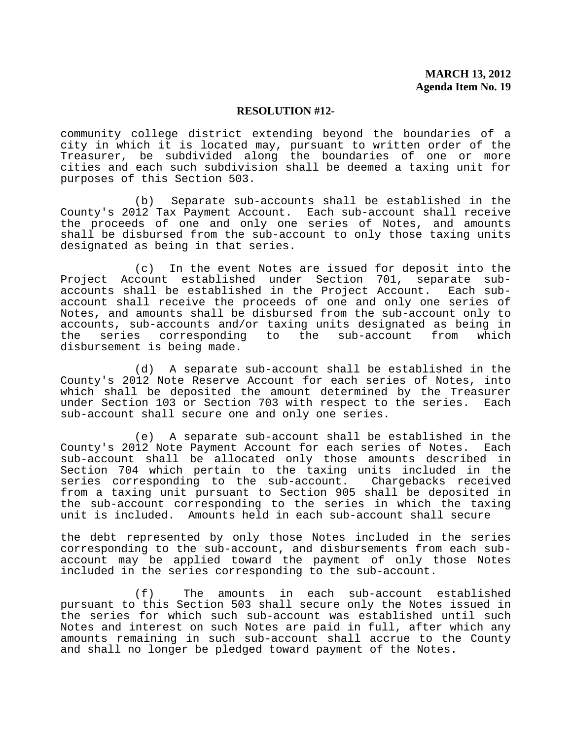community college district extending beyond the boundaries of a city in which it is located may, pursuant to written order of the Treasurer, be subdivided along the boundaries of one or more cities and each such subdivision shall be deemed a taxing unit for purposes of this Section 503.

(b) Separate sub-accounts shall be established in the County's 2012 Tax Payment Account. Each sub-account shall receive the proceeds of one and only one series of Notes, and amounts shall be disbursed from the sub-account to only those taxing units designated as being in that series.

(c) In the event Notes are issued for deposit into the Project Account established under Section 701, separate sub-accounts shall be established in the Project Account. Each sub-account shall receive the proceeds of one and only one series of Notes, and amounts shall be disbursed from the sub-account only to accounts, sub-accounts and/or taxing units designated as being in the series corresponding to the sub-account from which disbursement is being made.

(d) A separate sub-account shall be established in the County's 2012 Note Reserve Account for each series of Notes, into which shall be deposited the amount determined by the Treasurer under Section 103 or Section 703 with respect to the series. Each sub-account shall secure one and only one series.

(e) A separate sub-account shall be established in the County's 2012 Note Payment Account for each series of Notes. Each sub-account shall be allocated only those amounts described in Section 704 which pertain to the taxing units included in the series corresponding to the sub-account. Chargebacks received from a taxing unit pursuant to Section 905 shall be deposited in the sub-account corresponding to the series in which the taxing unit is included. Amounts held in each sub-account shall secure the debt represented by only those Notes included in the series corresponding to the sub-account, and disbursements from each sub-account may be applied toward the payment of only those Notes included in the series corresponding to the sub-account.

(f) The amounts in each sub-account established pursuant to this Section 503 shall secure only the Notes issued in the series for which such sub-account was established until such Notes and interest on such Notes are paid in full, after which any amounts remaining in such sub-account shall accrue to the County and shall no longer be pledged toward payment of the Notes.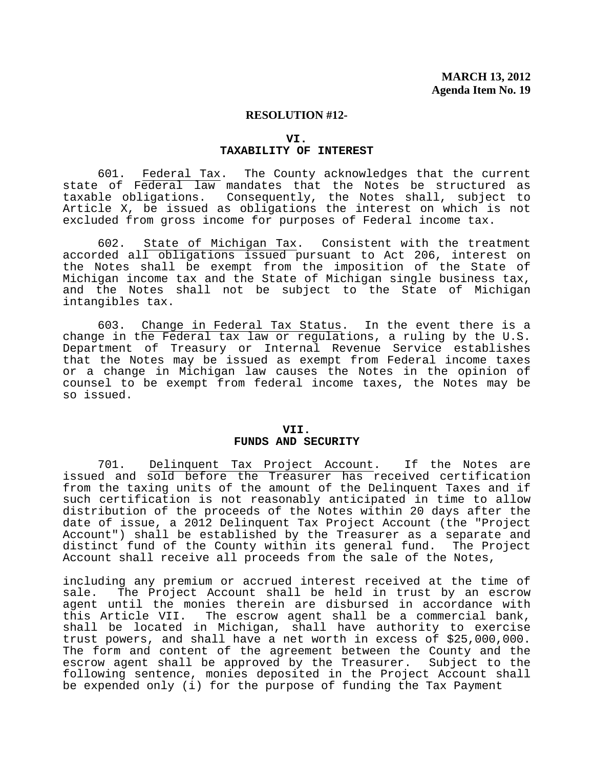**MARCH 13, 2012**
**Agenda Item No. 19**

**RESOLUTION #12-**

## VI.
## TAXABILITY OF INTEREST

601. Federal Tax. The County acknowledges that the current state of Federal law mandates that the Notes be structured as taxable obligations. Consequently, the Notes shall, subject to Article X, be issued as obligations the interest on which is not excluded from gross income for purposes of Federal income tax.

602. State of Michigan Tax. Consistent with the treatment accorded all obligations issued pursuant to Act 206, interest on the Notes shall be exempt from the imposition of the State of Michigan income tax and the State of Michigan single business tax, and the Notes shall not be subject to the State of Michigan intangibles tax.

603. Change in Federal Tax Status. In the event there is a change in the Federal tax law or regulations, a ruling by the U.S. Department of Treasury or Internal Revenue Service establishes that the Notes may be issued as exempt from Federal income taxes or a change in Michigan law causes the Notes in the opinion of counsel to be exempt from federal income taxes, the Notes may be so issued.

## VII.
## FUNDS AND SECURITY

701. Delinquent Tax Project Account. If the Notes are issued and sold before the Treasurer has received certification from the taxing units of the amount of the Delinquent Taxes and if such certification is not reasonably anticipated in time to allow distribution of the proceeds of the Notes within 20 days after the date of issue, a 2012 Delinquent Tax Project Account (the "Project Account") shall be established by the Treasurer as a separate and distinct fund of the County within its general fund. The Project Account shall receive all proceeds from the sale of the Notes, including any premium or accrued interest received at the time of sale. The Project Account shall be held in trust by an escrow agent until the monies therein are disbursed in accordance with this Article VII. The escrow agent shall be a commercial bank, shall be located in Michigan, shall have authority to exercise trust powers, and shall have a net worth in excess of $25,000,000. The form and content of the agreement between the County and the escrow agent shall be approved by the Treasurer. Subject to the following sentence, monies deposited in the Project Account shall be expended only (i) for the purpose of funding the Tax Payment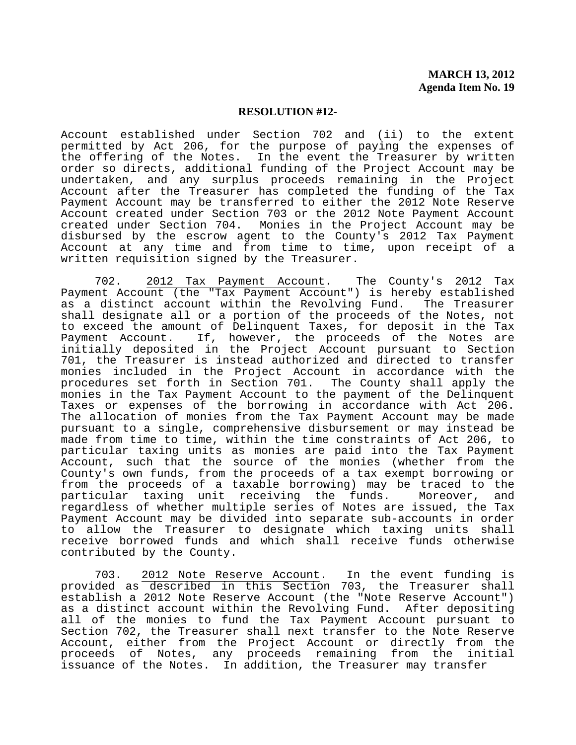Account established under Section 702 and (ii) to the extent permitted by Act 206, for the purpose of paying the expenses of the offering of the Notes. In the event the Treasurer by written order so directs, additional funding of the Project Account may be undertaken, and any surplus proceeds remaining in the Project Account after the Treasurer has completed the funding of the Tax Payment Account may be transferred to either the 2012 Note Reserve Account created under Section 703 or the 2012 Note Payment Account created under Section 704. Monies in the Project Account may be disbursed by the escrow agent to the County's 2012 Tax Payment Account at any time and from time to time, upon receipt of a written requisition signed by the Treasurer.

702. <u>2012 Tax Payment Account</u>. The County's 2012 Tax Payment Account (the "Tax Payment Account") is hereby established as a distinct account within the Revolving Fund. The Treasurer shall designate all or a portion of the proceeds of the Notes, not to exceed the amount of Delinquent Taxes, for deposit in the Tax Payment Account. If, however, the proceeds of the Notes are initially deposited in the Project Account pursuant to Section 701, the Treasurer is instead authorized and directed to transfer monies included in the Project Account in accordance with the procedures set forth in Section 701. The County shall apply the monies in the Tax Payment Account to the payment of the Delinquent Taxes or expenses of the borrowing in accordance with Act 206. The allocation of monies from the Tax Payment Account may be made pursuant to a single, comprehensive disbursement or may instead be made from time to time, within the time constraints of Act 206, to particular taxing units as monies are paid into the Tax Payment Account, such that the source of the monies (whether from the County's own funds, from the proceeds of a tax exempt borrowing or from the proceeds of a taxable borrowing) may be traced to the particular taxing unit receiving the funds. Moreover, and regardless of whether multiple series of Notes are issued, the Tax Payment Account may be divided into separate sub-accounts in order to allow the Treasurer to designate which taxing units shall receive borrowed funds and which shall receive funds otherwise contributed by the County.

703. <u>2012 Note Reserve Account</u>. In the event funding is provided as described in this Section 703, the Treasurer shall establish a 2012 Note Reserve Account (the "Note Reserve Account") as a distinct account within the Revolving Fund. After depositing all of the monies to fund the Tax Payment Account pursuant to Section 702, the Treasurer shall next transfer to the Note Reserve Account, either from the Project Account or directly from the proceeds of Notes, any proceeds remaining from the initial issuance of the Notes. In addition, the Treasurer may transfer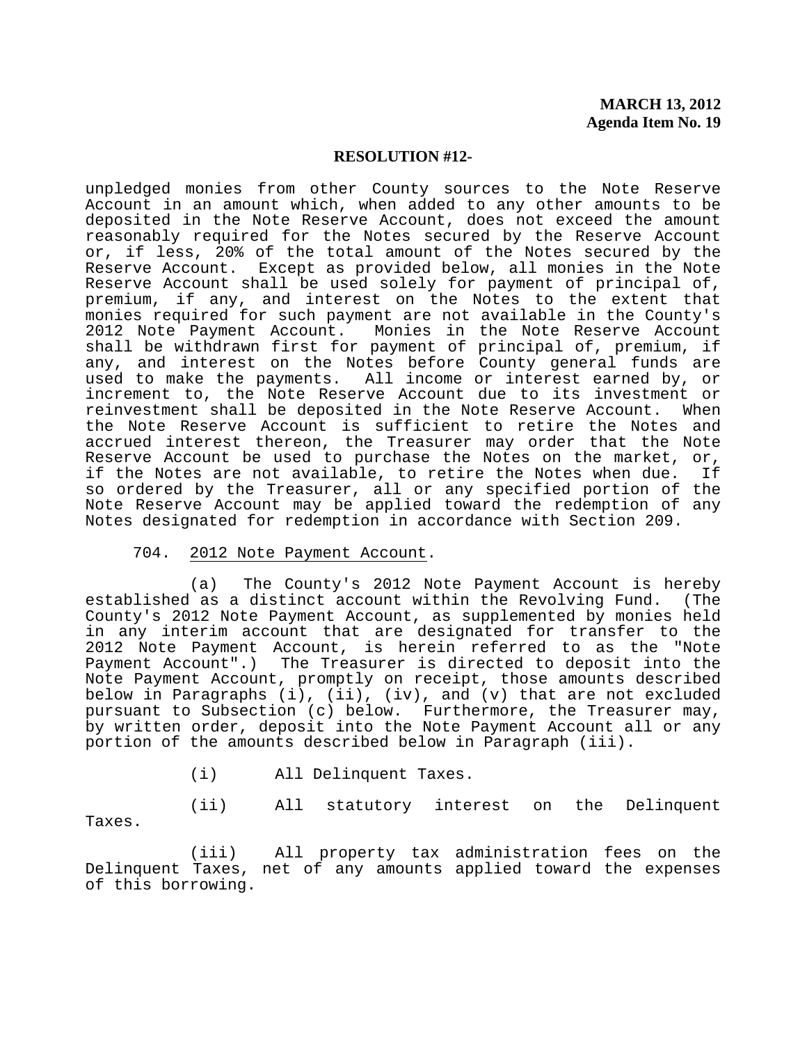**MARCH 13, 2012**
**Agenda Item No. 19**

**RESOLUTION #12-**

unpledged monies from other County sources to the Note Reserve Account in an amount which, when added to any other amounts to be deposited in the Note Reserve Account, does not exceed the amount reasonably required for the Notes secured by the Reserve Account or, if less, 20% of the total amount of the Notes secured by the Reserve Account. Except as provided below, all monies in the Note Reserve Account shall be used solely for payment of principal of, premium, if any, and interest on the Notes to the extent that monies required for such payment are not available in the County's 2012 Note Payment Account. Monies in the Note Reserve Account shall be withdrawn first for payment of principal of, premium, if any, and interest on the Notes before County general funds are used to make the payments. All income or interest earned by, or increment to, the Note Reserve Account due to its investment or reinvestment shall be deposited in the Note Reserve Account. When the Note Reserve Account is sufficient to retire the Notes and accrued interest thereon, the Treasurer may order that the Note Reserve Account be used to purchase the Notes on the market, or, if the Notes are not available, to retire the Notes when due. If so ordered by the Treasurer, all or any specified portion of the Note Reserve Account may be applied toward the redemption of any Notes designated for redemption in accordance with Section 209.

704. <u>2012 Note Payment Account</u>.

(a) The County's 2012 Note Payment Account is hereby established as a distinct account within the Revolving Fund. (The County's 2012 Note Payment Account, as supplemented by monies held in any interim account that are designated for transfer to the 2012 Note Payment Account, is herein referred to as the "Note Payment Account".) The Treasurer is directed to deposit into the Note Payment Account, promptly on receipt, those amounts described below in Paragraphs (i), (ii), (iv), and (v) that are not excluded pursuant to Subsection (c) below. Furthermore, the Treasurer may, by written order, deposit into the Note Payment Account all or any portion of the amounts described below in Paragraph (iii).

(i) All Delinquent Taxes.

(ii) All statutory interest on the Delinquent Taxes.

(iii) All property tax administration fees on the Delinquent Taxes, net of any amounts applied toward the expenses of this borrowing.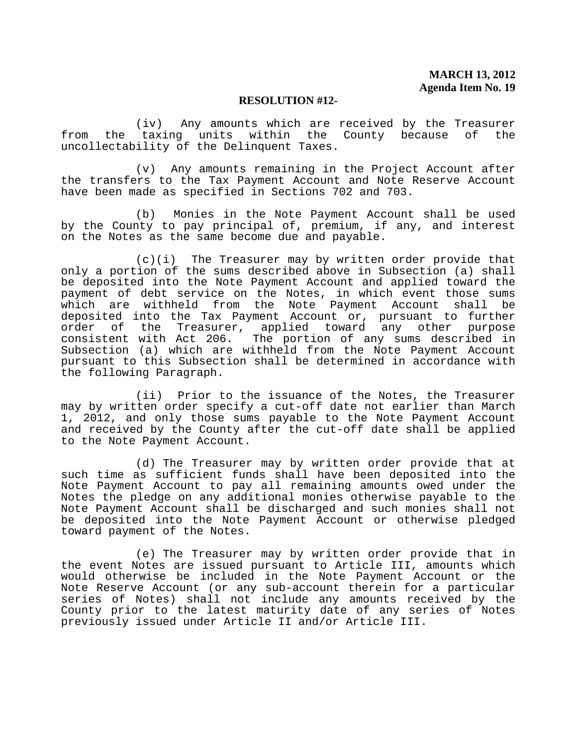**RESOLUTION #12-**

(iv) Any amounts which are received by the Treasurer from the taxing units within the County because of the uncollectability of the Delinquent Taxes.

(v) Any amounts remaining in the Project Account after the transfers to the Tax Payment Account and Note Reserve Account have been made as specified in Sections 702 and 703.

(b) Monies in the Note Payment Account shall be used by the County to pay principal of, premium, if any, and interest on the Notes as the same become due and payable.

(c)(i) The Treasurer may by written order provide that only a portion of the sums described above in Subsection (a) shall be deposited into the Note Payment Account and applied toward the payment of debt service on the Notes, in which event those sums which are withheld from the Note Payment Account shall be deposited into the Tax Payment Account or, pursuant to further order of the Treasurer, applied toward any other purpose consistent with Act 206. The portion of any sums described in Subsection (a) which are withheld from the Note Payment Account pursuant to this Subsection shall be determined in accordance with the following Paragraph.

(ii) Prior to the issuance of the Notes, the Treasurer may by written order specify a cut-off date not earlier than March 1, 2012, and only those sums payable to the Note Payment Account and received by the County after the cut-off date shall be applied to the Note Payment Account.

(d) The Treasurer may by written order provide that at such time as sufficient funds shall have been deposited into the Note Payment Account to pay all remaining amounts owed under the Notes the pledge on any additional monies otherwise payable to the Note Payment Account shall be discharged and such monies shall not be deposited into the Note Payment Account or otherwise pledged toward payment of the Notes.

(e) The Treasurer may by written order provide that in the event Notes are issued pursuant to Article III, amounts which would otherwise be included in the Note Payment Account or the Note Reserve Account (or any sub-account therein for a particular series of Notes) shall not include any amounts received by the County prior to the latest maturity date of any series of Notes previously issued under Article II and/or Article III.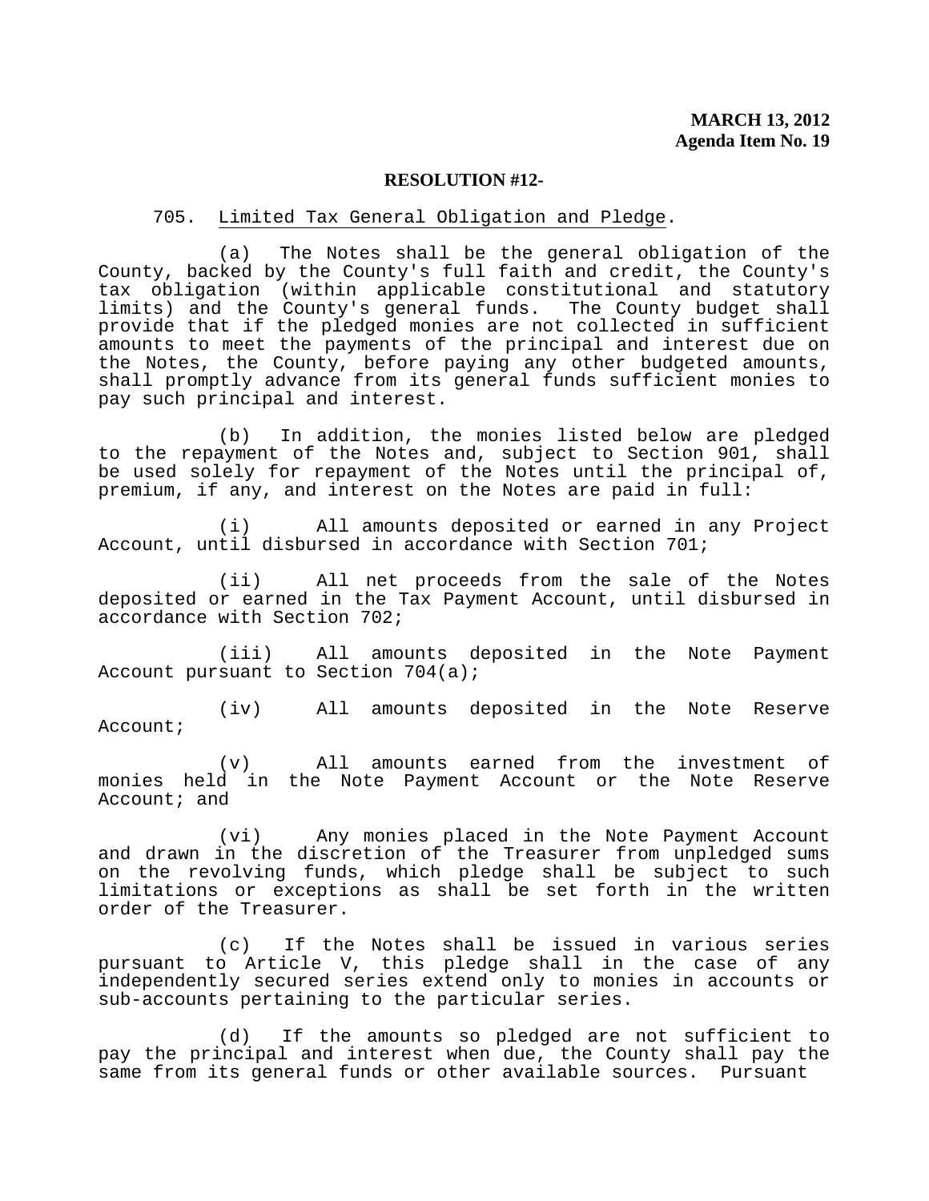**MARCH 13, 2012**
**Agenda Item No. 19**

**RESOLUTION #12-**

705. Limited Tax General Obligation and Pledge.

(a) The Notes shall be the general obligation of the County, backed by the County's full faith and credit, the County's tax obligation (within applicable constitutional and statutory limits) and the County's general funds. The County budget shall provide that if the pledged monies are not collected in sufficient amounts to meet the payments of the principal and interest due on the Notes, the County, before paying any other budgeted amounts, shall promptly advance from its general funds sufficient monies to pay such principal and interest.

(b) In addition, the monies listed below are pledged to the repayment of the Notes and, subject to Section 901, shall be used solely for repayment of the Notes until the principal of, premium, if any, and interest on the Notes are paid in full:

(i) All amounts deposited or earned in any Project Account, until disbursed in accordance with Section 701;

(ii) All net proceeds from the sale of the Notes deposited or earned in the Tax Payment Account, until disbursed in accordance with Section 702;

(iii) All amounts deposited in the Note Payment Account pursuant to Section 704(a);

(iv) All amounts deposited in the Note Reserve Account;

(v) All amounts earned from the investment of monies held in the Note Payment Account or the Note Reserve Account; and

(vi) Any monies placed in the Note Payment Account and drawn in the discretion of the Treasurer from unpledged sums on the revolving funds, which pledge shall be subject to such limitations or exceptions as shall be set forth in the written order of the Treasurer.

(c) If the Notes shall be issued in various series pursuant to Article V, this pledge shall in the case of any independently secured series extend only to monies in accounts or sub-accounts pertaining to the particular series.

(d) If the amounts so pledged are not sufficient to pay the principal and interest when due, the County shall pay the same from its general funds or other available sources. Pursuant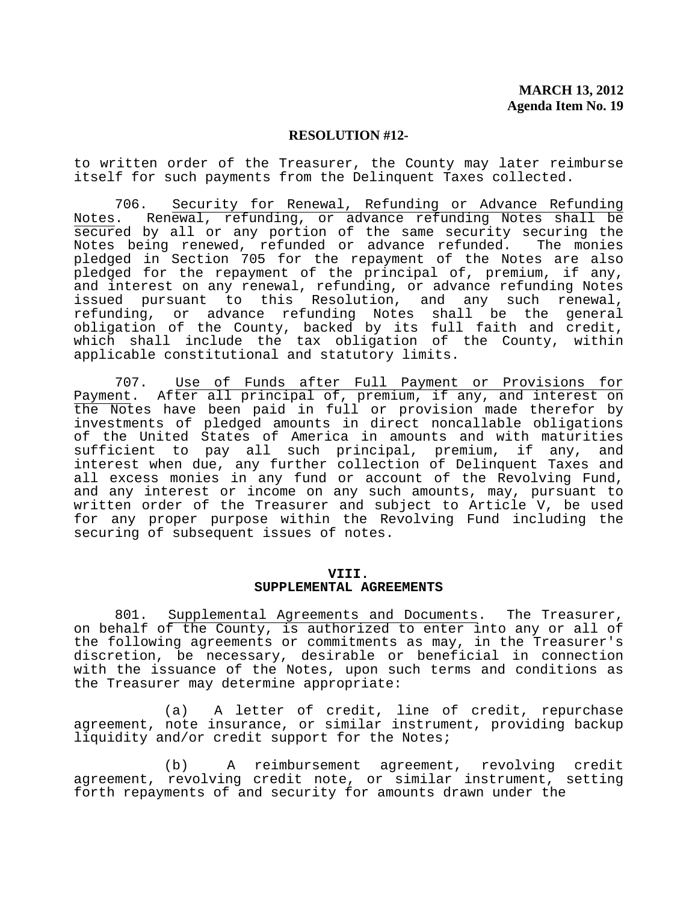to written order of the Treasurer, the County may later reimburse itself for such payments from the Delinquent Taxes collected.

706. Security for Renewal, Refunding or Advance Refunding Notes. Renewal, refunding, or advance refunding Notes shall be secured by all or any portion of the same security securing the Notes being renewed, refunded or advance refunded. The monies pledged in Section 705 for the repayment of the Notes are also pledged for the repayment of the principal of, premium, if any, and interest on any renewal, refunding, or advance refunding Notes issued pursuant to this Resolution, and any such renewal, refunding, or advance refunding Notes shall be the general obligation of the County, backed by its full faith and credit, which shall include the tax obligation of the County, within applicable constitutional and statutory limits.

707. Use of Funds after Full Payment or Provisions for Payment. After all principal of, premium, if any, and interest on the Notes have been paid in full or provision made therefor by investments of pledged amounts in direct noncallable obligations of the United States of America in amounts and with maturities sufficient to pay all such principal, premium, if any, and interest when due, any further collection of Delinquent Taxes and all excess monies in any fund or account of the Revolving Fund, and any interest or income on any such amounts, may, pursuant to written order of the Treasurer and subject to Article V, be used for any proper purpose within the Revolving Fund including the securing of subsequent issues of notes.

## VIII.
## SUPPLEMENTAL AGREEMENTS

801. Supplemental Agreements and Documents. The Treasurer, on behalf of the County, is authorized to enter into any or all of the following agreements or commitments as may, in the Treasurer's discretion, be necessary, desirable or beneficial in connection with the issuance of the Notes, upon such terms and conditions as the Treasurer may determine appropriate:

(a) A letter of credit, line of credit, repurchase agreement, note insurance, or similar instrument, providing backup liquidity and/or credit support for the Notes;

(b) A reimbursement agreement, revolving credit agreement, revolving credit note, or similar instrument, setting forth repayments of and security for amounts drawn under the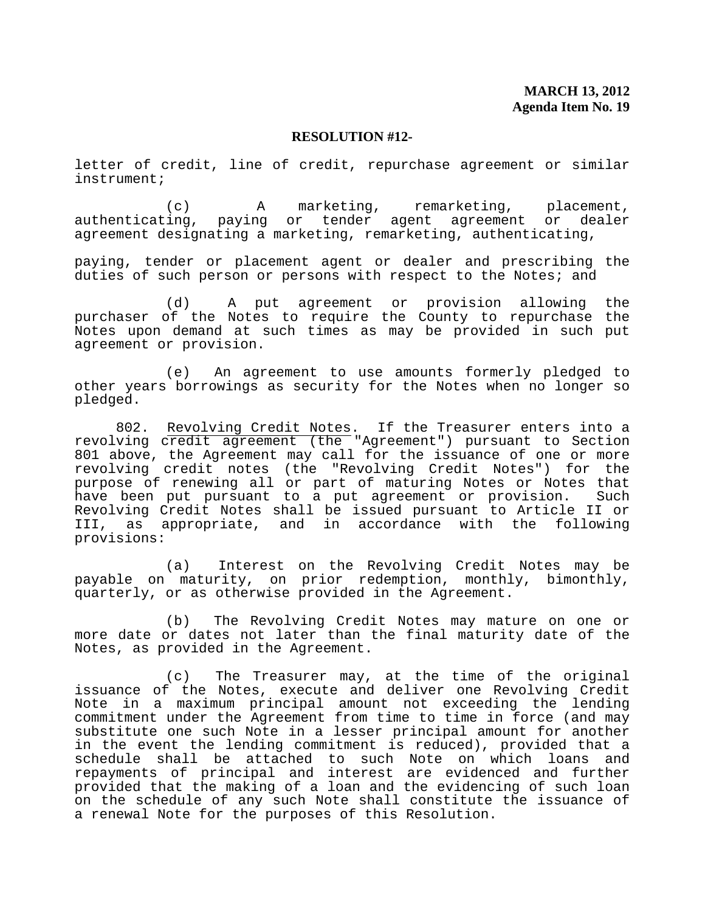letter of credit, line of credit, repurchase agreement or similar instrument;

(c) A marketing, remarketing, placement, authenticating, paying or tender agent agreement or dealer agreement designating a marketing, remarketing, authenticating, paying, tender or placement agent or dealer and prescribing the duties of such person or persons with respect to the Notes; and

(d) A put agreement or provision allowing the purchaser of the Notes to require the County to repurchase the Notes upon demand at such times as may be provided in such put agreement or provision.

(e) An agreement to use amounts formerly pledged to other years borrowings as security for the Notes when no longer so pledged.

802. Revolving Credit Notes. If the Treasurer enters into a revolving credit agreement (the "Agreement") pursuant to Section 801 above, the Agreement may call for the issuance of one or more revolving credit notes (the "Revolving Credit Notes") for the purpose of renewing all or part of maturing Notes or Notes that have been put pursuant to a put agreement or provision. Such Revolving Credit Notes shall be issued pursuant to Article II or III, as appropriate, and in accordance with the following provisions:

(a) Interest on the Revolving Credit Notes may be payable on maturity, on prior redemption, monthly, bimonthly, quarterly, or as otherwise provided in the Agreement.

(b) The Revolving Credit Notes may mature on one or more date or dates not later than the final maturity date of the Notes, as provided in the Agreement.

(c) The Treasurer may, at the time of the original issuance of the Notes, execute and deliver one Revolving Credit Note in a maximum principal amount not exceeding the lending commitment under the Agreement from time to time in force (and may substitute one such Note in a lesser principal amount for another in the event the lending commitment is reduced), provided that a schedule shall be attached to such Note on which loans and repayments of principal and interest are evidenced and further provided that the making of a loan and the evidencing of such loan on the schedule of any such Note shall constitute the issuance of a renewal Note for the purposes of this Resolution.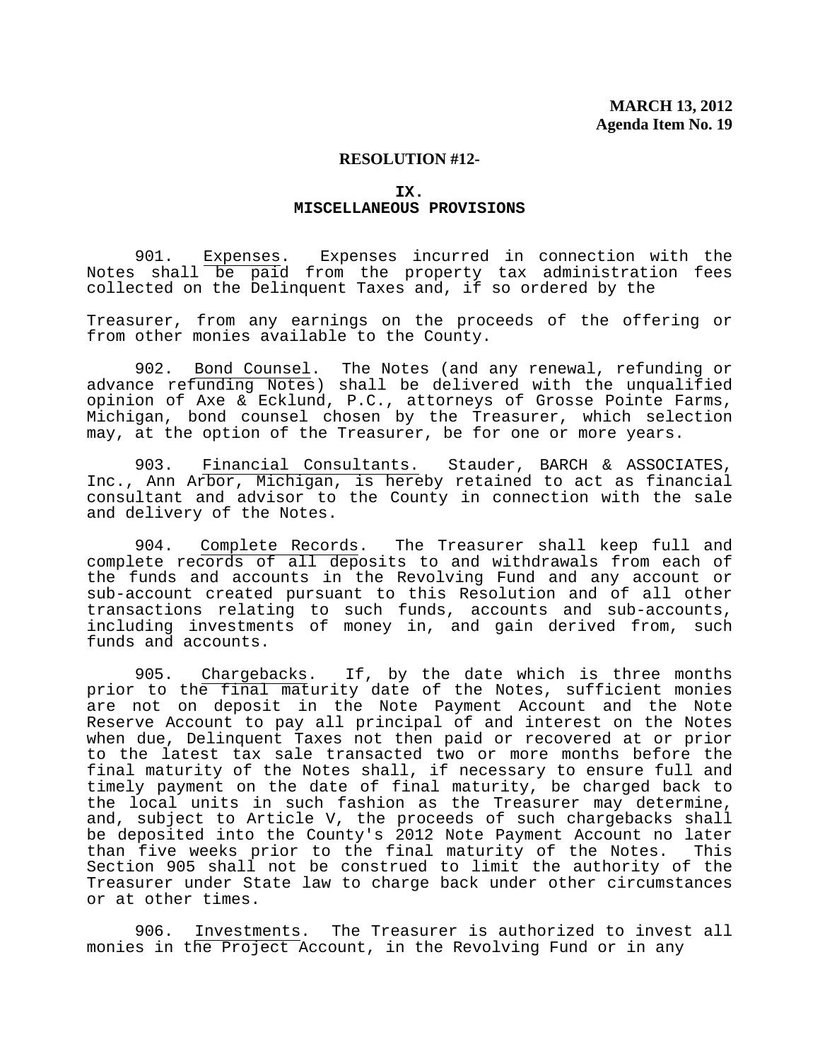**MARCH 13, 2012**
**Agenda Item No. 19**

**RESOLUTION #12-**

## IX.
## MISCELLANEOUS PROVISIONS

901. Expenses. Expenses incurred in connection with the Notes shall be paid from the property tax administration fees collected on the Delinquent Taxes and, if so ordered by the Treasurer, from any earnings on the proceeds of the offering or from other monies available to the County.

902. Bond Counsel. The Notes (and any renewal, refunding or advance refunding Notes) shall be delivered with the unqualified opinion of Axe & Ecklund, P.C., attorneys of Grosse Pointe Farms, Michigan, bond counsel chosen by the Treasurer, which selection may, at the option of the Treasurer, be for one or more years.

903. Financial Consultants. Stauder, BARCH & ASSOCIATES, Inc., Ann Arbor, Michigan, is hereby retained to act as financial consultant and advisor to the County in connection with the sale and delivery of the Notes.

904. Complete Records. The Treasurer shall keep full and complete records of all deposits to and withdrawals from each of the funds and accounts in the Revolving Fund and any account or sub-account created pursuant to this Resolution and of all other transactions relating to such funds, accounts and sub-accounts, including investments of money in, and gain derived from, such funds and accounts.

905. Chargebacks. If, by the date which is three months prior to the final maturity date of the Notes, sufficient monies are not on deposit in the Note Payment Account and the Note Reserve Account to pay all principal of and interest on the Notes when due, Delinquent Taxes not then paid or recovered at or prior to the latest tax sale transacted two or more months before the final maturity of the Notes shall, if necessary to ensure full and timely payment on the date of final maturity, be charged back to the local units in such fashion as the Treasurer may determine, and, subject to Article V, the proceeds of such chargebacks shall be deposited into the County's 2012 Note Payment Account no later than five weeks prior to the final maturity of the Notes. This Section 905 shall not be construed to limit the authority of the Treasurer under State law to charge back under other circumstances or at other times.

906. Investments. The Treasurer is authorized to invest all monies in the Project Account, in the Revolving Fund or in any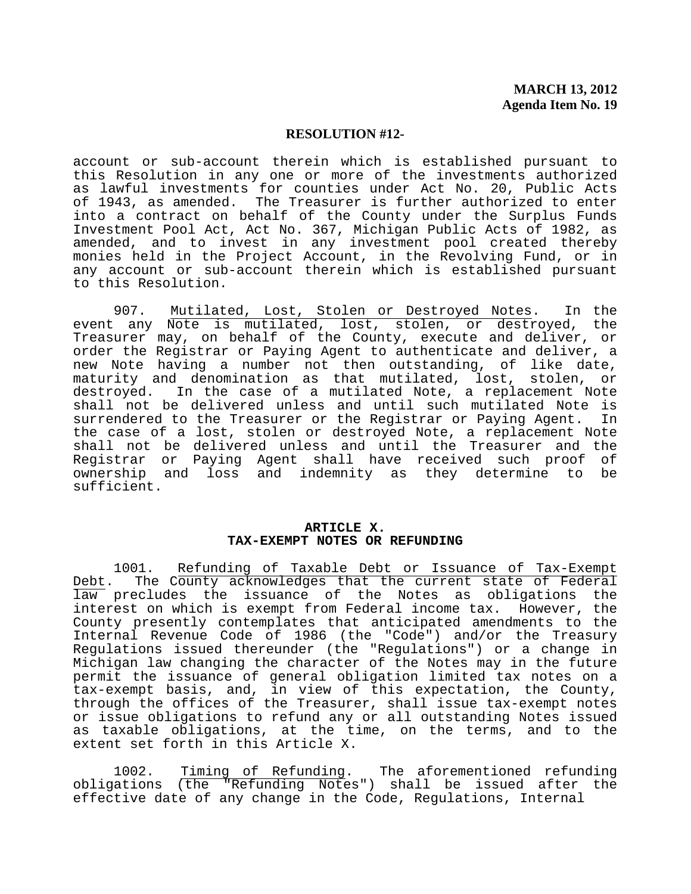account or sub-account therein which is established pursuant to this Resolution in any one or more of the investments authorized as lawful investments for counties under Act No. 20, Public Acts of 1943, as amended. The Treasurer is further authorized to enter into a contract on behalf of the County under the Surplus Funds Investment Pool Act, Act No. 367, Michigan Public Acts of 1982, as amended, and to invest in any investment pool created thereby monies held in the Project Account, in the Revolving Fund, or in any account or sub-account therein which is established pursuant to this Resolution.

907. Mutilated, Lost, Stolen or Destroyed Notes. In the event any Note is mutilated, lost, stolen, or destroyed, the Treasurer may, on behalf of the County, execute and deliver, or order the Registrar or Paying Agent to authenticate and deliver, a new Note having a number not then outstanding, of like date, maturity and denomination as that mutilated, lost, stolen, or destroyed. In the case of a mutilated Note, a replacement Note shall not be delivered unless and until such mutilated Note is surrendered to the Treasurer or the Registrar or Paying Agent. In the case of a lost, stolen or destroyed Note, a replacement Note shall not be delivered unless and until the Treasurer and the Registrar or Paying Agent shall have received such proof of ownership and loss and indemnity as they determine to be sufficient.

## ARTICLE X.
## TAX-EXEMPT NOTES OR REFUNDING

1001. Refunding of Taxable Debt or Issuance of Tax-Exempt Debt. The County acknowledges that the current state of Federal law precludes the issuance of the Notes as obligations the interest on which is exempt from Federal income tax. However, the County presently contemplates that anticipated amendments to the Internal Revenue Code of 1986 (the "Code") and/or the Treasury Regulations issued thereunder (the "Regulations") or a change in Michigan law changing the character of the Notes may in the future permit the issuance of general obligation limited tax notes on a tax-exempt basis, and, in view of this expectation, the County, through the offices of the Treasurer, shall issue tax-exempt notes or issue obligations to refund any or all outstanding Notes issued as taxable obligations, at the time, on the terms, and to the extent set forth in this Article X.

1002. Timing of Refunding. The aforementioned refunding obligations (the "Refunding Notes") shall be issued after the effective date of any change in the Code, Regulations, Internal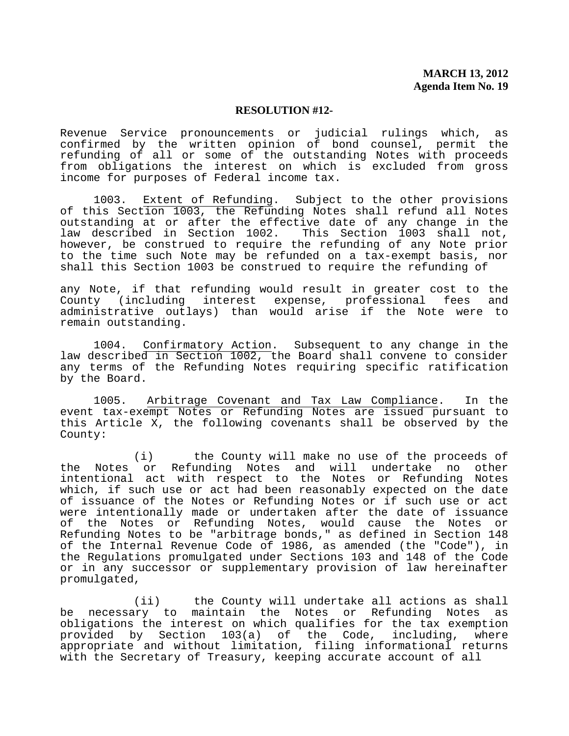Revenue Service pronouncements or judicial rulings which, as confirmed by the written opinion of bond counsel, permit the refunding of all or some of the outstanding Notes with proceeds from obligations the interest on which is excluded from gross income for purposes of Federal income tax.

1003. Extent of Refunding. Subject to the other provisions of this Section 1003, the Refunding Notes shall refund all Notes outstanding at or after the effective date of any change in the law described in Section 1002. This Section 1003 shall not, however, be construed to require the refunding of any Note prior to the time such Note may be refunded on a tax-exempt basis, nor shall this Section 1003 be construed to require the refunding of any Note, if that refunding would result in greater cost to the County (including interest expense, professional fees and administrative outlays) than would arise if the Note were to remain outstanding.

1004. Confirmatory Action. Subsequent to any change in the law described in Section 1002, the Board shall convene to consider any terms of the Refunding Notes requiring specific ratification by the Board.

1005. Arbitrage Covenant and Tax Law Compliance. In the event tax-exempt Notes or Refunding Notes are issued pursuant to this Article X, the following covenants shall be observed by the County:

(i) the County will make no use of the proceeds of the Notes or Refunding Notes and will undertake no other intentional act with respect to the Notes or Refunding Notes which, if such use or act had been reasonably expected on the date of issuance of the Notes or Refunding Notes or if such use or act were intentionally made or undertaken after the date of issuance of the Notes or Refunding Notes, would cause the Notes or Refunding Notes to be "arbitrage bonds," as defined in Section 148 of the Internal Revenue Code of 1986, as amended (the "Code"), in the Regulations promulgated under Sections 103 and 148 of the Code or in any successor or supplementary provision of law hereinafter promulgated,

(ii) the County will undertake all actions as shall be necessary to maintain the Notes or Refunding Notes as obligations the interest on which qualifies for the tax exemption provided by Section 103(a) of the Code, including, where appropriate and without limitation, filing informational returns with the Secretary of Treasury, keeping accurate account of all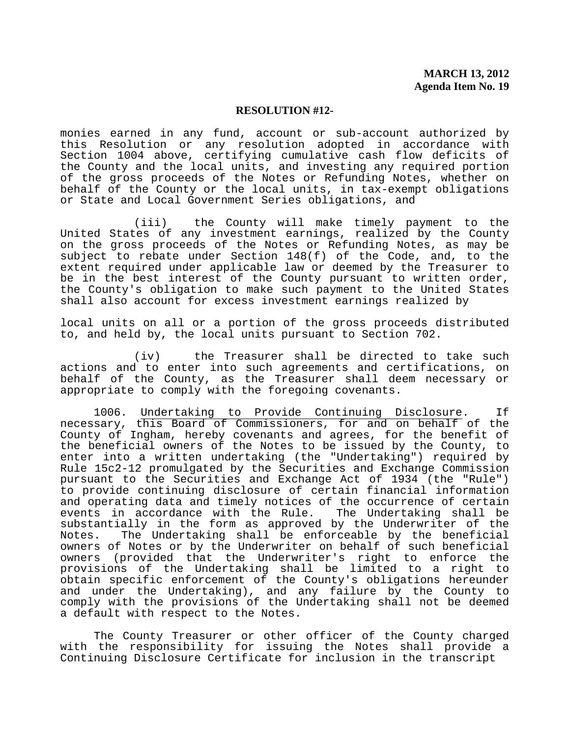monies earned in any fund, account or sub-account authorized by this Resolution or any resolution adopted in accordance with Section 1004 above, certifying cumulative cash flow deficits of the County and the local units, and investing any required portion of the gross proceeds of the Notes or Refunding Notes, whether on behalf of the County or the local units, in tax-exempt obligations or State and Local Government Series obligations, and

(iii) the County will make timely payment to the United States of any investment earnings, realized by the County on the gross proceeds of the Notes or Refunding Notes, as may be subject to rebate under Section 148(f) of the Code, and, to the extent required under applicable law or deemed by the Treasurer to be in the best interest of the County pursuant to written order, the County's obligation to make such payment to the United States shall also account for excess investment earnings realized by local units on all or a portion of the gross proceeds distributed to, and held by, the local units pursuant to Section 702.

(iv) the Treasurer shall be directed to take such actions and to enter into such agreements and certifications, on behalf of the County, as the Treasurer shall deem necessary or appropriate to comply with the foregoing covenants.

1006. Undertaking to Provide Continuing Disclosure. If necessary, this Board of Commissioners, for and on behalf of the County of Ingham, hereby covenants and agrees, for the benefit of the beneficial owners of the Notes to be issued by the County, to enter into a written undertaking (the "Undertaking") required by Rule 15c2-12 promulgated by the Securities and Exchange Commission pursuant to the Securities and Exchange Act of 1934 (the "Rule") to provide continuing disclosure of certain financial information and operating data and timely notices of the occurrence of certain events in accordance with the Rule. The Undertaking shall be substantially in the form as approved by the Underwriter of the Notes. The Undertaking shall be enforceable by the beneficial owners of Notes or by the Underwriter on behalf of such beneficial owners (provided that the Underwriter's right to enforce the provisions of the Undertaking shall be limited to a right to obtain specific enforcement of the County's obligations hereunder and under the Undertaking), and any failure by the County to comply with the provisions of the Undertaking shall not be deemed a default with respect to the Notes.

The County Treasurer or other officer of the County charged with the responsibility for issuing the Notes shall provide a Continuing Disclosure Certificate for inclusion in the transcript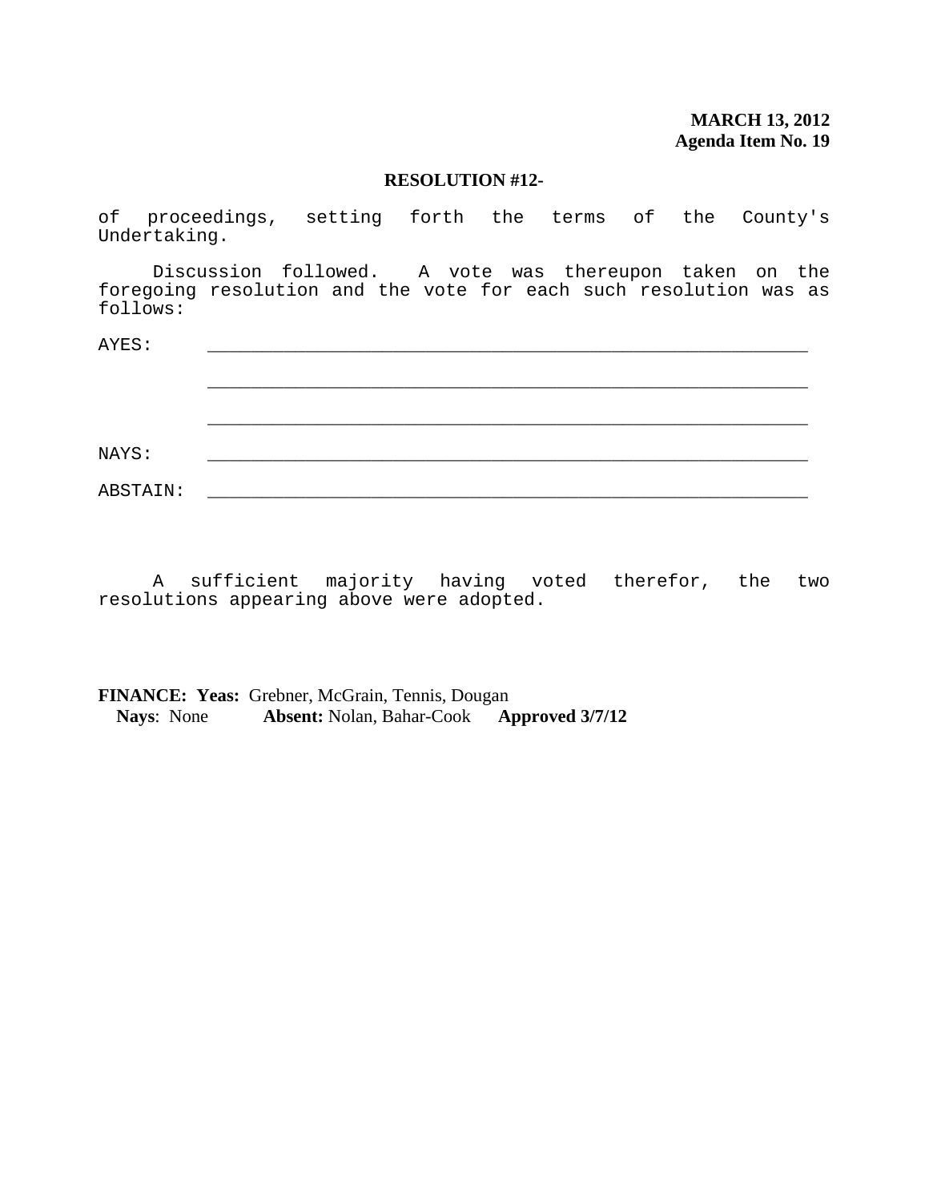**MARCH 13, 2012**
**Agenda Item No. 19**

**RESOLUTION #12-**

of proceedings, setting forth the terms of the County's Undertaking.

Discussion followed. A vote was thereupon taken on the foregoing resolution and the vote for each such resolution was as follows:

AYES: ____________________________________________________________

____________________________________________________________

____________________________________________________________

NAYS: ____________________________________________________________

ABSTAIN: ____________________________________________________________

A sufficient majority having voted therefor, the two resolutions appearing above were adopted.

**FINANCE: Yeas:** Grebner, McGrain, Tennis, Dougan
**Nays**: None **Absent:** Nolan, Bahar-Cook **Approved 3/7/12**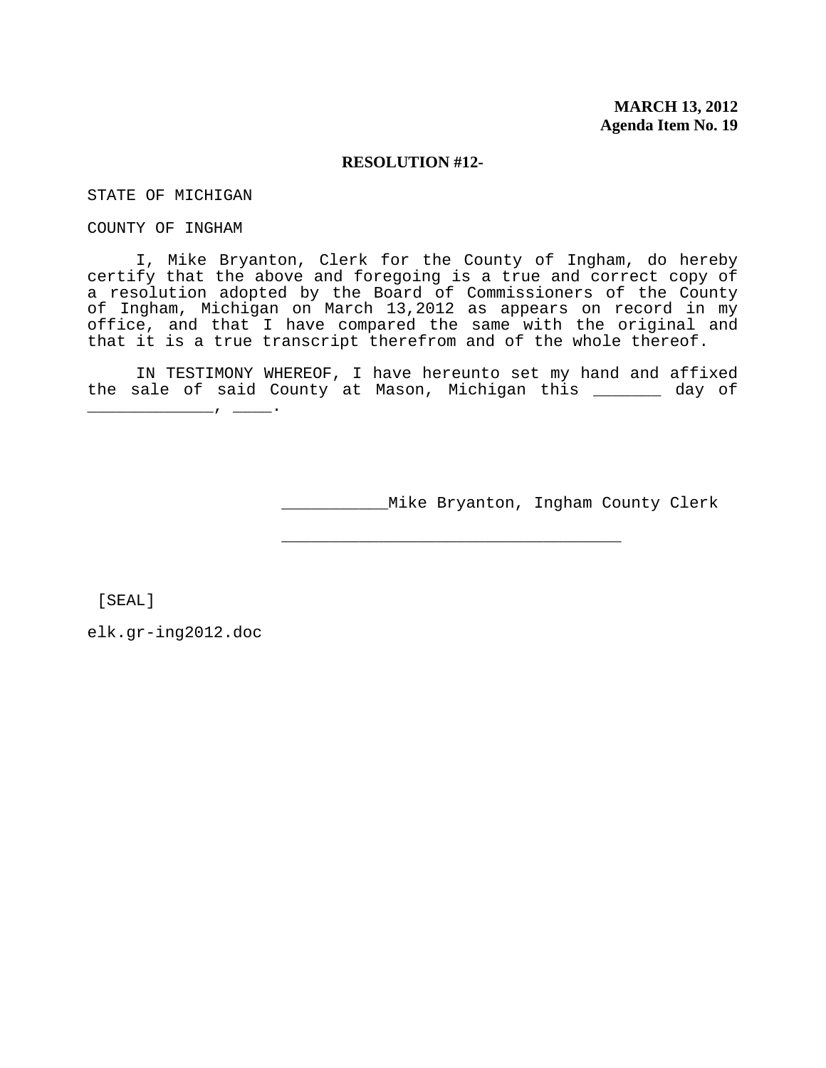**MARCH 13, 2012**
**Agenda Item No. 19**

**RESOLUTION #12-**

STATE OF MICHIGAN

COUNTY OF INGHAM

I, Mike Bryanton, Clerk for the County of Ingham, do hereby certify that the above and foregoing is a true and correct copy of a resolution adopted by the Board of Commissioners of the County of Ingham, Michigan on March 13,2012 as appears on record in my office, and that I have compared the same with the original and that it is a true transcript therefrom and of the whole thereof.

IN TESTIMONY WHEREOF, I have hereunto set my hand and affixed the sale of said County at Mason, Michigan this _______ day of _____________, ____.

___________Mike Bryanton, Ingham County Clerk

____________________________________

[SEAL]

elk.gr-ing2012.doc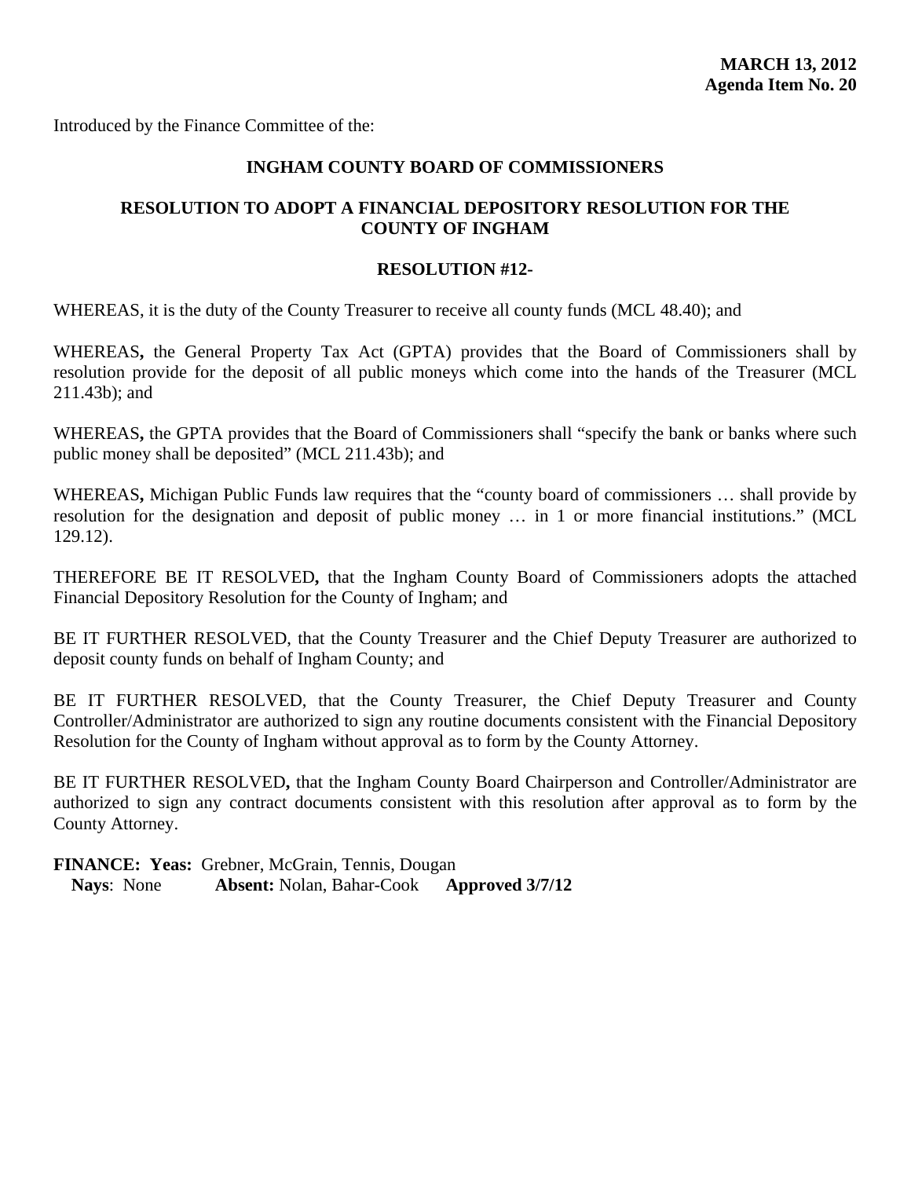**MARCH 13, 2012**
**Agenda Item No. 20**

Introduced by the Finance Committee of the:

## INGHAM COUNTY BOARD OF COMMISSIONERS

## RESOLUTION TO ADOPT A FINANCIAL DEPOSITORY RESOLUTION FOR THE COUNTY OF INGHAM

### RESOLUTION #12-

WHEREAS, it is the duty of the County Treasurer to receive all county funds (MCL 48.40); and

WHEREAS**,** the General Property Tax Act (GPTA) provides that the Board of Commissioners shall by resolution provide for the deposit of all public moneys which come into the hands of the Treasurer (MCL 211.43b); and

WHEREAS**,** the GPTA provides that the Board of Commissioners shall "specify the bank or banks where such public money shall be deposited" (MCL 211.43b); and

WHEREAS**,** Michigan Public Funds law requires that the "county board of commissioners … shall provide by resolution for the designation and deposit of public money … in 1 or more financial institutions." (MCL 129.12).

THEREFORE BE IT RESOLVED**,** that the Ingham County Board of Commissioners adopts the attached Financial Depository Resolution for the County of Ingham; and

BE IT FURTHER RESOLVED, that the County Treasurer and the Chief Deputy Treasurer are authorized to deposit county funds on behalf of Ingham County; and

BE IT FURTHER RESOLVED, that the County Treasurer, the Chief Deputy Treasurer and County Controller/Administrator are authorized to sign any routine documents consistent with the Financial Depository Resolution for the County of Ingham without approval as to form by the County Attorney.

BE IT FURTHER RESOLVED**,** that the Ingham County Board Chairperson and Controller/Administrator are authorized to sign any contract documents consistent with this resolution after approval as to form by the County Attorney.

**FINANCE: Yeas:** Grebner, McGrain, Tennis, Dougan
**Nays**: None **Absent:** Nolan, Bahar-Cook **Approved 3/7/12**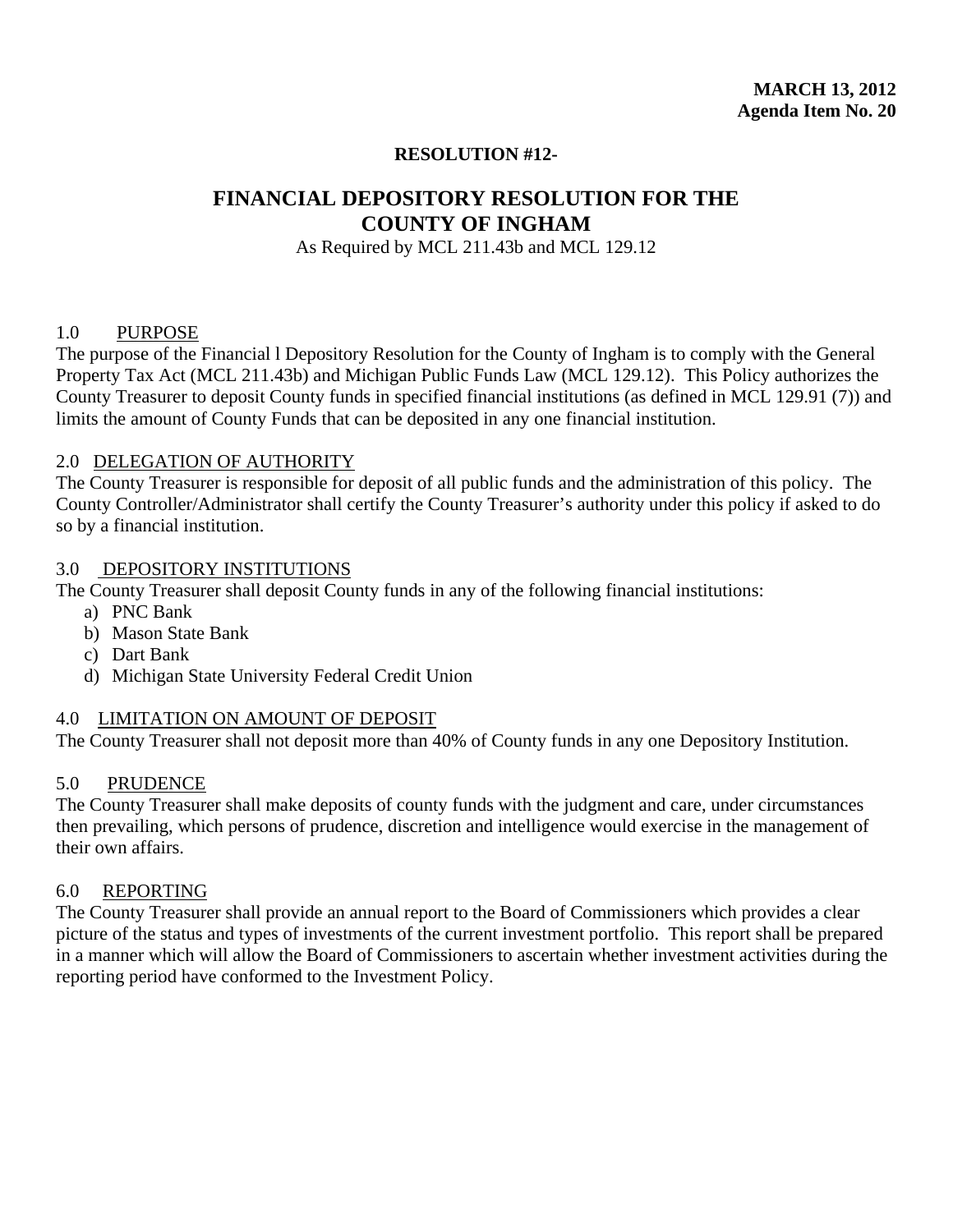**MARCH 13, 2012**
**Agenda Item No. 20**

**RESOLUTION #12-**

# FINANCIAL DEPOSITORY RESOLUTION FOR THE COUNTY OF INGHAM

As Required by MCL 211.43b and MCL 129.12

1.0 PURPOSE

The purpose of the Financial l Depository Resolution for the County of Ingham is to comply with the General Property Tax Act (MCL 211.43b) and Michigan Public Funds Law (MCL 129.12). This Policy authorizes the County Treasurer to deposit County funds in specified financial institutions (as defined in MCL 129.91 (7)) and limits the amount of County Funds that can be deposited in any one financial institution.

2.0 DELEGATION OF AUTHORITY

The County Treasurer is responsible for deposit of all public funds and the administration of this policy. The County Controller/Administrator shall certify the County Treasurer's authority under this policy if asked to do so by a financial institution.

3.0 DEPOSITORY INSTITUTIONS

The County Treasurer shall deposit County funds in any of the following financial institutions:

a) PNC Bank
b) Mason State Bank
c) Dart Bank
d) Michigan State University Federal Credit Union

4.0 LIMITATION ON AMOUNT OF DEPOSIT

The County Treasurer shall not deposit more than 40% of County funds in any one Depository Institution.

5.0 PRUDENCE

The County Treasurer shall make deposits of county funds with the judgment and care, under circumstances then prevailing, which persons of prudence, discretion and intelligence would exercise in the management of their own affairs.

6.0 REPORTING

The County Treasurer shall provide an annual report to the Board of Commissioners which provides a clear picture of the status and types of investments of the current investment portfolio. This report shall be prepared in a manner which will allow the Board of Commissioners to ascertain whether investment activities during the reporting period have conformed to the Investment Policy.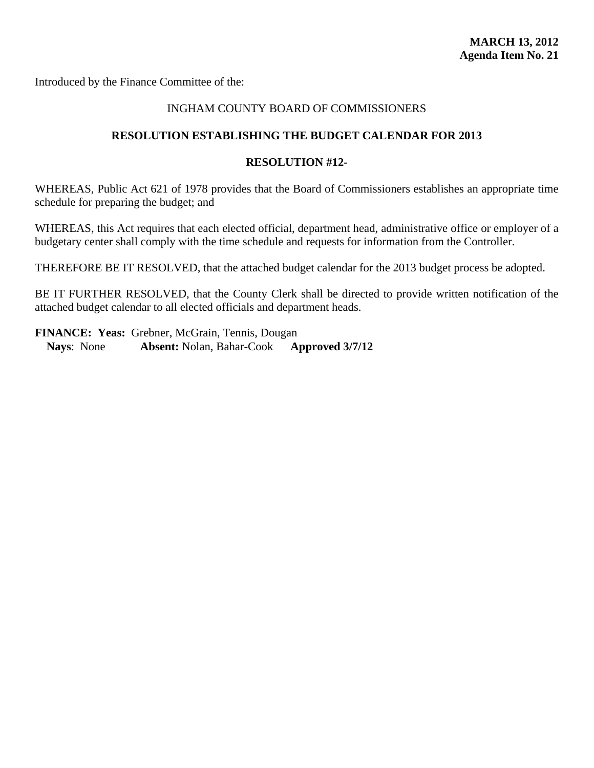**MARCH 13, 2012**
**Agenda Item No. 21**

Introduced by the Finance Committee of the:

INGHAM COUNTY BOARD OF COMMISSIONERS

**RESOLUTION ESTABLISHING THE BUDGET CALENDAR FOR 2013**

**RESOLUTION #12-**

WHEREAS, Public Act 621 of 1978 provides that the Board of Commissioners establishes an appropriate time schedule for preparing the budget; and

WHEREAS, this Act requires that each elected official, department head, administrative office or employer of a budgetary center shall comply with the time schedule and requests for information from the Controller.

THEREFORE BE IT RESOLVED, that the attached budget calendar for the 2013 budget process be adopted.

BE IT FURTHER RESOLVED, that the County Clerk shall be directed to provide written notification of the attached budget calendar to all elected officials and department heads.

**FINANCE: Yeas:** Grebner, McGrain, Tennis, Dougan
**Nays**: None **Absent:** Nolan, Bahar-Cook **Approved 3/7/12**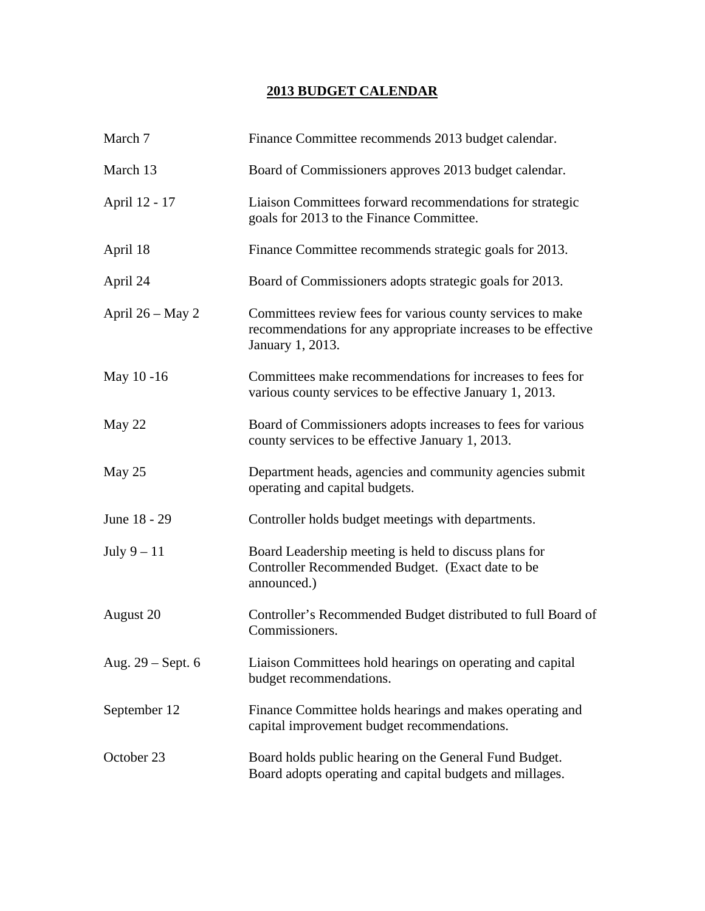# 2013 BUDGET CALENDAR

| | |
|---|---|
| March 7 | Finance Committee recommends 2013 budget calendar. |
| March 13 | Board of Commissioners approves 2013 budget calendar. |
| April 12 - 17 | Liaison Committees forward recommendations for strategic goals for 2013 to the Finance Committee. |
| April 18 | Finance Committee recommends strategic goals for 2013. |
| April 24 | Board of Commissioners adopts strategic goals for 2013. |
| April 26 – May 2 | Committees review fees for various county services to make recommendations for any appropriate increases to be effective January 1, 2013. |
| May 10 -16 | Committees make recommendations for increases to fees for various county services to be effective January 1, 2013. |
| May 22 | Board of Commissioners adopts increases to fees for various county services to be effective January 1, 2013. |
| May 25 | Department heads, agencies and community agencies submit operating and capital budgets. |
| June 18 - 29 | Controller holds budget meetings with departments. |
| July 9 – 11 | Board Leadership meeting is held to discuss plans for Controller Recommended Budget. (Exact date to be announced.) |
| August 20 | Controller's Recommended Budget distributed to full Board of Commissioners. |
| Aug. 29 – Sept. 6 | Liaison Committees hold hearings on operating and capital budget recommendations. |
| September 12 | Finance Committee holds hearings and makes operating and capital improvement budget recommendations. |
| October 23 | Board holds public hearing on the General Fund Budget. Board adopts operating and capital budgets and millages. |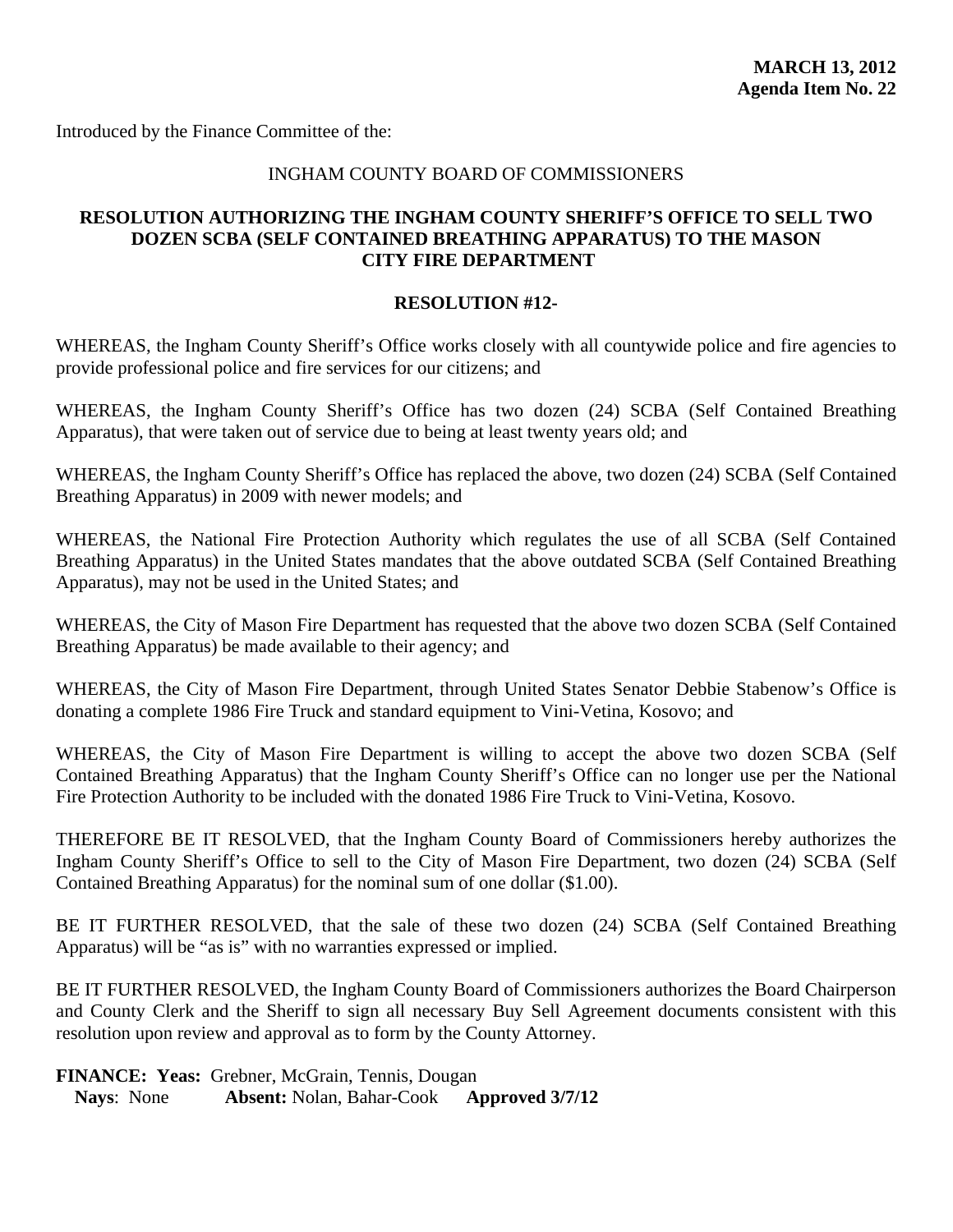**MARCH 13, 2012**
**Agenda Item No. 22**

Introduced by the Finance Committee of the:

INGHAM COUNTY BOARD OF COMMISSIONERS

**RESOLUTION AUTHORIZING THE INGHAM COUNTY SHERIFF'S OFFICE TO SELL TWO DOZEN SCBA (SELF CONTAINED BREATHING APPARATUS) TO THE MASON CITY FIRE DEPARTMENT**

**RESOLUTION #12-**

WHEREAS, the Ingham County Sheriff's Office works closely with all countywide police and fire agencies to provide professional police and fire services for our citizens; and

WHEREAS, the Ingham County Sheriff's Office has two dozen (24) SCBA (Self Contained Breathing Apparatus), that were taken out of service due to being at least twenty years old; and

WHEREAS, the Ingham County Sheriff's Office has replaced the above, two dozen (24) SCBA (Self Contained Breathing Apparatus) in 2009 with newer models; and

WHEREAS, the National Fire Protection Authority which regulates the use of all SCBA (Self Contained Breathing Apparatus) in the United States mandates that the above outdated SCBA (Self Contained Breathing Apparatus), may not be used in the United States; and

WHEREAS, the City of Mason Fire Department has requested that the above two dozen SCBA (Self Contained Breathing Apparatus) be made available to their agency; and

WHEREAS, the City of Mason Fire Department, through United States Senator Debbie Stabenow's Office is donating a complete 1986 Fire Truck and standard equipment to Vini-Vetina, Kosovo; and

WHEREAS, the City of Mason Fire Department is willing to accept the above two dozen SCBA (Self Contained Breathing Apparatus) that the Ingham County Sheriff's Office can no longer use per the National Fire Protection Authority to be included with the donated 1986 Fire Truck to Vini-Vetina, Kosovo.

THEREFORE BE IT RESOLVED, that the Ingham County Board of Commissioners hereby authorizes the Ingham County Sheriff's Office to sell to the City of Mason Fire Department, two dozen (24) SCBA (Self Contained Breathing Apparatus) for the nominal sum of one dollar ($1.00).

BE IT FURTHER RESOLVED, that the sale of these two dozen (24) SCBA (Self Contained Breathing Apparatus) will be "as is" with no warranties expressed or implied.

BE IT FURTHER RESOLVED, the Ingham County Board of Commissioners authorizes the Board Chairperson and County Clerk and the Sheriff to sign all necessary Buy Sell Agreement documents consistent with this resolution upon review and approval as to form by the County Attorney.

**FINANCE: Yeas:** Grebner, McGrain, Tennis, Dougan
**Nays**: None **Absent:** Nolan, Bahar-Cook **Approved 3/7/12**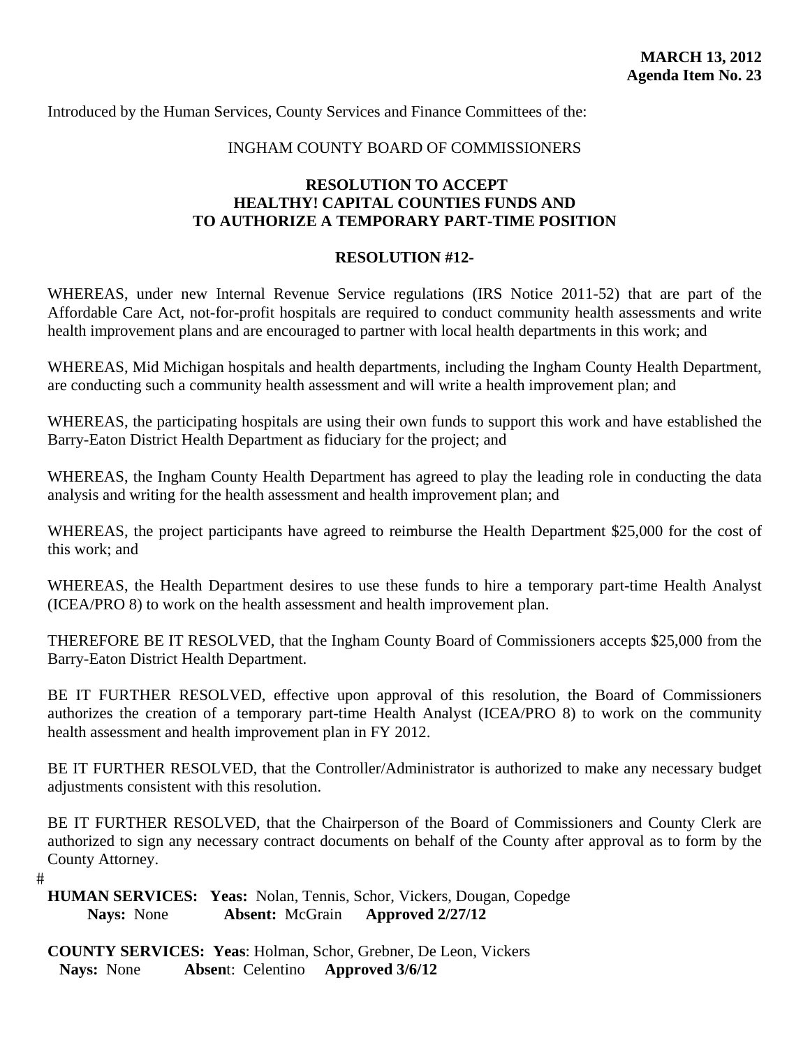**MARCH 13, 2012**
**Agenda Item No. 23**

Introduced by the Human Services, County Services and Finance Committees of the:

INGHAM COUNTY BOARD OF COMMISSIONERS

**RESOLUTION TO ACCEPT**
**HEALTHY! CAPITAL COUNTIES FUNDS AND**
**TO AUTHORIZE A TEMPORARY PART-TIME POSITION**

**RESOLUTION #12-**

WHEREAS, under new Internal Revenue Service regulations (IRS Notice 2011-52) that are part of the Affordable Care Act, not-for-profit hospitals are required to conduct community health assessments and write health improvement plans and are encouraged to partner with local health departments in this work; and

WHEREAS, Mid Michigan hospitals and health departments, including the Ingham County Health Department, are conducting such a community health assessment and will write a health improvement plan; and

WHEREAS, the participating hospitals are using their own funds to support this work and have established the Barry-Eaton District Health Department as fiduciary for the project; and

WHEREAS, the Ingham County Health Department has agreed to play the leading role in conducting the data analysis and writing for the health assessment and health improvement plan; and

WHEREAS, the project participants have agreed to reimburse the Health Department $25,000 for the cost of this work; and

WHEREAS, the Health Department desires to use these funds to hire a temporary part-time Health Analyst (ICEA/PRO 8) to work on the health assessment and health improvement plan.

THEREFORE BE IT RESOLVED, that the Ingham County Board of Commissioners accepts $25,000 from the Barry-Eaton District Health Department.

BE IT FURTHER RESOLVED, effective upon approval of this resolution, the Board of Commissioners authorizes the creation of a temporary part-time Health Analyst (ICEA/PRO 8) to work on the community health assessment and health improvement plan in FY 2012.

BE IT FURTHER RESOLVED, that the Controller/Administrator is authorized to make any necessary budget adjustments consistent with this resolution.

BE IT FURTHER RESOLVED, that the Chairperson of the Board of Commissioners and County Clerk are authorized to sign any necessary contract documents on behalf of the County after approval as to form by the County Attorney.

#

**HUMAN SERVICES: Yeas:** Nolan, Tennis, Schor, Vickers, Dougan, Copedge
**Nays:** None **Absent:** McGrain **Approved 2/27/12**

**COUNTY SERVICES: Yeas**: Holman, Schor, Grebner, De Leon, Vickers
**Nays:** None **Absen**t: Celentino **Approved 3/6/12**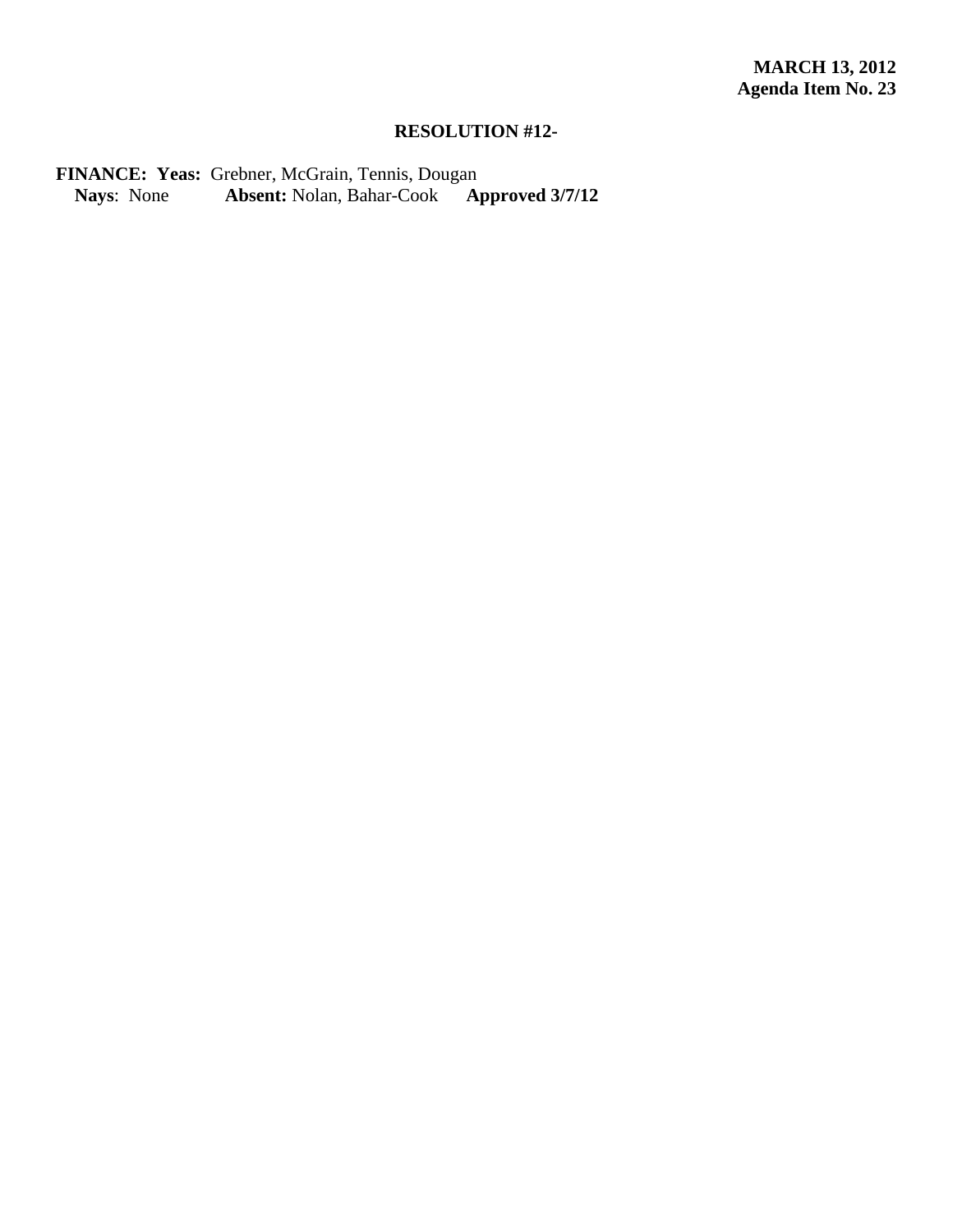**MARCH 13, 2012**
**Agenda Item No. 23**

**RESOLUTION #12-**

**FINANCE: Yeas:** Grebner, McGrain, Tennis, Dougan
**Nays**: None **Absent:** Nolan, Bahar-Cook **Approved 3/7/12**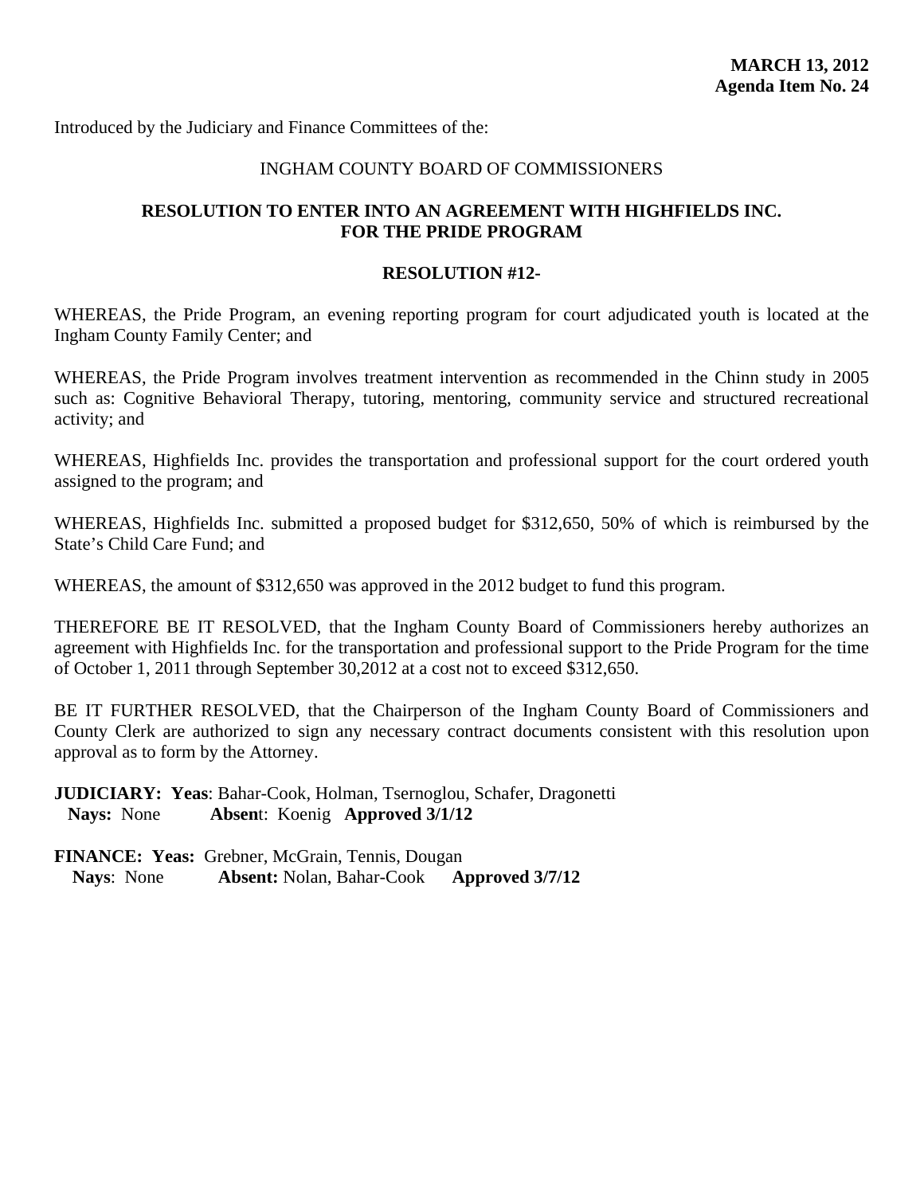**MARCH 13, 2012**
**Agenda Item No. 24**

Introduced by the Judiciary and Finance Committees of the:

INGHAM COUNTY BOARD OF COMMISSIONERS

## RESOLUTION TO ENTER INTO AN AGREEMENT WITH HIGHFIELDS INC. FOR THE PRIDE PROGRAM

**RESOLUTION #12-**

WHEREAS, the Pride Program, an evening reporting program for court adjudicated youth is located at the Ingham County Family Center; and

WHEREAS, the Pride Program involves treatment intervention as recommended in the Chinn study in 2005 such as: Cognitive Behavioral Therapy, tutoring, mentoring, community service and structured recreational activity; and

WHEREAS, Highfields Inc. provides the transportation and professional support for the court ordered youth assigned to the program; and

WHEREAS, Highfields Inc. submitted a proposed budget for $312,650, 50% of which is reimbursed by the State's Child Care Fund; and

WHEREAS, the amount of $312,650 was approved in the 2012 budget to fund this program.

THEREFORE BE IT RESOLVED, that the Ingham County Board of Commissioners hereby authorizes an agreement with Highfields Inc. for the transportation and professional support to the Pride Program for the time of October 1, 2011 through September 30,2012 at a cost not to exceed $312,650.

BE IT FURTHER RESOLVED, that the Chairperson of the Ingham County Board of Commissioners and County Clerk are authorized to sign any necessary contract documents consistent with this resolution upon approval as to form by the Attorney.

**JUDICIARY: Yeas**: Bahar-Cook, Holman, Tsernoglou, Schafer, Dragonetti
**Nays:** None **Absen**t: Koenig **Approved 3/1/12**

**FINANCE: Yeas:** Grebner, McGrain, Tennis, Dougan
**Nays**: None **Absent:** Nolan, Bahar-Cook **Approved 3/7/12**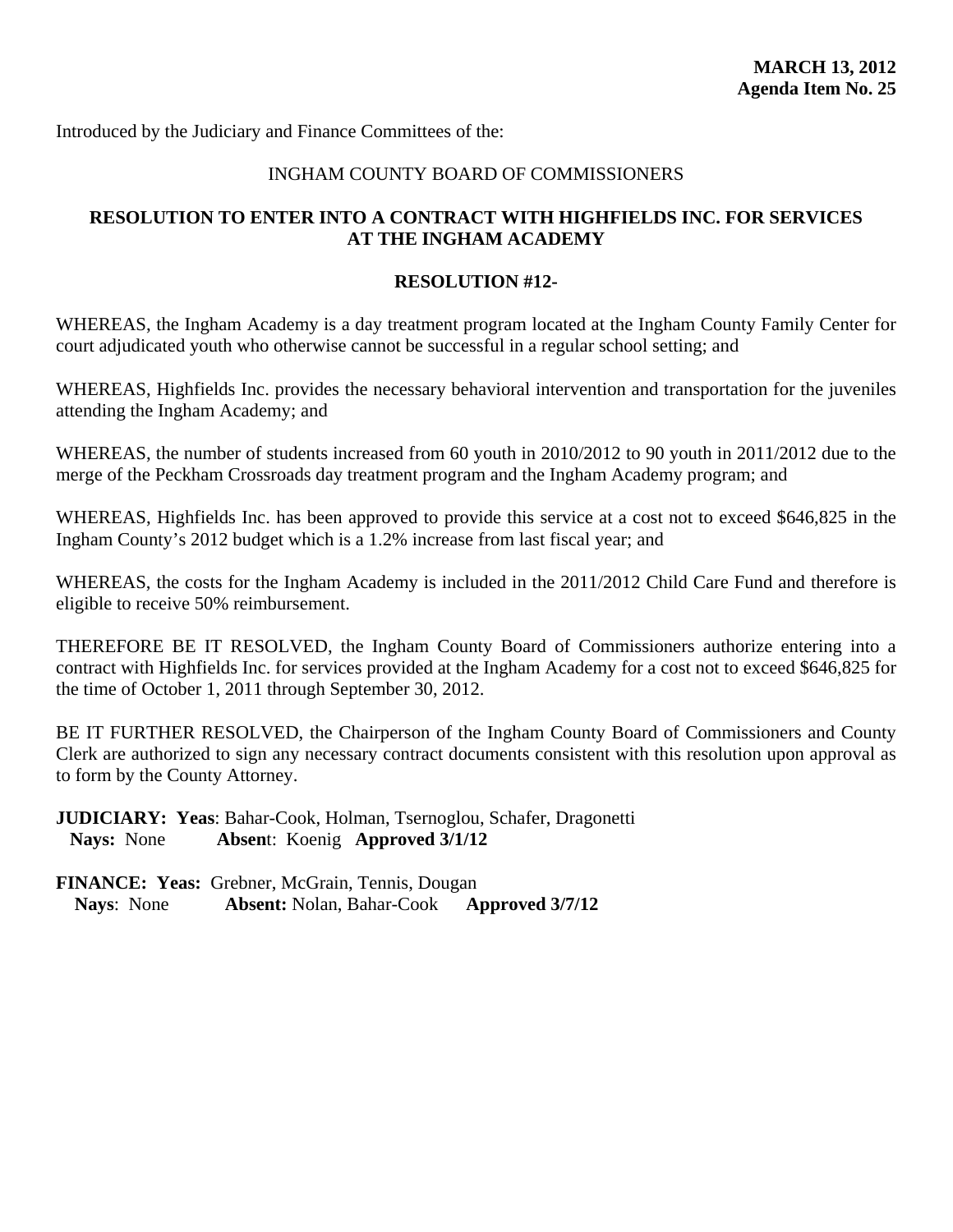**MARCH 13, 2012**
**Agenda Item No. 25**

Introduced by the Judiciary and Finance Committees of the:

INGHAM COUNTY BOARD OF COMMISSIONERS

## RESOLUTION TO ENTER INTO A CONTRACT WITH HIGHFIELDS INC. FOR SERVICES AT THE INGHAM ACADEMY

### RESOLUTION #12-

WHEREAS, the Ingham Academy is a day treatment program located at the Ingham County Family Center for court adjudicated youth who otherwise cannot be successful in a regular school setting; and

WHEREAS, Highfields Inc. provides the necessary behavioral intervention and transportation for the juveniles attending the Ingham Academy; and

WHEREAS, the number of students increased from 60 youth in 2010/2012 to 90 youth in 2011/2012 due to the merge of the Peckham Crossroads day treatment program and the Ingham Academy program; and

WHEREAS, Highfields Inc. has been approved to provide this service at a cost not to exceed $646,825 in the Ingham County's 2012 budget which is a 1.2% increase from last fiscal year; and

WHEREAS, the costs for the Ingham Academy is included in the 2011/2012 Child Care Fund and therefore is eligible to receive 50% reimbursement.

THEREFORE BE IT RESOLVED, the Ingham County Board of Commissioners authorize entering into a contract with Highfields Inc. for services provided at the Ingham Academy for a cost not to exceed $646,825 for the time of October 1, 2011 through September 30, 2012.

BE IT FURTHER RESOLVED, the Chairperson of the Ingham County Board of Commissioners and County Clerk are authorized to sign any necessary contract documents consistent with this resolution upon approval as to form by the County Attorney.

**JUDICIARY: Yeas**: Bahar-Cook, Holman, Tsernoglou, Schafer, Dragonetti
**Nays:** None **Absen**t: Koenig **Approved 3/1/12**

**FINANCE: Yeas:** Grebner, McGrain, Tennis, Dougan
**Nays**: None **Absent:** Nolan, Bahar-Cook **Approved 3/7/12**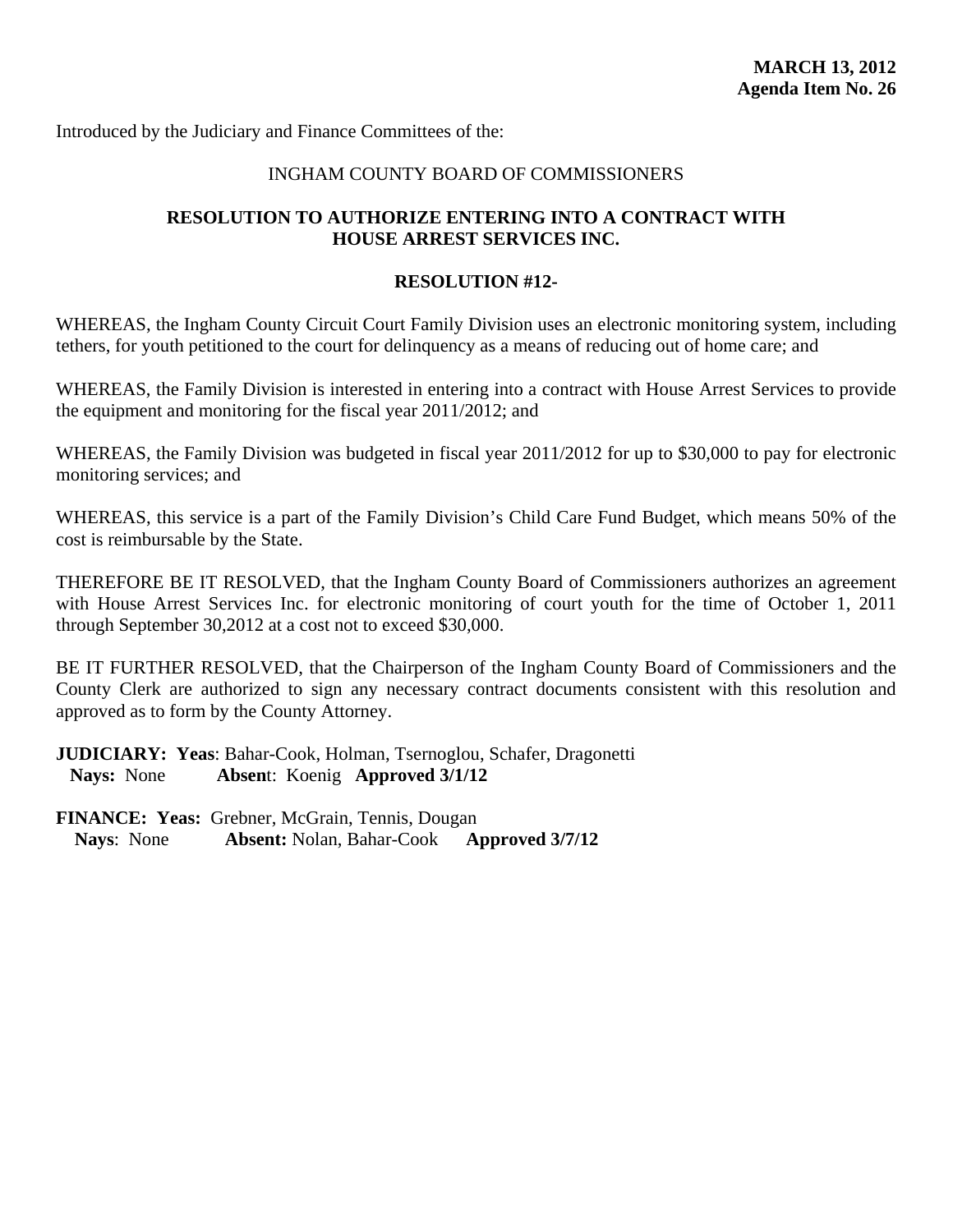**MARCH 13, 2012**
**Agenda Item No. 26**

Introduced by the Judiciary and Finance Committees of the:

INGHAM COUNTY BOARD OF COMMISSIONERS

## RESOLUTION TO AUTHORIZE ENTERING INTO A CONTRACT WITH HOUSE ARREST SERVICES INC.

### RESOLUTION #12-

WHEREAS, the Ingham County Circuit Court Family Division uses an electronic monitoring system, including tethers, for youth petitioned to the court for delinquency as a means of reducing out of home care; and

WHEREAS, the Family Division is interested in entering into a contract with House Arrest Services to provide the equipment and monitoring for the fiscal year 2011/2012; and

WHEREAS, the Family Division was budgeted in fiscal year 2011/2012 for up to $30,000 to pay for electronic monitoring services; and

WHEREAS, this service is a part of the Family Division's Child Care Fund Budget, which means 50% of the cost is reimbursable by the State.

THEREFORE BE IT RESOLVED, that the Ingham County Board of Commissioners authorizes an agreement with House Arrest Services Inc. for electronic monitoring of court youth for the time of October 1, 2011 through September 30,2012 at a cost not to exceed $30,000.

BE IT FURTHER RESOLVED, that the Chairperson of the Ingham County Board of Commissioners and the County Clerk are authorized to sign any necessary contract documents consistent with this resolution and approved as to form by the County Attorney.

**JUDICIARY: Yeas**: Bahar-Cook, Holman, Tsernoglou, Schafer, Dragonetti
**Nays:** None **Absent**: Koenig **Approved 3/1/12**

**FINANCE: Yeas:** Grebner, McGrain, Tennis, Dougan
**Nays**: None **Absent:** Nolan, Bahar-Cook **Approved 3/7/12**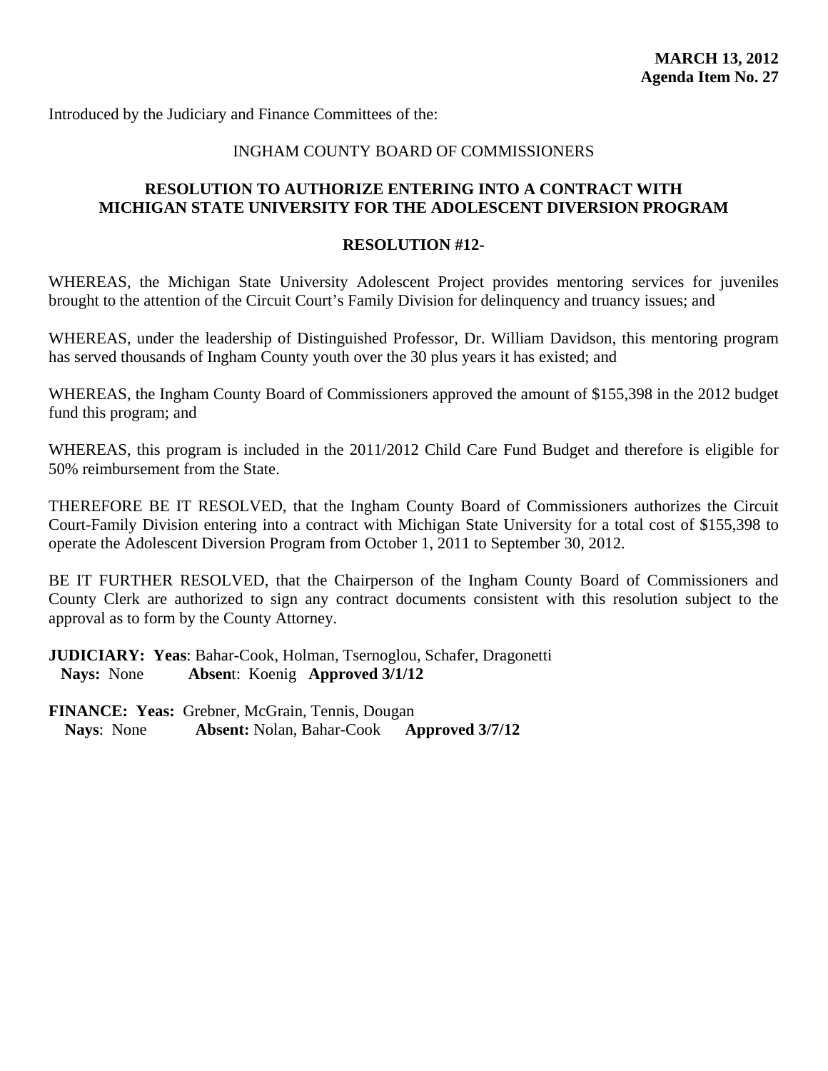**MARCH 13, 2012**
**Agenda Item No. 27**

Introduced by the Judiciary and Finance Committees of the:

INGHAM COUNTY BOARD OF COMMISSIONERS

**RESOLUTION TO AUTHORIZE ENTERING INTO A CONTRACT WITH MICHIGAN STATE UNIVERSITY FOR THE ADOLESCENT DIVERSION PROGRAM**

**RESOLUTION #12-**

WHEREAS, the Michigan State University Adolescent Project provides mentoring services for juveniles brought to the attention of the Circuit Court's Family Division for delinquency and truancy issues; and

WHEREAS, under the leadership of Distinguished Professor, Dr. William Davidson, this mentoring program has served thousands of Ingham County youth over the 30 plus years it has existed; and

WHEREAS, the Ingham County Board of Commissioners approved the amount of $155,398 in the 2012 budget fund this program; and

WHEREAS, this program is included in the 2011/2012 Child Care Fund Budget and therefore is eligible for 50% reimbursement from the State.

THEREFORE BE IT RESOLVED, that the Ingham County Board of Commissioners authorizes the Circuit Court-Family Division entering into a contract with Michigan State University for a total cost of $155,398 to operate the Adolescent Diversion Program from October 1, 2011 to September 30, 2012.

BE IT FURTHER RESOLVED, that the Chairperson of the Ingham County Board of Commissioners and County Clerk are authorized to sign any contract documents consistent with this resolution subject to the approval as to form by the County Attorney.

**JUDICIARY: Yeas**: Bahar-Cook, Holman, Tsernoglou, Schafer, Dragonetti
**Nays:** None **Absent**: Koenig **Approved 3/1/12**

**FINANCE: Yeas:** Grebner, McGrain, Tennis, Dougan
**Nays**: None **Absent:** Nolan, Bahar-Cook **Approved 3/7/12**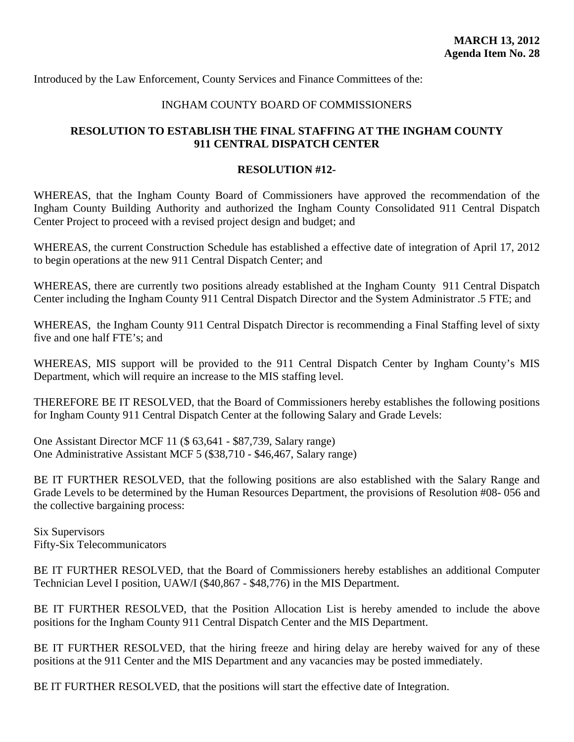**MARCH 13, 2012**
**Agenda Item No. 28**

Introduced by the Law Enforcement, County Services and Finance Committees of the:

INGHAM COUNTY BOARD OF COMMISSIONERS

## RESOLUTION TO ESTABLISH THE FINAL STAFFING AT THE INGHAM COUNTY 911 CENTRAL DISPATCH CENTER

**RESOLUTION #12-**

WHEREAS, that the Ingham County Board of Commissioners have approved the recommendation of the Ingham County Building Authority and authorized the Ingham County Consolidated 911 Central Dispatch Center Project to proceed with a revised project design and budget; and

WHEREAS, the current Construction Schedule has established a effective date of integration of April 17, 2012 to begin operations at the new 911 Central Dispatch Center; and

WHEREAS, there are currently two positions already established at the Ingham County 911 Central Dispatch Center including the Ingham County 911 Central Dispatch Director and the System Administrator .5 FTE; and

WHEREAS, the Ingham County 911 Central Dispatch Director is recommending a Final Staffing level of sixty five and one half FTE's; and

WHEREAS, MIS support will be provided to the 911 Central Dispatch Center by Ingham County's MIS Department, which will require an increase to the MIS staffing level.

THEREFORE BE IT RESOLVED, that the Board of Commissioners hereby establishes the following positions for Ingham County 911 Central Dispatch Center at the following Salary and Grade Levels:

One Assistant Director MCF 11 ($ 63,641 - $87,739, Salary range)
One Administrative Assistant MCF 5 ($38,710 - $46,467, Salary range)

BE IT FURTHER RESOLVED, that the following positions are also established with the Salary Range and Grade Levels to be determined by the Human Resources Department, the provisions of Resolution #08- 056 and the collective bargaining process:

Six Supervisors
Fifty-Six Telecommunicators

BE IT FURTHER RESOLVED, that the Board of Commissioners hereby establishes an additional Computer Technician Level I position, UAW/I ($40,867 - $48,776) in the MIS Department.

BE IT FURTHER RESOLVED, that the Position Allocation List is hereby amended to include the above positions for the Ingham County 911 Central Dispatch Center and the MIS Department.

BE IT FURTHER RESOLVED, that the hiring freeze and hiring delay are hereby waived for any of these positions at the 911 Center and the MIS Department and any vacancies may be posted immediately.

BE IT FURTHER RESOLVED, that the positions will start the effective date of Integration.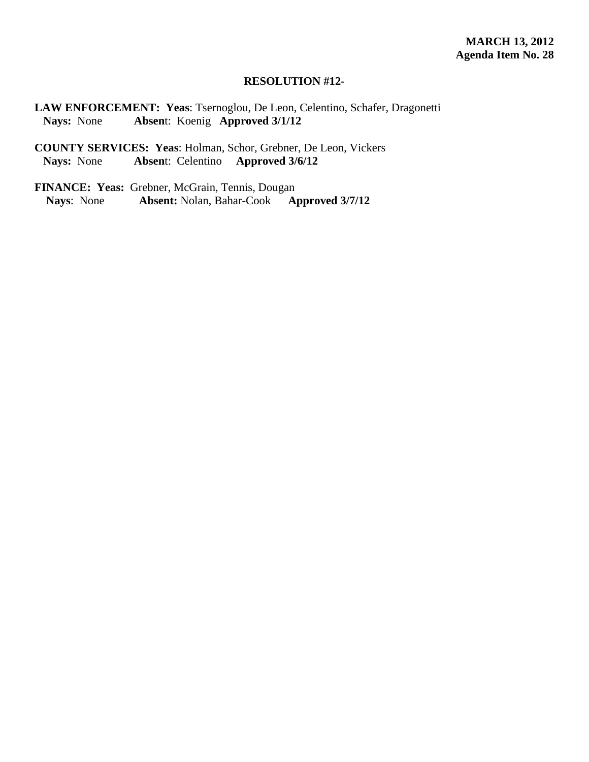**MARCH 13, 2012**
**Agenda Item No. 28**

**RESOLUTION #12-**

**LAW ENFORCEMENT: Yeas**: Tsernoglou, De Leon, Celentino, Schafer, Dragonetti
**Nays:** None **Absen**t: Koenig **Approved 3/1/12**

**COUNTY SERVICES: Yeas**: Holman, Schor, Grebner, De Leon, Vickers
**Nays:** None **Absen**t: Celentino **Approved 3/6/12**

**FINANCE: Yeas:** Grebner, McGrain, Tennis, Dougan
**Nays**: None **Absent:** Nolan, Bahar-Cook **Approved 3/7/12**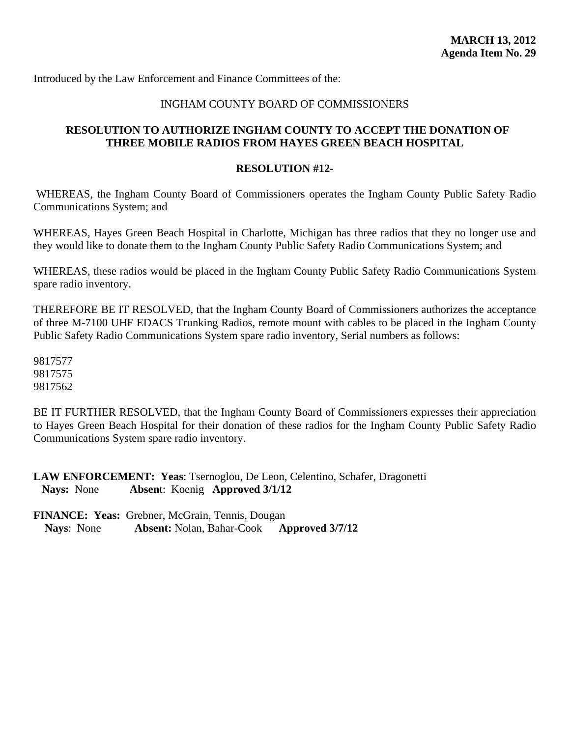**MARCH 13, 2012**
**Agenda Item No. 29**

Introduced by the Law Enforcement and Finance Committees of the:

INGHAM COUNTY BOARD OF COMMISSIONERS

**RESOLUTION TO AUTHORIZE INGHAM COUNTY TO ACCEPT THE DONATION OF THREE MOBILE RADIOS FROM HAYES GREEN BEACH HOSPITAL**

**RESOLUTION #12-**

WHEREAS, the Ingham County Board of Commissioners operates the Ingham County Public Safety Radio Communications System; and

WHEREAS, Hayes Green Beach Hospital in Charlotte, Michigan has three radios that they no longer use and they would like to donate them to the Ingham County Public Safety Radio Communications System; and

WHEREAS, these radios would be placed in the Ingham County Public Safety Radio Communications System spare radio inventory.

THEREFORE BE IT RESOLVED, that the Ingham County Board of Commissioners authorizes the acceptance of three M-7100 UHF EDACS Trunking Radios, remote mount with cables to be placed in the Ingham County Public Safety Radio Communications System spare radio inventory, Serial numbers as follows:

9817577
9817575
9817562

BE IT FURTHER RESOLVED, that the Ingham County Board of Commissioners expresses their appreciation to Hayes Green Beach Hospital for their donation of these radios for the Ingham County Public Safety Radio Communications System spare radio inventory.

**LAW ENFORCEMENT: Yeas**: Tsernoglou, De Leon, Celentino, Schafer, Dragonetti
**Nays:** None **Absen**t: Koenig **Approved 3/1/12**

**FINANCE: Yeas:** Grebner, McGrain, Tennis, Dougan
**Nays**: None **Absent:** Nolan, Bahar-Cook **Approved 3/7/12**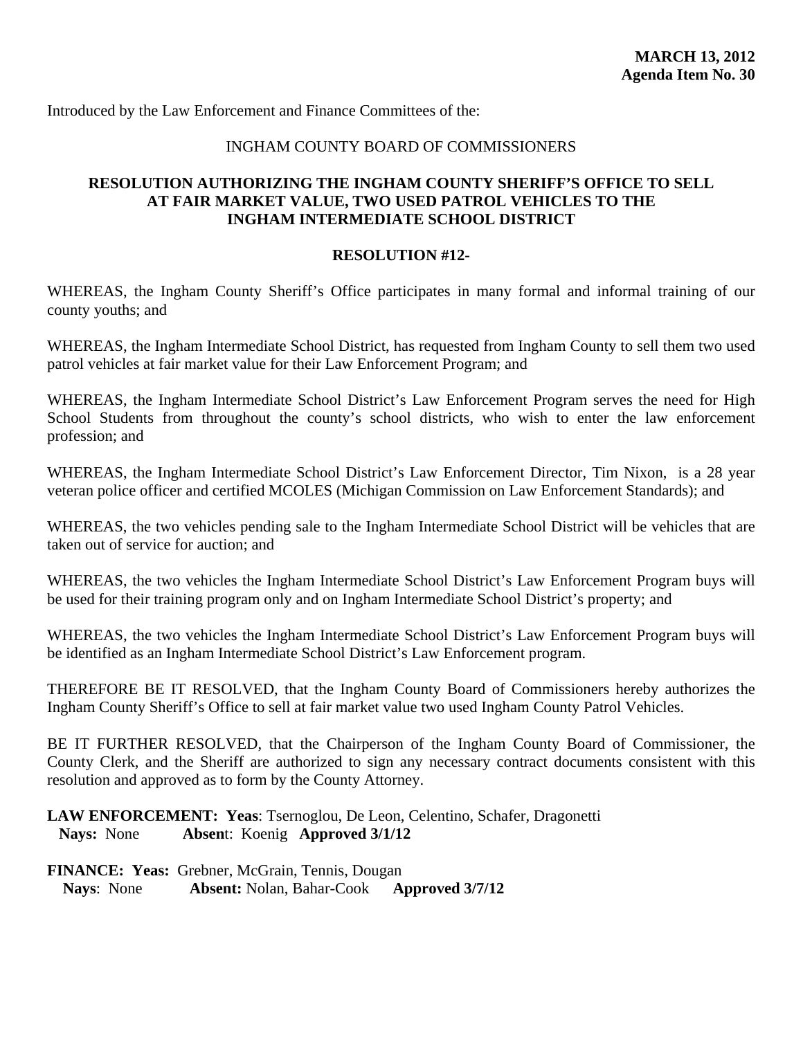**MARCH 13, 2012**
**Agenda Item No. 30**

Introduced by the Law Enforcement and Finance Committees of the:

INGHAM COUNTY BOARD OF COMMISSIONERS

**RESOLUTION AUTHORIZING THE INGHAM COUNTY SHERIFF'S OFFICE TO SELL AT FAIR MARKET VALUE, TWO USED PATROL VEHICLES TO THE INGHAM INTERMEDIATE SCHOOL DISTRICT**

**RESOLUTION #12-**

WHEREAS, the Ingham County Sheriff's Office participates in many formal and informal training of our county youths; and

WHEREAS, the Ingham Intermediate School District, has requested from Ingham County to sell them two used patrol vehicles at fair market value for their Law Enforcement Program; and

WHEREAS, the Ingham Intermediate School District's Law Enforcement Program serves the need for High School Students from throughout the county's school districts, who wish to enter the law enforcement profession; and

WHEREAS, the Ingham Intermediate School District's Law Enforcement Director, Tim Nixon, is a 28 year veteran police officer and certified MCOLES (Michigan Commission on Law Enforcement Standards); and

WHEREAS, the two vehicles pending sale to the Ingham Intermediate School District will be vehicles that are taken out of service for auction; and

WHEREAS, the two vehicles the Ingham Intermediate School District's Law Enforcement Program buys will be used for their training program only and on Ingham Intermediate School District's property; and

WHEREAS, the two vehicles the Ingham Intermediate School District's Law Enforcement Program buys will be identified as an Ingham Intermediate School District's Law Enforcement program.

THEREFORE BE IT RESOLVED, that the Ingham County Board of Commissioners hereby authorizes the Ingham County Sheriff's Office to sell at fair market value two used Ingham County Patrol Vehicles.

BE IT FURTHER RESOLVED, that the Chairperson of the Ingham County Board of Commissioner, the County Clerk, and the Sheriff are authorized to sign any necessary contract documents consistent with this resolution and approved as to form by the County Attorney.

**LAW ENFORCEMENT: Yeas**: Tsernoglou, De Leon, Celentino, Schafer, Dragonetti
**Nays:** None **Absent**: Koenig **Approved 3/1/12**

**FINANCE: Yeas:** Grebner, McGrain, Tennis, Dougan
**Nays**: None **Absent:** Nolan, Bahar-Cook **Approved 3/7/12**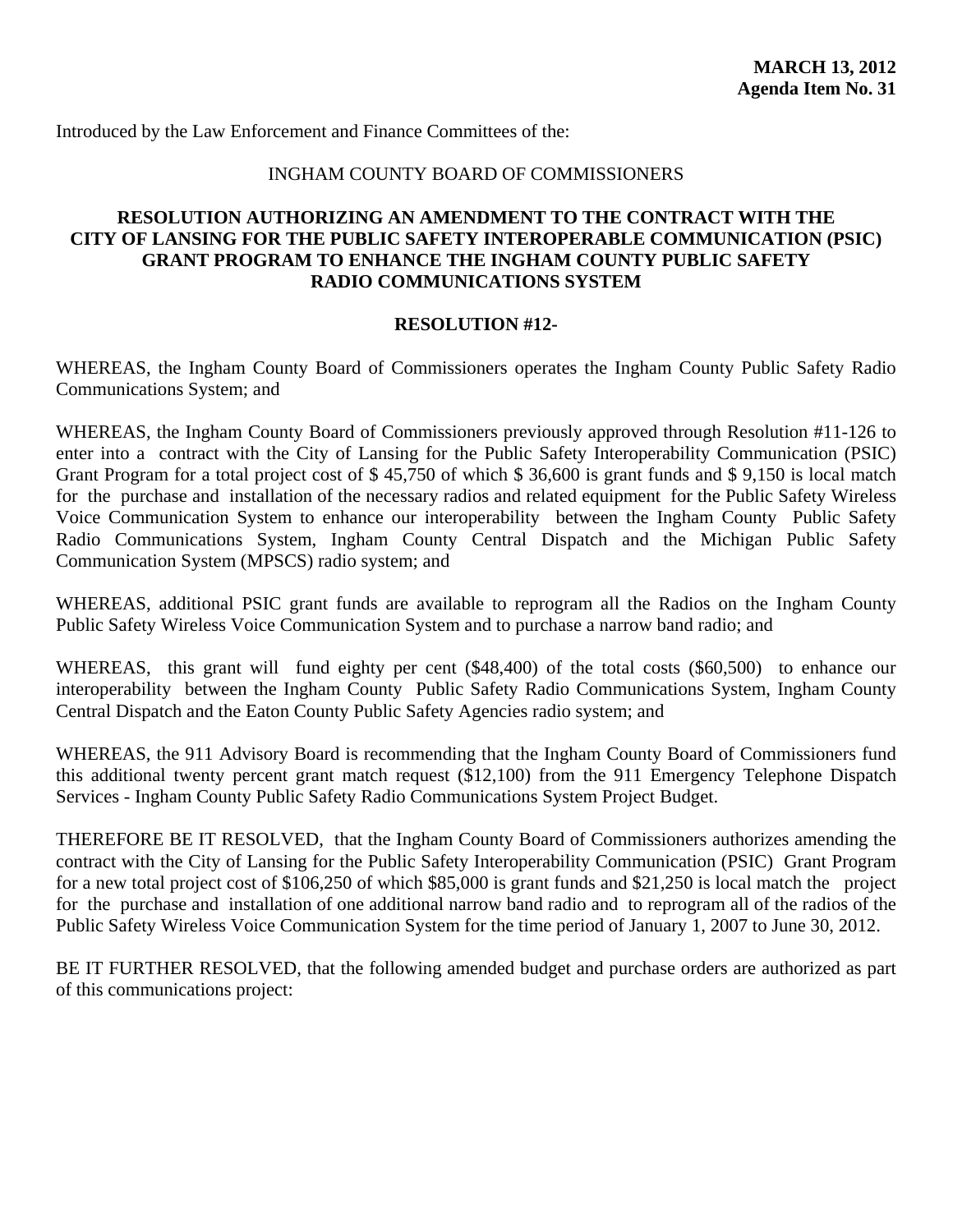**MARCH 13, 2012**
**Agenda Item No. 31**

Introduced by the Law Enforcement and Finance Committees of the:

INGHAM COUNTY BOARD OF COMMISSIONERS

**RESOLUTION AUTHORIZING AN AMENDMENT TO THE CONTRACT WITH THE CITY OF LANSING FOR THE PUBLIC SAFETY INTEROPERABLE COMMUNICATION (PSIC) GRANT PROGRAM TO ENHANCE THE INGHAM COUNTY PUBLIC SAFETY RADIO COMMUNICATIONS SYSTEM**

**RESOLUTION #12-**

WHEREAS, the Ingham County Board of Commissioners operates the Ingham County Public Safety Radio Communications System; and

WHEREAS, the Ingham County Board of Commissioners previously approved through Resolution #11-126 to enter into a contract with the City of Lansing for the Public Safety Interoperability Communication (PSIC) Grant Program for a total project cost of $ 45,750 of which $ 36,600 is grant funds and $ 9,150 is local match for the purchase and installation of the necessary radios and related equipment for the Public Safety Wireless Voice Communication System to enhance our interoperability between the Ingham County Public Safety Radio Communications System, Ingham County Central Dispatch and the Michigan Public Safety Communication System (MPSCS) radio system; and

WHEREAS, additional PSIC grant funds are available to reprogram all the Radios on the Ingham County Public Safety Wireless Voice Communication System and to purchase a narrow band radio; and

WHEREAS, this grant will fund eighty per cent ($48,400) of the total costs ($60,500) to enhance our interoperability between the Ingham County Public Safety Radio Communications System, Ingham County Central Dispatch and the Eaton County Public Safety Agencies radio system; and

WHEREAS, the 911 Advisory Board is recommending that the Ingham County Board of Commissioners fund this additional twenty percent grant match request ($12,100) from the 911 Emergency Telephone Dispatch Services - Ingham County Public Safety Radio Communications System Project Budget.

THEREFORE BE IT RESOLVED, that the Ingham County Board of Commissioners authorizes amending the contract with the City of Lansing for the Public Safety Interoperability Communication (PSIC) Grant Program for a new total project cost of $106,250 of which $85,000 is grant funds and $21,250 is local match the project for the purchase and installation of one additional narrow band radio and to reprogram all of the radios of the Public Safety Wireless Voice Communication System for the time period of January 1, 2007 to June 30, 2012.

BE IT FURTHER RESOLVED, that the following amended budget and purchase orders are authorized as part of this communications project: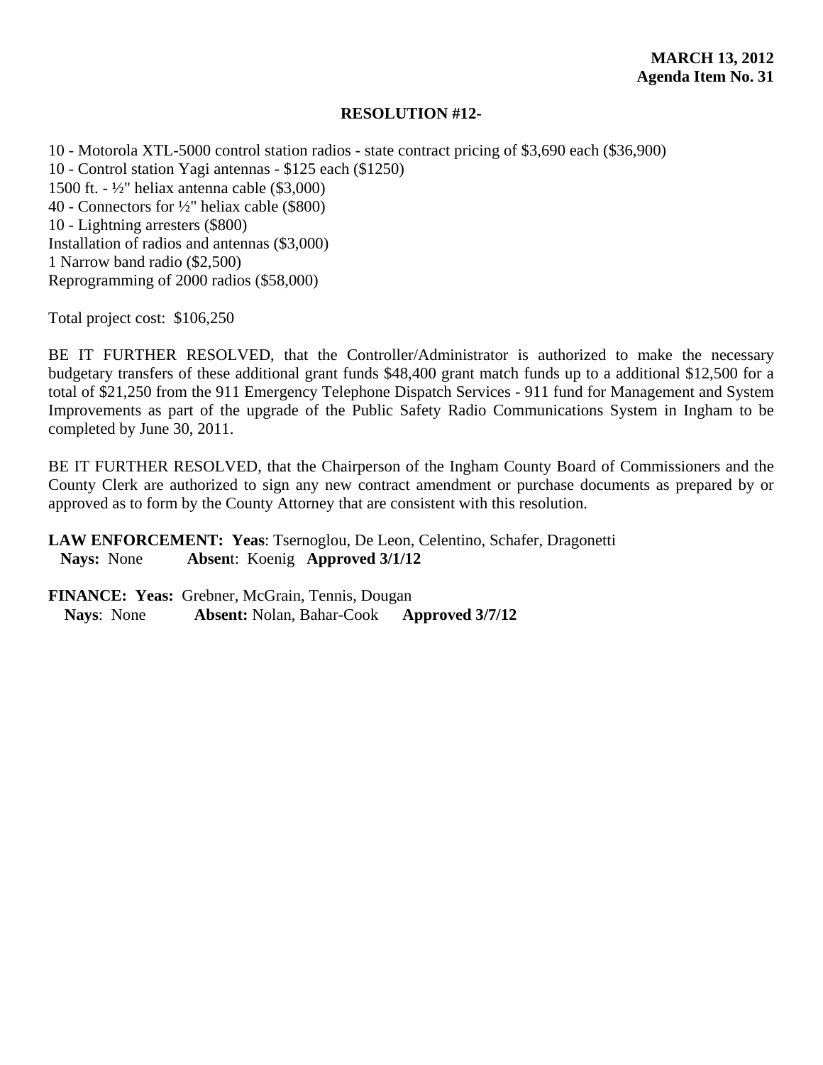**MARCH 13, 2012**
**Agenda Item No. 31**

**RESOLUTION #12-**

10 - Motorola XTL-5000 control station radios - state contract pricing of $3,690 each ($36,900)
10 - Control station Yagi antennas - $125 each ($1250)
1500 ft. - ½" heliax antenna cable ($3,000)
40 - Connectors for ½" heliax cable ($800)
10 - Lightning arresters ($800)
Installation of radios and antennas ($3,000)
1 Narrow band radio ($2,500)
Reprogramming of 2000 radios ($58,000)

Total project cost: $106,250

BE IT FURTHER RESOLVED, that the Controller/Administrator is authorized to make the necessary budgetary transfers of these additional grant funds $48,400 grant match funds up to a additional $12,500 for a total of $21,250 from the 911 Emergency Telephone Dispatch Services - 911 fund for Management and System Improvements as part of the upgrade of the Public Safety Radio Communications System in Ingham to be completed by June 30, 2011.

BE IT FURTHER RESOLVED, that the Chairperson of the Ingham County Board of Commissioners and the County Clerk are authorized to sign any new contract amendment or purchase documents as prepared by or approved as to form by the County Attorney that are consistent with this resolution.

**LAW ENFORCEMENT: Yeas**: Tsernoglou, De Leon, Celentino, Schafer, Dragonetti
**Nays:** None **Absent**: Koenig **Approved 3/1/12**

**FINANCE: Yeas:** Grebner, McGrain, Tennis, Dougan
**Nays**: None **Absent:** Nolan, Bahar-Cook **Approved 3/7/12**